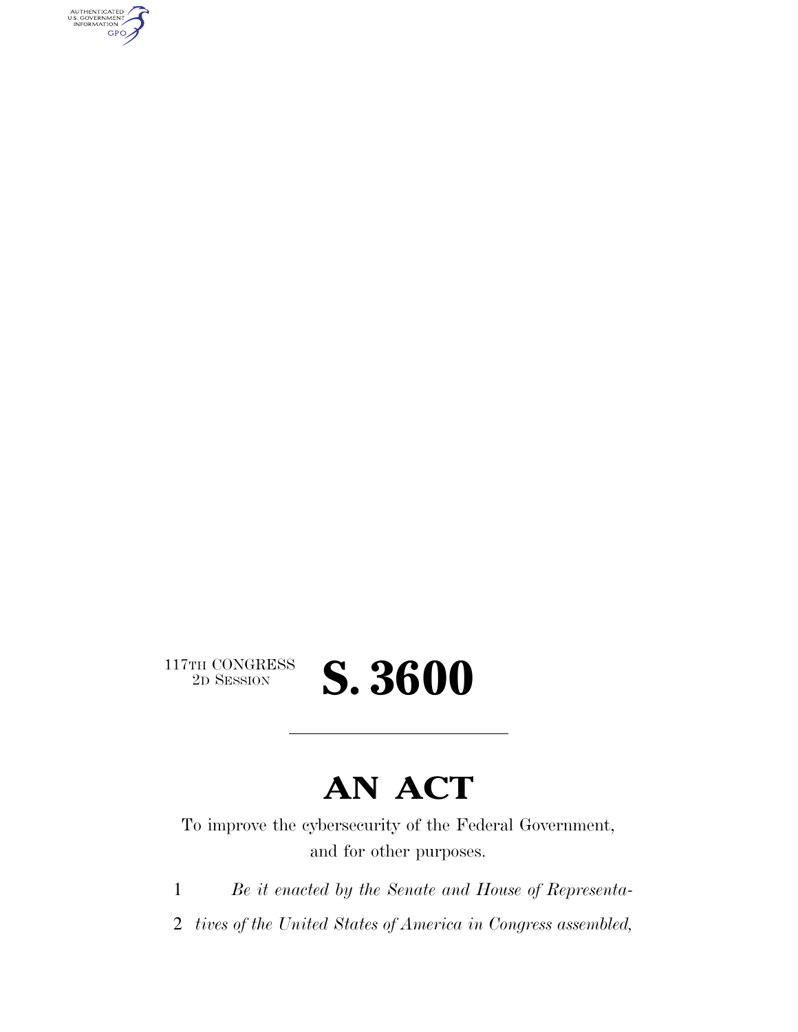117TH CONGRESS
2D SESSION

# S. 3600

---

# AN ACT

To improve the cybersecurity of the Federal Government, and for other purposes.

1 *Be it enacted by the Senate and House of Representa-*

2 *tives of the United States of America in Congress assembled,*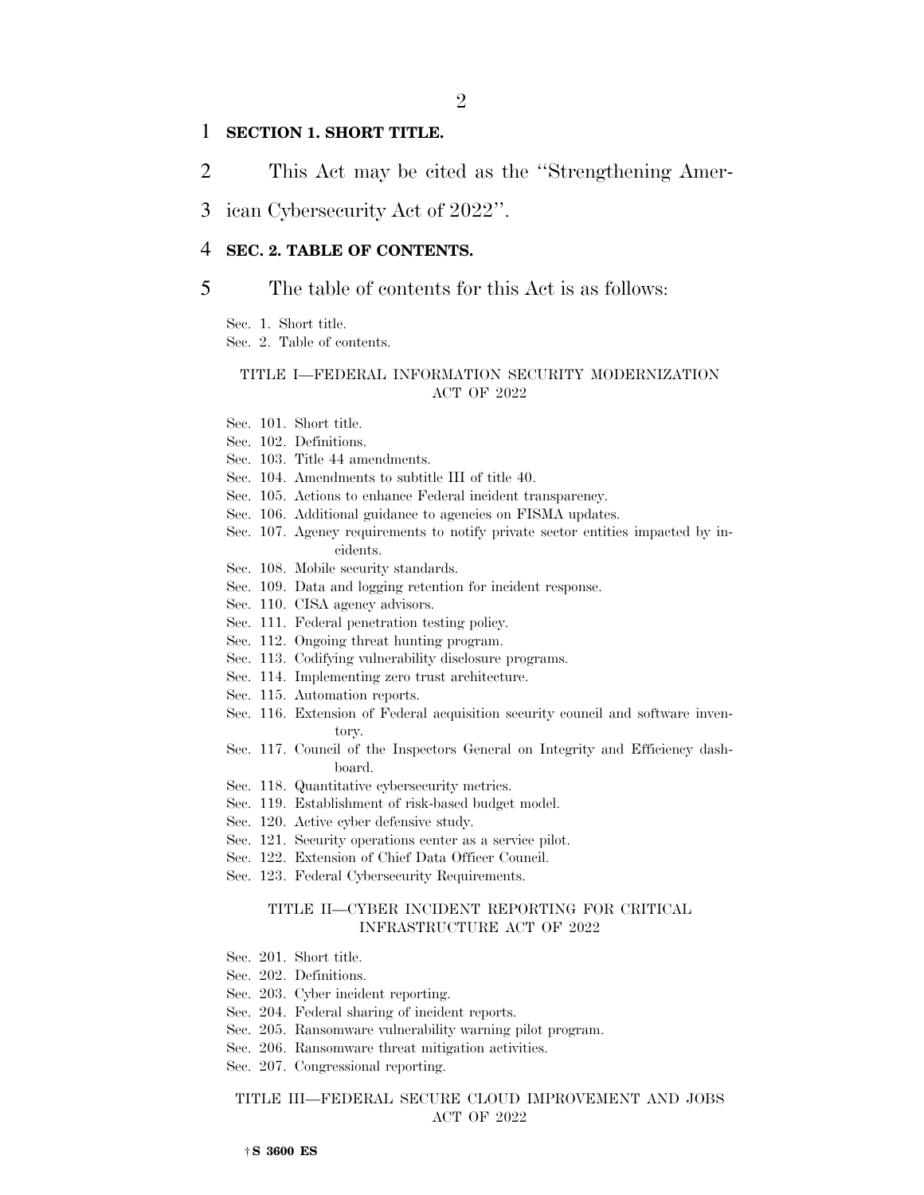**SECTION 1. SHORT TITLE.**

This Act may be cited as the ''Strengthening American Cybersecurity Act of 2022''.

**SEC. 2. TABLE OF CONTENTS.**

The table of contents for this Act is as follows:

Sec. 1. Short title.
Sec. 2. Table of contents.

TITLE I—FEDERAL INFORMATION SECURITY MODERNIZATION ACT OF 2022

Sec. 101. Short title.
Sec. 102. Definitions.
Sec. 103. Title 44 amendments.
Sec. 104. Amendments to subtitle III of title 40.
Sec. 105. Actions to enhance Federal incident transparency.
Sec. 106. Additional guidance to agencies on FISMA updates.
Sec. 107. Agency requirements to notify private sector entities impacted by incidents.
Sec. 108. Mobile security standards.
Sec. 109. Data and logging retention for incident response.
Sec. 110. CISA agency advisors.
Sec. 111. Federal penetration testing policy.
Sec. 112. Ongoing threat hunting program.
Sec. 113. Codifying vulnerability disclosure programs.
Sec. 114. Implementing zero trust architecture.
Sec. 115. Automation reports.
Sec. 116. Extension of Federal acquisition security council and software inventory.
Sec. 117. Council of the Inspectors General on Integrity and Efficiency dashboard.
Sec. 118. Quantitative cybersecurity metrics.
Sec. 119. Establishment of risk-based budget model.
Sec. 120. Active cyber defensive study.
Sec. 121. Security operations center as a service pilot.
Sec. 122. Extension of Chief Data Officer Council.
Sec. 123. Federal Cybersecurity Requirements.

TITLE II—CYBER INCIDENT REPORTING FOR CRITICAL INFRASTRUCTURE ACT OF 2022

Sec. 201. Short title.
Sec. 202. Definitions.
Sec. 203. Cyber incident reporting.
Sec. 204. Federal sharing of incident reports.
Sec. 205. Ransomware vulnerability warning pilot program.
Sec. 206. Ransomware threat mitigation activities.
Sec. 207. Congressional reporting.

TITLE III—FEDERAL SECURE CLOUD IMPROVEMENT AND JOBS ACT OF 2022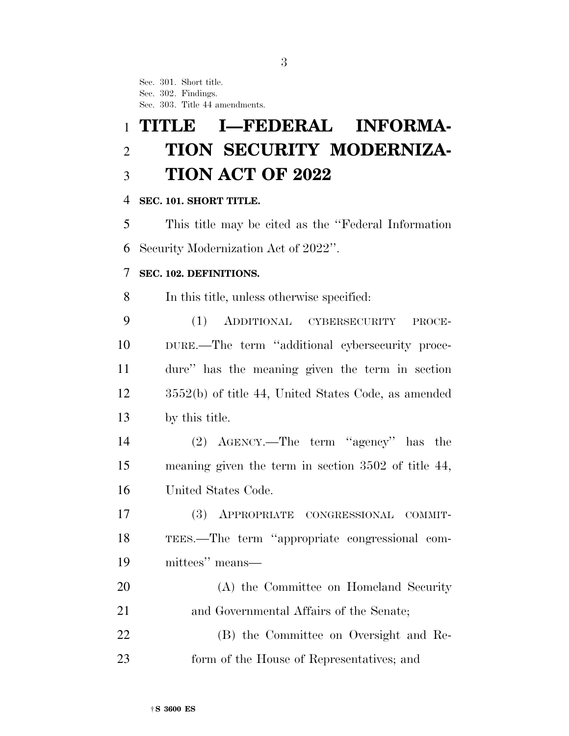Sec. 301. Short title.
Sec. 302. Findings.
Sec. 303. Title 44 amendments.

# TITLE I—FEDERAL INFORMATION SECURITY MODERNIZATION ACT OF 2022

### SEC. 101. SHORT TITLE.

This title may be cited as the ''Federal Information Security Modernization Act of 2022''.

### SEC. 102. DEFINITIONS.

In this title, unless otherwise specified:

(1) ADDITIONAL CYBERSECURITY PROCEDURE.—The term ''additional cybersecurity procedure'' has the meaning given the term in section 3552(b) of title 44, United States Code, as amended by this title.

(2) AGENCY.—The term ''agency'' has the meaning given the term in section 3502 of title 44, United States Code.

(3) APPROPRIATE CONGRESSIONAL COMMITTEES.—The term ''appropriate congressional committees'' means—

(A) the Committee on Homeland Security and Governmental Affairs of the Senate;

(B) the Committee on Oversight and Reform of the House of Representatives; and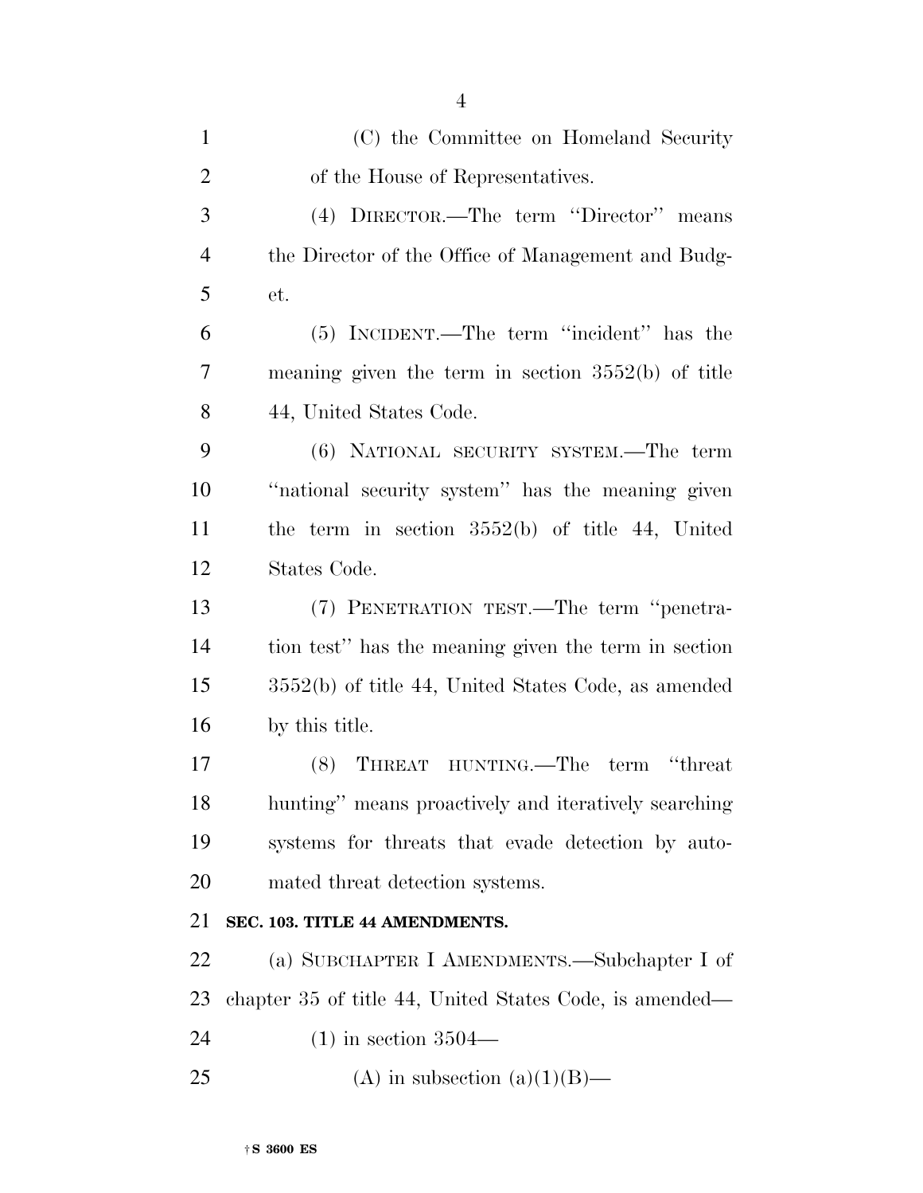(C) the Committee on Homeland Security of the House of Representatives.

(4) DIRECTOR.—The term ''Director'' means the Director of the Office of Management and Budget.

(5) INCIDENT.—The term ''incident'' has the meaning given the term in section 3552(b) of title 44, United States Code.

(6) NATIONAL SECURITY SYSTEM.—The term ''national security system'' has the meaning given the term in section 3552(b) of title 44, United States Code.

(7) PENETRATION TEST.—The term ''penetration test'' has the meaning given the term in section 3552(b) of title 44, United States Code, as amended by this title.

(8) THREAT HUNTING.—The term ''threat hunting'' means proactively and iteratively searching systems for threats that evade detection by automated threat detection systems.

**SEC. 103. TITLE 44 AMENDMENTS.**

(a) SUBCHAPTER I AMENDMENTS.—Subchapter I of chapter 35 of title 44, United States Code, is amended—

(1) in section 3504—

(A) in subsection (a)(1)(B)—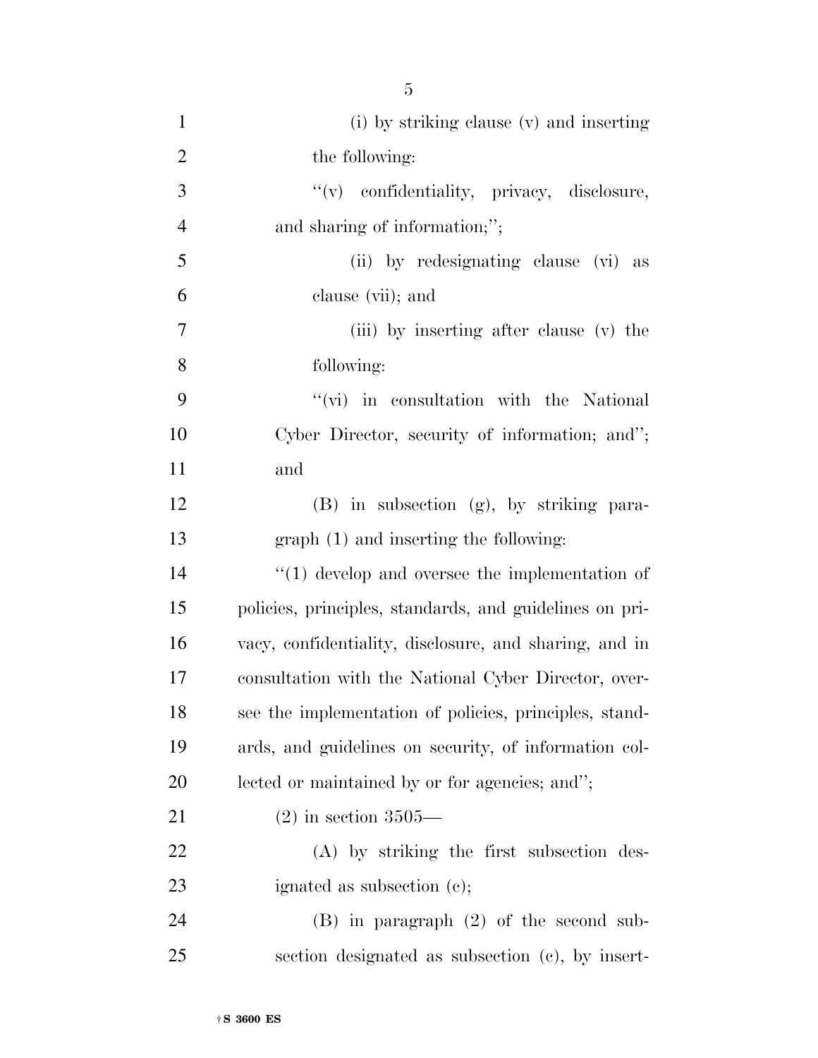(i) by striking clause (v) and inserting the following:

"(v) confidentiality, privacy, disclosure, and sharing of information;";

(ii) by redesignating clause (vi) as clause (vii); and

(iii) by inserting after clause (v) the following:

"(vi) in consultation with the National Cyber Director, security of information; and"; and

(B) in subsection (g), by striking paragraph (1) and inserting the following:

"(1) develop and oversee the implementation of policies, principles, standards, and guidelines on privacy, confidentiality, disclosure, and sharing, and in consultation with the National Cyber Director, oversee the implementation of policies, principles, standards, and guidelines on security, of information collected or maintained by or for agencies; and";

(2) in section 3505—

(A) by striking the first subsection designated as subsection (c);

(B) in paragraph (2) of the second subsection designated as subsection (c), by insert-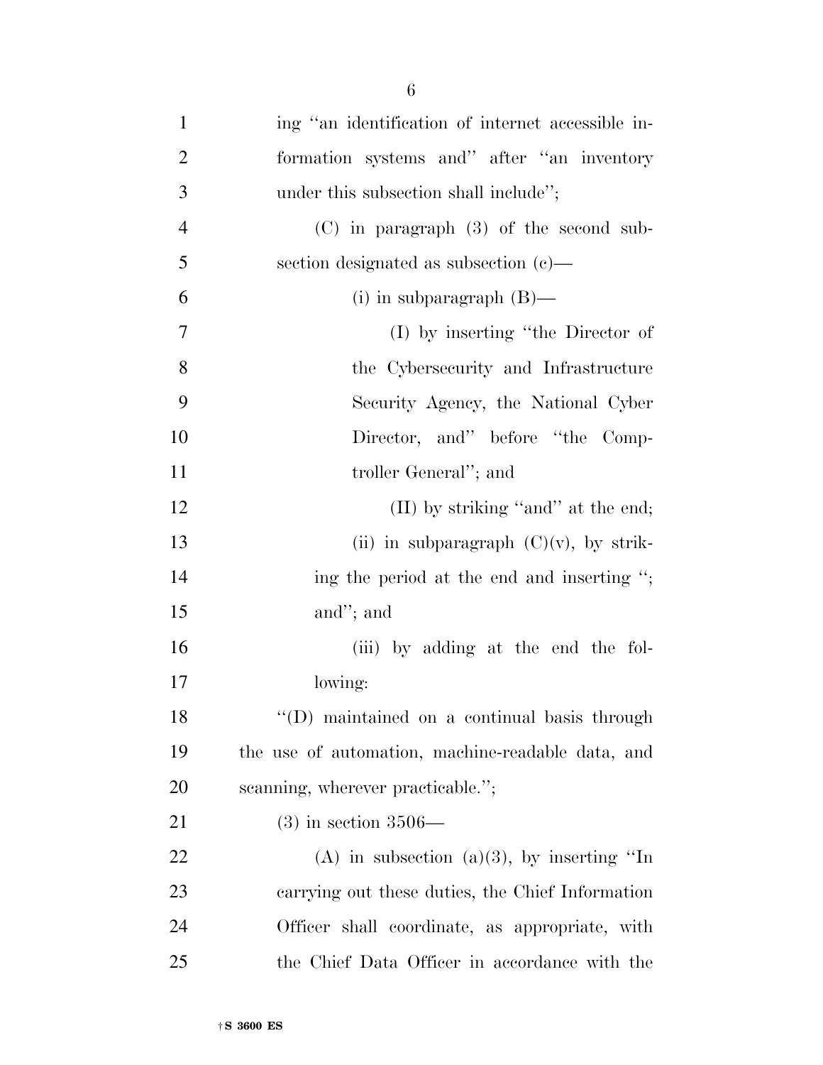ing "an identification of internet accessible information systems and" after "an inventory under this subsection shall include";

(C) in paragraph (3) of the second subsection designated as subsection (c)—

(i) in subparagraph (B)—

(I) by inserting "the Director of the Cybersecurity and Infrastructure Security Agency, the National Cyber Director, and" before "the Comptroller General"; and

(II) by striking "and" at the end;

(ii) in subparagraph (C)(v), by striking the period at the end and inserting "; and"; and

(iii) by adding at the end the following:

"(D) maintained on a continual basis through the use of automation, machine-readable data, and scanning, wherever practicable.";

(3) in section 3506—

(A) in subsection (a)(3), by inserting "In carrying out these duties, the Chief Information Officer shall coordinate, as appropriate, with the Chief Data Officer in accordance with the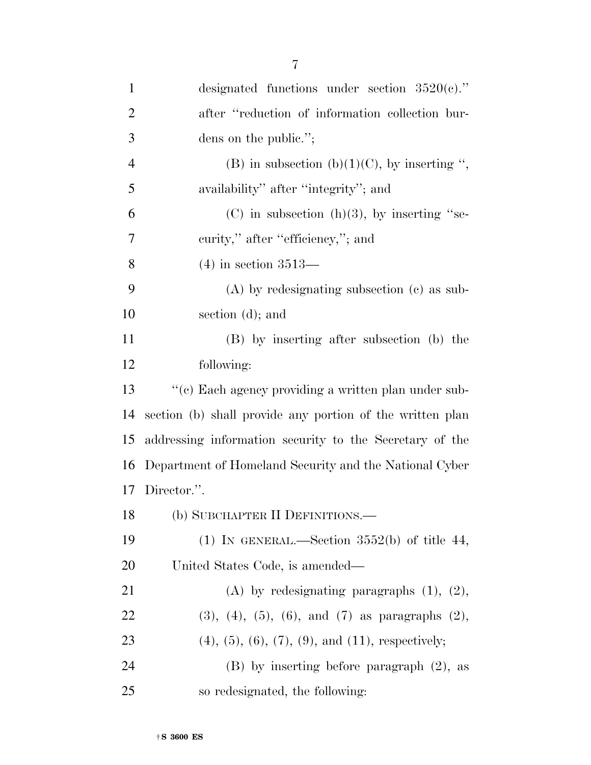designated functions under section 3520(c).'' after ''reduction of information collection burdens on the public.'';

(B) in subsection (b)(1)(C), by inserting '', availability'' after ''integrity''; and

(C) in subsection (h)(3), by inserting ''security,'' after ''efficiency,''; and

(4) in section 3513—

(A) by redesignating subsection (c) as subsection (d); and

(B) by inserting after subsection (b) the following:

''(c) Each agency providing a written plan under subsection (b) shall provide any portion of the written plan addressing information security to the Secretary of the Department of Homeland Security and the National Cyber Director.''.

(b) SUBCHAPTER II DEFINITIONS.—

(1) IN GENERAL.—Section 3552(b) of title 44, United States Code, is amended—

(A) by redesignating paragraphs (1), (2), (3), (4), (5), (6), and (7) as paragraphs (2), (4), (5), (6), (7), (9), and (11), respectively;

(B) by inserting before paragraph (2), as so redesignated, the following: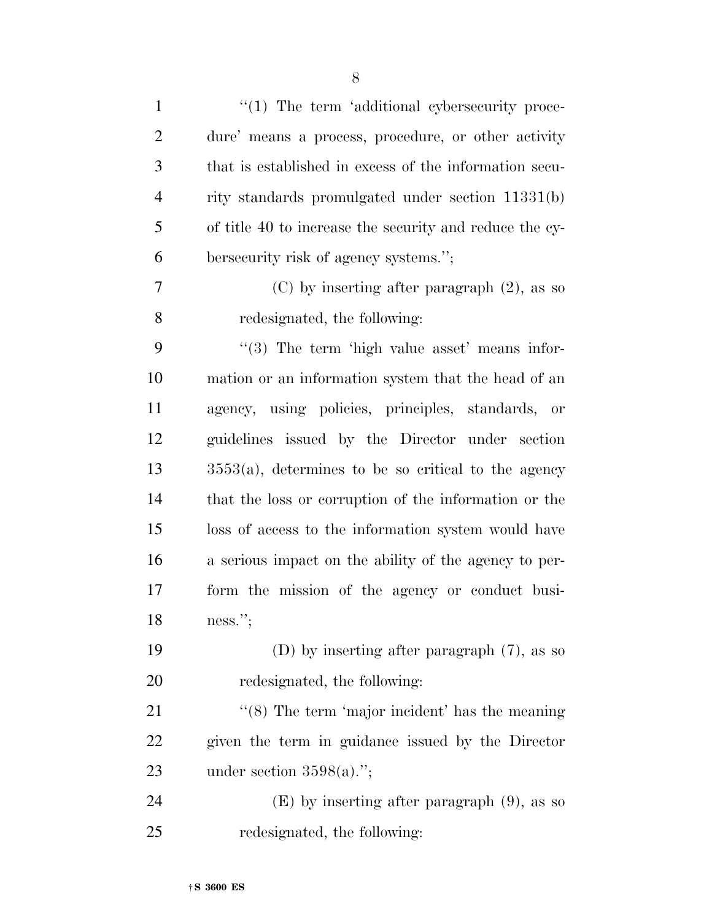''(1) The term 'additional cybersecurity procedure' means a process, procedure, or other activity that is established in excess of the information security standards promulgated under section 11331(b) of title 40 to increase the security and reduce the cybersecurity risk of agency systems.'';

(C) by inserting after paragraph (2), as so redesignated, the following:

''(3) The term 'high value asset' means information or an information system that the head of an agency, using policies, principles, standards, or guidelines issued by the Director under section 3553(a), determines to be so critical to the agency that the loss or corruption of the information or the loss of access to the information system would have a serious impact on the ability of the agency to perform the mission of the agency or conduct business.'';

(D) by inserting after paragraph (7), as so redesignated, the following:

''(8) The term 'major incident' has the meaning given the term in guidance issued by the Director under section 3598(a).'';

(E) by inserting after paragraph (9), as so redesignated, the following: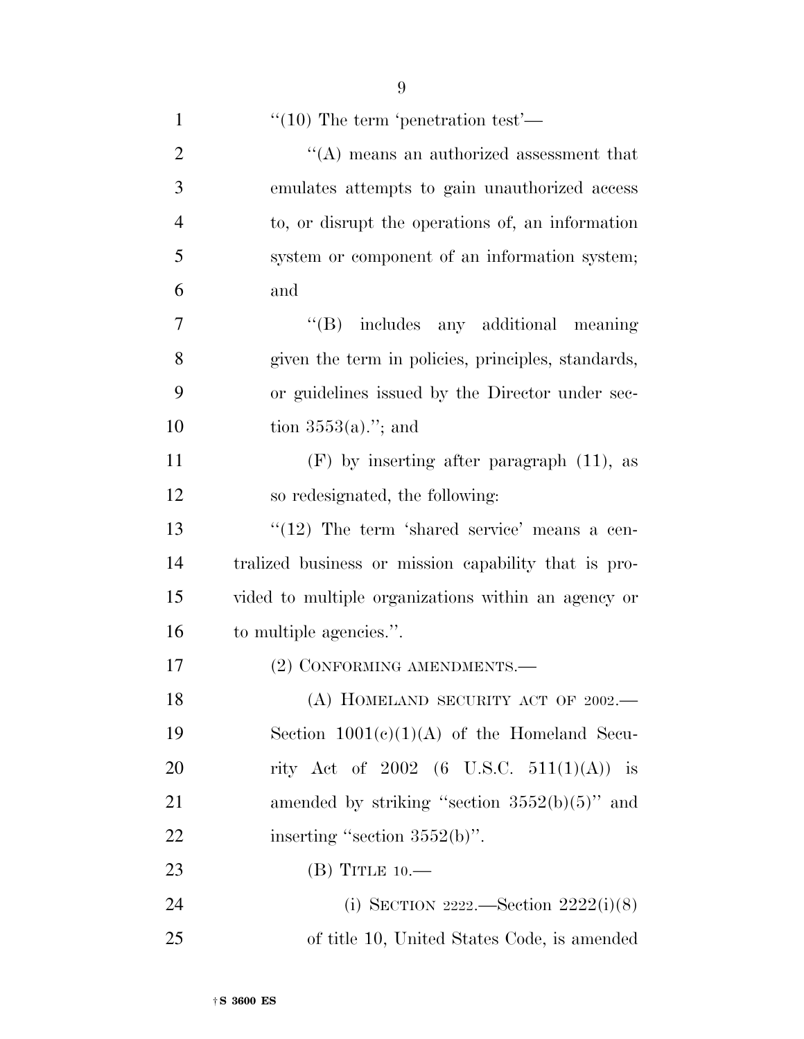''(10) The term 'penetration test'—

''(A) means an authorized assessment that emulates attempts to gain unauthorized access to, or disrupt the operations of, an information system or component of an information system; and

''(B) includes any additional meaning given the term in policies, principles, standards, or guidelines issued by the Director under section 3553(a).''; and

(F) by inserting after paragraph (11), as so redesignated, the following:

''(12) The term 'shared service' means a centralized business or mission capability that is provided to multiple organizations within an agency or to multiple agencies.''.

(2) CONFORMING AMENDMENTS.—

(A) HOMELAND SECURITY ACT OF 2002.— Section 1001(c)(1)(A) of the Homeland Security Act of 2002 (6 U.S.C. 511(1)(A)) is amended by striking ''section 3552(b)(5)'' and inserting ''section 3552(b)''.

(B) TITLE 10.—

(i) SECTION 2222.—Section 2222(i)(8) of title 10, United States Code, is amended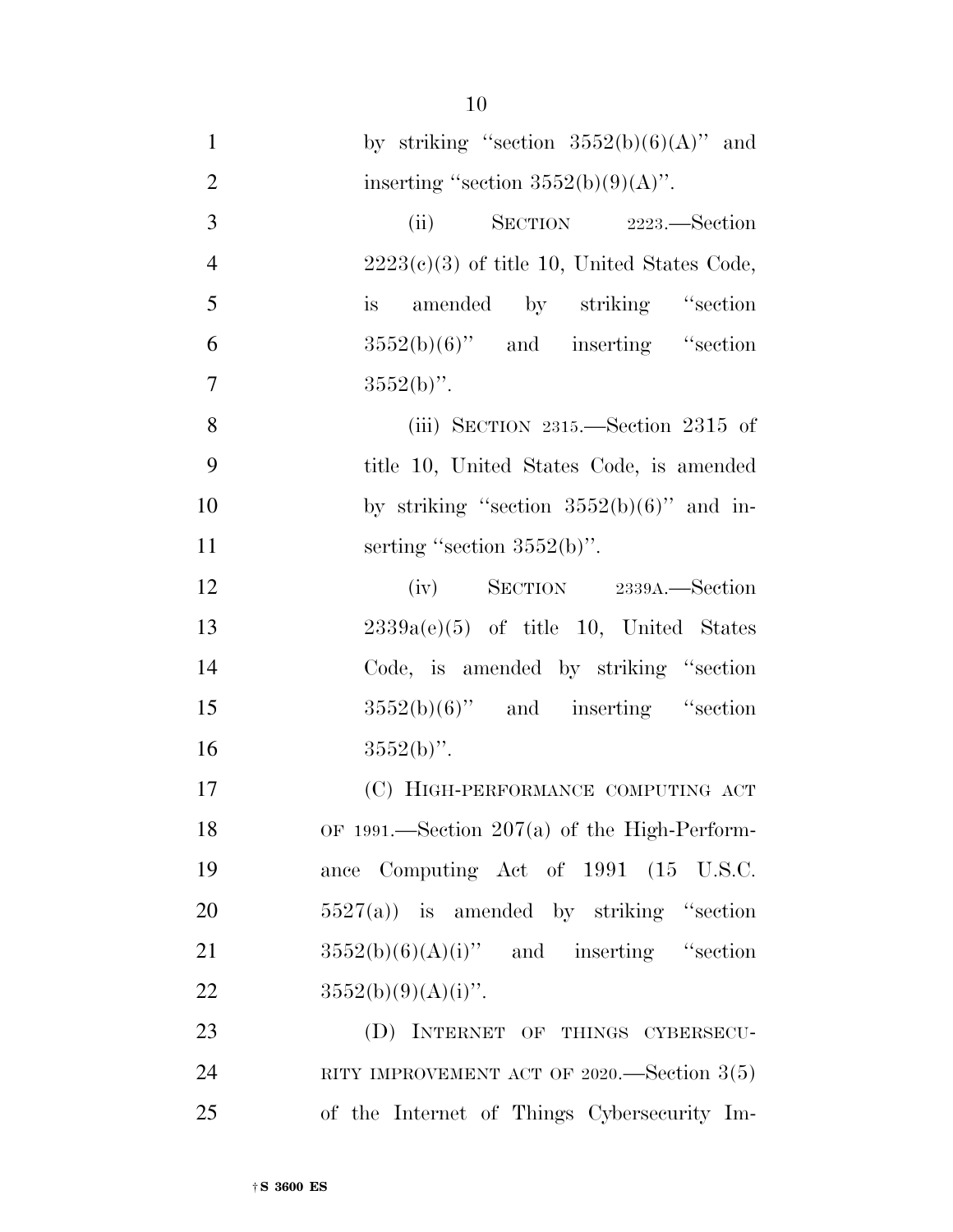by striking "section 3552(b)(6)(A)" and inserting "section 3552(b)(9)(A)".

(ii) SECTION 2223.—Section 2223(c)(3) of title 10, United States Code, is amended by striking "section 3552(b)(6)" and inserting "section 3552(b)".

(iii) SECTION 2315.—Section 2315 of title 10, United States Code, is amended by striking "section 3552(b)(6)" and inserting "section 3552(b)".

(iv) SECTION 2339A.—Section 2339a(e)(5) of title 10, United States Code, is amended by striking "section 3552(b)(6)" and inserting "section 3552(b)".

(C) HIGH-PERFORMANCE COMPUTING ACT OF 1991.—Section 207(a) of the High-Performance Computing Act of 1991 (15 U.S.C. 5527(a)) is amended by striking "section 3552(b)(6)(A)(i)" and inserting "section 3552(b)(9)(A)(i)".

(D) INTERNET OF THINGS CYBERSECURITY IMPROVEMENT ACT OF 2020.—Section 3(5) of the Internet of Things Cybersecurity Im-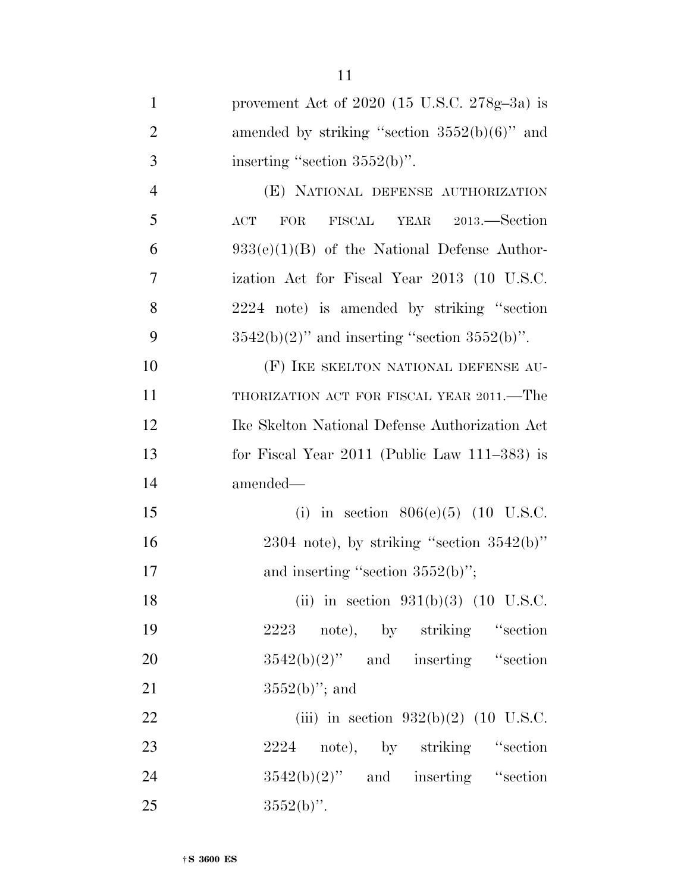provement Act of 2020 (15 U.S.C. 278g–3a) is amended by striking ''section 3552(b)(6)'' and inserting ''section 3552(b)''.

(E) NATIONAL DEFENSE AUTHORIZATION ACT FOR FISCAL YEAR 2013.—Section 933(e)(1)(B) of the National Defense Authorization Act for Fiscal Year 2013 (10 U.S.C. 2224 note) is amended by striking ''section 3542(b)(2)'' and inserting ''section 3552(b)''.

(F) IKE SKELTON NATIONAL DEFENSE AUTHORIZATION ACT FOR FISCAL YEAR 2011.—The Ike Skelton National Defense Authorization Act for Fiscal Year 2011 (Public Law 111–383) is amended—

(i) in section 806(e)(5) (10 U.S.C. 2304 note), by striking ''section 3542(b)'' and inserting ''section 3552(b)'';

(ii) in section 931(b)(3) (10 U.S.C. 2223 note), by striking ''section 3542(b)(2)'' and inserting ''section 3552(b)''; and

(iii) in section 932(b)(2) (10 U.S.C. 2224 note), by striking ''section 3542(b)(2)'' and inserting ''section 3552(b)''.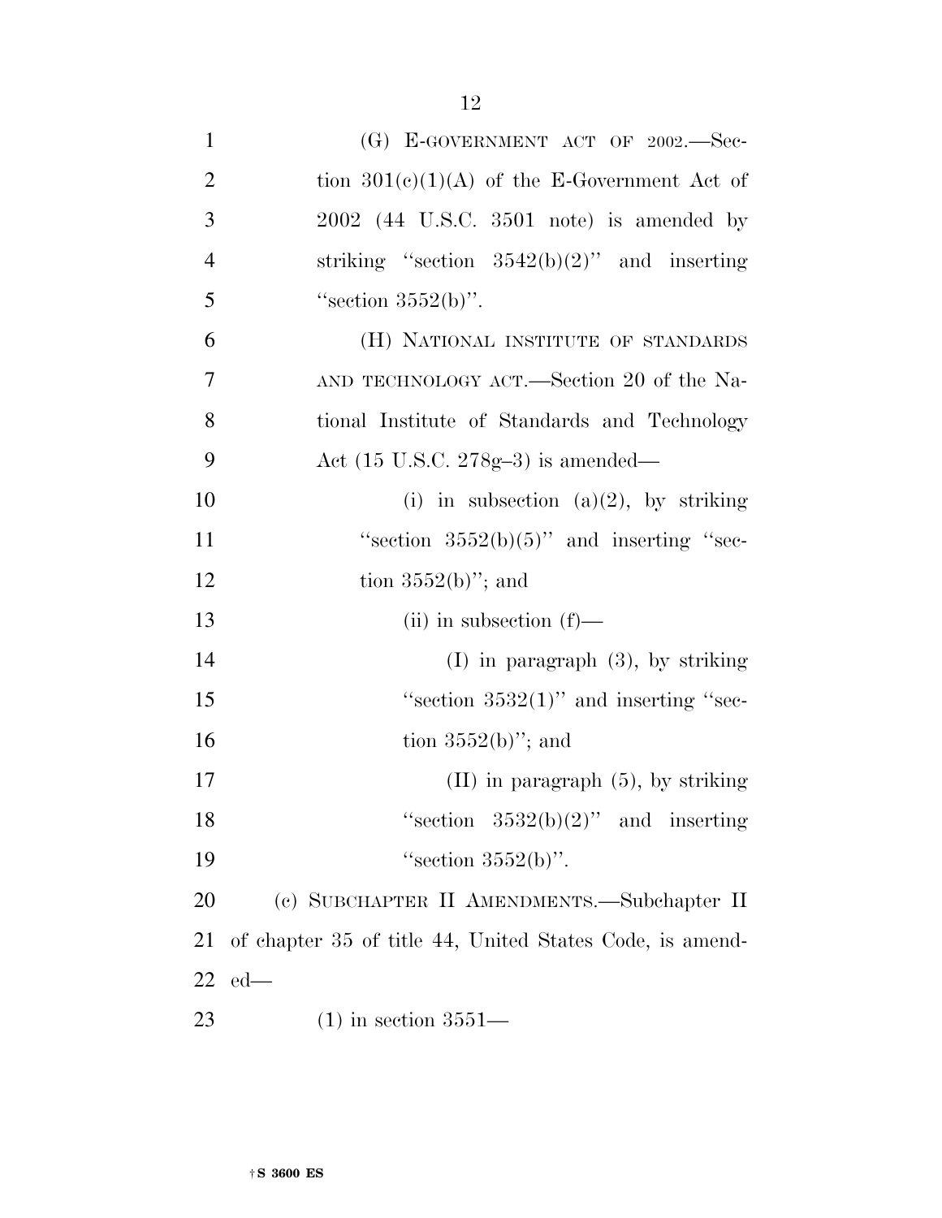(G) E-GOVERNMENT ACT OF 2002.—Section 301(c)(1)(A) of the E-Government Act of 2002 (44 U.S.C. 3501 note) is amended by striking "section 3542(b)(2)" and inserting "section 3552(b)".

(H) NATIONAL INSTITUTE OF STANDARDS AND TECHNOLOGY ACT.—Section 20 of the National Institute of Standards and Technology Act (15 U.S.C. 278g–3) is amended—

(i) in subsection (a)(2), by striking "section 3552(b)(5)" and inserting "section 3552(b)"; and

(ii) in subsection (f)—

(I) in paragraph (3), by striking "section 3532(1)" and inserting "section 3552(b)"; and

(II) in paragraph (5), by striking "section 3532(b)(2)" and inserting "section 3552(b)".

(c) SUBCHAPTER II AMENDMENTS.—Subchapter II of chapter 35 of title 44, United States Code, is amended—

(1) in section 3551—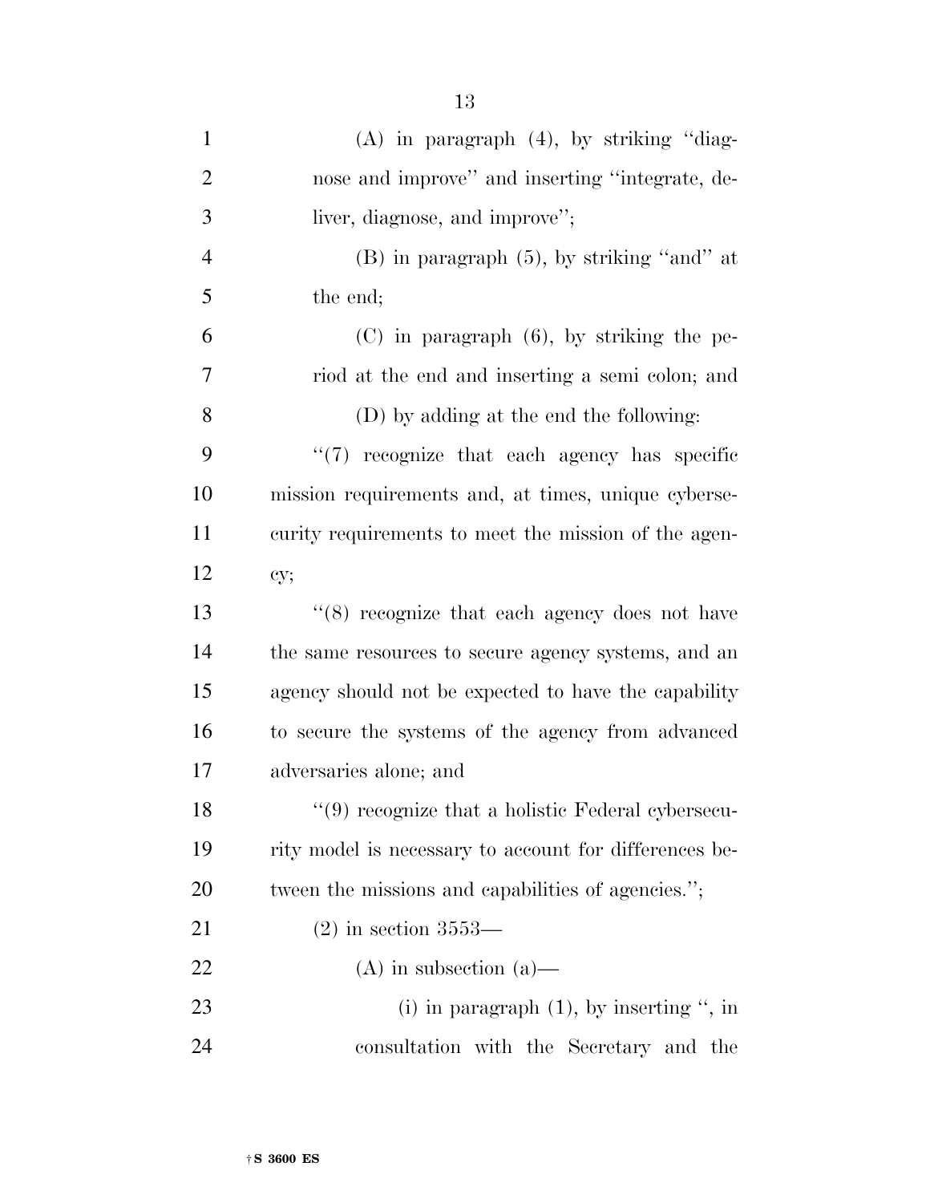(A) in paragraph (4), by striking ''diagnose and improve'' and inserting ''integrate, deliver, diagnose, and improve'';

(B) in paragraph (5), by striking ''and'' at the end;

(C) in paragraph (6), by striking the period at the end and inserting a semi colon; and

(D) by adding at the end the following:

''(7) recognize that each agency has specific mission requirements and, at times, unique cybersecurity requirements to meet the mission of the agency;

''(8) recognize that each agency does not have the same resources to secure agency systems, and an agency should not be expected to have the capability to secure the systems of the agency from advanced adversaries alone; and

''(9) recognize that a holistic Federal cybersecurity model is necessary to account for differences between the missions and capabilities of agencies.'';

(2) in section 3553—

(A) in subsection (a)—

(i) in paragraph (1), by inserting '', in consultation with the Secretary and the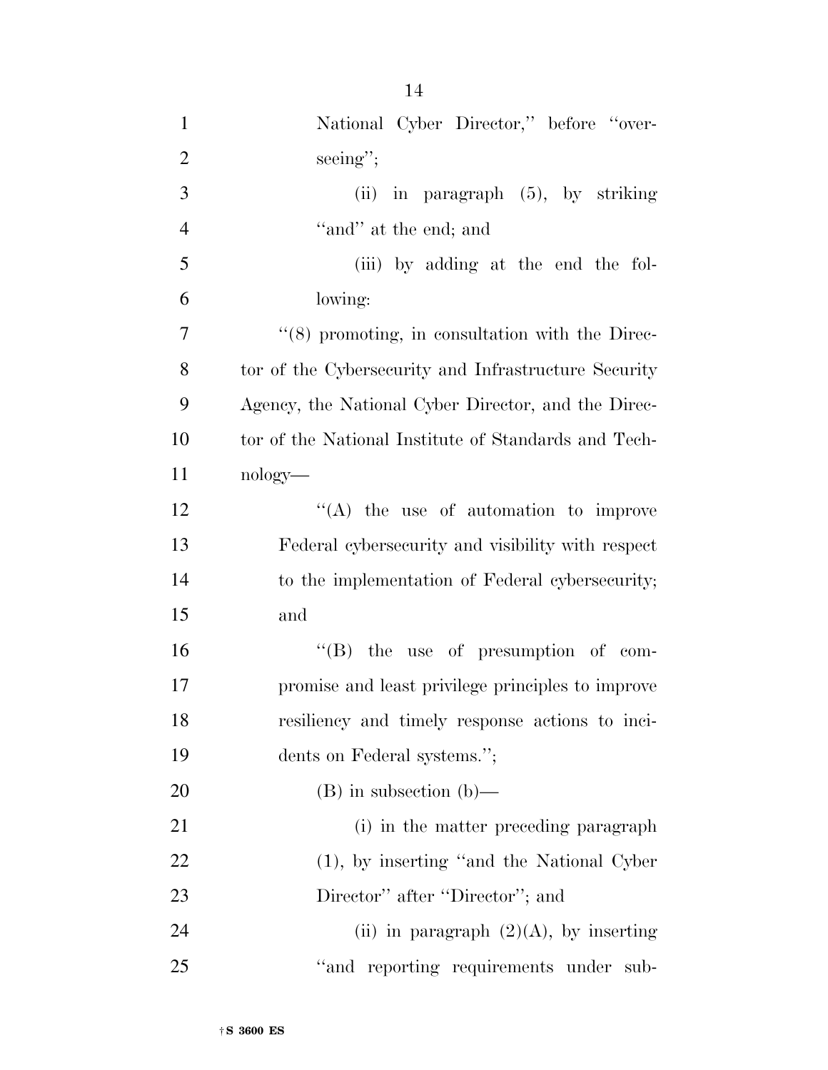National Cyber Director,'' before ''overseeing'';

(ii) in paragraph (5), by striking ''and'' at the end; and

(iii) by adding at the end the following:

''(8) promoting, in consultation with the Director of the Cybersecurity and Infrastructure Security Agency, the National Cyber Director, and the Director of the National Institute of Standards and Technology—

''(A) the use of automation to improve Federal cybersecurity and visibility with respect to the implementation of Federal cybersecurity; and

''(B) the use of presumption of compromise and least privilege principles to improve resiliency and timely response actions to incidents on Federal systems.'';

(B) in subsection (b)—

(i) in the matter preceding paragraph (1), by inserting ''and the National Cyber Director'' after ''Director''; and

(ii) in paragraph (2)(A), by inserting ''and reporting requirements under sub-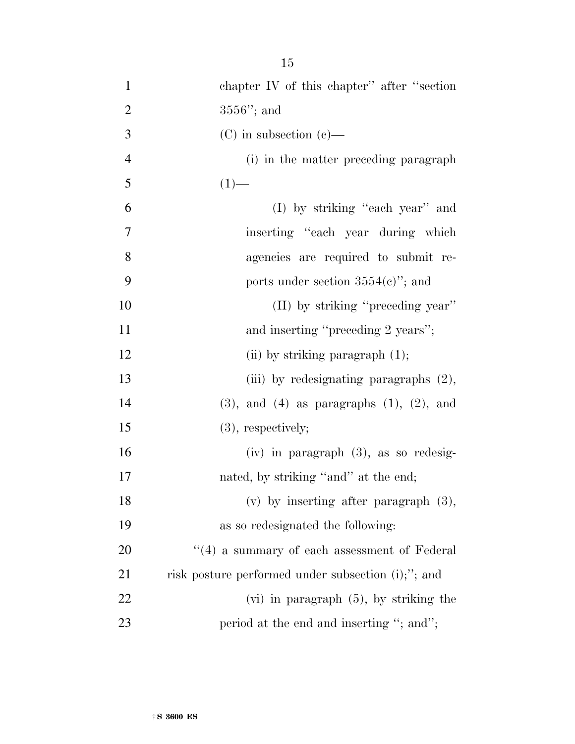chapter IV of this chapter'' after ''section 3556''; and

(C) in subsection (c)—

(i) in the matter preceding paragraph (1)—

(I) by striking ''each year'' and inserting ''each year during which agencies are required to submit reports under section 3554(c)''; and

(II) by striking ''preceding year'' and inserting ''preceding 2 years'';

(ii) by striking paragraph (1);

(iii) by redesignating paragraphs (2), (3), and (4) as paragraphs (1), (2), and (3), respectively;

(iv) in paragraph (3), as so redesignated, by striking ''and'' at the end;

(v) by inserting after paragraph (3), as so redesignated the following:

''(4) a summary of each assessment of Federal risk posture performed under subsection (i);''; and

(vi) in paragraph (5), by striking the period at the end and inserting ''; and'';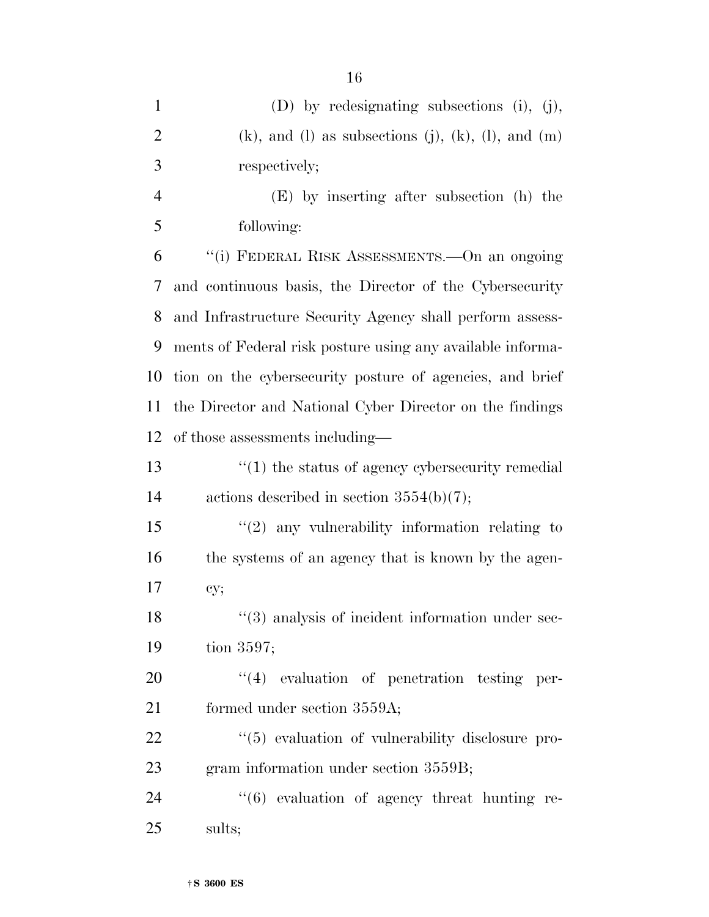(D) by redesignating subsections (i), (j), (k), and (l) as subsections (j), (k), (l), and (m) respectively;

(E) by inserting after subsection (h) the following:

''(i) FEDERAL RISK ASSESSMENTS.—On an ongoing and continuous basis, the Director of the Cybersecurity and Infrastructure Security Agency shall perform assessments of Federal risk posture using any available information on the cybersecurity posture of agencies, and brief the Director and National Cyber Director on the findings of those assessments including—

''(1) the status of agency cybersecurity remedial actions described in section 3554(b)(7);

''(2) any vulnerability information relating to the systems of an agency that is known by the agency;

''(3) analysis of incident information under section 3597;

''(4) evaluation of penetration testing performed under section 3559A;

''(5) evaluation of vulnerability disclosure program information under section 3559B;

''(6) evaluation of agency threat hunting results;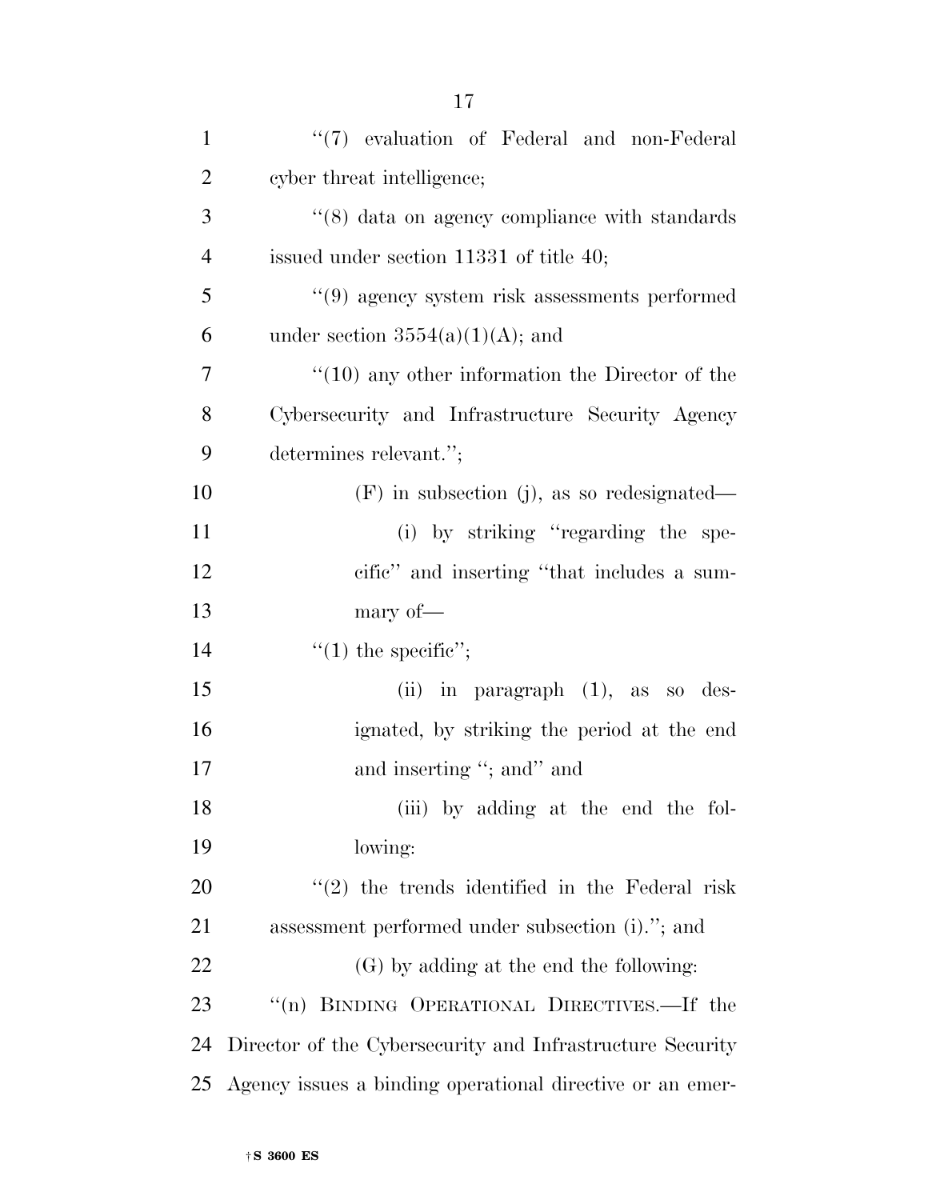"(7) evaluation of Federal and non-Federal cyber threat intelligence;

"(8) data on agency compliance with standards issued under section 11331 of title 40;

"(9) agency system risk assessments performed under section 3554(a)(1)(A); and

"(10) any other information the Director of the Cybersecurity and Infrastructure Security Agency determines relevant.";

(F) in subsection (j), as so redesignated—

(i) by striking "regarding the specific" and inserting "that includes a summary of—

"(1) the specific";

(ii) in paragraph (1), as so designated, by striking the period at the end and inserting "; and" and

(iii) by adding at the end the following:

"(2) the trends identified in the Federal risk assessment performed under subsection (i)."; and

(G) by adding at the end the following:

"(n) BINDING OPERATIONAL DIRECTIVES.—If the Director of the Cybersecurity and Infrastructure Security Agency issues a binding operational directive or an emer-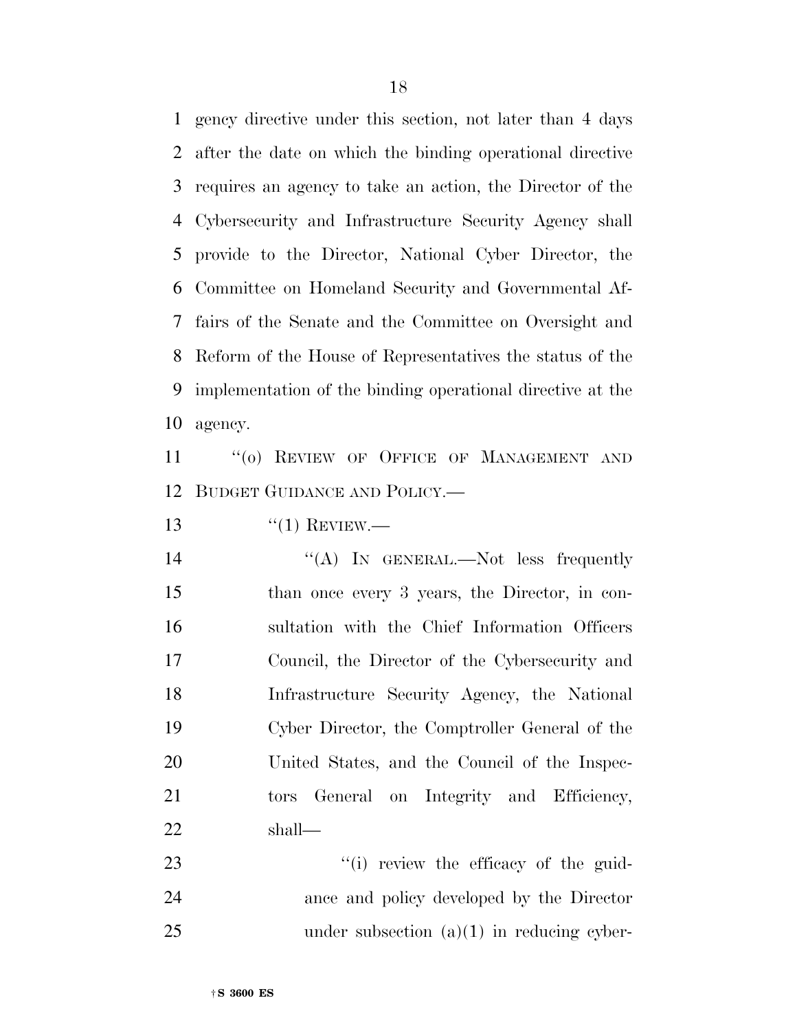gency directive under this section, not later than 4 days after the date on which the binding operational directive requires an agency to take an action, the Director of the Cybersecurity and Infrastructure Security Agency shall provide to the Director, National Cyber Director, the Committee on Homeland Security and Governmental Affairs of the Senate and the Committee on Oversight and Reform of the House of Representatives the status of the implementation of the binding operational directive at the agency.

''(o) REVIEW OF OFFICE OF MANAGEMENT AND BUDGET GUIDANCE AND POLICY.—

''(1) REVIEW.—

''(A) IN GENERAL.—Not less frequently than once every 3 years, the Director, in consultation with the Chief Information Officers Council, the Director of the Cybersecurity and Infrastructure Security Agency, the National Cyber Director, the Comptroller General of the United States, and the Council of the Inspectors General on Integrity and Efficiency, shall—

''(i) review the efficacy of the guidance and policy developed by the Director under subsection (a)(1) in reducing cyber-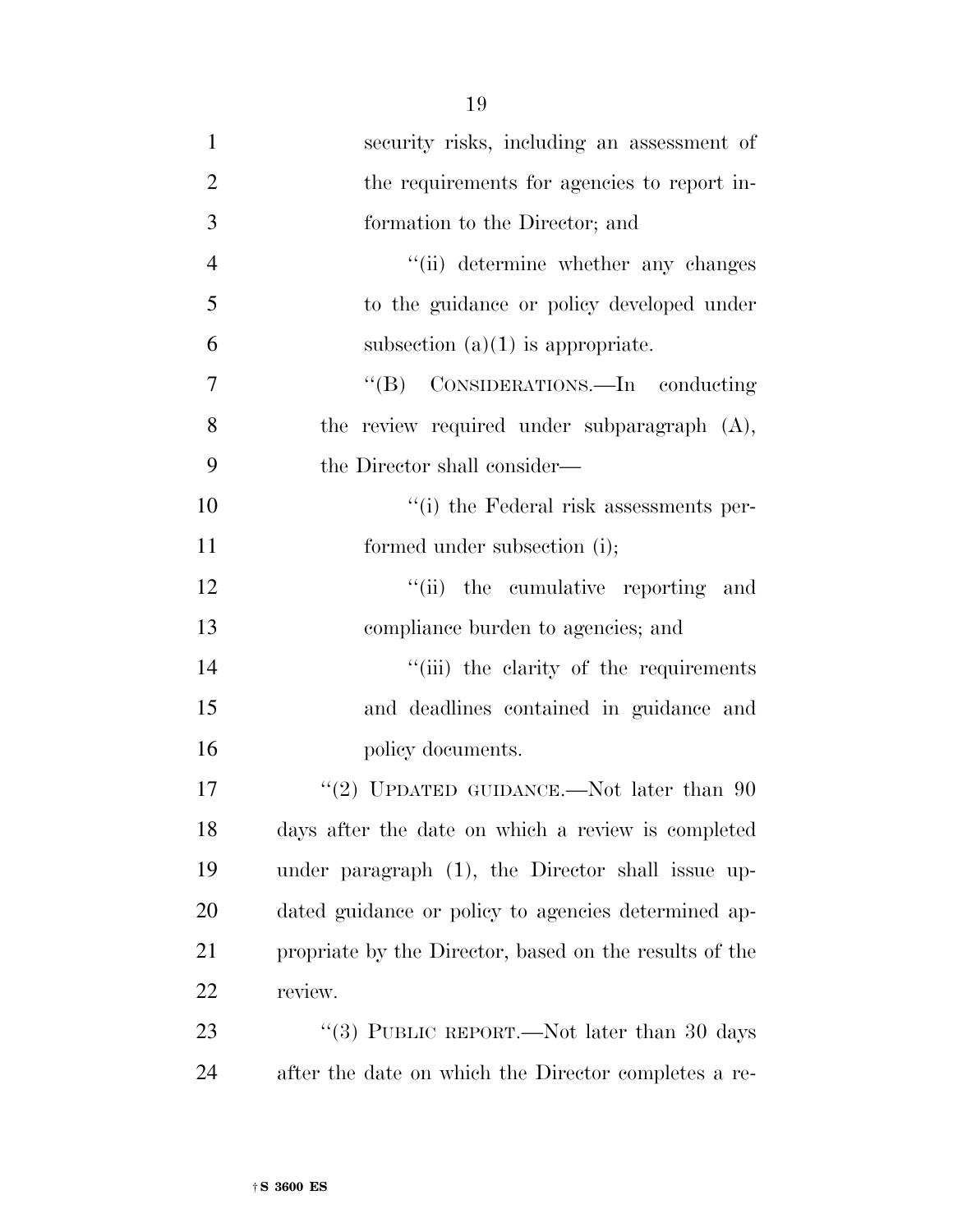security risks, including an assessment of the requirements for agencies to report information to the Director; and

''(ii) determine whether any changes to the guidance or policy developed under subsection (a)(1) is appropriate.

''(B) CONSIDERATIONS.—In conducting the review required under subparagraph (A), the Director shall consider—

''(i) the Federal risk assessments performed under subsection (i);

''(ii) the cumulative reporting and compliance burden to agencies; and

''(iii) the clarity of the requirements and deadlines contained in guidance and policy documents.

''(2) UPDATED GUIDANCE.—Not later than 90 days after the date on which a review is completed under paragraph (1), the Director shall issue updated guidance or policy to agencies determined appropriate by the Director, based on the results of the review.

''(3) PUBLIC REPORT.—Not later than 30 days after the date on which the Director completes a re-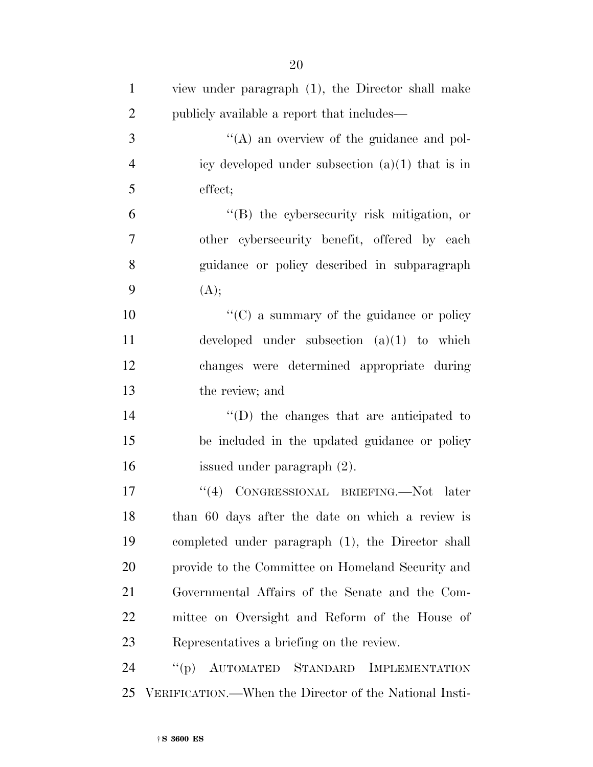view under paragraph (1), the Director shall make publicly available a report that includes—

''(A) an overview of the guidance and policy developed under subsection (a)(1) that is in effect;

''(B) the cybersecurity risk mitigation, or other cybersecurity benefit, offered by each guidance or policy described in subparagraph (A);

''(C) a summary of the guidance or policy developed under subsection (a)(1) to which changes were determined appropriate during the review; and

''(D) the changes that are anticipated to be included in the updated guidance or policy issued under paragraph (2).

''(4) CONGRESSIONAL BRIEFING.—Not later than 60 days after the date on which a review is completed under paragraph (1), the Director shall provide to the Committee on Homeland Security and Governmental Affairs of the Senate and the Committee on Oversight and Reform of the House of Representatives a briefing on the review.

''(p) AUTOMATED STANDARD IMPLEMENTATION VERIFICATION.—When the Director of the National Insti-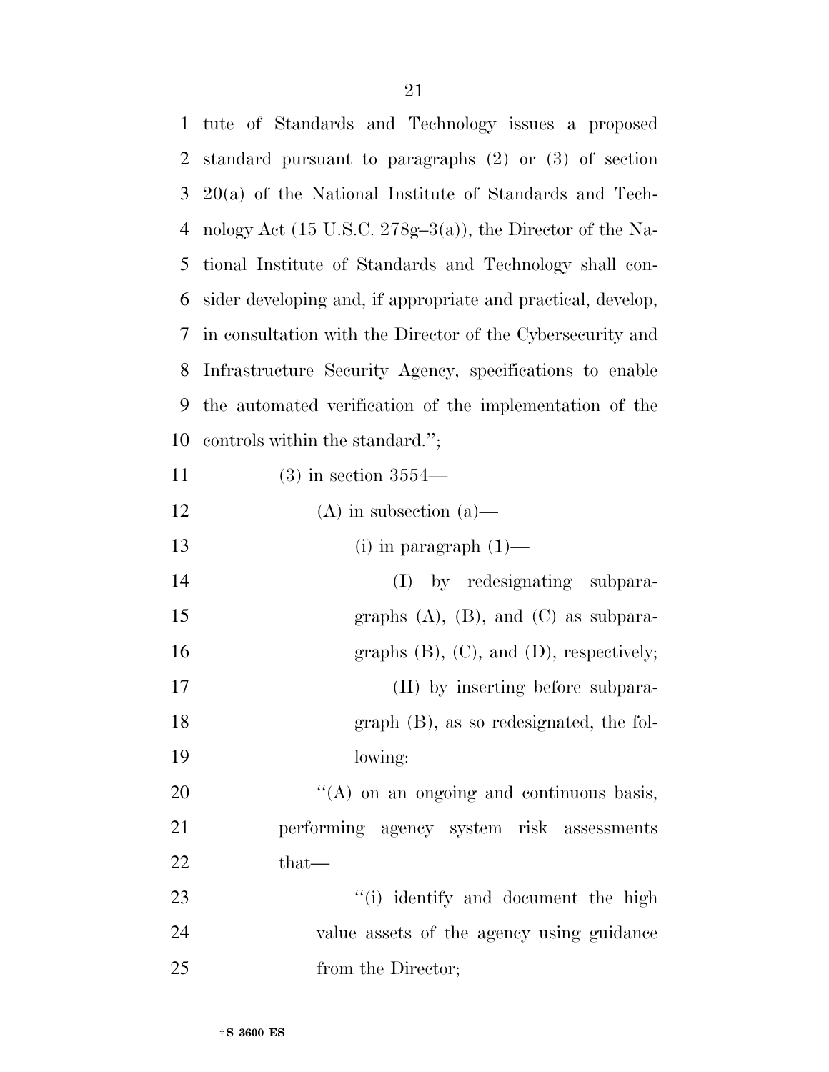tute of Standards and Technology issues a proposed standard pursuant to paragraphs (2) or (3) of section 20(a) of the National Institute of Standards and Technology Act (15 U.S.C. 278g–3(a)), the Director of the National Institute of Standards and Technology shall consider developing and, if appropriate and practical, develop, in consultation with the Director of the Cybersecurity and Infrastructure Security Agency, specifications to enable the automated verification of the implementation of the controls within the standard.'';

(3) in section 3554—

(A) in subsection (a)—

(i) in paragraph (1)—

(I) by redesignating subparagraphs (A), (B), and (C) as subparagraphs (B), (C), and (D), respectively;

(II) by inserting before subparagraph (B), as so redesignated, the following:

''(A) on an ongoing and continuous basis, performing agency system risk assessments that—

''(i) identify and document the high value assets of the agency using guidance from the Director;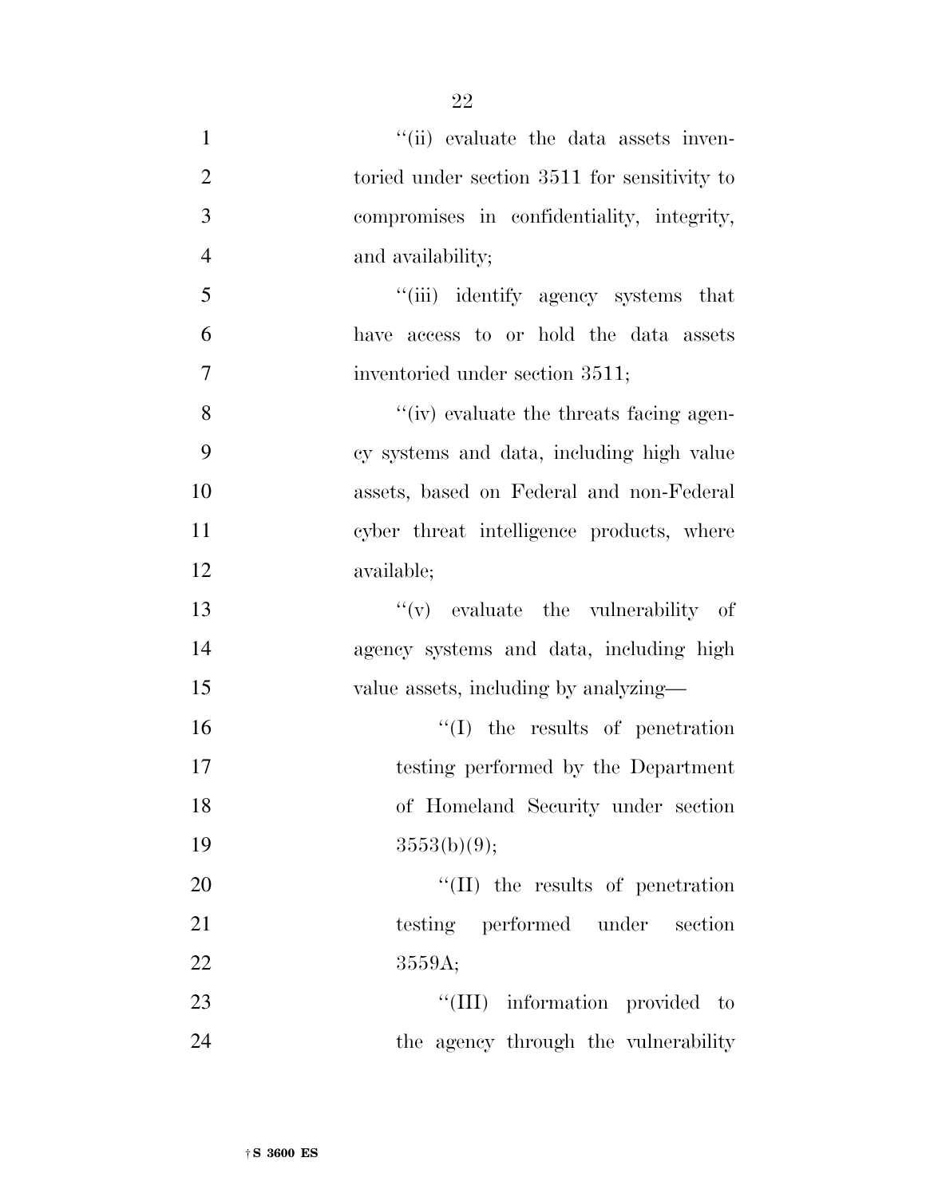''(ii) evaluate the data assets inventoried under section 3511 for sensitivity to compromises in confidentiality, integrity, and availability;

''(iii) identify agency systems that have access to or hold the data assets inventoried under section 3511;

''(iv) evaluate the threats facing agency systems and data, including high value assets, based on Federal and non-Federal cyber threat intelligence products, where available;

''(v) evaluate the vulnerability of agency systems and data, including high value assets, including by analyzing—

''(I) the results of penetration testing performed by the Department of Homeland Security under section 3553(b)(9);

''(II) the results of penetration testing performed under section 3559A;

''(III) information provided to the agency through the vulnerability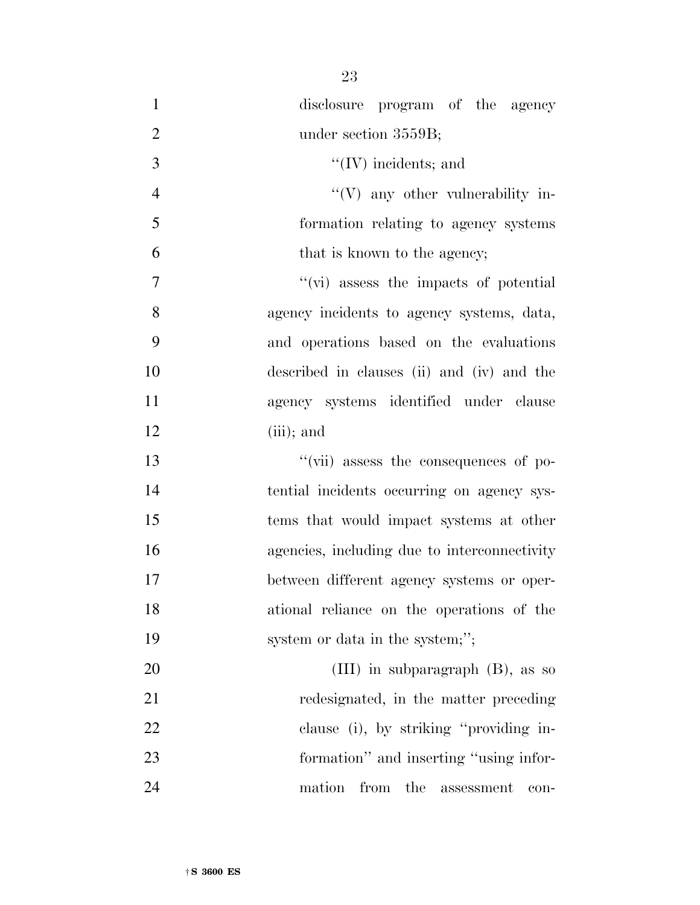disclosure program of the agency under section 3559B;

''(IV) incidents; and

''(V) any other vulnerability information relating to agency systems that is known to the agency;

''(vi) assess the impacts of potential agency incidents to agency systems, data, and operations based on the evaluations described in clauses (ii) and (iv) and the agency systems identified under clause (iii); and

''(vii) assess the consequences of potential incidents occurring on agency systems that would impact systems at other agencies, including due to interconnectivity between different agency systems or operational reliance on the operations of the system or data in the system;'';

(III) in subparagraph (B), as so redesignated, in the matter preceding clause (i), by striking ''providing information'' and inserting ''using information from the assessment con-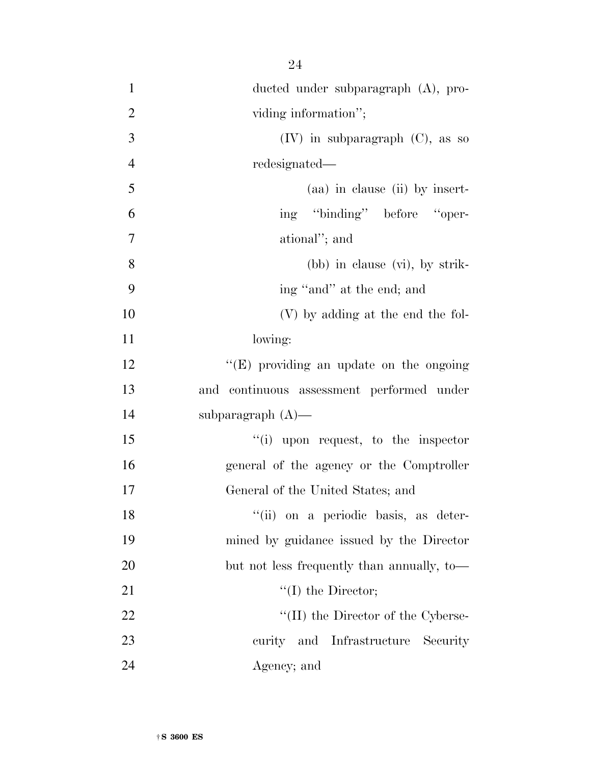ducted under subparagraph (A), providing information'';

(IV) in subparagraph (C), as so redesignated—

(aa) in clause (ii) by inserting ''binding'' before ''operational''; and

(bb) in clause (vi), by striking ''and'' at the end; and

(V) by adding at the end the following:

''(E) providing an update on the ongoing and continuous assessment performed under subparagraph (A)—

''(i) upon request, to the inspector general of the agency or the Comptroller General of the United States; and

''(ii) on a periodic basis, as determined by guidance issued by the Director but not less frequently than annually, to—

''(I) the Director;

''(II) the Director of the Cybersecurity and Infrastructure Security Agency; and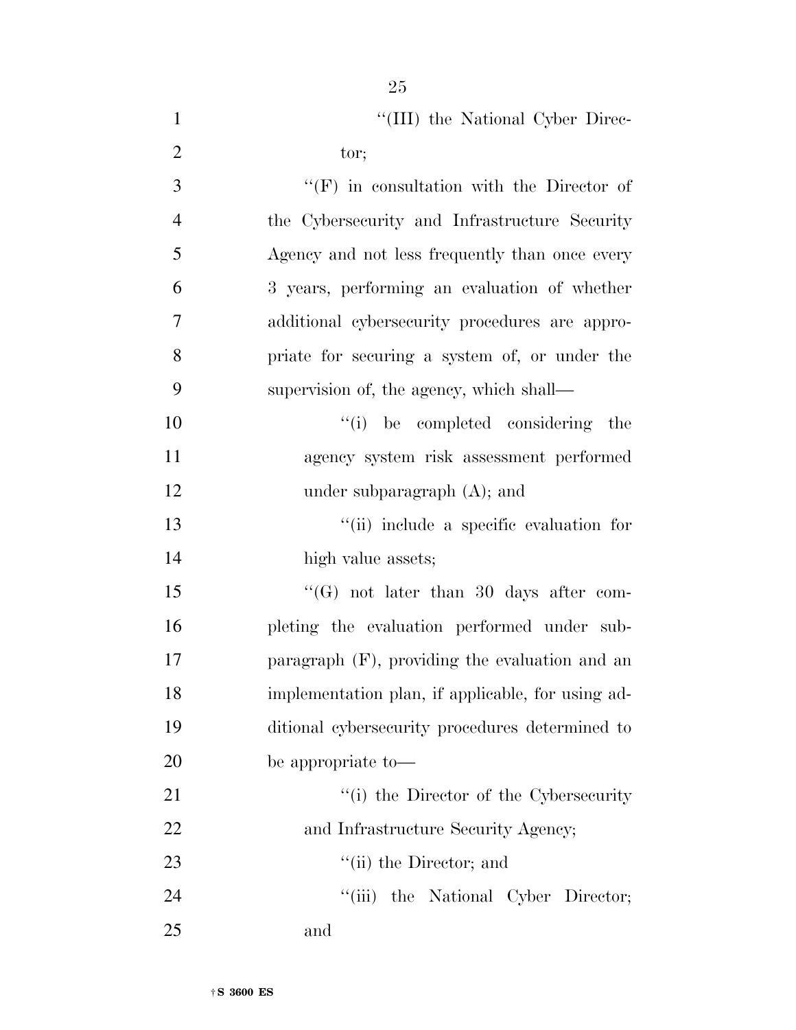"(III) the National Cyber Director;

"(F) in consultation with the Director of the Cybersecurity and Infrastructure Security Agency and not less frequently than once every 3 years, performing an evaluation of whether additional cybersecurity procedures are appropriate for securing a system of, or under the supervision of, the agency, which shall—

"(i) be completed considering the agency system risk assessment performed under subparagraph (A); and

"(ii) include a specific evaluation for high value assets;

"(G) not later than 30 days after completing the evaluation performed under subparagraph (F), providing the evaluation and an implementation plan, if applicable, for using additional cybersecurity procedures determined to be appropriate to—

"(i) the Director of the Cybersecurity and Infrastructure Security Agency;

"(ii) the Director; and

"(iii) the National Cyber Director; and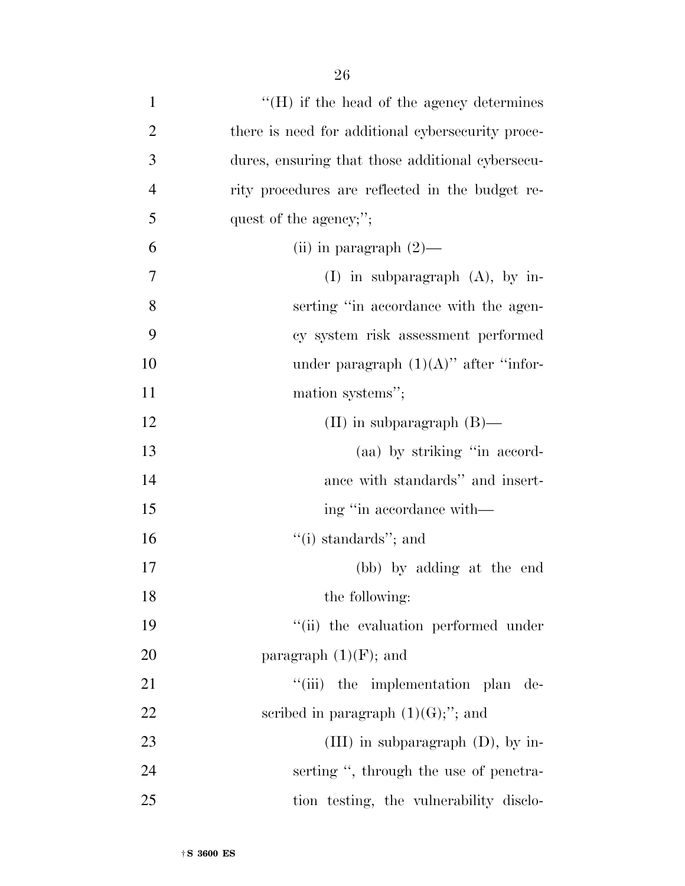''(H) if the head of the agency determines there is need for additional cybersecurity procedures, ensuring that those additional cybersecurity procedures are reflected in the budget request of the agency;'';

(ii) in paragraph (2)—

(I) in subparagraph (A), by inserting ''in accordance with the agency system risk assessment performed under paragraph (1)(A)'' after ''information systems'';

(II) in subparagraph (B)—

(aa) by striking ''in accordance with standards'' and inserting ''in accordance with—

''(i) standards''; and

(bb) by adding at the end the following:

''(ii) the evaluation performed under paragraph (1)(F); and

''(iii) the implementation plan described in paragraph (1)(G);''; and

(III) in subparagraph (D), by inserting '', through the use of penetration testing, the vulnerability disclo-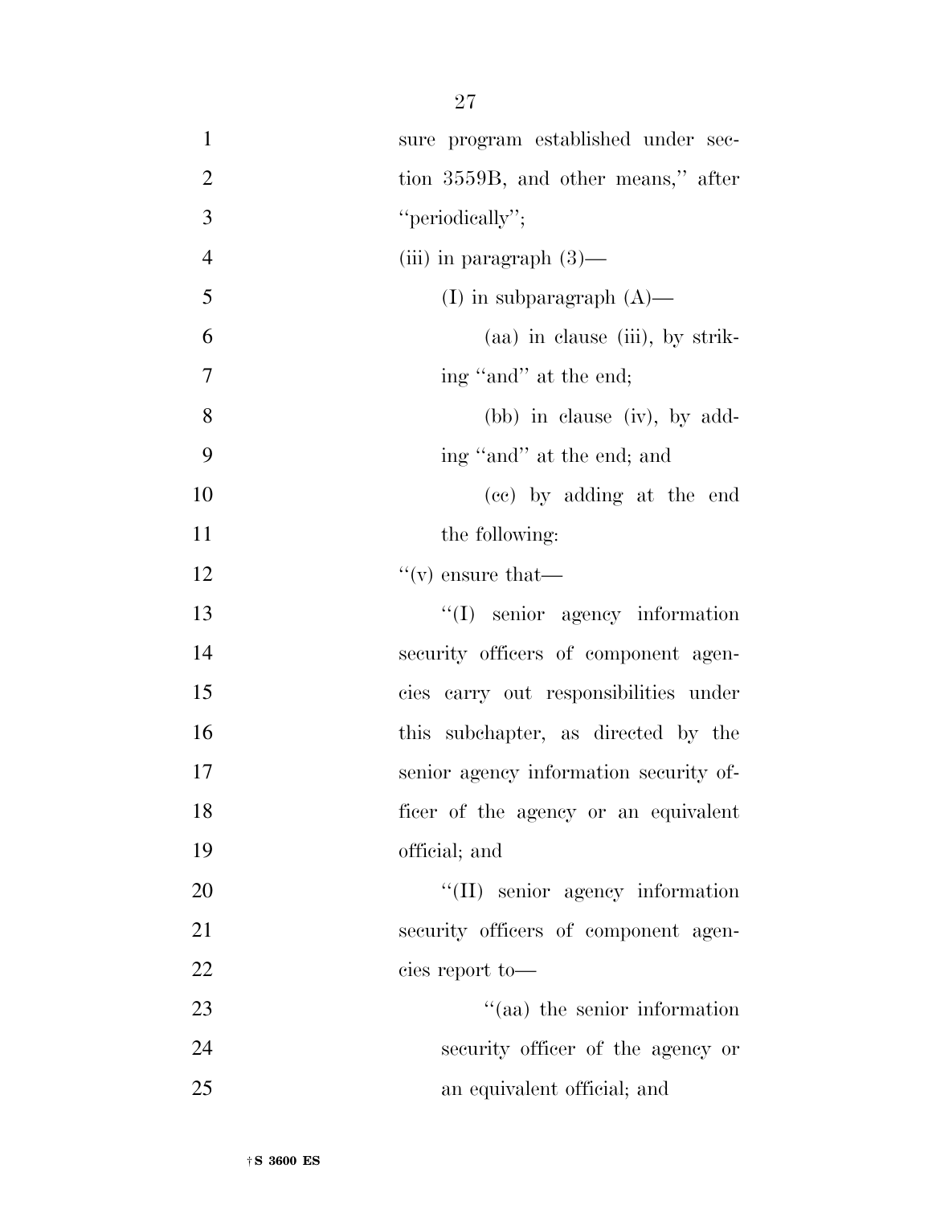sure program established under section 3559B, and other means," after "periodically";

(iii) in paragraph (3)—

(I) in subparagraph (A)—

(aa) in clause (iii), by striking "and" at the end;

(bb) in clause (iv), by adding "and" at the end; and

(cc) by adding at the end the following:

"(v) ensure that—

"(I) senior agency information security officers of component agencies carry out responsibilities under this subchapter, as directed by the senior agency information security officer of the agency or an equivalent official; and

"(II) senior agency information security officers of component agencies report to—

"(aa) the senior information security officer of the agency or an equivalent official; and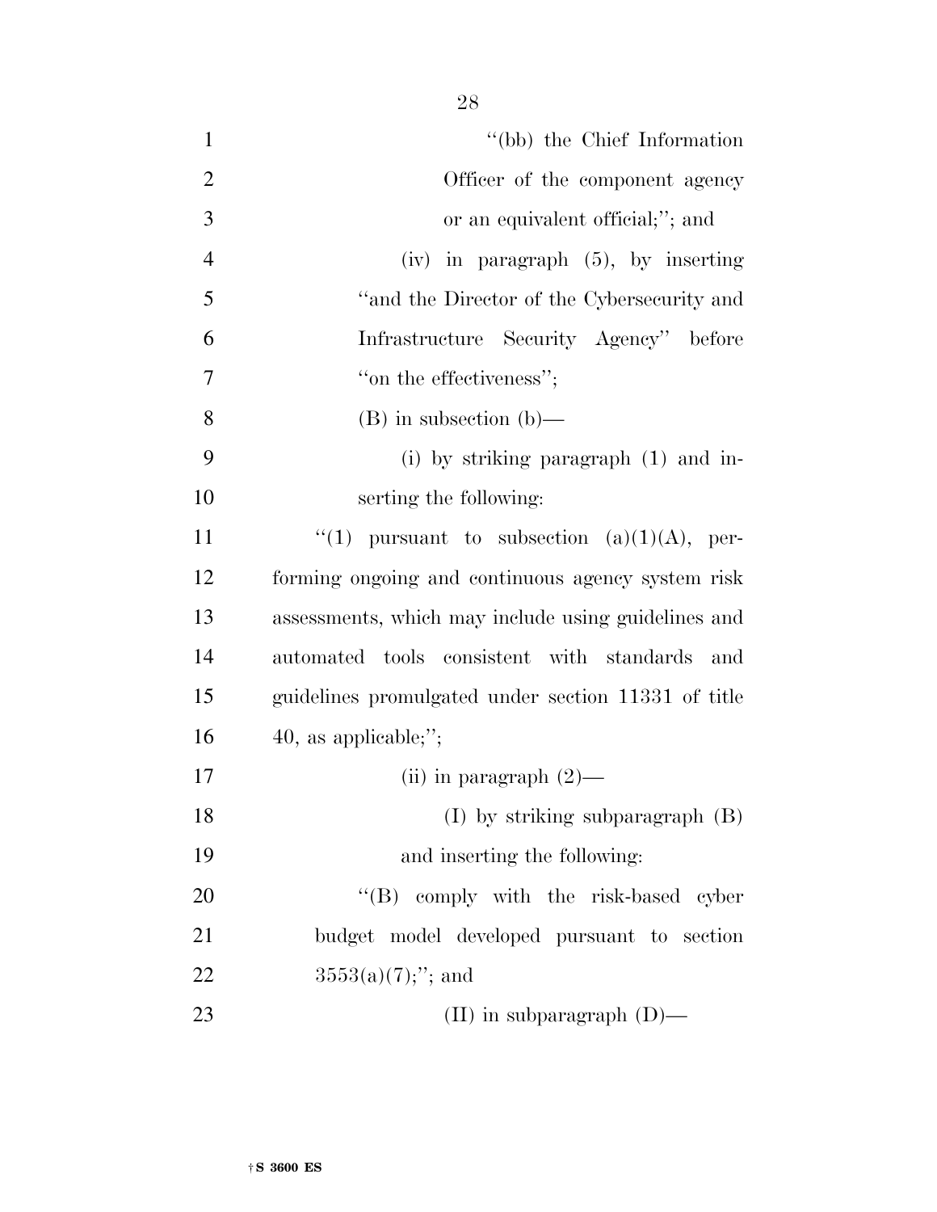"(bb) the Chief Information Officer of the component agency or an equivalent official;"; and

(iv) in paragraph (5), by inserting "and the Director of the Cybersecurity and Infrastructure Security Agency" before "on the effectiveness";

(B) in subsection (b)—

(i) by striking paragraph (1) and inserting the following:

"(1) pursuant to subsection (a)(1)(A), performing ongoing and continuous agency system risk assessments, which may include using guidelines and automated tools consistent with standards and guidelines promulgated under section 11331 of title 40, as applicable;";

(ii) in paragraph (2)—

(I) by striking subparagraph (B) and inserting the following:

"(B) comply with the risk-based cyber budget model developed pursuant to section 3553(a)(7);"; and

(II) in subparagraph (D)—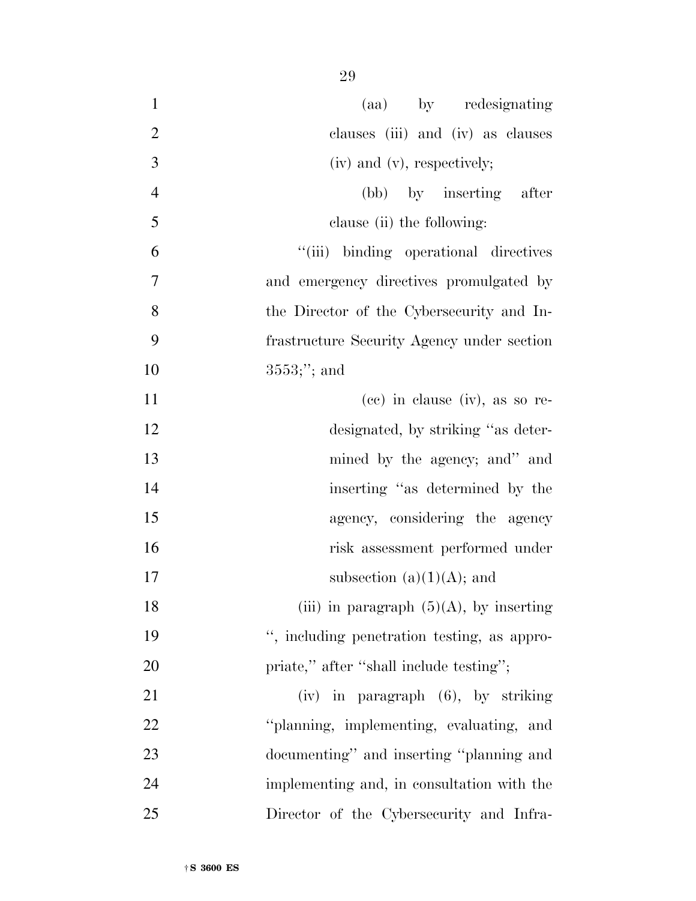(aa) by redesignating clauses (iii) and (iv) as clauses (iv) and (v), respectively;

(bb) by inserting after clause (ii) the following:

"(iii) binding operational directives and emergency directives promulgated by the Director of the Cybersecurity and Infrastructure Security Agency under section 3553;"; and

(cc) in clause (iv), as so redesignated, by striking "as determined by the agency; and" and inserting "as determined by the agency, considering the agency risk assessment performed under subsection (a)(1)(A); and

(iii) in paragraph (5)(A), by inserting ", including penetration testing, as appropriate," after "shall include testing";

(iv) in paragraph (6), by striking "planning, implementing, evaluating, and documenting" and inserting "planning and implementing and, in consultation with the Director of the Cybersecurity and Infra-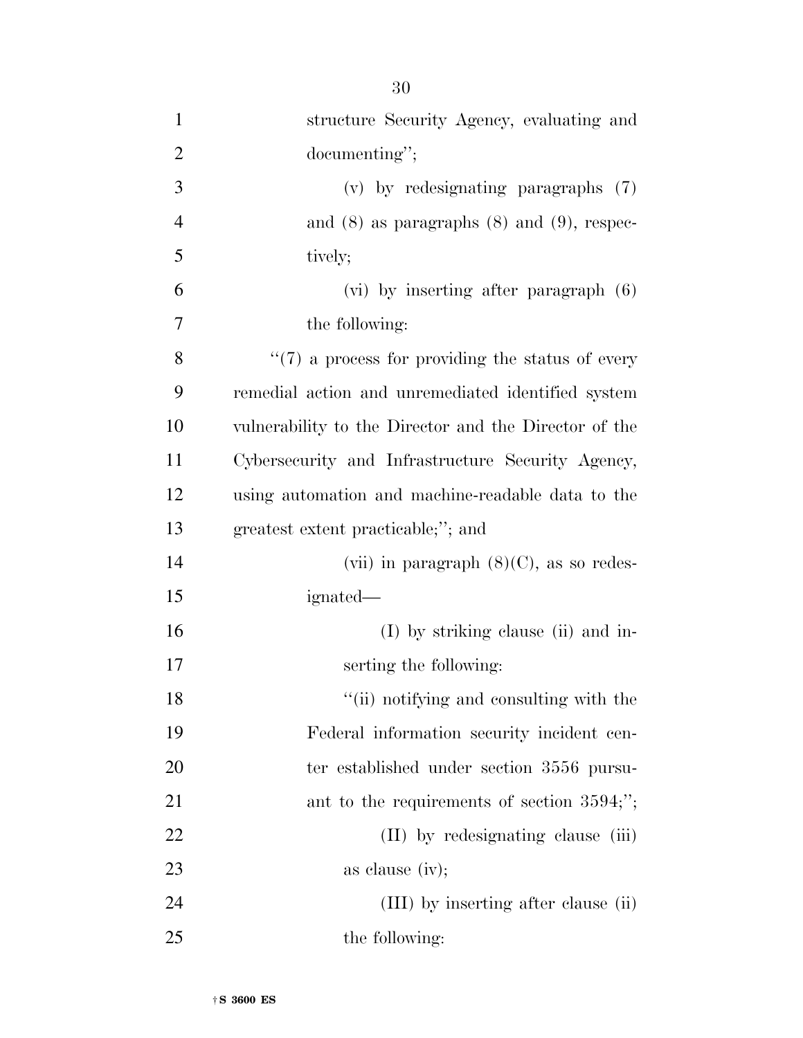structure Security Agency, evaluating and documenting'';

(v) by redesignating paragraphs (7) and (8) as paragraphs (8) and (9), respectively;

(vi) by inserting after paragraph (6) the following:

''(7) a process for providing the status of every remedial action and unremediated identified system vulnerability to the Director and the Director of the Cybersecurity and Infrastructure Security Agency, using automation and machine-readable data to the greatest extent practicable;''; and

(vii) in paragraph (8)(C), as so redesignated—

(I) by striking clause (ii) and inserting the following:

''(ii) notifying and consulting with the Federal information security incident center established under section 3556 pursuant to the requirements of section 3594;'';

(II) by redesignating clause (iii) as clause (iv);

(III) by inserting after clause (ii) the following: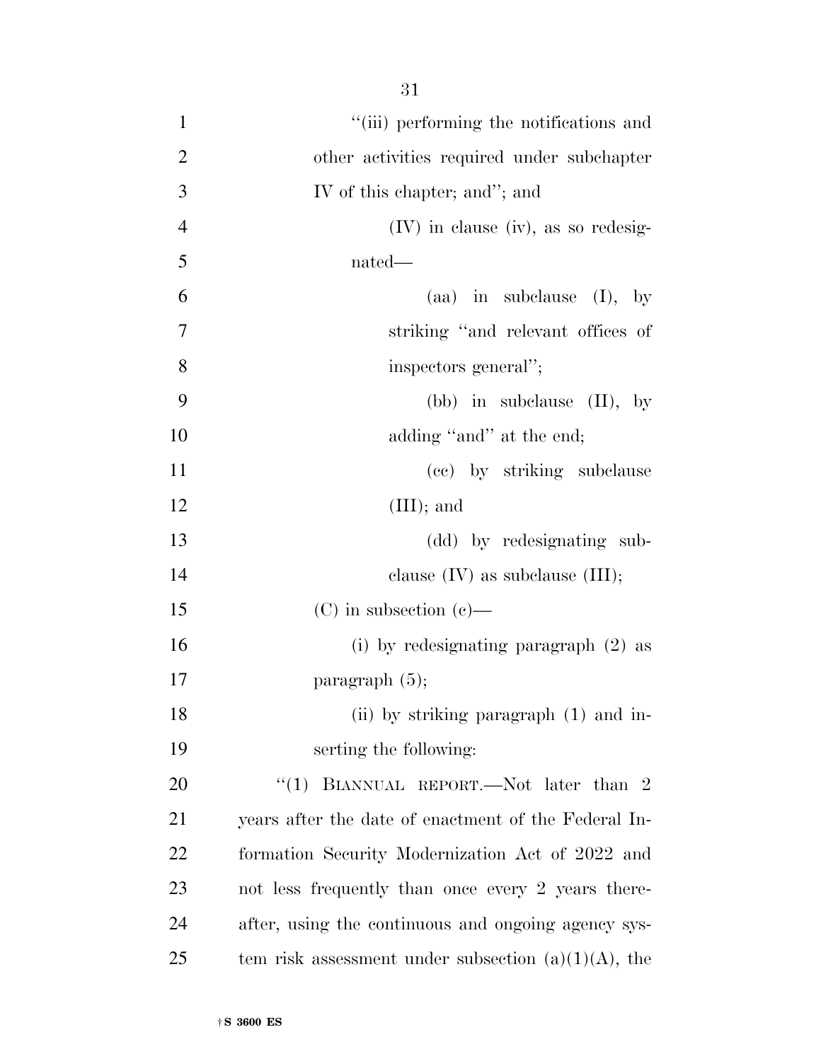"(iii) performing the notifications and other activities required under subchapter IV of this chapter; and"; and

(IV) in clause (iv), as so redesignated—

(aa) in subclause (I), by striking "and relevant offices of inspectors general";

(bb) in subclause (II), by adding "and" at the end;

(cc) by striking subclause (III); and

(dd) by redesignating subclause (IV) as subclause (III);

(C) in subsection (c)—

(i) by redesignating paragraph (2) as paragraph (5);

(ii) by striking paragraph (1) and inserting the following:

"(1) BIANNUAL REPORT.—Not later than 2 years after the date of enactment of the Federal Information Security Modernization Act of 2022 and not less frequently than once every 2 years thereafter, using the continuous and ongoing agency system risk assessment under subsection (a)(1)(A), the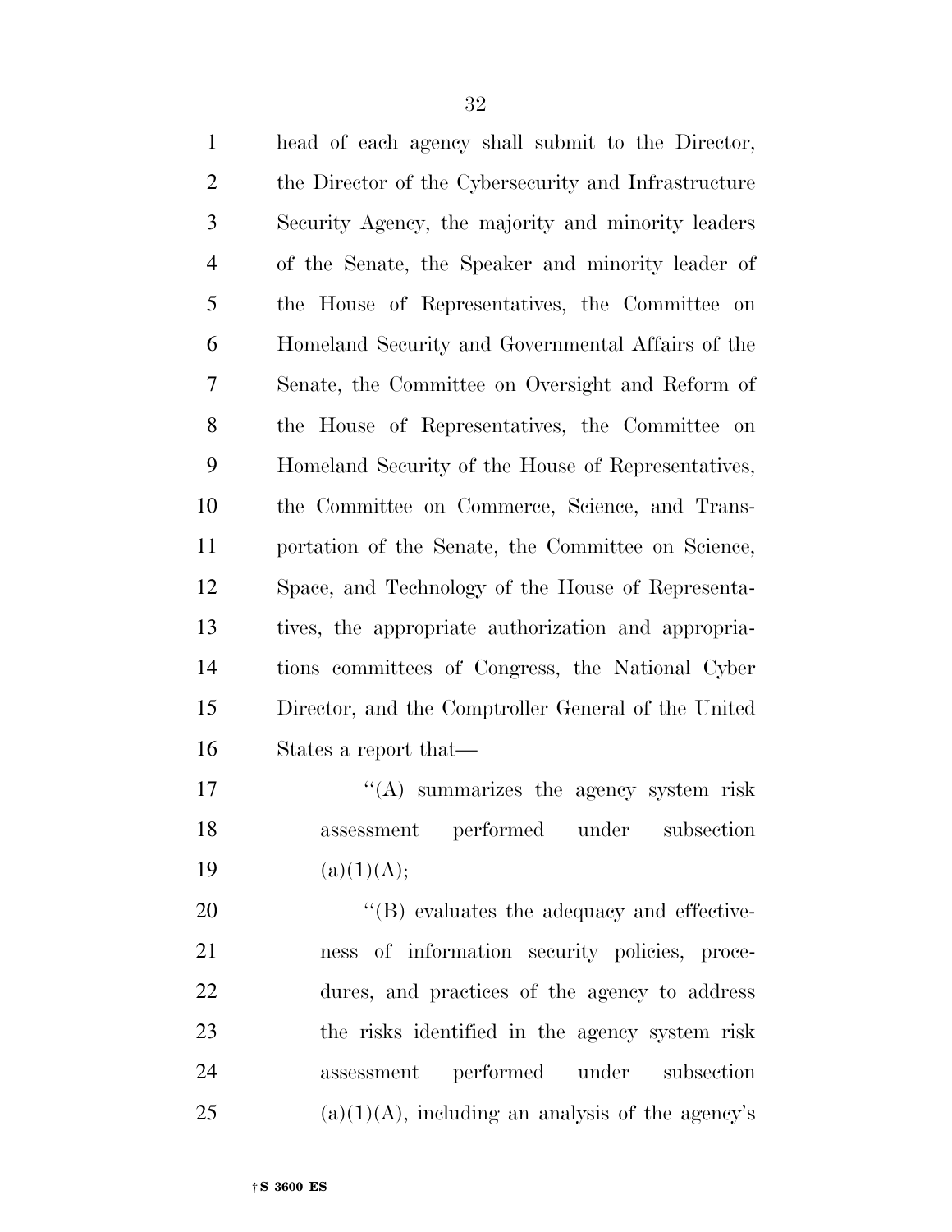head of each agency shall submit to the Director, the Director of the Cybersecurity and Infrastructure Security Agency, the majority and minority leaders of the Senate, the Speaker and minority leader of the House of Representatives, the Committee on Homeland Security and Governmental Affairs of the Senate, the Committee on Oversight and Reform of the House of Representatives, the Committee on Homeland Security of the House of Representatives, the Committee on Commerce, Science, and Transportation of the Senate, the Committee on Science, Space, and Technology of the House of Representatives, the appropriate authorization and appropriations committees of Congress, the National Cyber Director, and the Comptroller General of the United States a report that—

''(A) summarizes the agency system risk assessment performed under subsection (a)(1)(A);

''(B) evaluates the adequacy and effectiveness of information security policies, procedures, and practices of the agency to address the risks identified in the agency system risk assessment performed under subsection (a)(1)(A), including an analysis of the agency's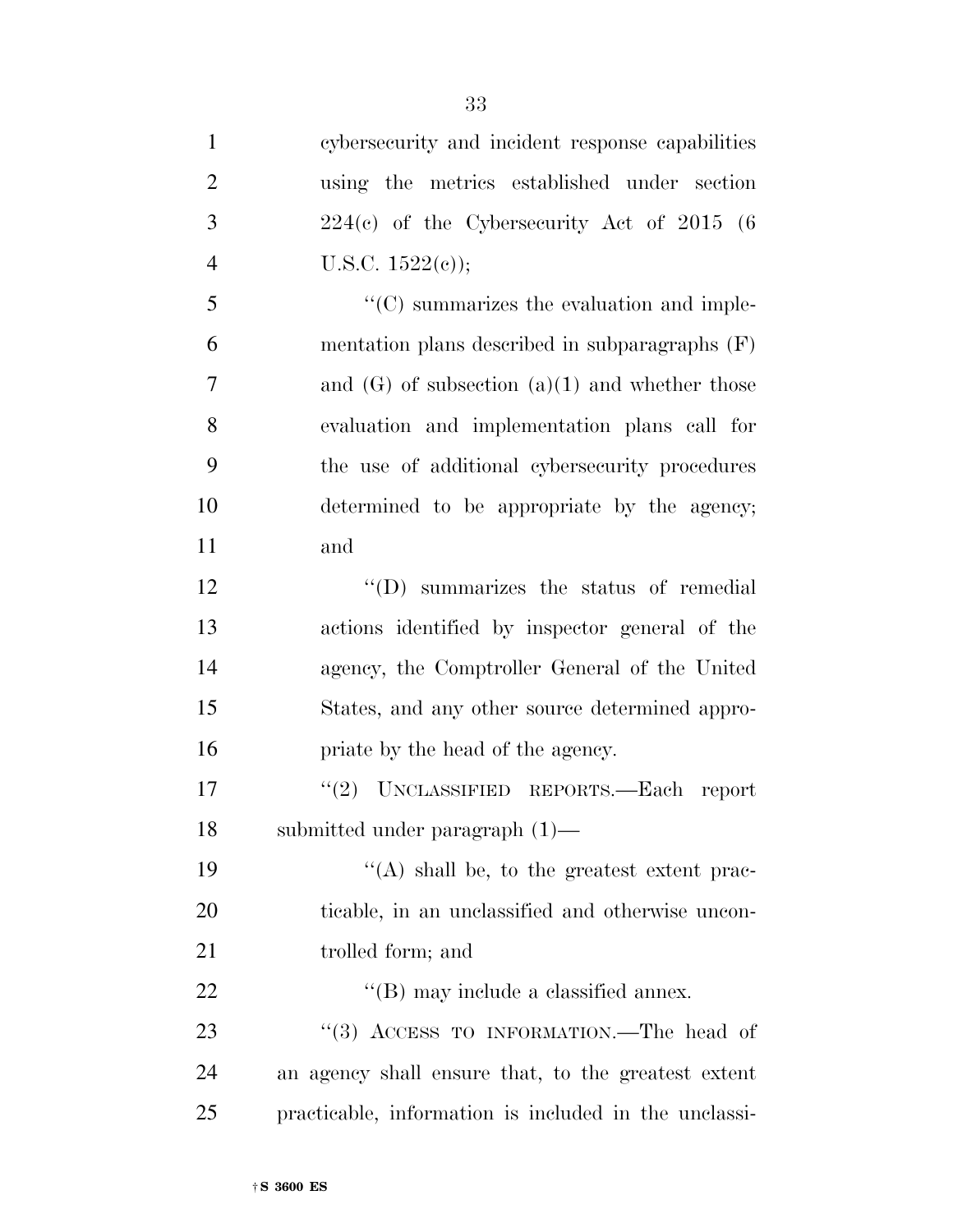cybersecurity and incident response capabilities using the metrics established under section 224(c) of the Cybersecurity Act of 2015 (6 U.S.C. 1522(c));

"(C) summarizes the evaluation and implementation plans described in subparagraphs (F) and (G) of subsection (a)(1) and whether those evaluation and implementation plans call for the use of additional cybersecurity procedures determined to be appropriate by the agency; and

"(D) summarizes the status of remedial actions identified by inspector general of the agency, the Comptroller General of the United States, and any other source determined appropriate by the head of the agency.

"(2) UNCLASSIFIED REPORTS.—Each report submitted under paragraph (1)—

"(A) shall be, to the greatest extent practicable, in an unclassified and otherwise uncontrolled form; and

"(B) may include a classified annex.

"(3) ACCESS TO INFORMATION.—The head of an agency shall ensure that, to the greatest extent practicable, information is included in the unclassi-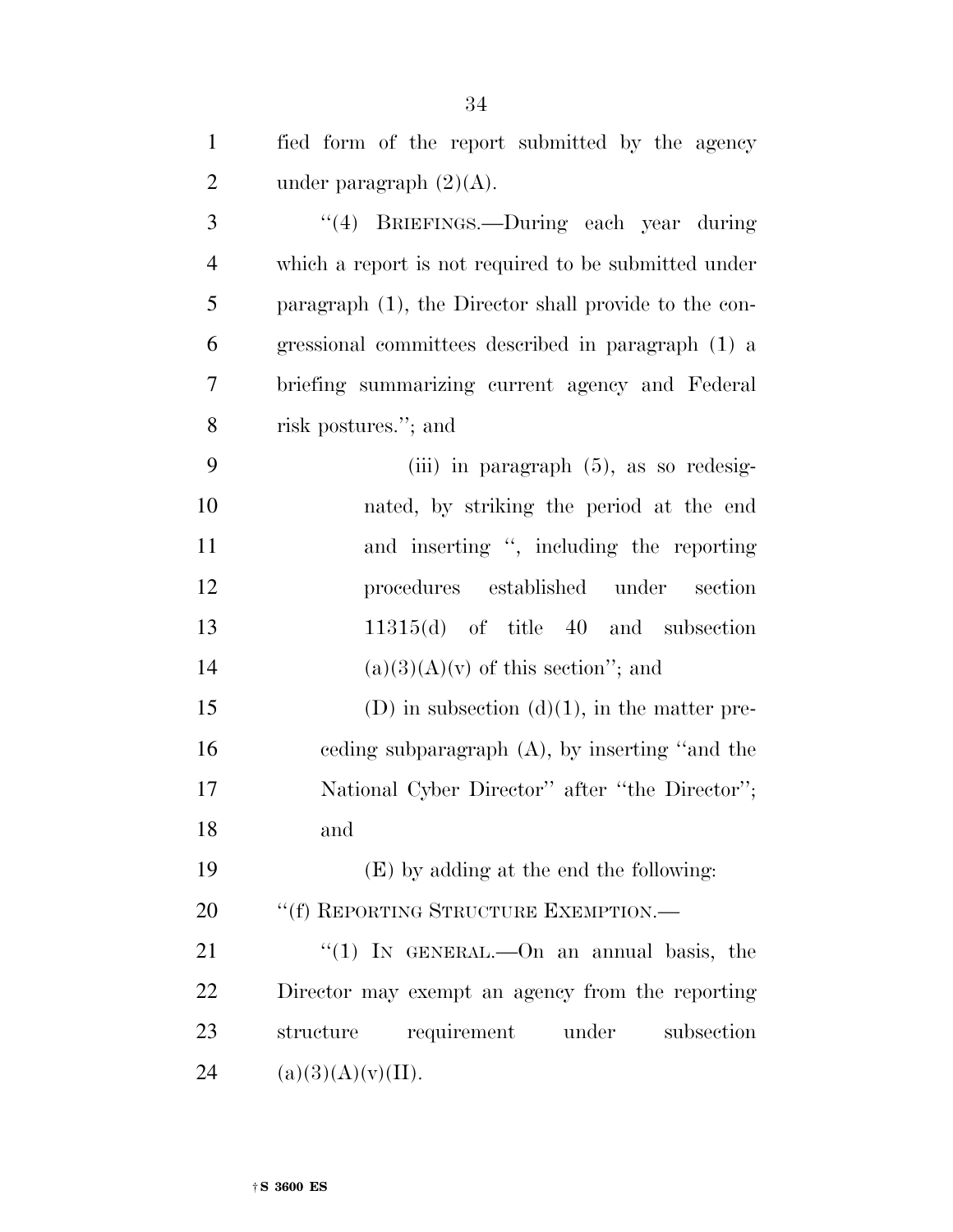fied form of the report submitted by the agency under paragraph (2)(A).

"(4) BRIEFINGS.—During each year during which a report is not required to be submitted under paragraph (1), the Director shall provide to the congressional committees described in paragraph (1) a briefing summarizing current agency and Federal risk postures."; and

(iii) in paragraph (5), as so redesignated, by striking the period at the end and inserting ", including the reporting procedures established under section 11315(d) of title 40 and subsection (a)(3)(A)(v) of this section"; and

(D) in subsection (d)(1), in the matter preceding subparagraph (A), by inserting "and the National Cyber Director" after "the Director"; and

(E) by adding at the end the following:

"(f) REPORTING STRUCTURE EXEMPTION.—

"(1) IN GENERAL.—On an annual basis, the Director may exempt an agency from the reporting structure requirement under subsection (a)(3)(A)(v)(II).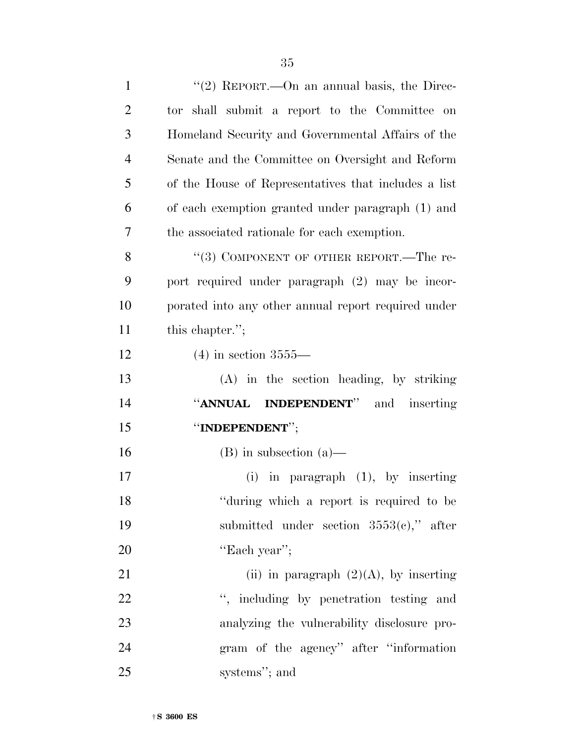"(2) REPORT.—On an annual basis, the Director shall submit a report to the Committee on Homeland Security and Governmental Affairs of the Senate and the Committee on Oversight and Reform of the House of Representatives that includes a list of each exemption granted under paragraph (1) and the associated rationale for each exemption.

"(3) COMPONENT OF OTHER REPORT.—The report required under paragraph (2) may be incorporated into any other annual report required under this chapter.";

(4) in section 3555—

(A) in the section heading, by striking "**ANNUAL INDEPENDENT**" and inserting "**INDEPENDENT**";

(B) in subsection (a)—

(i) in paragraph (1), by inserting "during which a report is required to be submitted under section 3553(c)," after "Each year";

(ii) in paragraph (2)(A), by inserting ", including by penetration testing and analyzing the vulnerability disclosure program of the agency" after "information systems"; and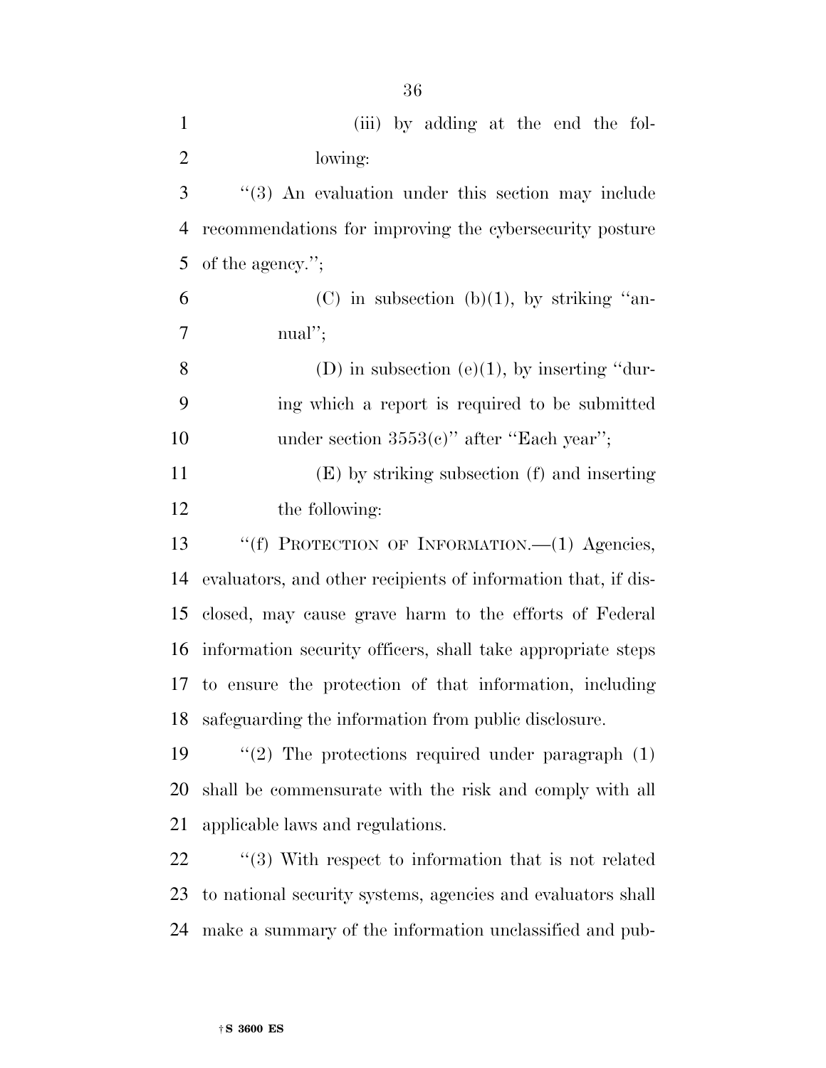(iii) by adding at the end the following:

"(3) An evaluation under this section may include recommendations for improving the cybersecurity posture of the agency.";

(C) in subsection (b)(1), by striking "annual";

(D) in subsection (e)(1), by inserting "during which a report is required to be submitted under section 3553(c)" after "Each year";

(E) by striking subsection (f) and inserting the following:

"(f) PROTECTION OF INFORMATION.—(1) Agencies, evaluators, and other recipients of information that, if disclosed, may cause grave harm to the efforts of Federal information security officers, shall take appropriate steps to ensure the protection of that information, including safeguarding the information from public disclosure.

"(2) The protections required under paragraph (1) shall be commensurate with the risk and comply with all applicable laws and regulations.

"(3) With respect to information that is not related to national security systems, agencies and evaluators shall make a summary of the information unclassified and pub-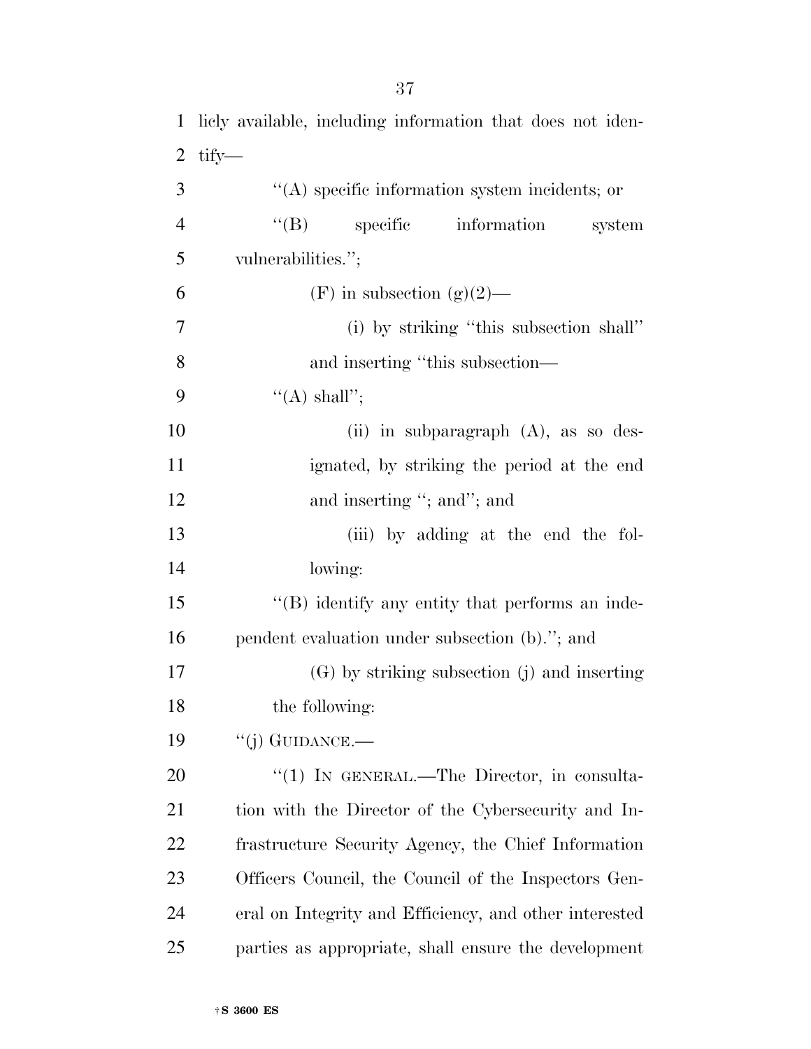licly available, including information that does not identify—

''(A) specific information system incidents; or

''(B) specific information system vulnerabilities.'';

(F) in subsection (g)(2)—

(i) by striking ''this subsection shall'' and inserting ''this subsection—

''(A) shall'';

(ii) in subparagraph (A), as so designated, by striking the period at the end and inserting ''; and''; and

(iii) by adding at the end the following:

''(B) identify any entity that performs an independent evaluation under subsection (b).''; and

(G) by striking subsection (j) and inserting the following:

''(j) GUIDANCE.—

''(1) IN GENERAL.—The Director, in consultation with the Director of the Cybersecurity and Infrastructure Security Agency, the Chief Information Officers Council, the Council of the Inspectors General on Integrity and Efficiency, and other interested parties as appropriate, shall ensure the development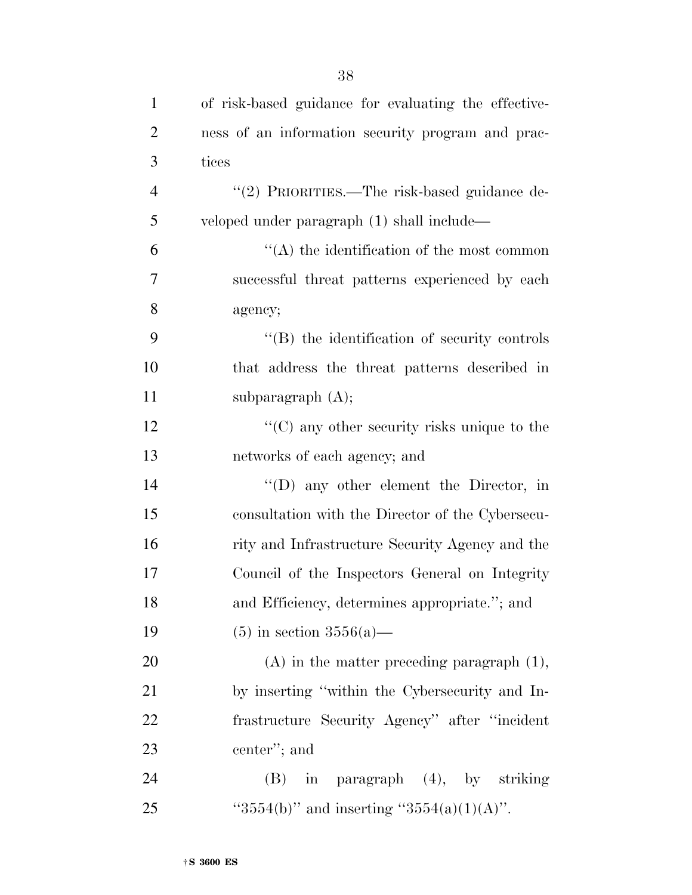of risk-based guidance for evaluating the effectiveness of an information security program and practices

"(2) PRIORITIES.—The risk-based guidance developed under paragraph (1) shall include—

"(A) the identification of the most common successful threat patterns experienced by each agency;

"(B) the identification of security controls that address the threat patterns described in subparagraph (A);

"(C) any other security risks unique to the networks of each agency; and

"(D) any other element the Director, in consultation with the Director of the Cybersecurity and Infrastructure Security Agency and the Council of the Inspectors General on Integrity and Efficiency, determines appropriate."; and

(5) in section 3556(a)—

(A) in the matter preceding paragraph (1), by inserting "within the Cybersecurity and Infrastructure Security Agency" after "incident center"; and

(B) in paragraph (4), by striking "3554(b)" and inserting "3554(a)(1)(A)".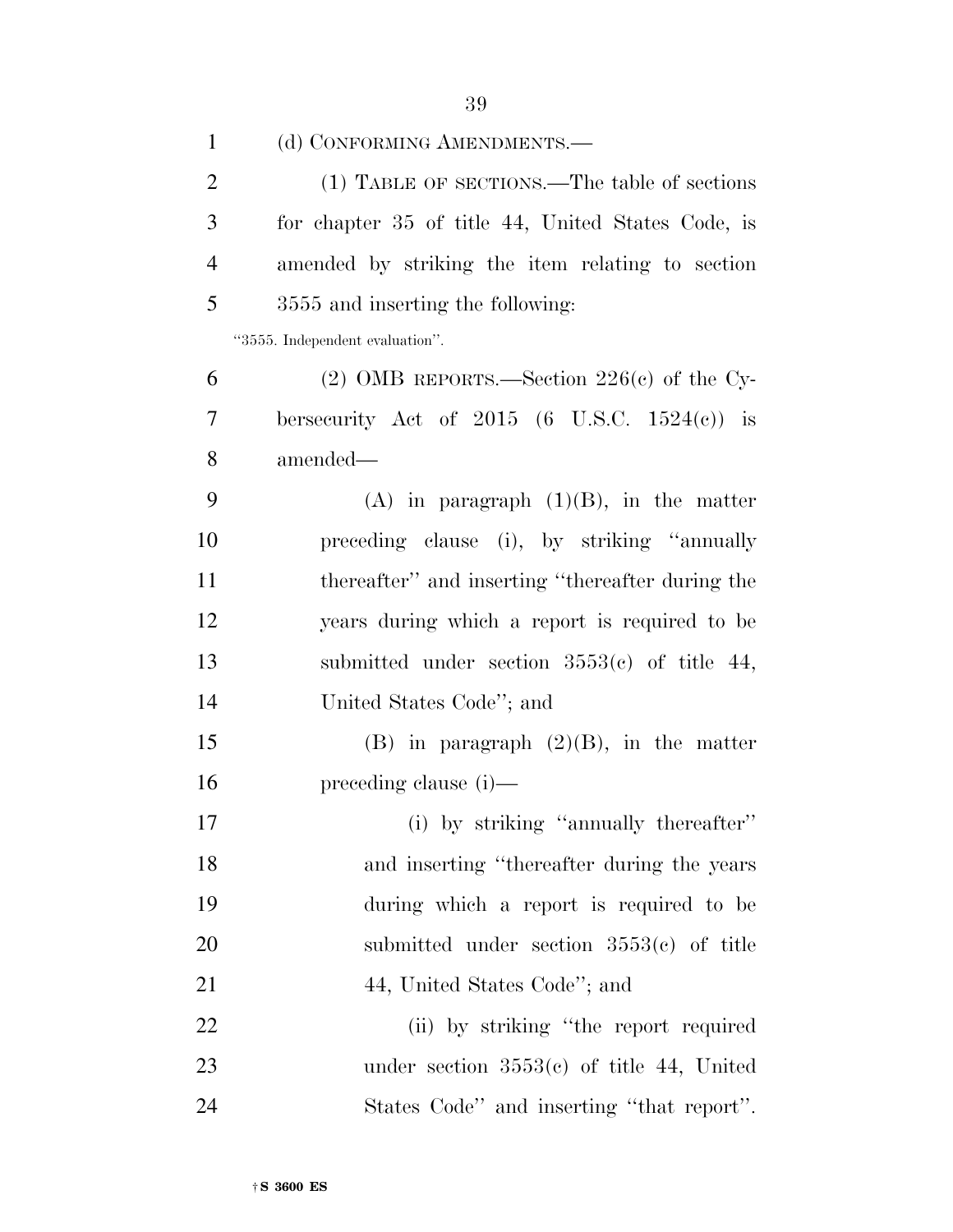(d) CONFORMING AMENDMENTS.—

(1) TABLE OF SECTIONS.—The table of sections for chapter 35 of title 44, United States Code, is amended by striking the item relating to section 3555 and inserting the following:

"3555. Independent evaluation".

(2) OMB REPORTS.—Section 226(c) of the Cybersecurity Act of 2015 (6 U.S.C. 1524(c)) is amended—

(A) in paragraph (1)(B), in the matter preceding clause (i), by striking "annually thereafter" and inserting "thereafter during the years during which a report is required to be submitted under section 3553(c) of title 44, United States Code"; and

(B) in paragraph (2)(B), in the matter preceding clause (i)—

(i) by striking "annually thereafter" and inserting "thereafter during the years during which a report is required to be submitted under section 3553(c) of title 44, United States Code"; and

(ii) by striking "the report required under section 3553(c) of title 44, United States Code" and inserting "that report".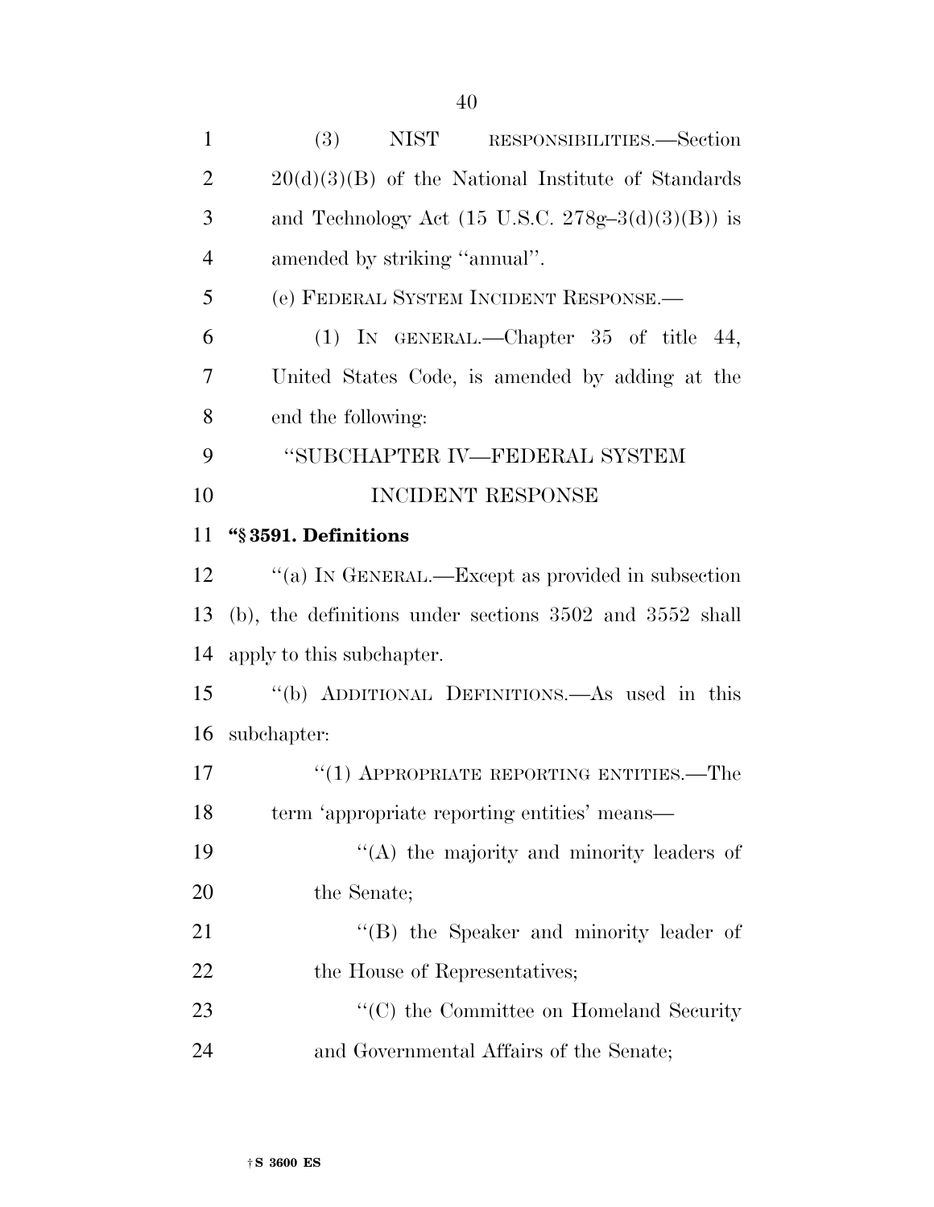(3) NIST RESPONSIBILITIES.—Section 20(d)(3)(B) of the National Institute of Standards and Technology Act (15 U.S.C. 278g–3(d)(3)(B)) is amended by striking ''annual''.

(e) FEDERAL SYSTEM INCIDENT RESPONSE.—

(1) IN GENERAL.—Chapter 35 of title 44, United States Code, is amended by adding at the end the following:

''SUBCHAPTER IV—FEDERAL SYSTEM INCIDENT RESPONSE

**''§ 3591. Definitions**

''(a) IN GENERAL.—Except as provided in subsection (b), the definitions under sections 3502 and 3552 shall apply to this subchapter.

''(b) ADDITIONAL DEFINITIONS.—As used in this subchapter:

''(1) APPROPRIATE REPORTING ENTITIES.—The term 'appropriate reporting entities' means—

''(A) the majority and minority leaders of the Senate;

''(B) the Speaker and minority leader of the House of Representatives;

''(C) the Committee on Homeland Security and Governmental Affairs of the Senate;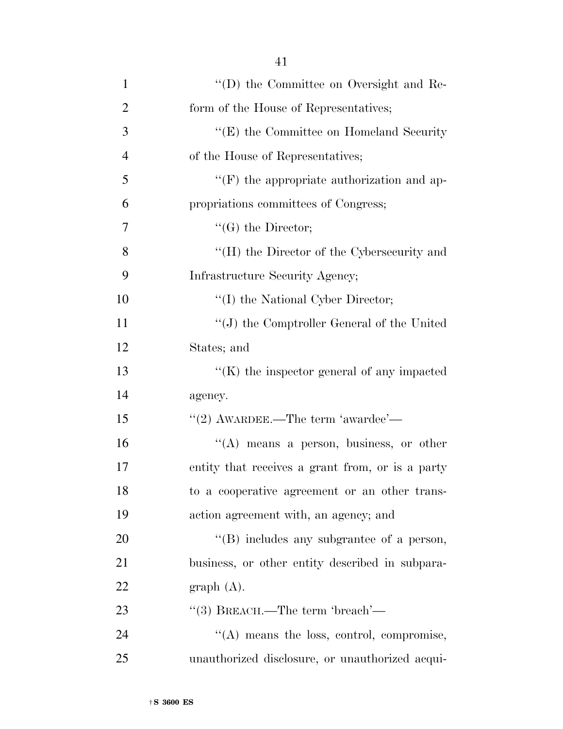''(D) the Committee on Oversight and Reform of the House of Representatives;

''(E) the Committee on Homeland Security of the House of Representatives;

''(F) the appropriate authorization and appropriations committees of Congress;

''(G) the Director;

''(H) the Director of the Cybersecurity and Infrastructure Security Agency;

''(I) the National Cyber Director;

''(J) the Comptroller General of the United States; and

''(K) the inspector general of any impacted agency.

''(2) AWARDEE.—The term 'awardee'—

''(A) means a person, business, or other entity that receives a grant from, or is a party to a cooperative agreement or an other transaction agreement with, an agency; and

''(B) includes any subgrantee of a person, business, or other entity described in subparagraph (A).

''(3) BREACH.—The term 'breach'—

''(A) means the loss, control, compromise, unauthorized disclosure, or unauthorized acqui-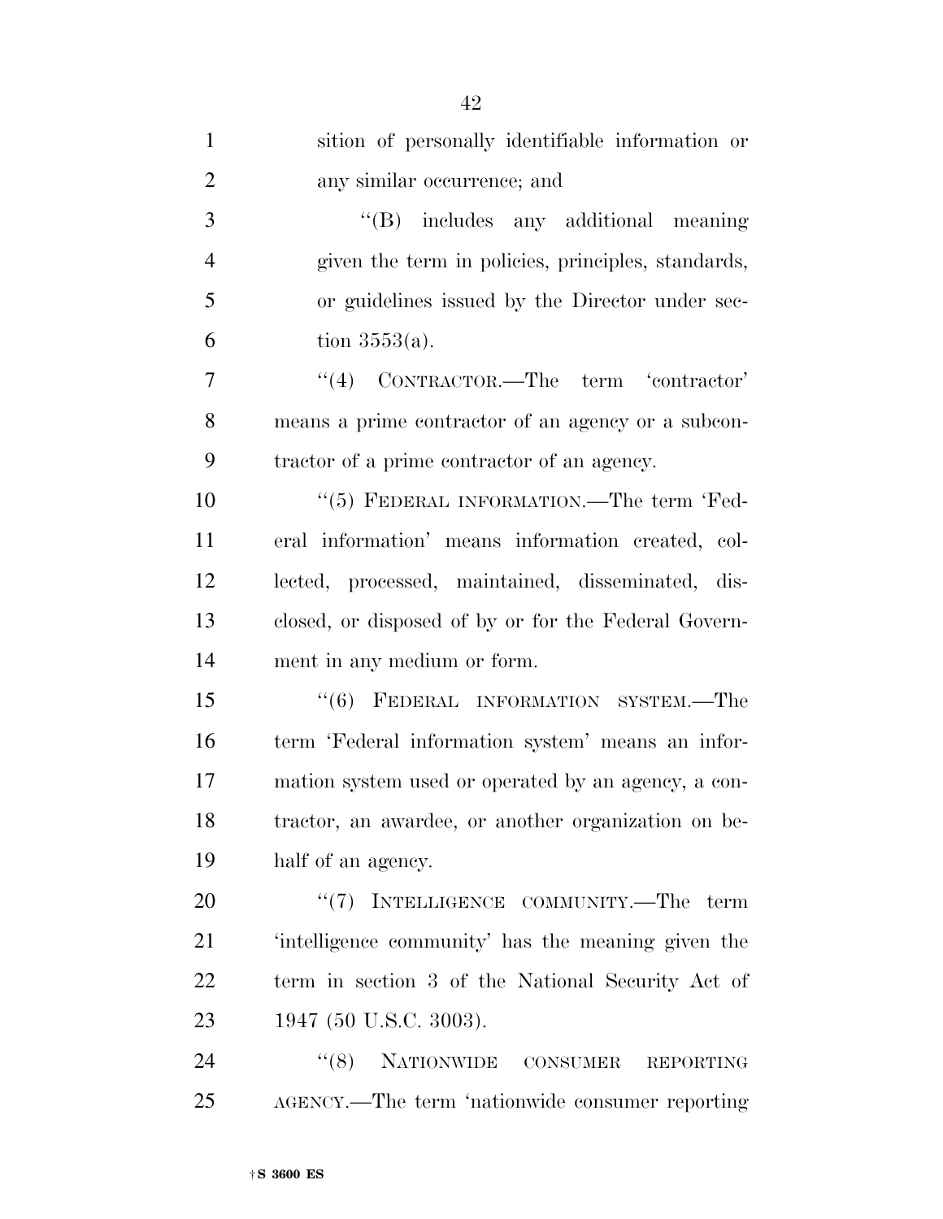sition of personally identifiable information or any similar occurrence; and

"(B) includes any additional meaning given the term in policies, principles, standards, or guidelines issued by the Director under section 3553(a).

"(4) CONTRACTOR.—The term 'contractor' means a prime contractor of an agency or a subcontractor of a prime contractor of an agency.

"(5) FEDERAL INFORMATION.—The term 'Federal information' means information created, collected, processed, maintained, disseminated, disclosed, or disposed of by or for the Federal Government in any medium or form.

"(6) FEDERAL INFORMATION SYSTEM.—The term 'Federal information system' means an information system used or operated by an agency, a contractor, an awardee, or another organization on behalf of an agency.

"(7) INTELLIGENCE COMMUNITY.—The term 'intelligence community' has the meaning given the term in section 3 of the National Security Act of 1947 (50 U.S.C. 3003).

"(8) NATIONWIDE CONSUMER REPORTING AGENCY.—The term 'nationwide consumer reporting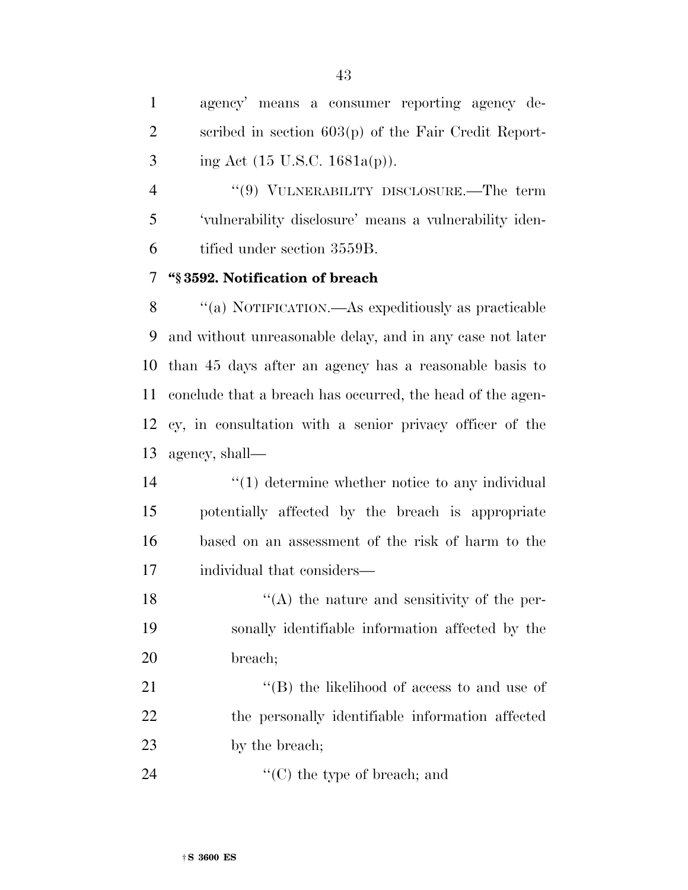agency' means a consumer reporting agency described in section 603(p) of the Fair Credit Reporting Act (15 U.S.C. 1681a(p)).

"(9) VULNERABILITY DISCLOSURE.—The term 'vulnerability disclosure' means a vulnerability identified under section 3559B.

**"§ 3592. Notification of breach**

"(a) NOTIFICATION.—As expeditiously as practicable and without unreasonable delay, and in any case not later than 45 days after an agency has a reasonable basis to conclude that a breach has occurred, the head of the agency, in consultation with a senior privacy officer of the agency, shall—

"(1) determine whether notice to any individual potentially affected by the breach is appropriate based on an assessment of the risk of harm to the individual that considers—

"(A) the nature and sensitivity of the personally identifiable information affected by the breach;

"(B) the likelihood of access to and use of the personally identifiable information affected by the breach;

"(C) the type of breach; and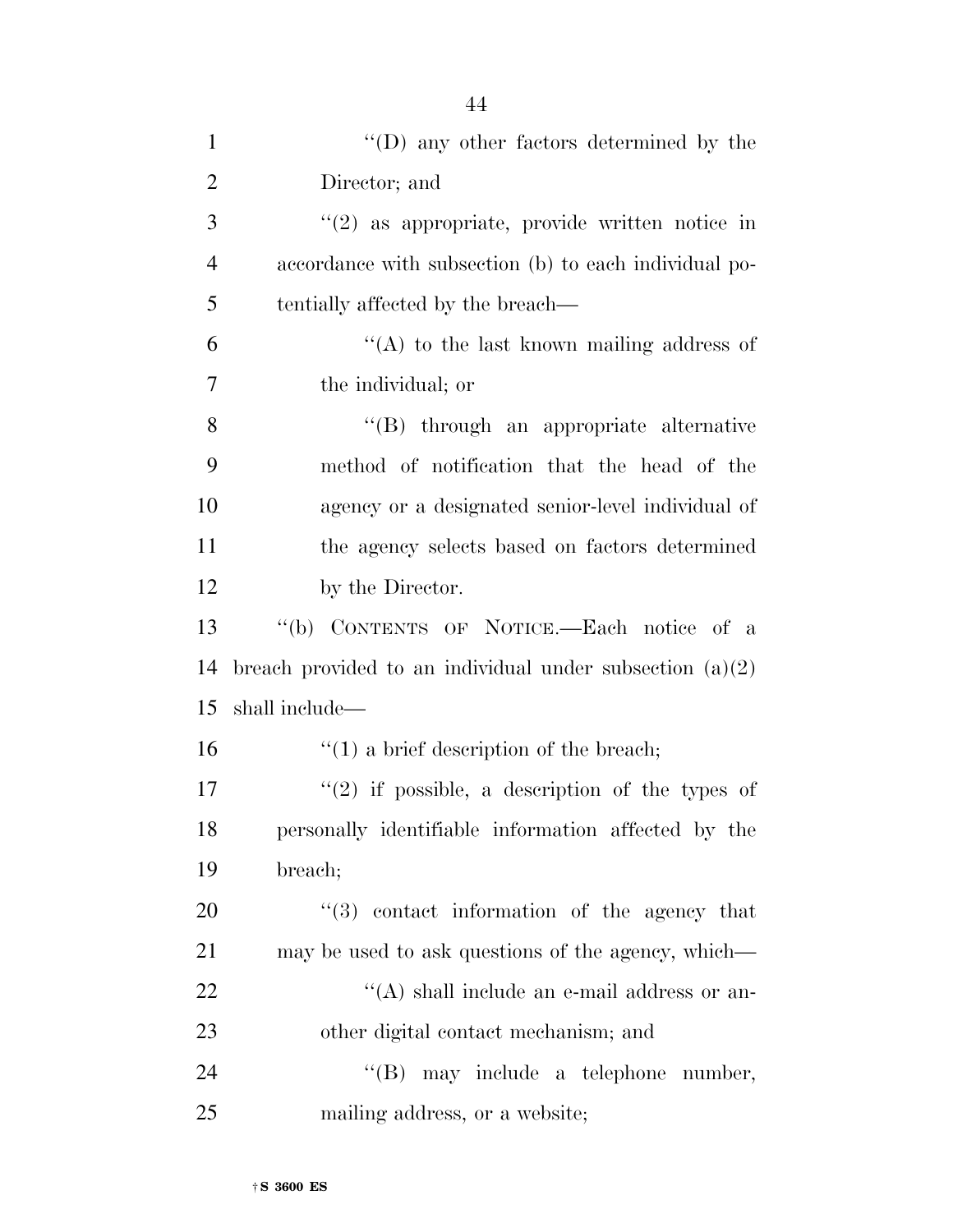''(D) any other factors determined by the Director; and

''(2) as appropriate, provide written notice in accordance with subsection (b) to each individual potentially affected by the breach—

''(A) to the last known mailing address of the individual; or

''(B) through an appropriate alternative method of notification that the head of the agency or a designated senior-level individual of the agency selects based on factors determined by the Director.

''(b) CONTENTS OF NOTICE.—Each notice of a breach provided to an individual under subsection (a)(2) shall include—

''(1) a brief description of the breach;

''(2) if possible, a description of the types of personally identifiable information affected by the breach;

''(3) contact information of the agency that may be used to ask questions of the agency, which—

''(A) shall include an e-mail address or another digital contact mechanism; and

''(B) may include a telephone number, mailing address, or a website;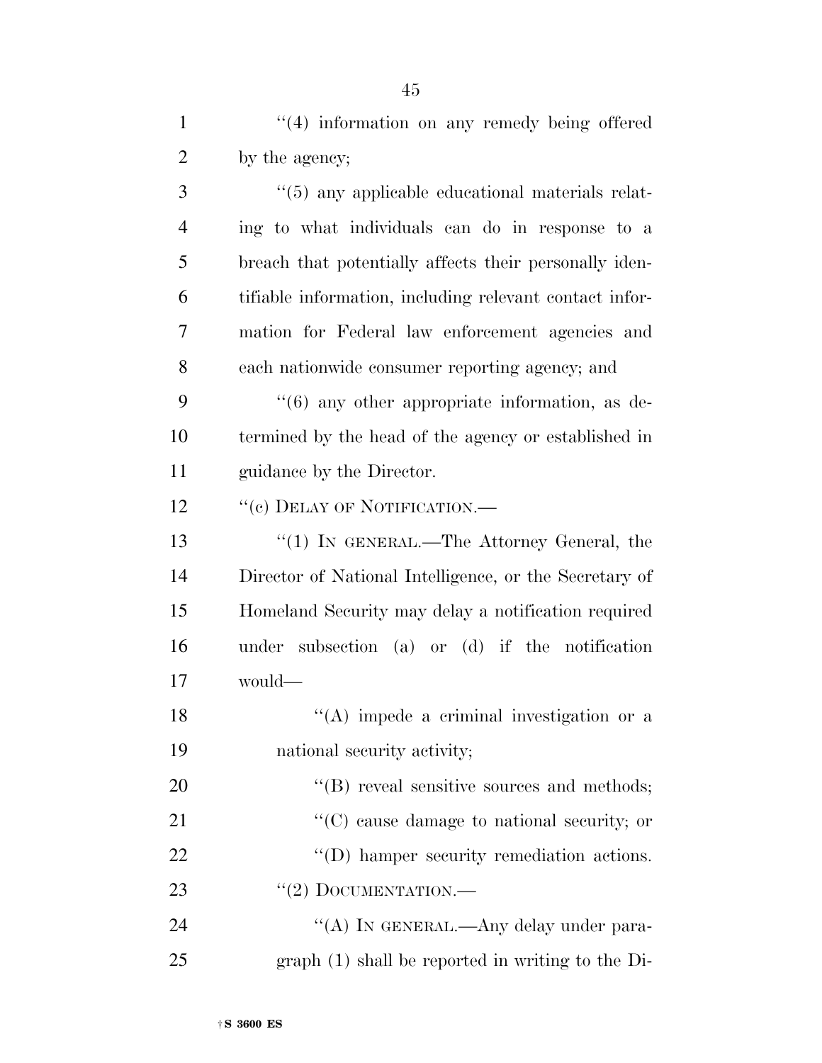''(4) information on any remedy being offered by the agency;

''(5) any applicable educational materials relating to what individuals can do in response to a breach that potentially affects their personally identifiable information, including relevant contact information for Federal law enforcement agencies and each nationwide consumer reporting agency; and

''(6) any other appropriate information, as determined by the head of the agency or established in guidance by the Director.

''(c) DELAY OF NOTIFICATION.—

''(1) IN GENERAL.—The Attorney General, the Director of National Intelligence, or the Secretary of Homeland Security may delay a notification required under subsection (a) or (d) if the notification would—

''(A) impede a criminal investigation or a national security activity;

''(B) reveal sensitive sources and methods;

''(C) cause damage to national security; or

''(D) hamper security remediation actions.

''(2) DOCUMENTATION.—

''(A) IN GENERAL.—Any delay under paragraph (1) shall be reported in writing to the Di-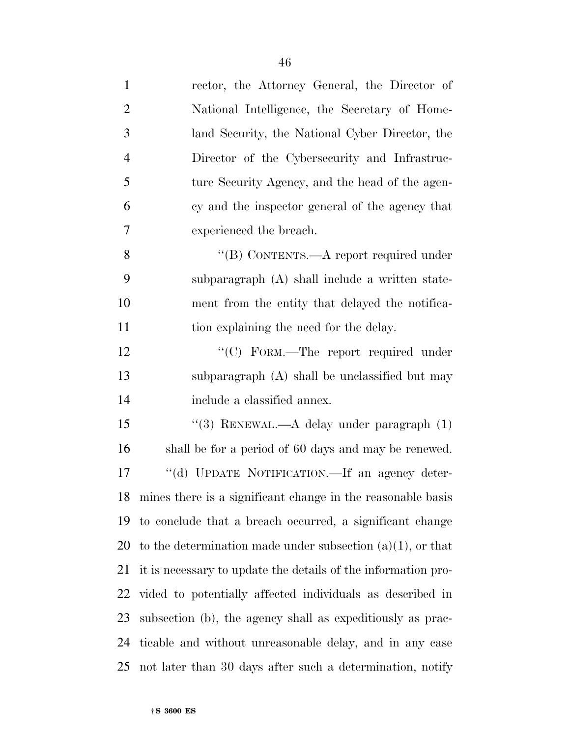rector, the Attorney General, the Director of National Intelligence, the Secretary of Homeland Security, the National Cyber Director, the Director of the Cybersecurity and Infrastructure Security Agency, and the head of the agency and the inspector general of the agency that experienced the breach.

"(B) CONTENTS.—A report required under subparagraph (A) shall include a written statement from the entity that delayed the notification explaining the need for the delay.

"(C) FORM.—The report required under subparagraph (A) shall be unclassified but may include a classified annex.

"(3) RENEWAL.—A delay under paragraph (1) shall be for a period of 60 days and may be renewed.

"(d) UPDATE NOTIFICATION.—If an agency determines there is a significant change in the reasonable basis to conclude that a breach occurred, a significant change to the determination made under subsection (a)(1), or that it is necessary to update the details of the information provided to potentially affected individuals as described in subsection (b), the agency shall as expeditiously as practicable and without unreasonable delay, and in any case not later than 30 days after such a determination, notify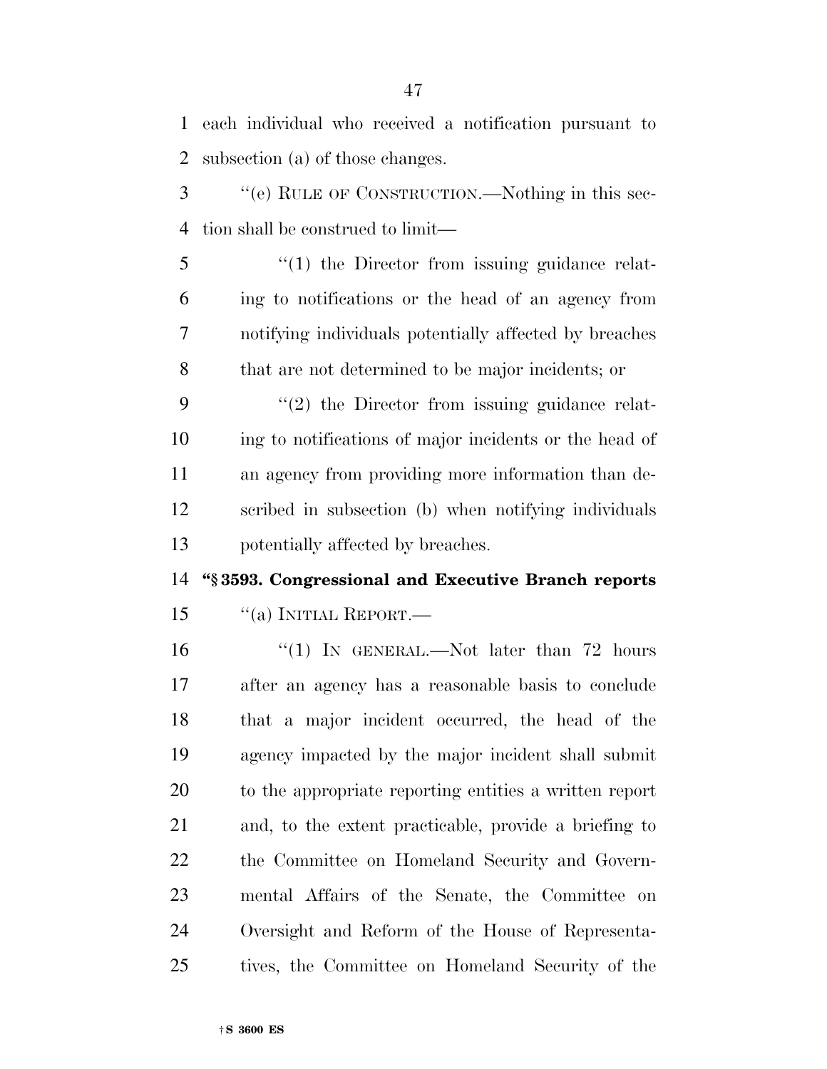each individual who received a notification pursuant to subsection (a) of those changes.

"(e) RULE OF CONSTRUCTION.—Nothing in this section shall be construed to limit—

"(1) the Director from issuing guidance relating to notifications or the head of an agency from notifying individuals potentially affected by breaches that are not determined to be major incidents; or

"(2) the Director from issuing guidance relating to notifications of major incidents or the head of an agency from providing more information than described in subsection (b) when notifying individuals potentially affected by breaches.

**"§ 3593. Congressional and Executive Branch reports**

"(a) INITIAL REPORT.—

"(1) IN GENERAL.—Not later than 72 hours after an agency has a reasonable basis to conclude that a major incident occurred, the head of the agency impacted by the major incident shall submit to the appropriate reporting entities a written report and, to the extent practicable, provide a briefing to the Committee on Homeland Security and Governmental Affairs of the Senate, the Committee on Oversight and Reform of the House of Representatives, the Committee on Homeland Security of the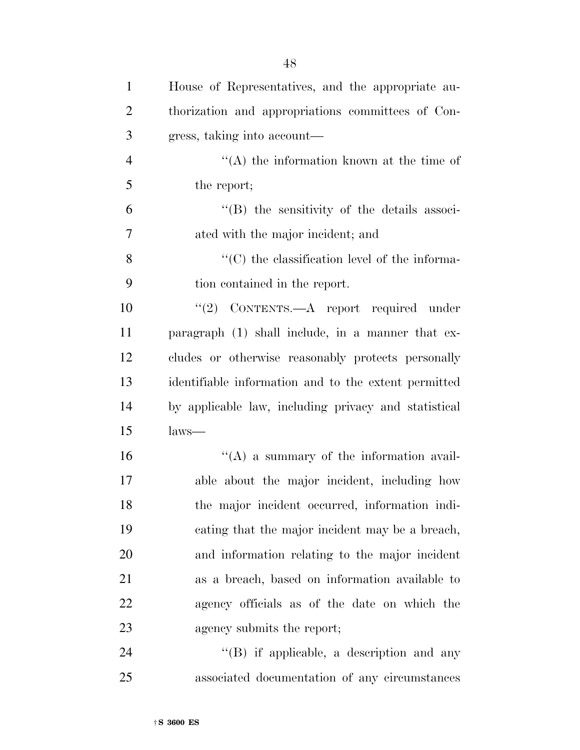House of Representatives, and the appropriate authorization and appropriations committees of Congress, taking into account—

''(A) the information known at the time of the report;

''(B) the sensitivity of the details associated with the major incident; and

''(C) the classification level of the information contained in the report.

''(2) CONTENTS.—A report required under paragraph (1) shall include, in a manner that excludes or otherwise reasonably protects personally identifiable information and to the extent permitted by applicable law, including privacy and statistical laws—

''(A) a summary of the information available about the major incident, including how the major incident occurred, information indicating that the major incident may be a breach, and information relating to the major incident as a breach, based on information available to agency officials as of the date on which the agency submits the report;

''(B) if applicable, a description and any associated documentation of any circumstances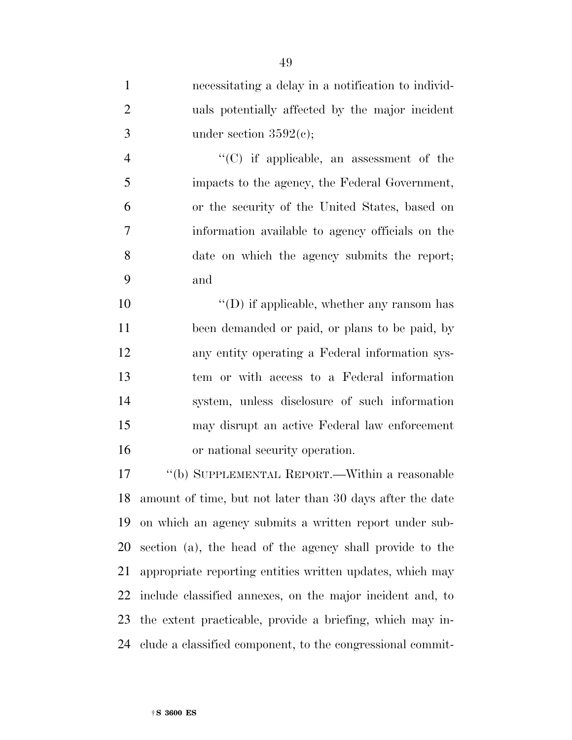necessitating a delay in a notification to individuals potentially affected by the major incident under section 3592(c);

"(C) if applicable, an assessment of the impacts to the agency, the Federal Government, or the security of the United States, based on information available to agency officials on the date on which the agency submits the report; and

"(D) if applicable, whether any ransom has been demanded or paid, or plans to be paid, by any entity operating a Federal information system or with access to a Federal information system, unless disclosure of such information may disrupt an active Federal law enforcement or national security operation.

"(b) SUPPLEMENTAL REPORT.—Within a reasonable amount of time, but not later than 30 days after the date on which an agency submits a written report under subsection (a), the head of the agency shall provide to the appropriate reporting entities written updates, which may include classified annexes, on the major incident and, to the extent practicable, provide a briefing, which may include a classified component, to the congressional commit-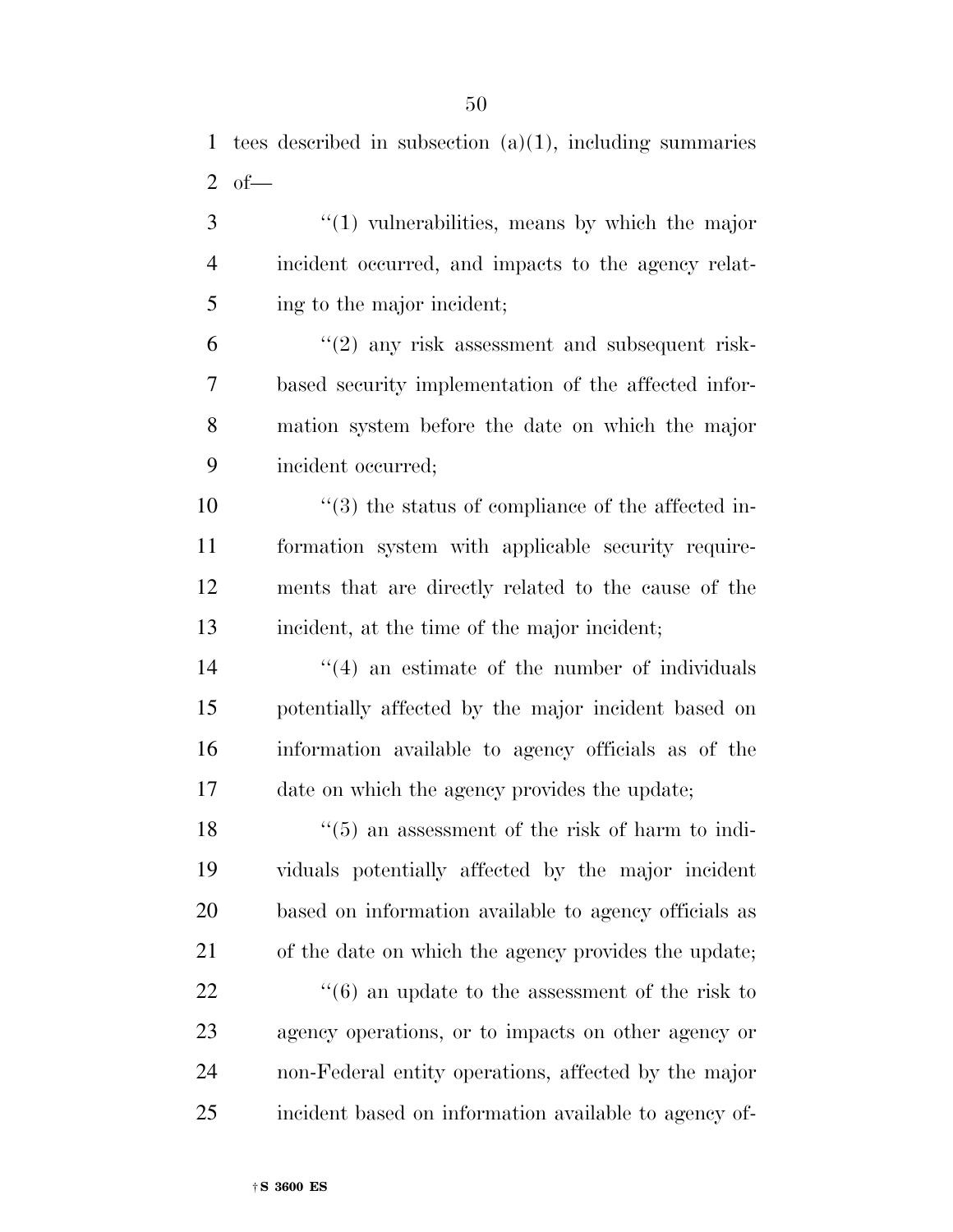tees described in subsection (a)(1), including summaries of—

''(1) vulnerabilities, means by which the major incident occurred, and impacts to the agency relating to the major incident;

''(2) any risk assessment and subsequent risk-based security implementation of the affected information system before the date on which the major incident occurred;

''(3) the status of compliance of the affected information system with applicable security requirements that are directly related to the cause of the incident, at the time of the major incident;

''(4) an estimate of the number of individuals potentially affected by the major incident based on information available to agency officials as of the date on which the agency provides the update;

''(5) an assessment of the risk of harm to individuals potentially affected by the major incident based on information available to agency officials as of the date on which the agency provides the update;

''(6) an update to the assessment of the risk to agency operations, or to impacts on other agency or non-Federal entity operations, affected by the major incident based on information available to agency of-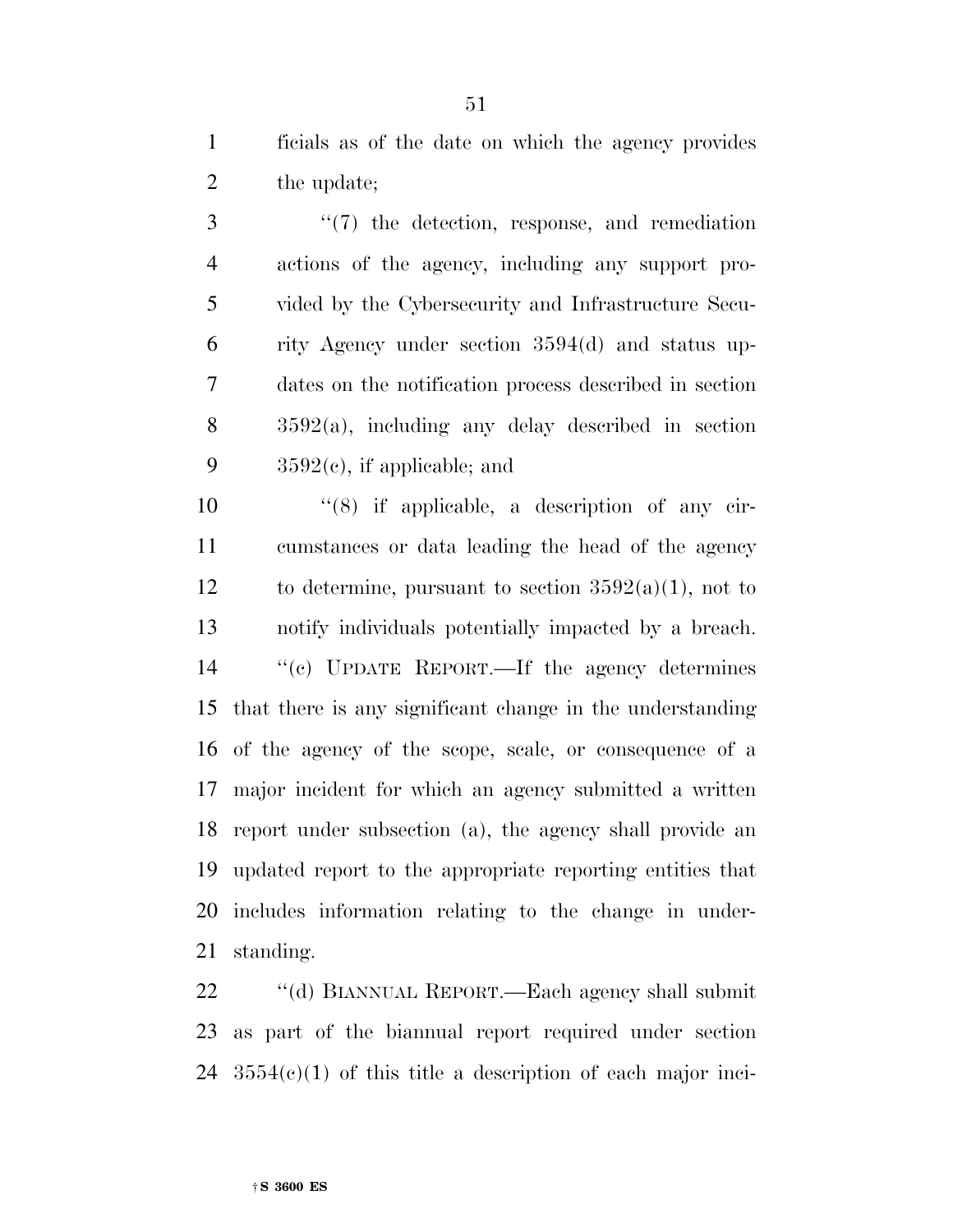ficials as of the date on which the agency provides the update;

"(7) the detection, response, and remediation actions of the agency, including any support provided by the Cybersecurity and Infrastructure Security Agency under section 3594(d) and status updates on the notification process described in section 3592(a), including any delay described in section 3592(c), if applicable; and

"(8) if applicable, a description of any circumstances or data leading the head of the agency to determine, pursuant to section 3592(a)(1), not to notify individuals potentially impacted by a breach.

"(c) UPDATE REPORT.—If the agency determines that there is any significant change in the understanding of the agency of the scope, scale, or consequence of a major incident for which an agency submitted a written report under subsection (a), the agency shall provide an updated report to the appropriate reporting entities that includes information relating to the change in understanding.

"(d) BIANNUAL REPORT.—Each agency shall submit as part of the biannual report required under section 3554(c)(1) of this title a description of each major inci-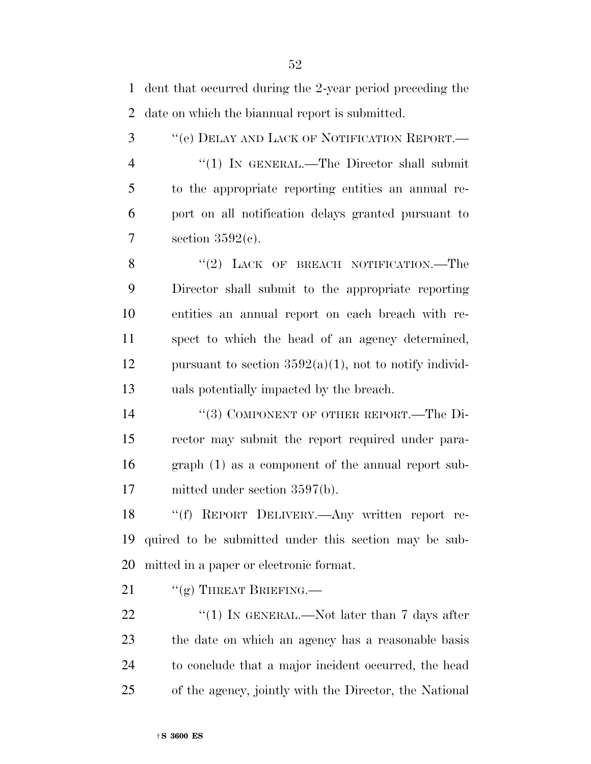dent that occurred during the 2-year period preceding the date on which the biannual report is submitted.

"(e) DELAY AND LACK OF NOTIFICATION REPORT.—

"(1) IN GENERAL.—The Director shall submit to the appropriate reporting entities an annual report on all notification delays granted pursuant to section 3592(c).

"(2) LACK OF BREACH NOTIFICATION.—The Director shall submit to the appropriate reporting entities an annual report on each breach with respect to which the head of an agency determined, pursuant to section 3592(a)(1), not to notify individuals potentially impacted by the breach.

"(3) COMPONENT OF OTHER REPORT.—The Director may submit the report required under paragraph (1) as a component of the annual report submitted under section 3597(b).

"(f) REPORT DELIVERY.—Any written report required to be submitted under this section may be submitted in a paper or electronic format.

"(g) THREAT BRIEFING.—

"(1) IN GENERAL.—Not later than 7 days after the date on which an agency has a reasonable basis to conclude that a major incident occurred, the head of the agency, jointly with the Director, the National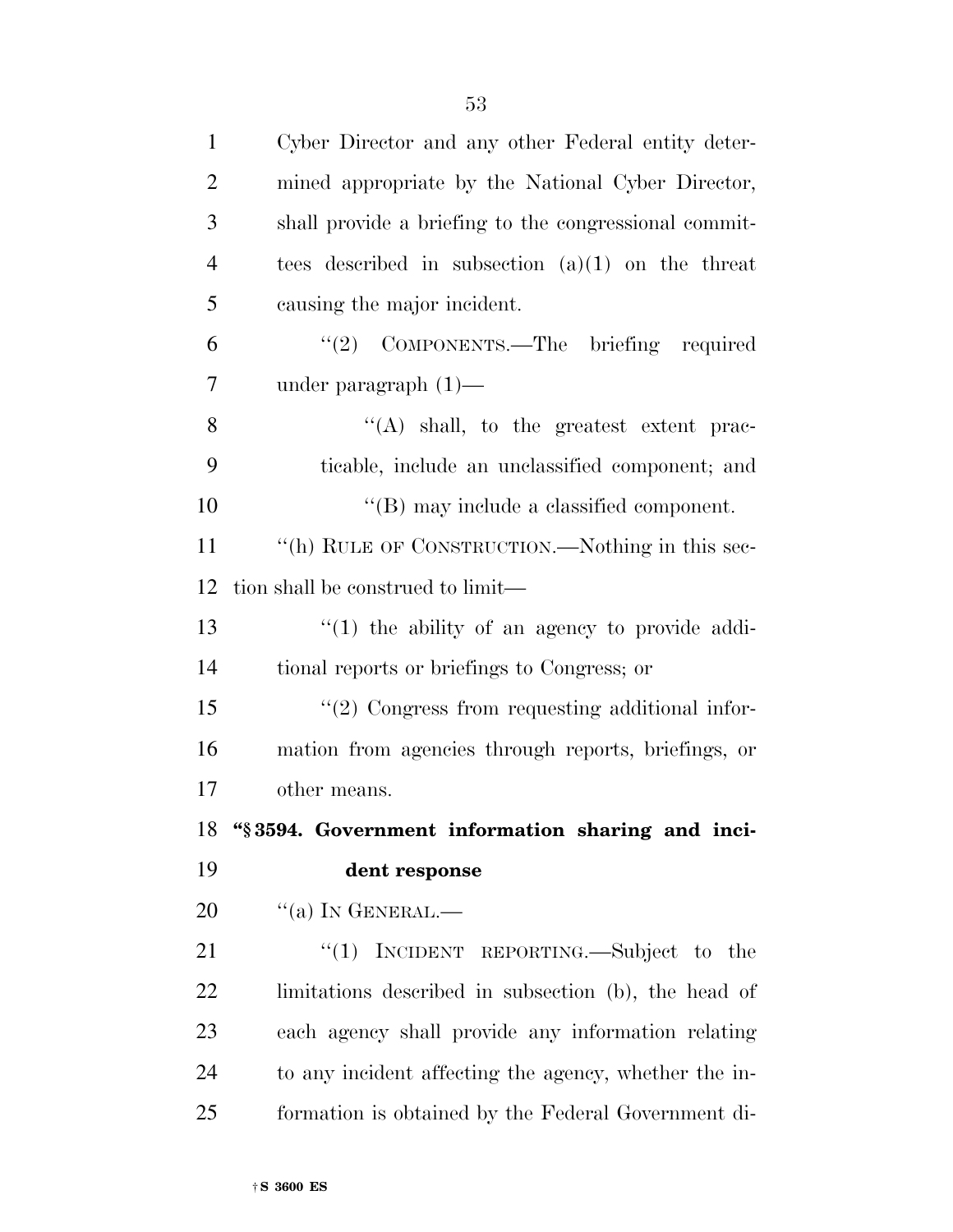Cyber Director and any other Federal entity determined appropriate by the National Cyber Director, shall provide a briefing to the congressional committees described in subsection (a)(1) on the threat causing the major incident.

"(2) COMPONENTS.—The briefing required under paragraph (1)—

"(A) shall, to the greatest extent practicable, include an unclassified component; and

"(B) may include a classified component.

"(h) RULE OF CONSTRUCTION.—Nothing in this section shall be construed to limit—

"(1) the ability of an agency to provide additional reports or briefings to Congress; or

"(2) Congress from requesting additional information from agencies through reports, briefings, or other means.

**"§ 3594. Government information sharing and incident response**

"(a) IN GENERAL.—

"(1) INCIDENT REPORTING.—Subject to the limitations described in subsection (b), the head of each agency shall provide any information relating to any incident affecting the agency, whether the information is obtained by the Federal Government di-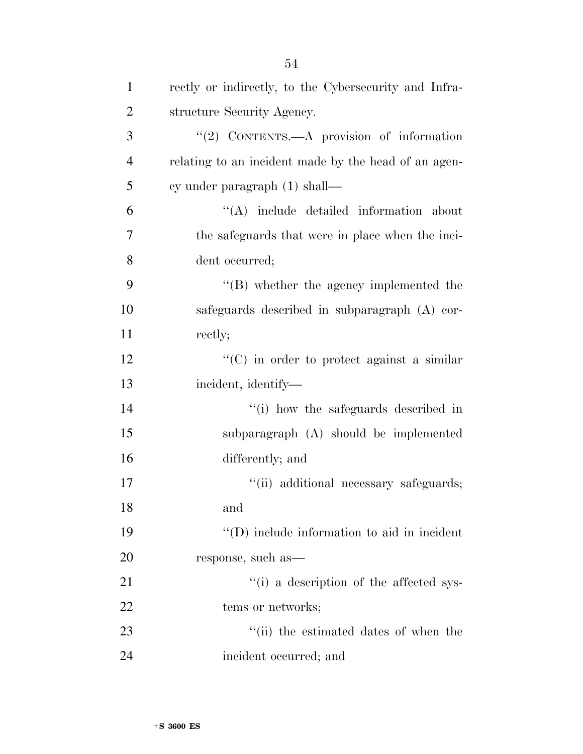rectly or indirectly, to the Cybersecurity and Infrastructure Security Agency.

"(2) CONTENTS.—A provision of information relating to an incident made by the head of an agency under paragraph (1) shall—

"(A) include detailed information about the safeguards that were in place when the incident occurred;

"(B) whether the agency implemented the safeguards described in subparagraph (A) correctly;

"(C) in order to protect against a similar incident, identify—

"(i) how the safeguards described in subparagraph (A) should be implemented differently; and

"(ii) additional necessary safeguards; and

"(D) include information to aid in incident response, such as—

"(i) a description of the affected systems or networks;

"(ii) the estimated dates of when the incident occurred; and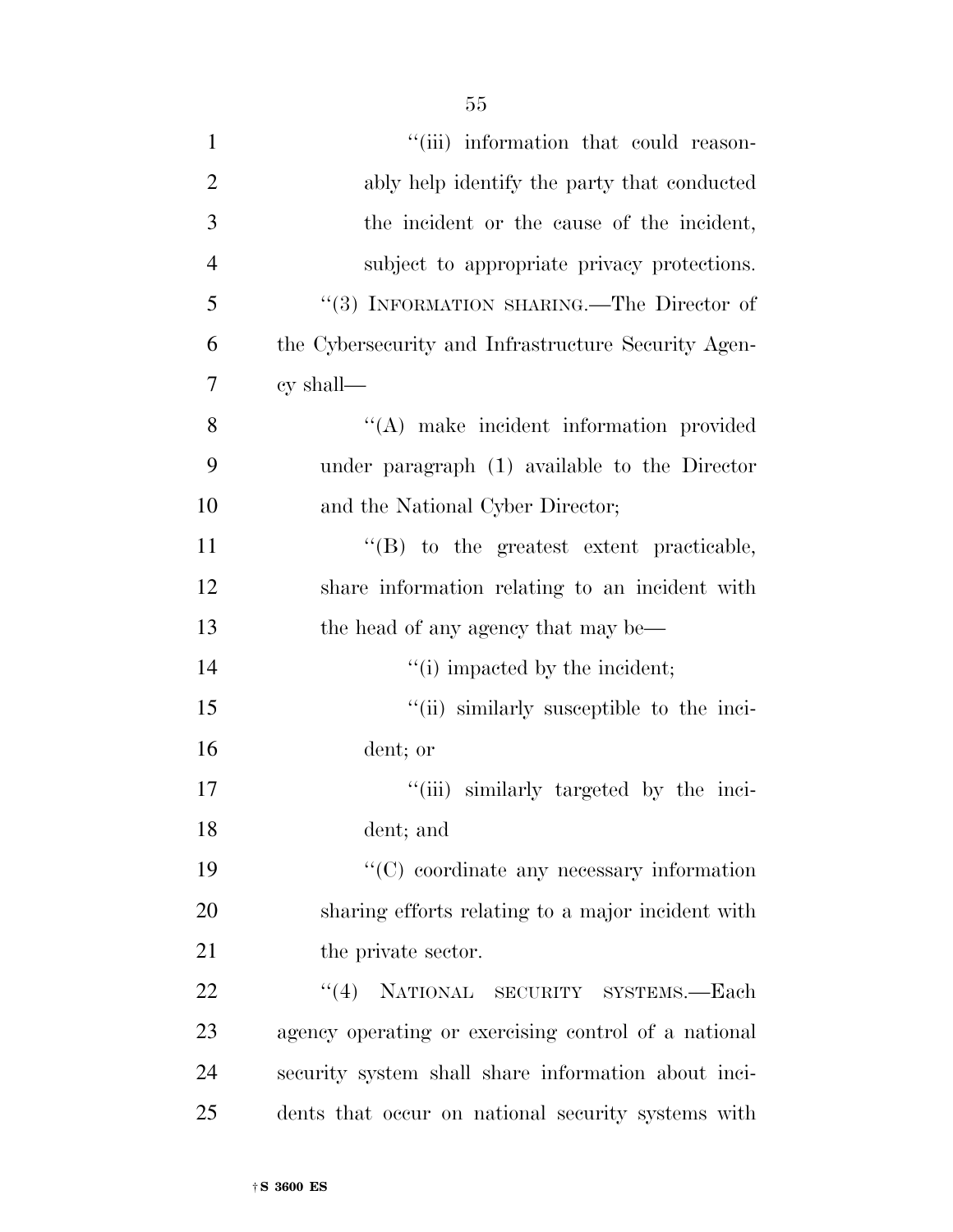''(iii) information that could reasonably help identify the party that conducted the incident or the cause of the incident, subject to appropriate privacy protections.

''(3) INFORMATION SHARING.—The Director of the Cybersecurity and Infrastructure Security Agency shall—

''(A) make incident information provided under paragraph (1) available to the Director and the National Cyber Director;

''(B) to the greatest extent practicable, share information relating to an incident with the head of any agency that may be—

''(i) impacted by the incident;

''(ii) similarly susceptible to the incident; or

''(iii) similarly targeted by the incident; and

''(C) coordinate any necessary information sharing efforts relating to a major incident with the private sector.

''(4) NATIONAL SECURITY SYSTEMS.—Each agency operating or exercising control of a national security system shall share information about incidents that occur on national security systems with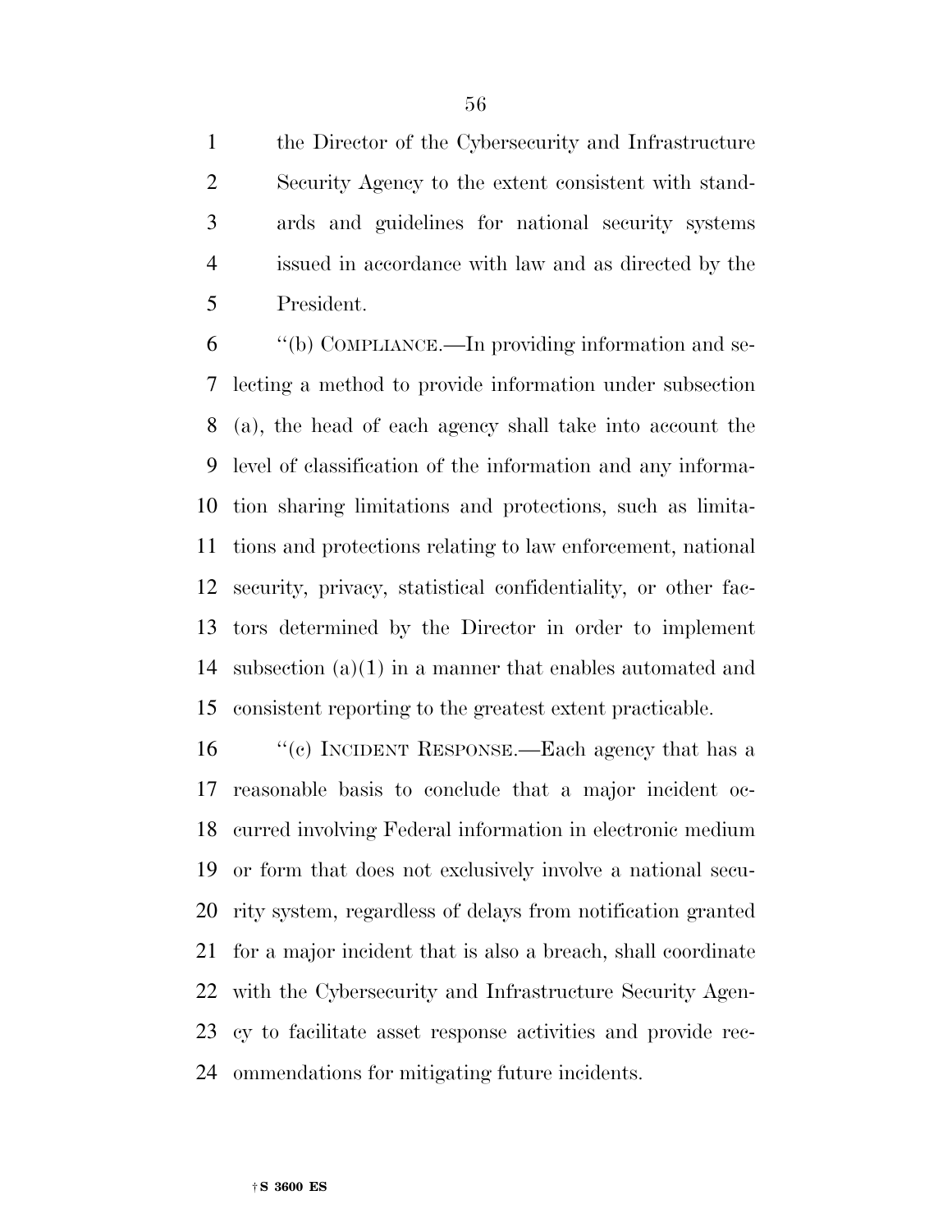the Director of the Cybersecurity and Infrastructure Security Agency to the extent consistent with standards and guidelines for national security systems issued in accordance with law and as directed by the President.

''(b) COMPLIANCE.—In providing information and selecting a method to provide information under subsection (a), the head of each agency shall take into account the level of classification of the information and any information sharing limitations and protections, such as limitations and protections relating to law enforcement, national security, privacy, statistical confidentiality, or other factors determined by the Director in order to implement subsection (a)(1) in a manner that enables automated and consistent reporting to the greatest extent practicable.

''(c) INCIDENT RESPONSE.—Each agency that has a reasonable basis to conclude that a major incident occurred involving Federal information in electronic medium or form that does not exclusively involve a national security system, regardless of delays from notification granted for a major incident that is also a breach, shall coordinate with the Cybersecurity and Infrastructure Security Agency to facilitate asset response activities and provide recommendations for mitigating future incidents.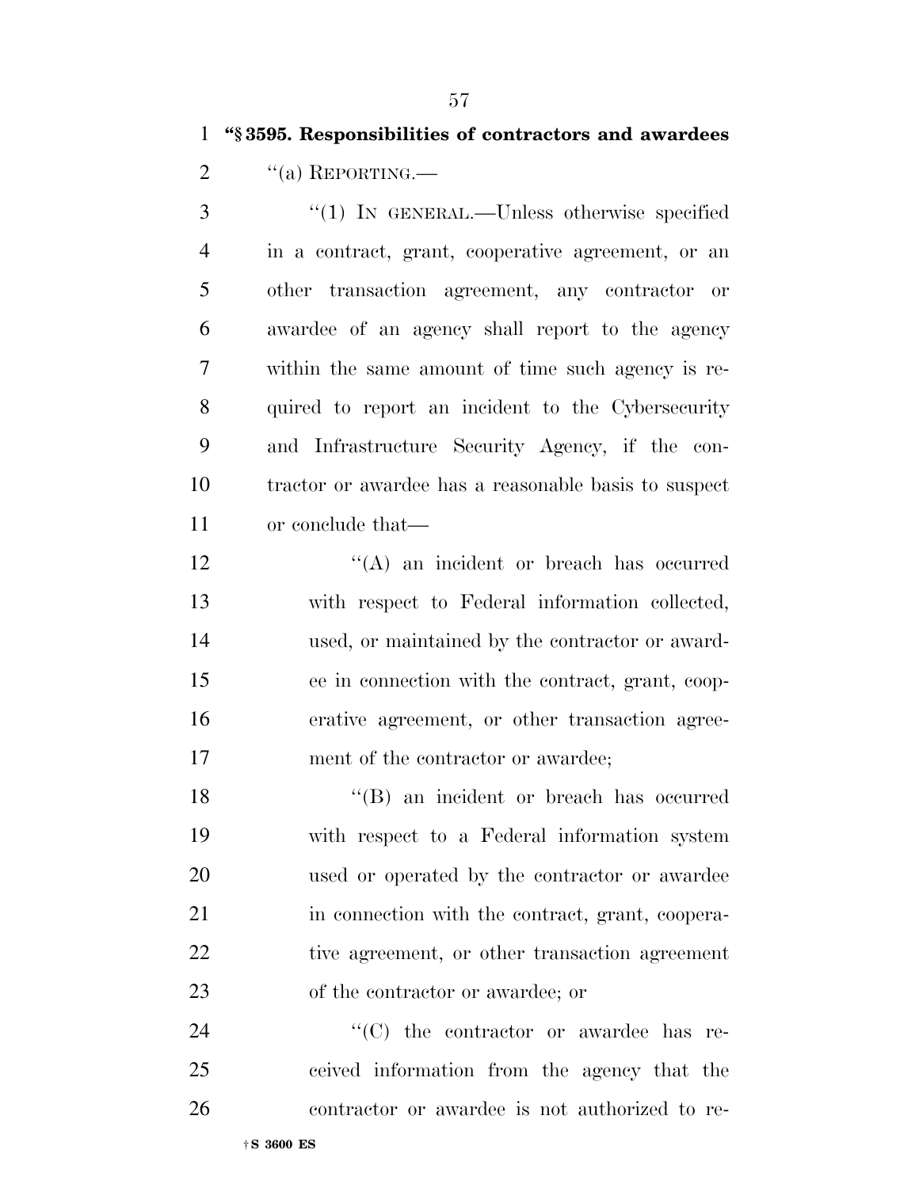**"§ 3595. Responsibilities of contractors and awardees**

"(a) REPORTING.—

"(1) IN GENERAL.—Unless otherwise specified in a contract, grant, cooperative agreement, or an other transaction agreement, any contractor or awardee of an agency shall report to the agency within the same amount of time such agency is required to report an incident to the Cybersecurity and Infrastructure Security Agency, if the contractor or awardee has a reasonable basis to suspect or conclude that—

"(A) an incident or breach has occurred with respect to Federal information collected, used, or maintained by the contractor or awardee in connection with the contract, grant, cooperative agreement, or other transaction agreement of the contractor or awardee;

"(B) an incident or breach has occurred with respect to a Federal information system used or operated by the contractor or awardee in connection with the contract, grant, cooperative agreement, or other transaction agreement of the contractor or awardee; or

"(C) the contractor or awardee has received information from the agency that the contractor or awardee is not authorized to re-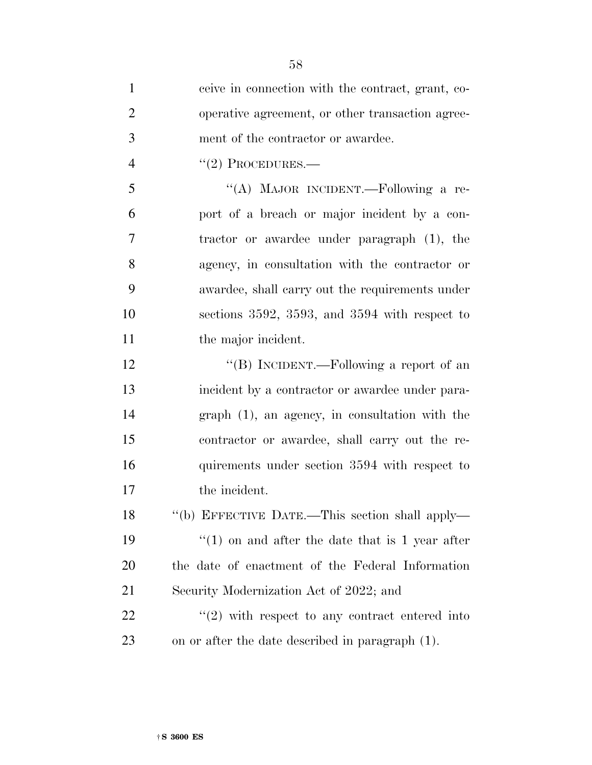ceive in connection with the contract, grant, cooperative agreement, or other transaction agreement of the contractor or awardee.

"(2) PROCEDURES.—

"(A) MAJOR INCIDENT.—Following a report of a breach or major incident by a contractor or awardee under paragraph (1), the agency, in consultation with the contractor or awardee, shall carry out the requirements under sections 3592, 3593, and 3594 with respect to the major incident.

"(B) INCIDENT.—Following a report of an incident by a contractor or awardee under paragraph (1), an agency, in consultation with the contractor or awardee, shall carry out the requirements under section 3594 with respect to the incident.

"(b) EFFECTIVE DATE.—This section shall apply—

"(1) on and after the date that is 1 year after the date of enactment of the Federal Information Security Modernization Act of 2022; and

"(2) with respect to any contract entered into on or after the date described in paragraph (1).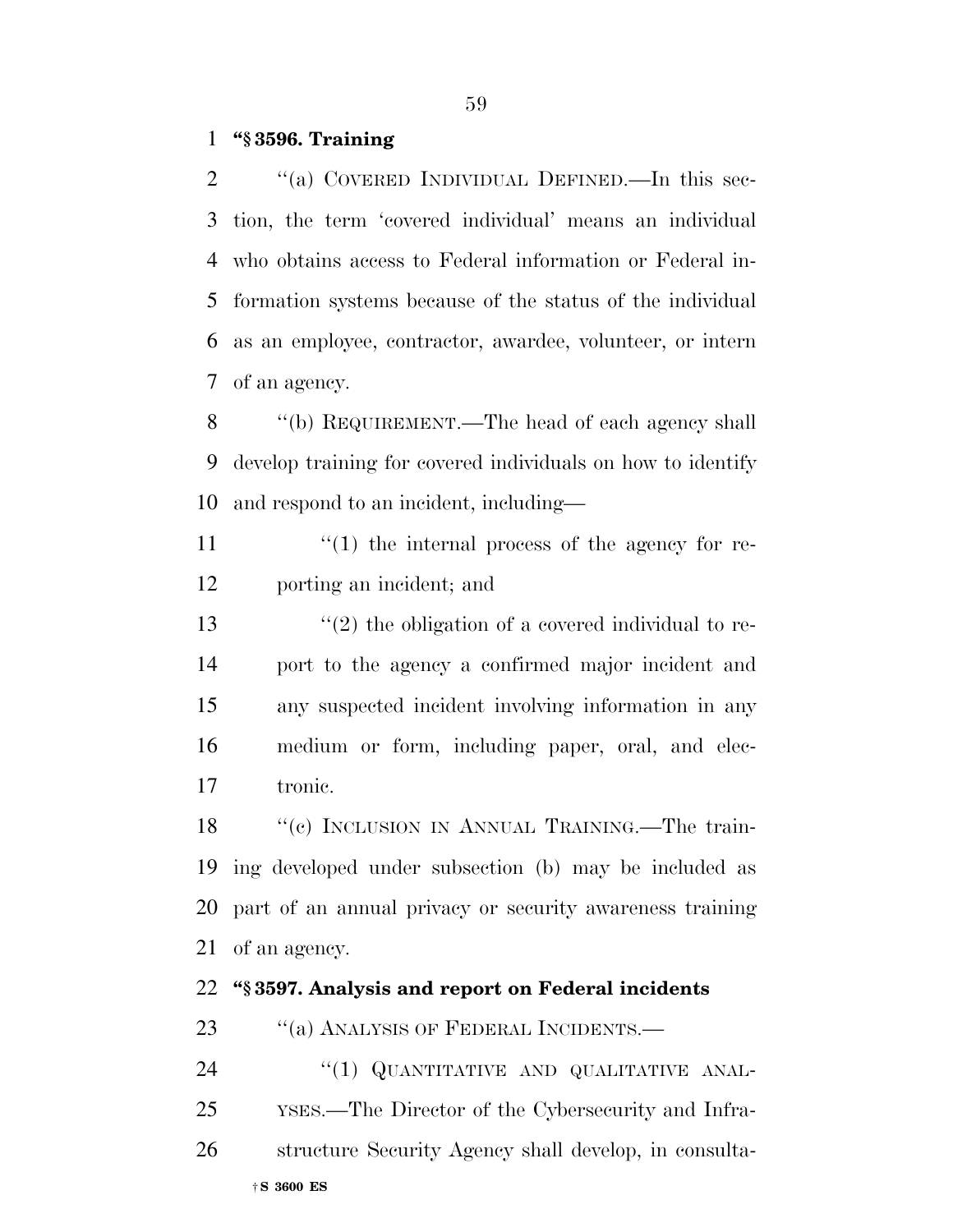**"§ 3596. Training**

"(a) COVERED INDIVIDUAL DEFINED.—In this section, the term 'covered individual' means an individual who obtains access to Federal information or Federal information systems because of the status of the individual as an employee, contractor, awardee, volunteer, or intern of an agency.

"(b) REQUIREMENT.—The head of each agency shall develop training for covered individuals on how to identify and respond to an incident, including—

"(1) the internal process of the agency for reporting an incident; and

"(2) the obligation of a covered individual to report to the agency a confirmed major incident and any suspected incident involving information in any medium or form, including paper, oral, and electronic.

"(c) INCLUSION IN ANNUAL TRAINING.—The training developed under subsection (b) may be included as part of an annual privacy or security awareness training of an agency.

**"§ 3597. Analysis and report on Federal incidents**

"(a) ANALYSIS OF FEDERAL INCIDENTS.—

"(1) QUANTITATIVE AND QUALITATIVE ANALYSES.—The Director of the Cybersecurity and Infrastructure Security Agency shall develop, in consulta-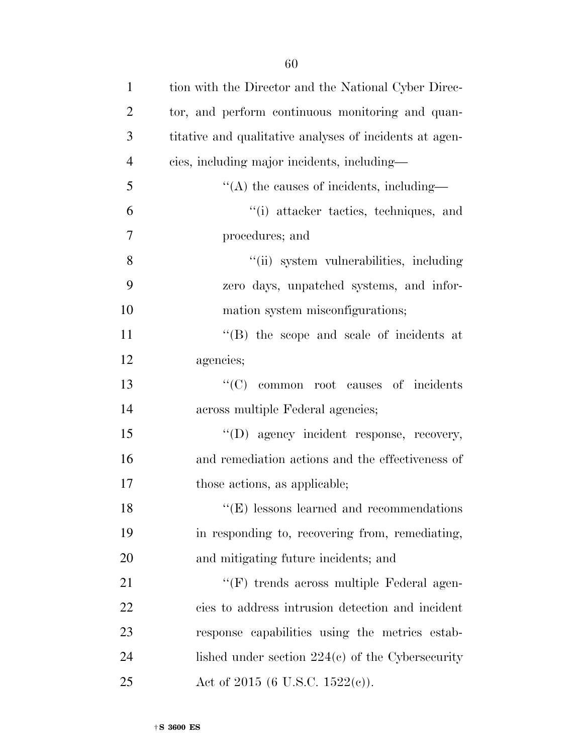tion with the Director and the National Cyber Director, and perform continuous monitoring and quantitative and qualitative analyses of incidents at agencies, including major incidents, including—

''(A) the causes of incidents, including—

''(i) attacker tactics, techniques, and procedures; and

''(ii) system vulnerabilities, including zero days, unpatched systems, and information system misconfigurations;

''(B) the scope and scale of incidents at agencies;

''(C) common root causes of incidents across multiple Federal agencies;

''(D) agency incident response, recovery, and remediation actions and the effectiveness of those actions, as applicable;

''(E) lessons learned and recommendations in responding to, recovering from, remediating, and mitigating future incidents; and

''(F) trends across multiple Federal agencies to address intrusion detection and incident response capabilities using the metrics established under section 224(c) of the Cybersecurity Act of 2015 (6 U.S.C. 1522(c)).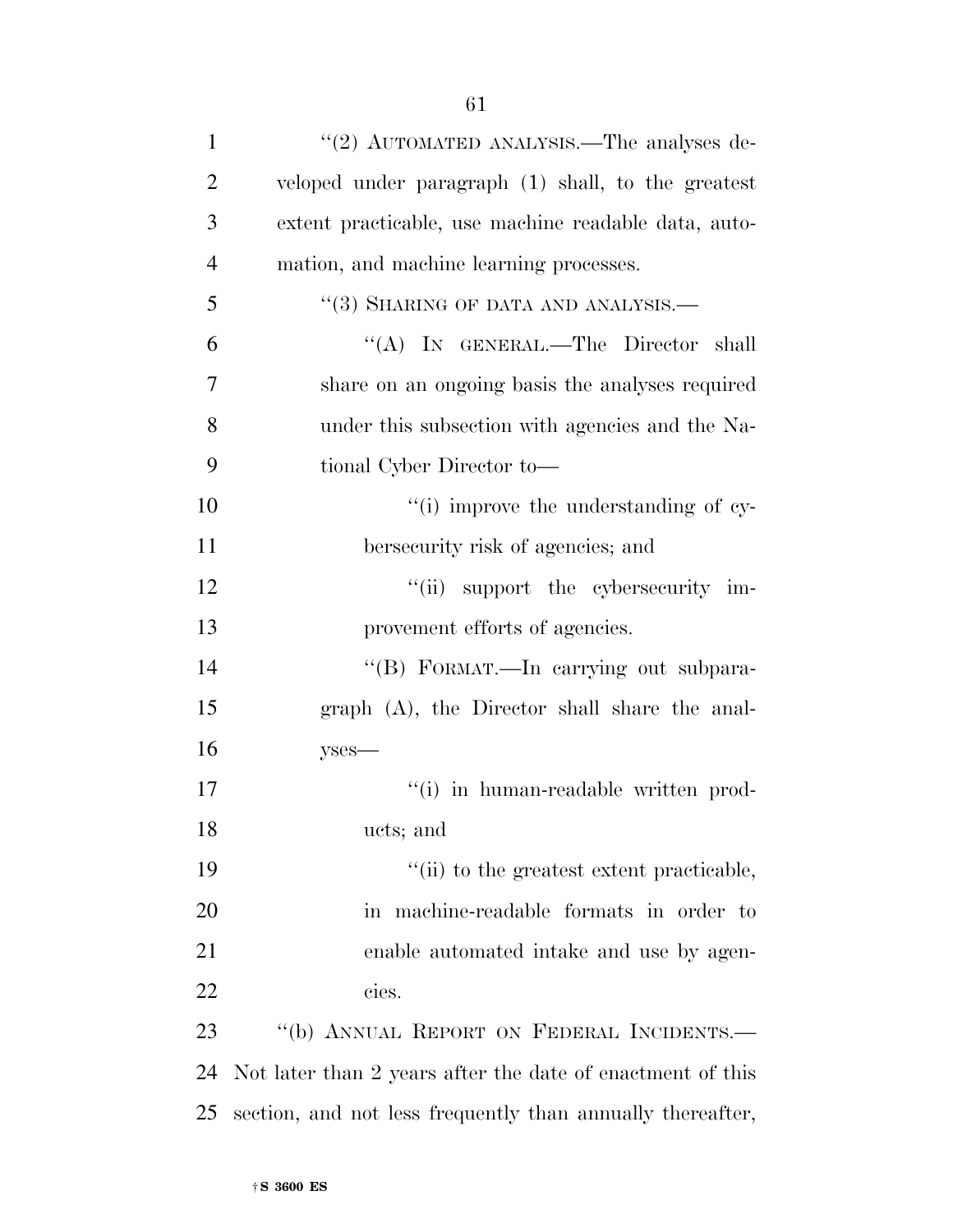''(2) AUTOMATED ANALYSIS.—The analyses developed under paragraph (1) shall, to the greatest extent practicable, use machine readable data, automation, and machine learning processes.

''(3) SHARING OF DATA AND ANALYSIS.—

''(A) IN GENERAL.—The Director shall share on an ongoing basis the analyses required under this subsection with agencies and the National Cyber Director to—

''(i) improve the understanding of cybersecurity risk of agencies; and

''(ii) support the cybersecurity improvement efforts of agencies.

''(B) FORMAT.—In carrying out subparagraph (A), the Director shall share the analyses—

''(i) in human-readable written products; and

''(ii) to the greatest extent practicable, in machine-readable formats in order to enable automated intake and use by agencies.

''(b) ANNUAL REPORT ON FEDERAL INCIDENTS.—Not later than 2 years after the date of enactment of this section, and not less frequently than annually thereafter,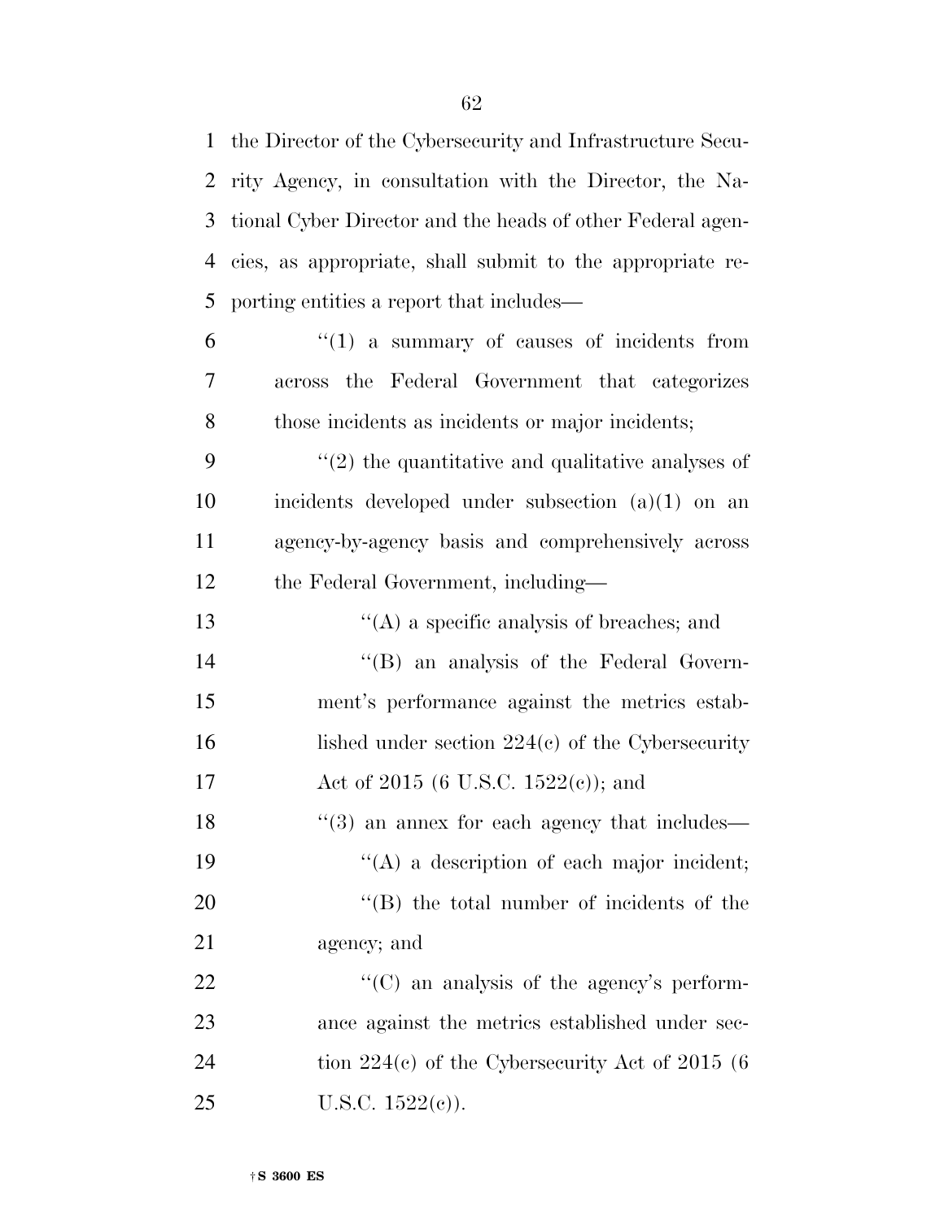the Director of the Cybersecurity and Infrastructure Security Agency, in consultation with the Director, the National Cyber Director and the heads of other Federal agencies, as appropriate, shall submit to the appropriate reporting entities a report that includes—

''(1) a summary of causes of incidents from across the Federal Government that categorizes those incidents as incidents or major incidents;

''(2) the quantitative and qualitative analyses of incidents developed under subsection (a)(1) on an agency-by-agency basis and comprehensively across the Federal Government, including—

''(A) a specific analysis of breaches; and

''(B) an analysis of the Federal Government's performance against the metrics established under section 224(c) of the Cybersecurity Act of 2015 (6 U.S.C. 1522(c)); and

''(3) an annex for each agency that includes—

''(A) a description of each major incident;

''(B) the total number of incidents of the agency; and

''(C) an analysis of the agency's performance against the metrics established under section 224(c) of the Cybersecurity Act of 2015 (6 U.S.C. 1522(c)).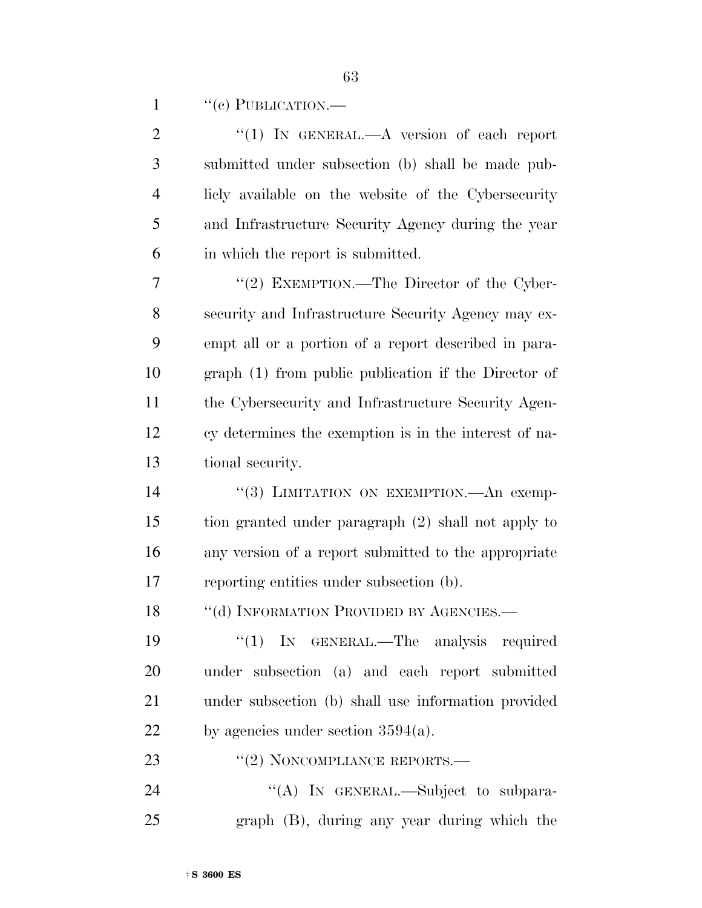''(c) PUBLICATION.—

''(1) IN GENERAL.—A version of each report submitted under subsection (b) shall be made publicly available on the website of the Cybersecurity and Infrastructure Security Agency during the year in which the report is submitted.

''(2) EXEMPTION.—The Director of the Cybersecurity and Infrastructure Security Agency may exempt all or a portion of a report described in paragraph (1) from public publication if the Director of the Cybersecurity and Infrastructure Security Agency determines the exemption is in the interest of national security.

''(3) LIMITATION ON EXEMPTION.—An exemption granted under paragraph (2) shall not apply to any version of a report submitted to the appropriate reporting entities under subsection (b).

''(d) INFORMATION PROVIDED BY AGENCIES.—

''(1) IN GENERAL.—The analysis required under subsection (a) and each report submitted under subsection (b) shall use information provided by agencies under section 3594(a).

''(2) NONCOMPLIANCE REPORTS.—

''(A) IN GENERAL.—Subject to subparagraph (B), during any year during which the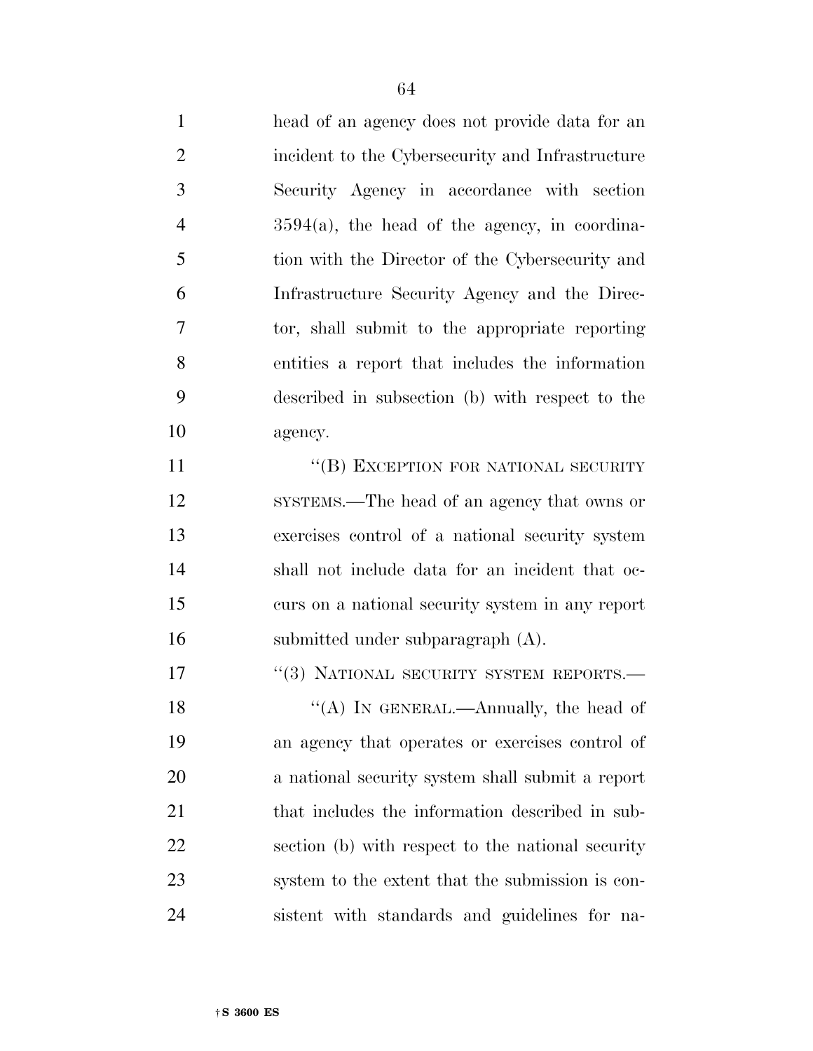head of an agency does not provide data for an incident to the Cybersecurity and Infrastructure Security Agency in accordance with section 3594(a), the head of the agency, in coordination with the Director of the Cybersecurity and Infrastructure Security Agency and the Director, shall submit to the appropriate reporting entities a report that includes the information described in subsection (b) with respect to the agency.

"(B) EXCEPTION FOR NATIONAL SECURITY SYSTEMS.—The head of an agency that owns or exercises control of a national security system shall not include data for an incident that occurs on a national security system in any report submitted under subparagraph (A).

"(3) NATIONAL SECURITY SYSTEM REPORTS.—

"(A) IN GENERAL.—Annually, the head of an agency that operates or exercises control of a national security system shall submit a report that includes the information described in subsection (b) with respect to the national security system to the extent that the submission is consistent with standards and guidelines for na-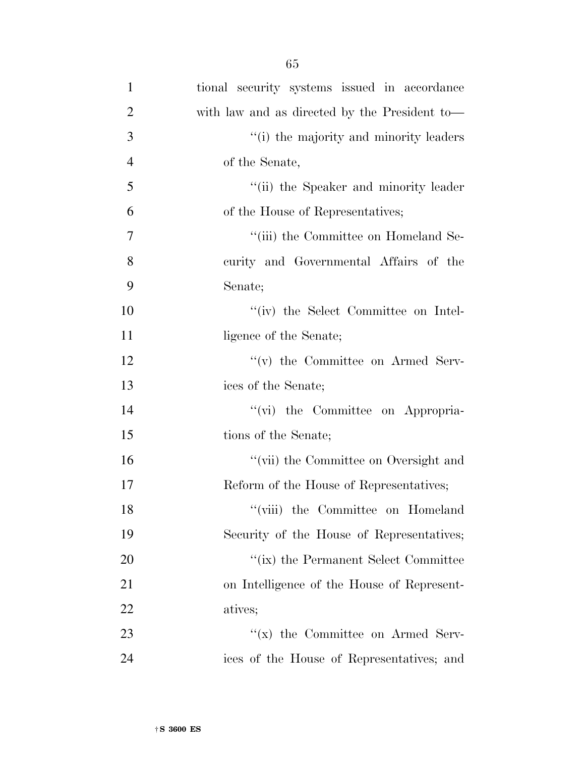tional security systems issued in accordance with law and as directed by the President to—

''(i) the majority and minority leaders of the Senate,

''(ii) the Speaker and minority leader of the House of Representatives;

''(iii) the Committee on Homeland Security and Governmental Affairs of the Senate;

''(iv) the Select Committee on Intelligence of the Senate;

''(v) the Committee on Armed Services of the Senate;

''(vi) the Committee on Appropriations of the Senate;

''(vii) the Committee on Oversight and Reform of the House of Representatives;

''(viii) the Committee on Homeland Security of the House of Representatives;

''(ix) the Permanent Select Committee on Intelligence of the House of Representatives;

''(x) the Committee on Armed Services of the House of Representatives; and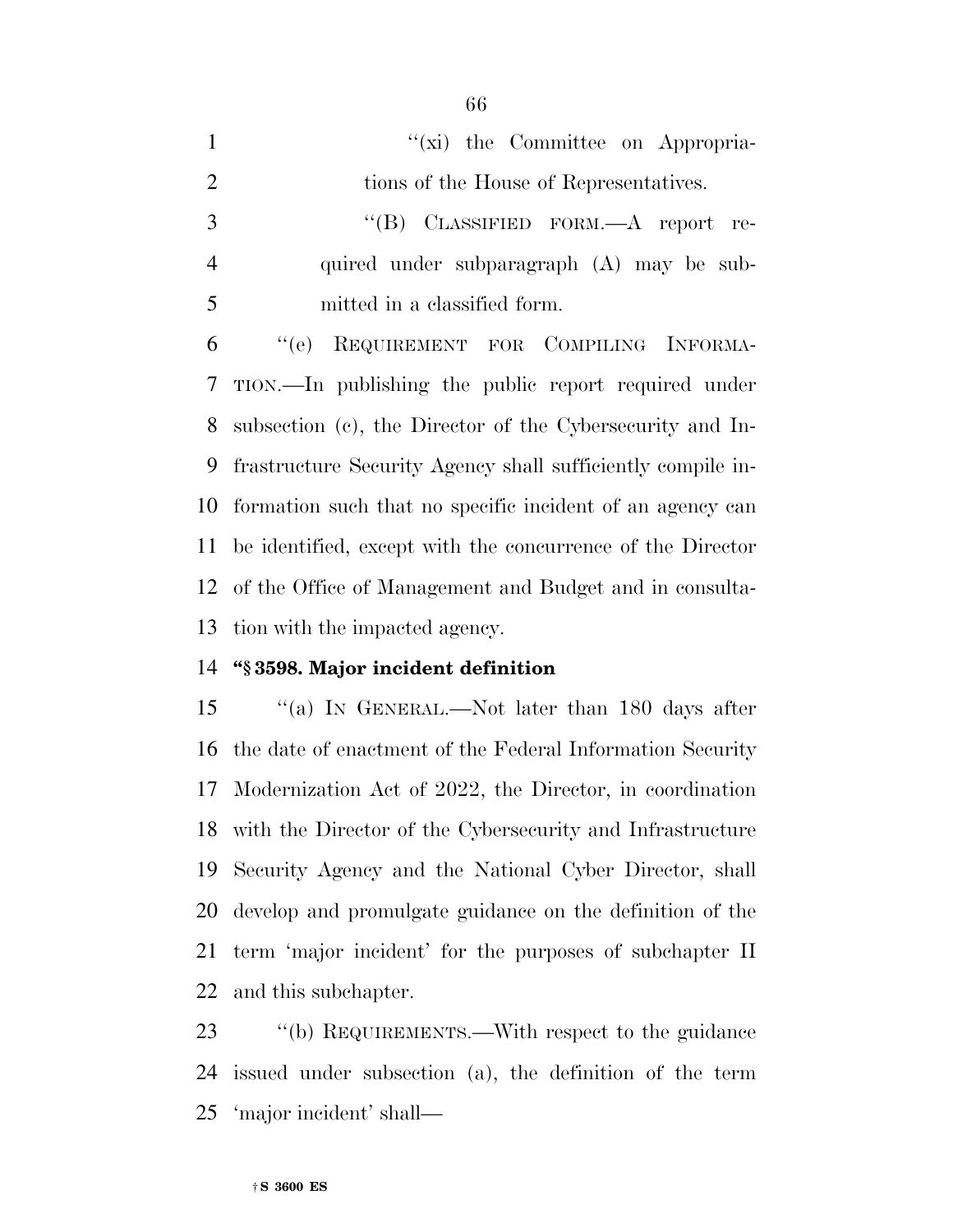"(xi) the Committee on Appropriations of the House of Representatives.

"(B) CLASSIFIED FORM.—A report required under subparagraph (A) may be submitted in a classified form.

"(e) REQUIREMENT FOR COMPILING INFORMATION.—In publishing the public report required under subsection (c), the Director of the Cybersecurity and Infrastructure Security Agency shall sufficiently compile information such that no specific incident of an agency can be identified, except with the concurrence of the Director of the Office of Management and Budget and in consultation with the impacted agency.

**"§ 3598. Major incident definition**

"(a) IN GENERAL.—Not later than 180 days after the date of enactment of the Federal Information Security Modernization Act of 2022, the Director, in coordination with the Director of the Cybersecurity and Infrastructure Security Agency and the National Cyber Director, shall develop and promulgate guidance on the definition of the term 'major incident' for the purposes of subchapter II and this subchapter.

"(b) REQUIREMENTS.—With respect to the guidance issued under subsection (a), the definition of the term 'major incident' shall—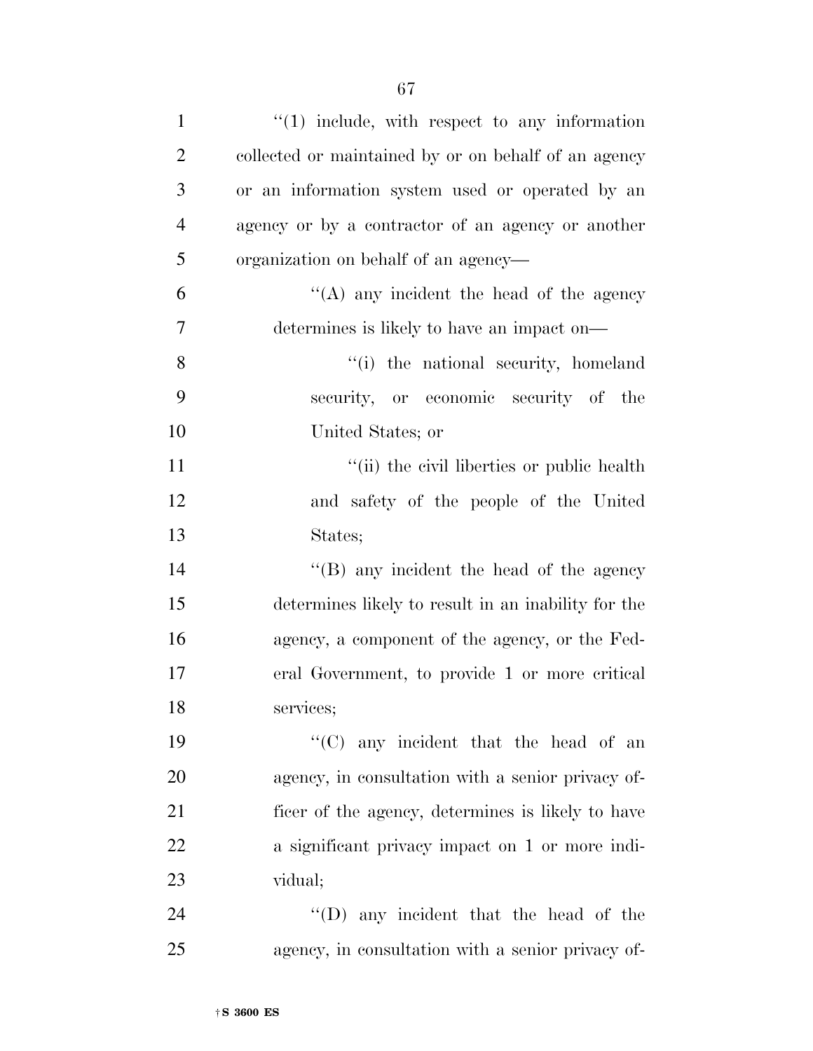"(1) include, with respect to any information collected or maintained by or on behalf of an agency or an information system used or operated by an agency or by a contractor of an agency or another organization on behalf of an agency—

"(A) any incident the head of the agency determines is likely to have an impact on—

"(i) the national security, homeland security, or economic security of the United States; or

"(ii) the civil liberties or public health and safety of the people of the United States;

"(B) any incident the head of the agency determines likely to result in an inability for the agency, a component of the agency, or the Federal Government, to provide 1 or more critical services;

"(C) any incident that the head of an agency, in consultation with a senior privacy officer of the agency, determines is likely to have a significant privacy impact on 1 or more individual;

"(D) any incident that the head of the agency, in consultation with a senior privacy of-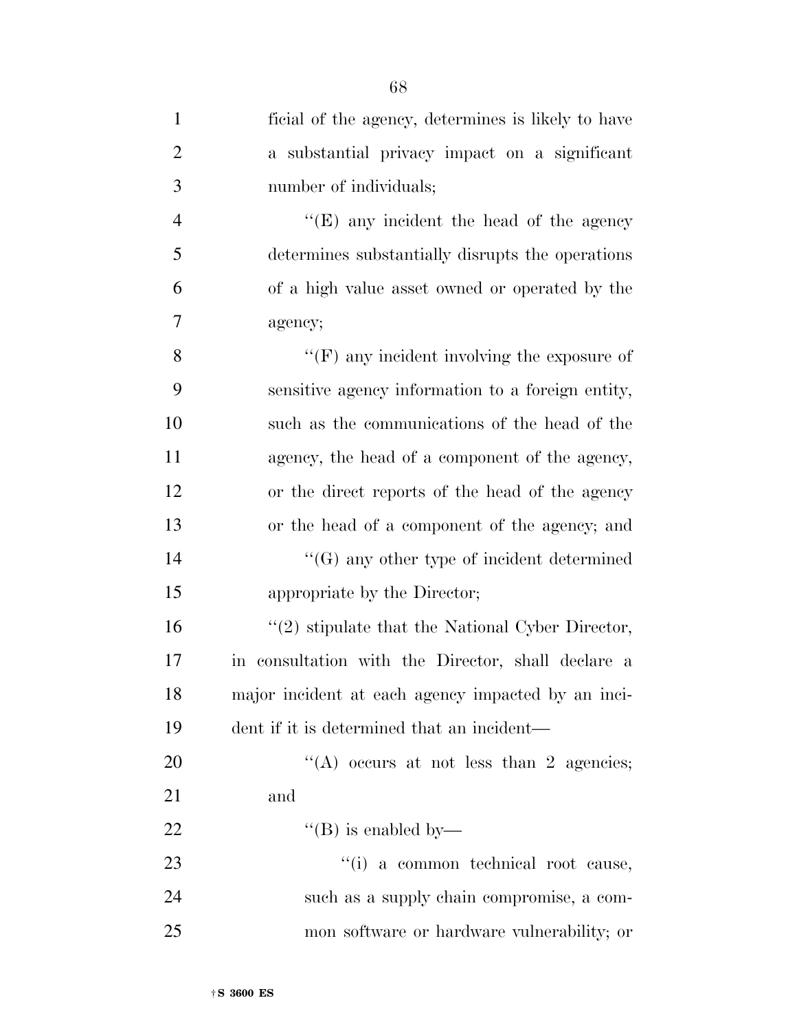ficial of the agency, determines is likely to have a substantial privacy impact on a significant number of individuals;

''(E) any incident the head of the agency determines substantially disrupts the operations of a high value asset owned or operated by the agency;

''(F) any incident involving the exposure of sensitive agency information to a foreign entity, such as the communications of the head of the agency, the head of a component of the agency, or the direct reports of the head of the agency or the head of a component of the agency; and

''(G) any other type of incident determined appropriate by the Director;

''(2) stipulate that the National Cyber Director, in consultation with the Director, shall declare a major incident at each agency impacted by an incident if it is determined that an incident—

''(A) occurs at not less than 2 agencies; and

''(B) is enabled by—

''(i) a common technical root cause, such as a supply chain compromise, a common software or hardware vulnerability; or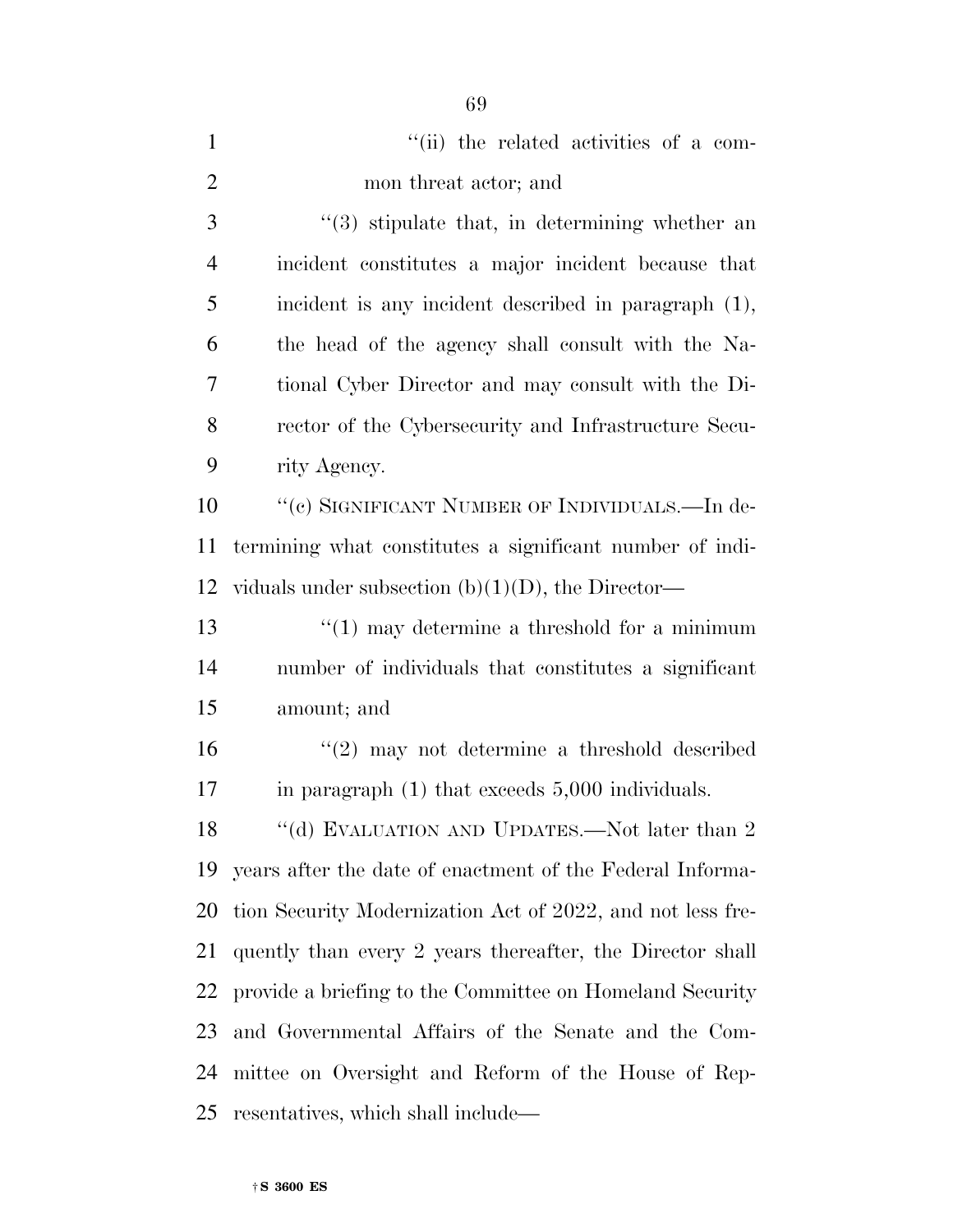''(ii) the related activities of a common threat actor; and

''(3) stipulate that, in determining whether an incident constitutes a major incident because that incident is any incident described in paragraph (1), the head of the agency shall consult with the National Cyber Director and may consult with the Director of the Cybersecurity and Infrastructure Security Agency.

''(c) SIGNIFICANT NUMBER OF INDIVIDUALS.—In determining what constitutes a significant number of individuals under subsection (b)(1)(D), the Director—

''(1) may determine a threshold for a minimum number of individuals that constitutes a significant amount; and

''(2) may not determine a threshold described in paragraph (1) that exceeds 5,000 individuals.

''(d) EVALUATION AND UPDATES.—Not later than 2 years after the date of enactment of the Federal Information Security Modernization Act of 2022, and not less frequently than every 2 years thereafter, the Director shall provide a briefing to the Committee on Homeland Security and Governmental Affairs of the Senate and the Committee on Oversight and Reform of the House of Representatives, which shall include—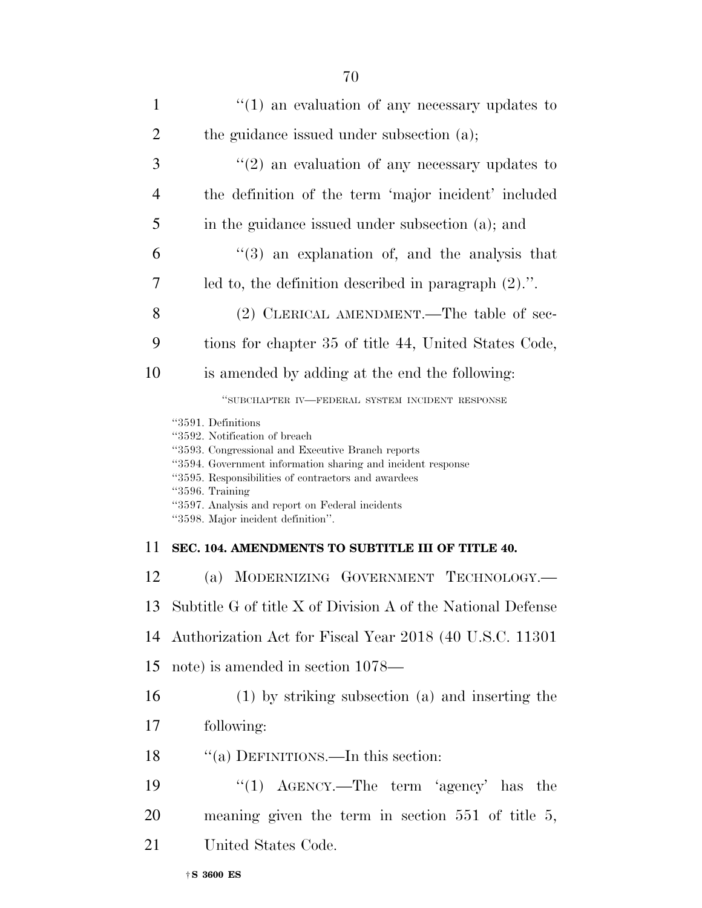''(1) an evaluation of any necessary updates to the guidance issued under subsection (a);

''(2) an evaluation of any necessary updates to the definition of the term 'major incident' included in the guidance issued under subsection (a); and

''(3) an explanation of, and the analysis that led to, the definition described in paragraph (2).''.

(2) CLERICAL AMENDMENT.—The table of sections for chapter 35 of title 44, United States Code, is amended by adding at the end the following:

''SUBCHAPTER IV—FEDERAL SYSTEM INCIDENT RESPONSE

''3591. Definitions
''3592. Notification of breach
''3593. Congressional and Executive Branch reports
''3594. Government information sharing and incident response
''3595. Responsibilities of contractors and awardees
''3596. Training
''3597. Analysis and report on Federal incidents
''3598. Major incident definition''.

**SEC. 104. AMENDMENTS TO SUBTITLE III OF TITLE 40.**

(a) MODERNIZING GOVERNMENT TECHNOLOGY.—Subtitle G of title X of Division A of the National Defense Authorization Act for Fiscal Year 2018 (40 U.S.C. 11301 note) is amended in section 1078—

(1) by striking subsection (a) and inserting the following:

''(a) DEFINITIONS.—In this section:

''(1) AGENCY.—The term 'agency' has the meaning given the term in section 551 of title 5, United States Code.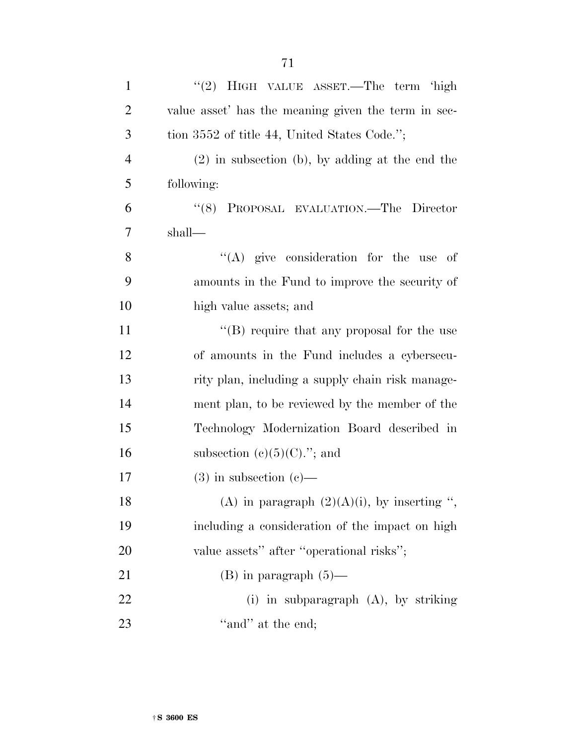''(2) HIGH VALUE ASSET.—The term 'high value asset' has the meaning given the term in section 3552 of title 44, United States Code.'';

(2) in subsection (b), by adding at the end the following:

''(8) PROPOSAL EVALUATION.—The Director shall—

''(A) give consideration for the use of amounts in the Fund to improve the security of high value assets; and

''(B) require that any proposal for the use of amounts in the Fund includes a cybersecurity plan, including a supply chain risk management plan, to be reviewed by the member of the Technology Modernization Board described in subsection (c)(5)(C).''; and

(3) in subsection (c)—

(A) in paragraph (2)(A)(i), by inserting '', including a consideration of the impact on high value assets'' after ''operational risks'';

(B) in paragraph (5)—

(i) in subparagraph (A), by striking ''and'' at the end;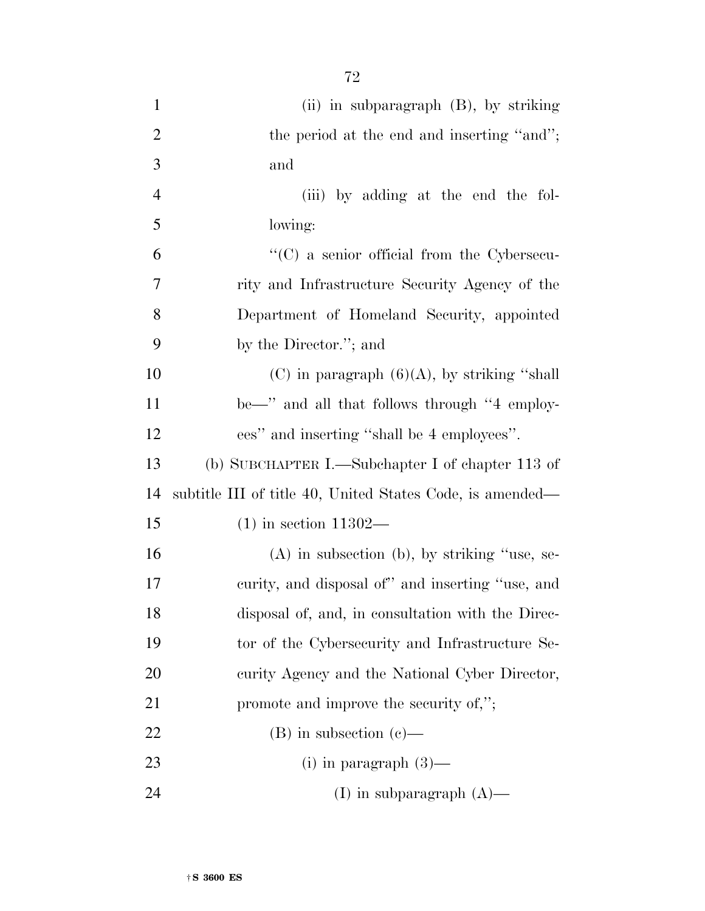(ii) in subparagraph (B), by striking the period at the end and inserting ''and''; and

(iii) by adding at the end the following:

''(C) a senior official from the Cybersecurity and Infrastructure Security Agency of the Department of Homeland Security, appointed by the Director.''; and

(C) in paragraph (6)(A), by striking ''shall be—'' and all that follows through ''4 employees'' and inserting ''shall be 4 employees''.

(b) SUBCHAPTER I.—Subchapter I of chapter 113 of subtitle III of title 40, United States Code, is amended—

(1) in section 11302—

(A) in subsection (b), by striking ''use, security, and disposal of'' and inserting ''use, and disposal of, and, in consultation with the Director of the Cybersecurity and Infrastructure Security Agency and the National Cyber Director, promote and improve the security of,'';

(B) in subsection (c)—

(i) in paragraph (3)—

(I) in subparagraph (A)—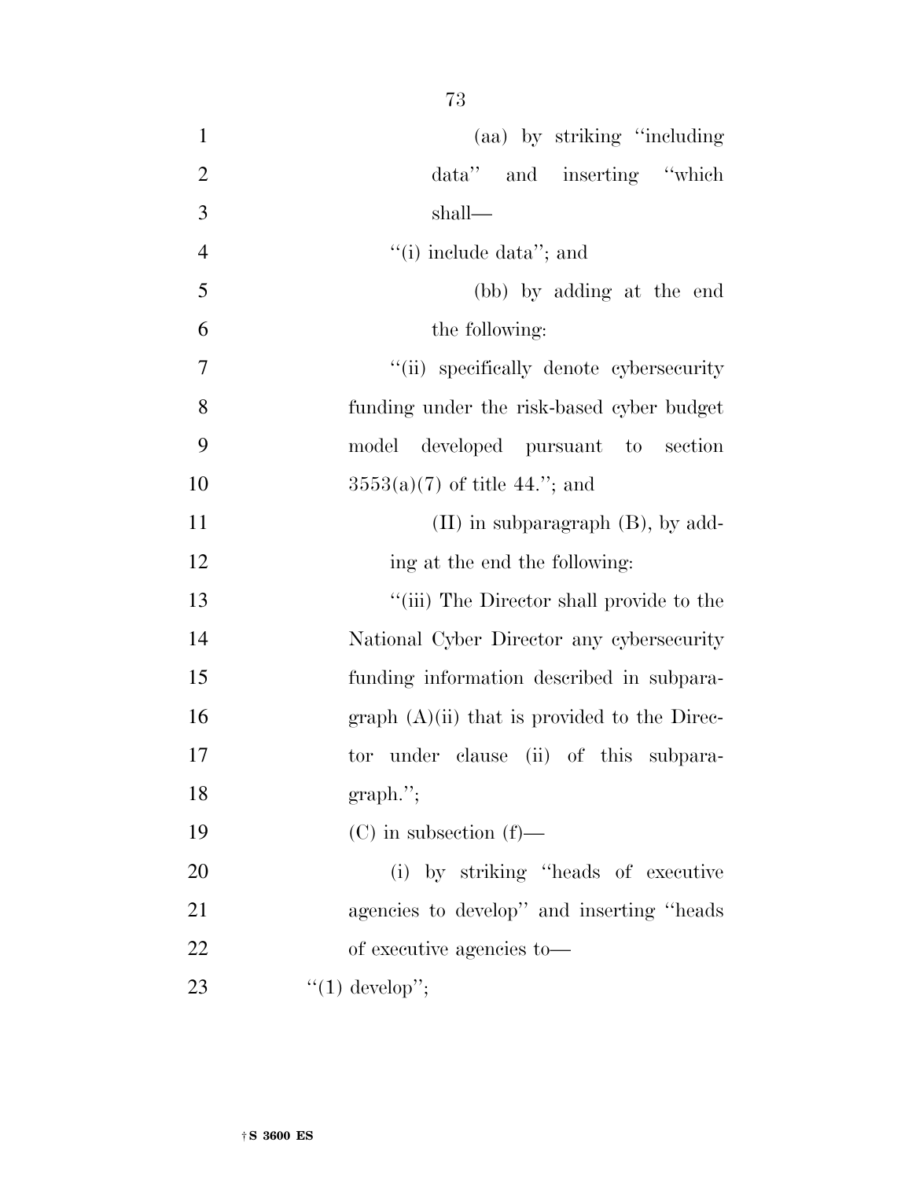(aa) by striking "including data" and inserting "which shall—

"(i) include data"; and

(bb) by adding at the end the following:

"(ii) specifically denote cybersecurity funding under the risk-based cyber budget model developed pursuant to section 3553(a)(7) of title 44."; and

(II) in subparagraph (B), by adding at the end the following:

"(iii) The Director shall provide to the National Cyber Director any cybersecurity funding information described in subparagraph (A)(ii) that is provided to the Director under clause (ii) of this subparagraph.";

(C) in subsection (f)—

(i) by striking "heads of executive agencies to develop" and inserting "heads of executive agencies to—

"(1) develop";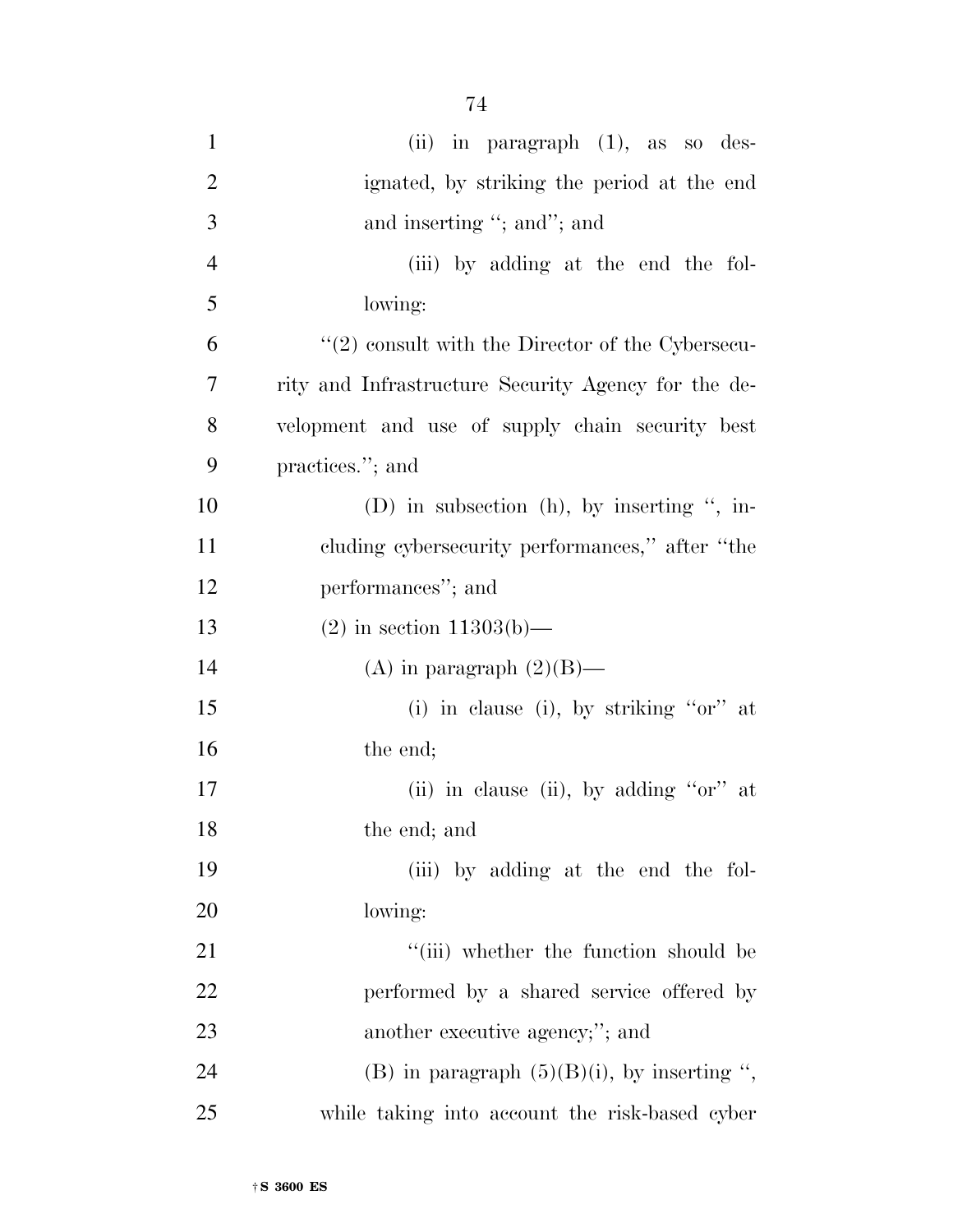(ii) in paragraph (1), as so designated, by striking the period at the end and inserting ''; and''; and

(iii) by adding at the end the following:

''(2) consult with the Director of the Cybersecurity and Infrastructure Security Agency for the development and use of supply chain security best practices.''; and

(D) in subsection (h), by inserting '', including cybersecurity performances,'' after ''the performances''; and

(2) in section 11303(b)—

(A) in paragraph (2)(B)—

(i) in clause (i), by striking ''or'' at the end;

(ii) in clause (ii), by adding ''or'' at the end; and

(iii) by adding at the end the following:

''(iii) whether the function should be performed by a shared service offered by another executive agency;''; and

(B) in paragraph (5)(B)(i), by inserting '', while taking into account the risk-based cyber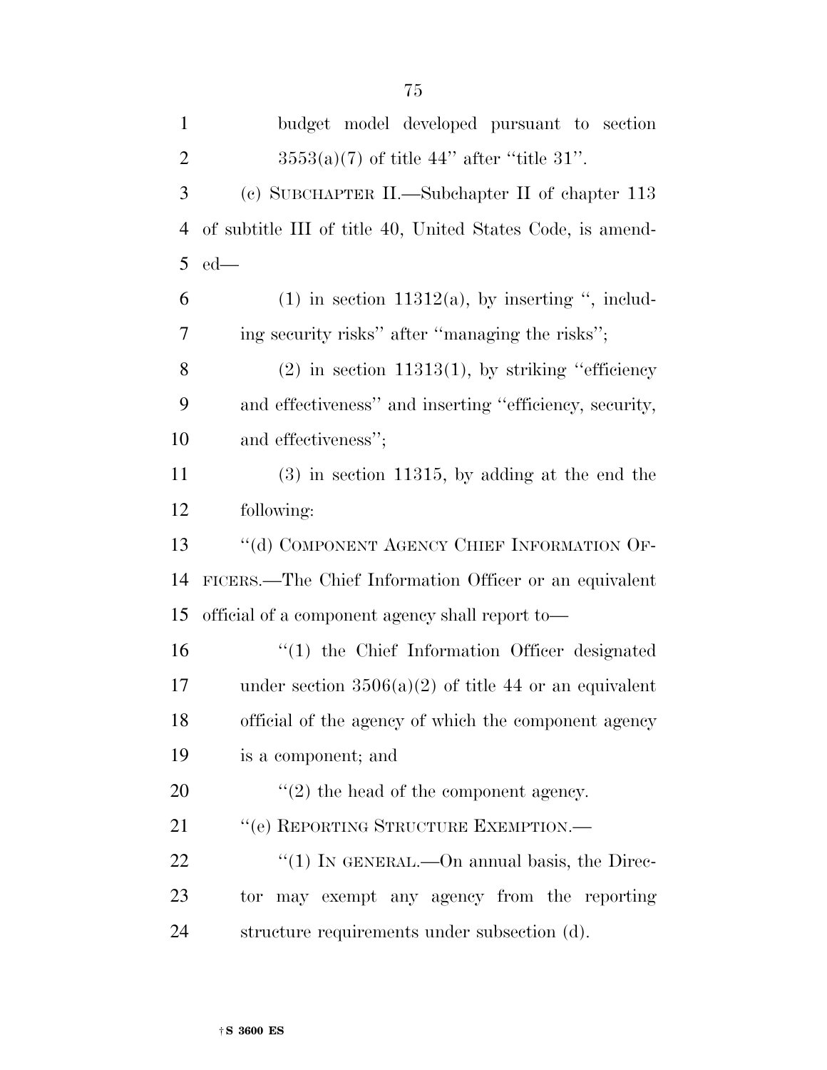budget model developed pursuant to section 3553(a)(7) of title 44'' after ''title 31''.

(c) SUBCHAPTER II.—Subchapter II of chapter 113 of subtitle III of title 40, United States Code, is amended—

(1) in section 11312(a), by inserting '', including security risks'' after ''managing the risks'';

(2) in section 11313(1), by striking ''efficiency and effectiveness'' and inserting ''efficiency, security, and effectiveness'';

(3) in section 11315, by adding at the end the following:

''(d) COMPONENT AGENCY CHIEF INFORMATION OFFICERS.—The Chief Information Officer or an equivalent official of a component agency shall report to—

''(1) the Chief Information Officer designated under section 3506(a)(2) of title 44 or an equivalent official of the agency of which the component agency is a component; and

''(2) the head of the component agency.

''(e) REPORTING STRUCTURE EXEMPTION.—

''(1) IN GENERAL.—On annual basis, the Director may exempt any agency from the reporting structure requirements under subsection (d).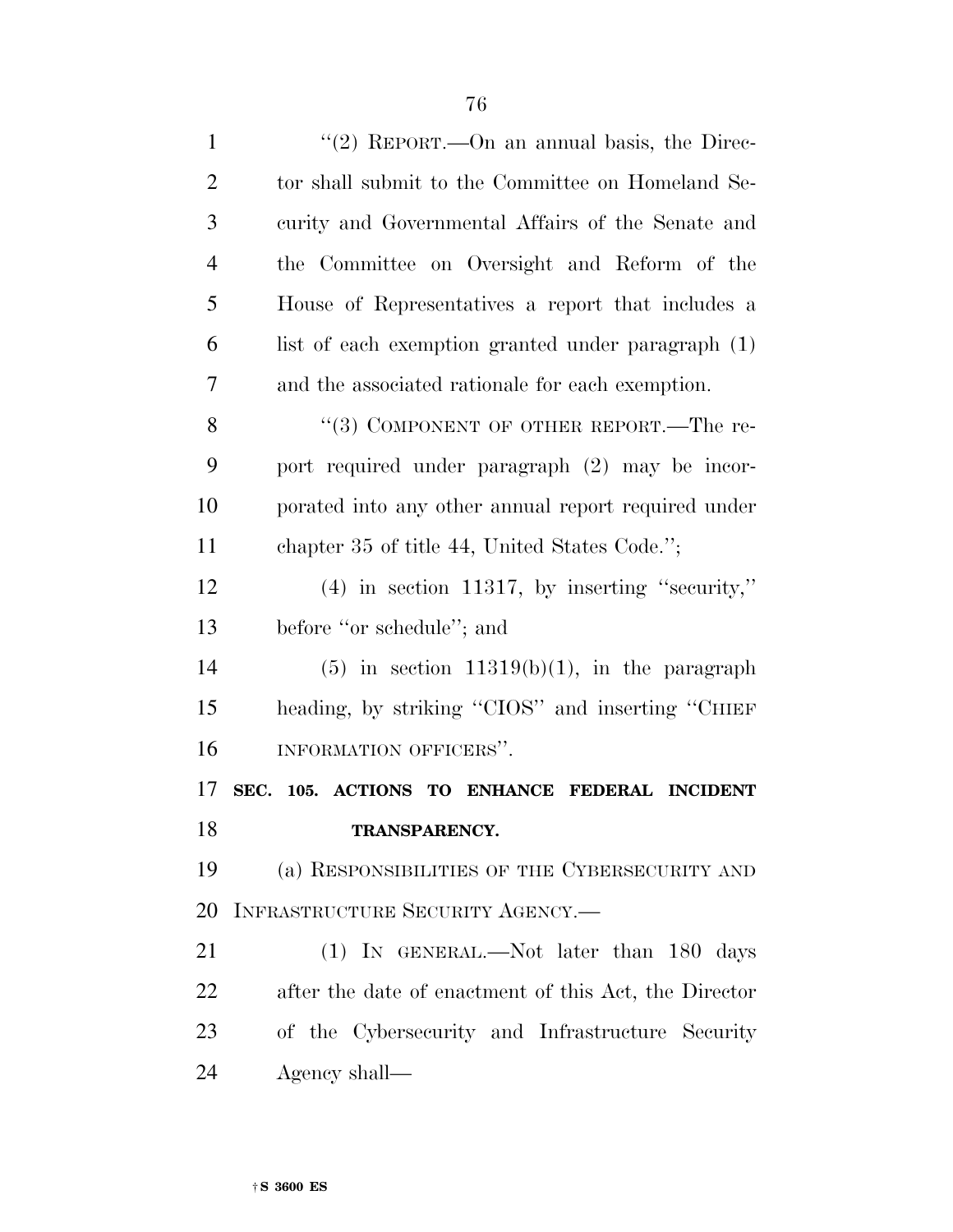"(2) REPORT.—On an annual basis, the Director shall submit to the Committee on Homeland Security and Governmental Affairs of the Senate and the Committee on Oversight and Reform of the House of Representatives a report that includes a list of each exemption granted under paragraph (1) and the associated rationale for each exemption.

"(3) COMPONENT OF OTHER REPORT.—The report required under paragraph (2) may be incorporated into any other annual report required under chapter 35 of title 44, United States Code.";

(4) in section 11317, by inserting "security," before "or schedule"; and

(5) in section 11319(b)(1), in the paragraph heading, by striking "CIOS" and inserting "CHIEF INFORMATION OFFICERS".

**SEC. 105. ACTIONS TO ENHANCE FEDERAL INCIDENT TRANSPARENCY.**

(a) RESPONSIBILITIES OF THE CYBERSECURITY AND INFRASTRUCTURE SECURITY AGENCY.—

(1) IN GENERAL.—Not later than 180 days after the date of enactment of this Act, the Director of the Cybersecurity and Infrastructure Security Agency shall—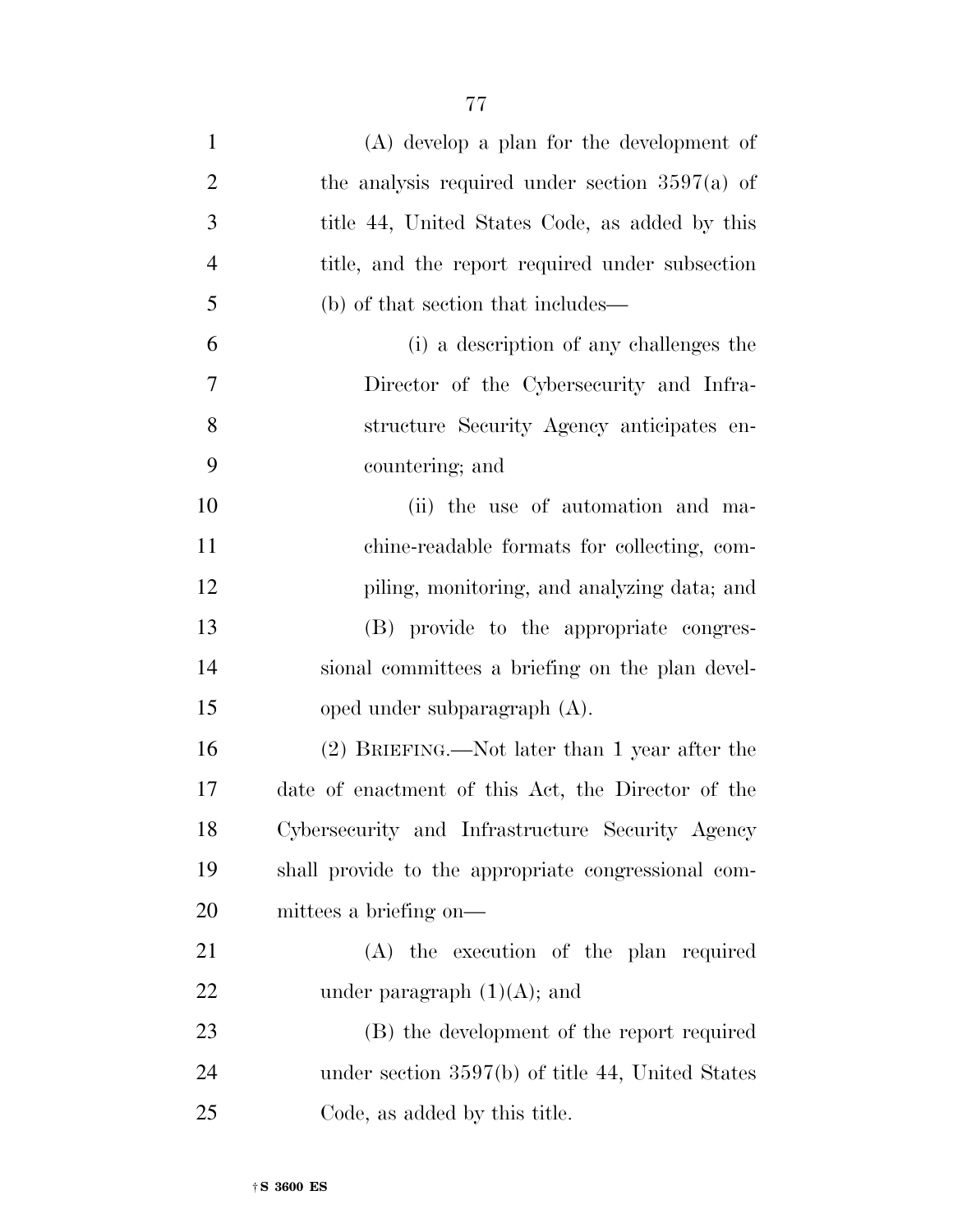(A) develop a plan for the development of the analysis required under section 3597(a) of title 44, United States Code, as added by this title, and the report required under subsection (b) of that section that includes—

(i) a description of any challenges the Director of the Cybersecurity and Infrastructure Security Agency anticipates encountering; and

(ii) the use of automation and machine-readable formats for collecting, compiling, monitoring, and analyzing data; and

(B) provide to the appropriate congressional committees a briefing on the plan developed under subparagraph (A).

(2) BRIEFING.—Not later than 1 year after the date of enactment of this Act, the Director of the Cybersecurity and Infrastructure Security Agency shall provide to the appropriate congressional committees a briefing on—

(A) the execution of the plan required under paragraph (1)(A); and

(B) the development of the report required under section 3597(b) of title 44, United States Code, as added by this title.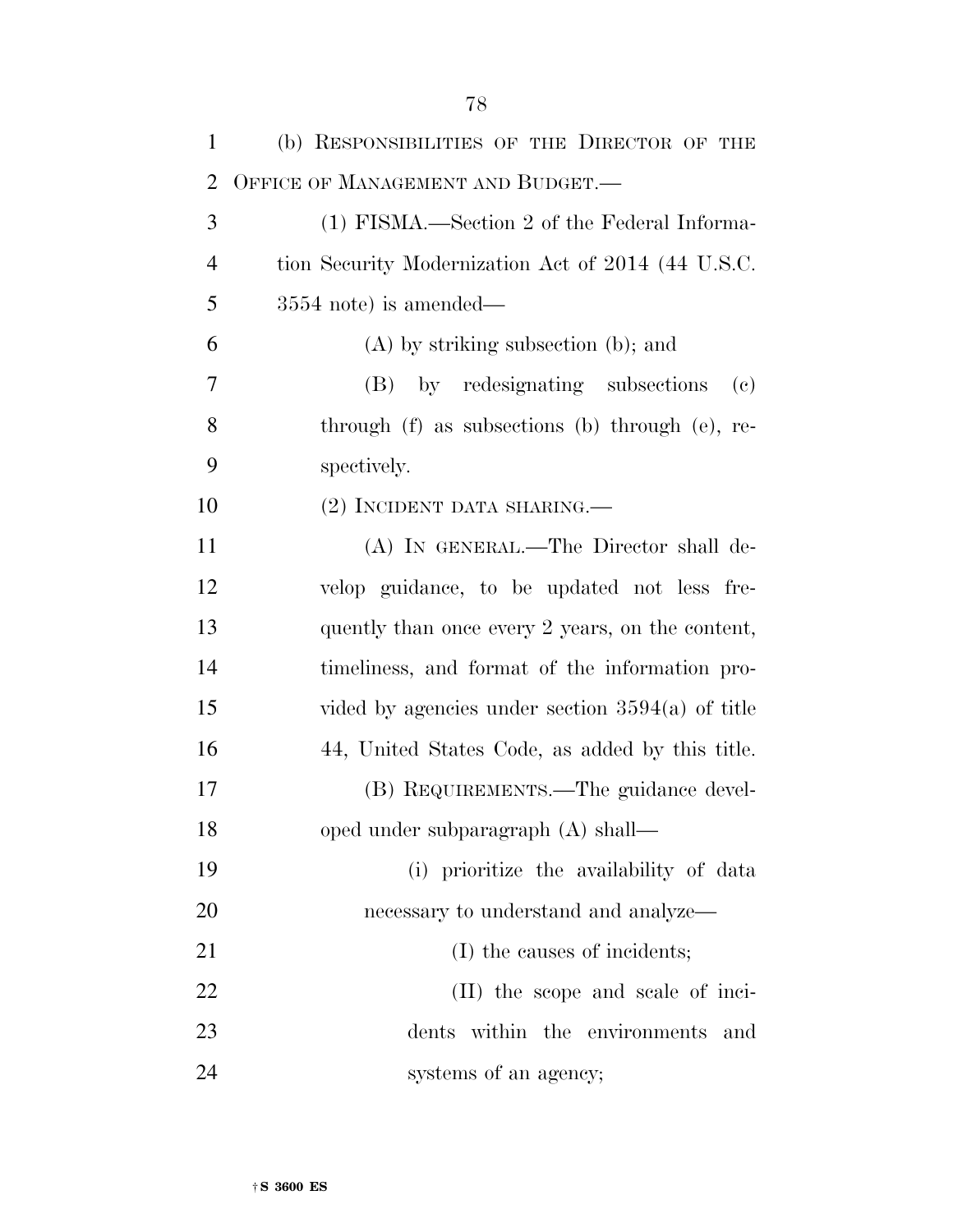(b) RESPONSIBILITIES OF THE DIRECTOR OF THE OFFICE OF MANAGEMENT AND BUDGET.—

(1) FISMA.—Section 2 of the Federal Information Security Modernization Act of 2014 (44 U.S.C. 3554 note) is amended—

(A) by striking subsection (b); and

(B) by redesignating subsections (c) through (f) as subsections (b) through (e), respectively.

(2) INCIDENT DATA SHARING.—

(A) IN GENERAL.—The Director shall develop guidance, to be updated not less frequently than once every 2 years, on the content, timeliness, and format of the information provided by agencies under section 3594(a) of title 44, United States Code, as added by this title.

(B) REQUIREMENTS.—The guidance developed under subparagraph (A) shall—

(i) prioritize the availability of data necessary to understand and analyze—

(I) the causes of incidents;

(II) the scope and scale of incidents within the environments and systems of an agency;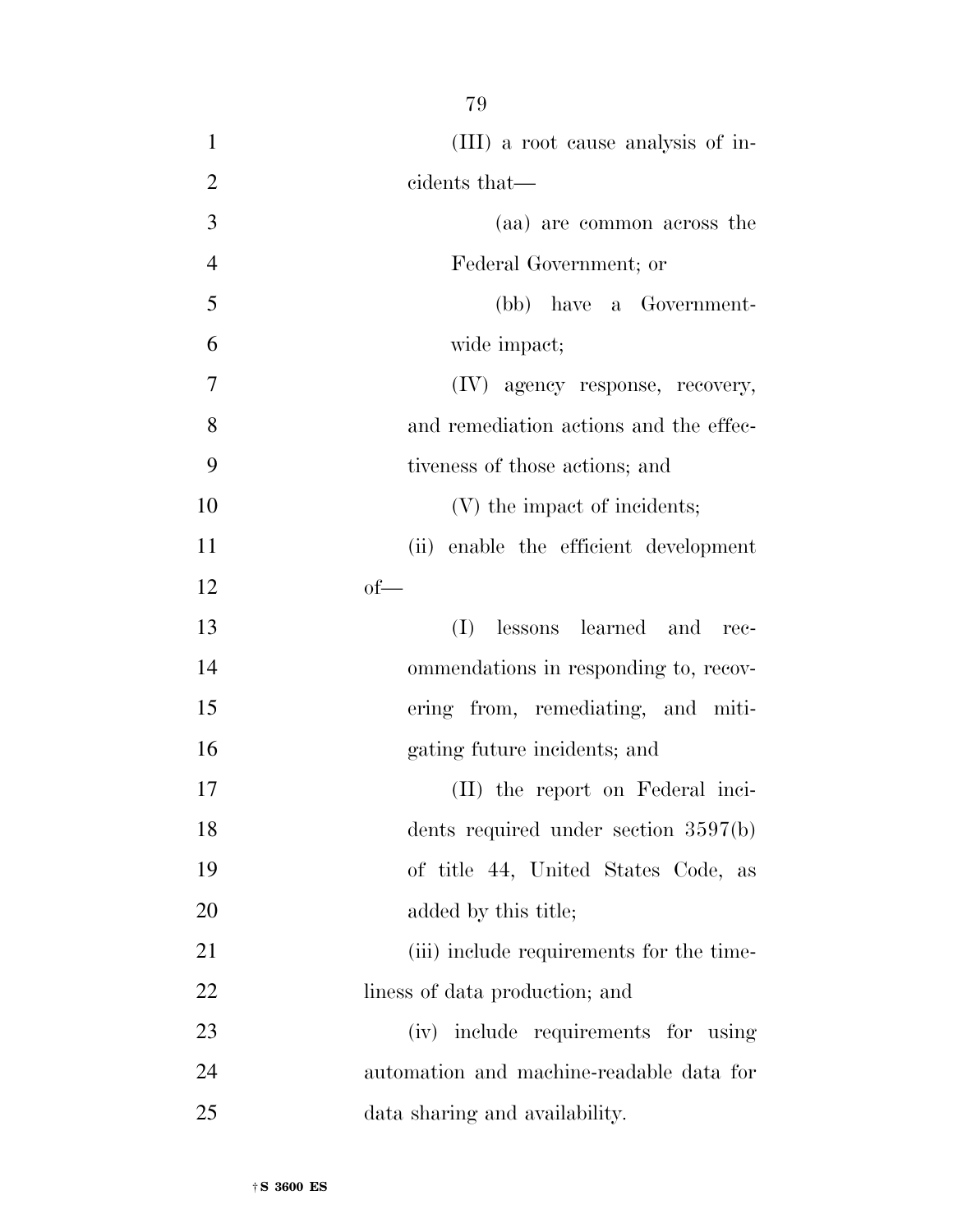(III) a root cause analysis of incidents that—

(aa) are common across the Federal Government; or

(bb) have a Government-wide impact;

(IV) agency response, recovery, and remediation actions and the effectiveness of those actions; and

(V) the impact of incidents;

(ii) enable the efficient development of—

(I) lessons learned and recommendations in responding to, recovering from, remediating, and mitigating future incidents; and

(II) the report on Federal incidents required under section 3597(b) of title 44, United States Code, as added by this title;

(iii) include requirements for the timeliness of data production; and

(iv) include requirements for using automation and machine-readable data for data sharing and availability.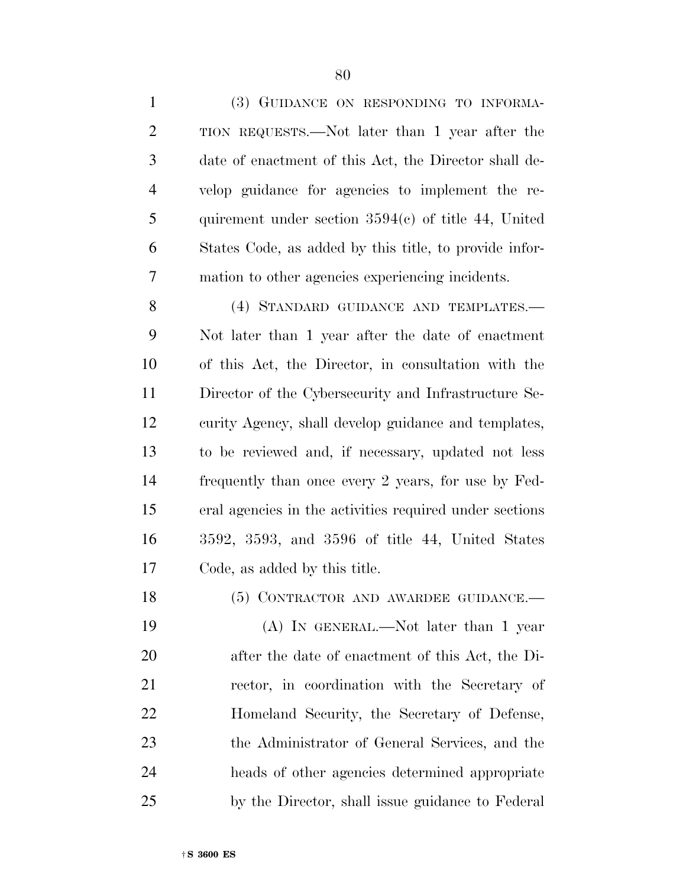(3) GUIDANCE ON RESPONDING TO INFORMATION REQUESTS.—Not later than 1 year after the date of enactment of this Act, the Director shall develop guidance for agencies to implement the requirement under section 3594(c) of title 44, United States Code, as added by this title, to provide information to other agencies experiencing incidents.

(4) STANDARD GUIDANCE AND TEMPLATES.—Not later than 1 year after the date of enactment of this Act, the Director, in consultation with the Director of the Cybersecurity and Infrastructure Security Agency, shall develop guidance and templates, to be reviewed and, if necessary, updated not less frequently than once every 2 years, for use by Federal agencies in the activities required under sections 3592, 3593, and 3596 of title 44, United States Code, as added by this title.

(5) CONTRACTOR AND AWARDEE GUIDANCE.—

(A) IN GENERAL.—Not later than 1 year after the date of enactment of this Act, the Director, in coordination with the Secretary of Homeland Security, the Secretary of Defense, the Administrator of General Services, and the heads of other agencies determined appropriate by the Director, shall issue guidance to Federal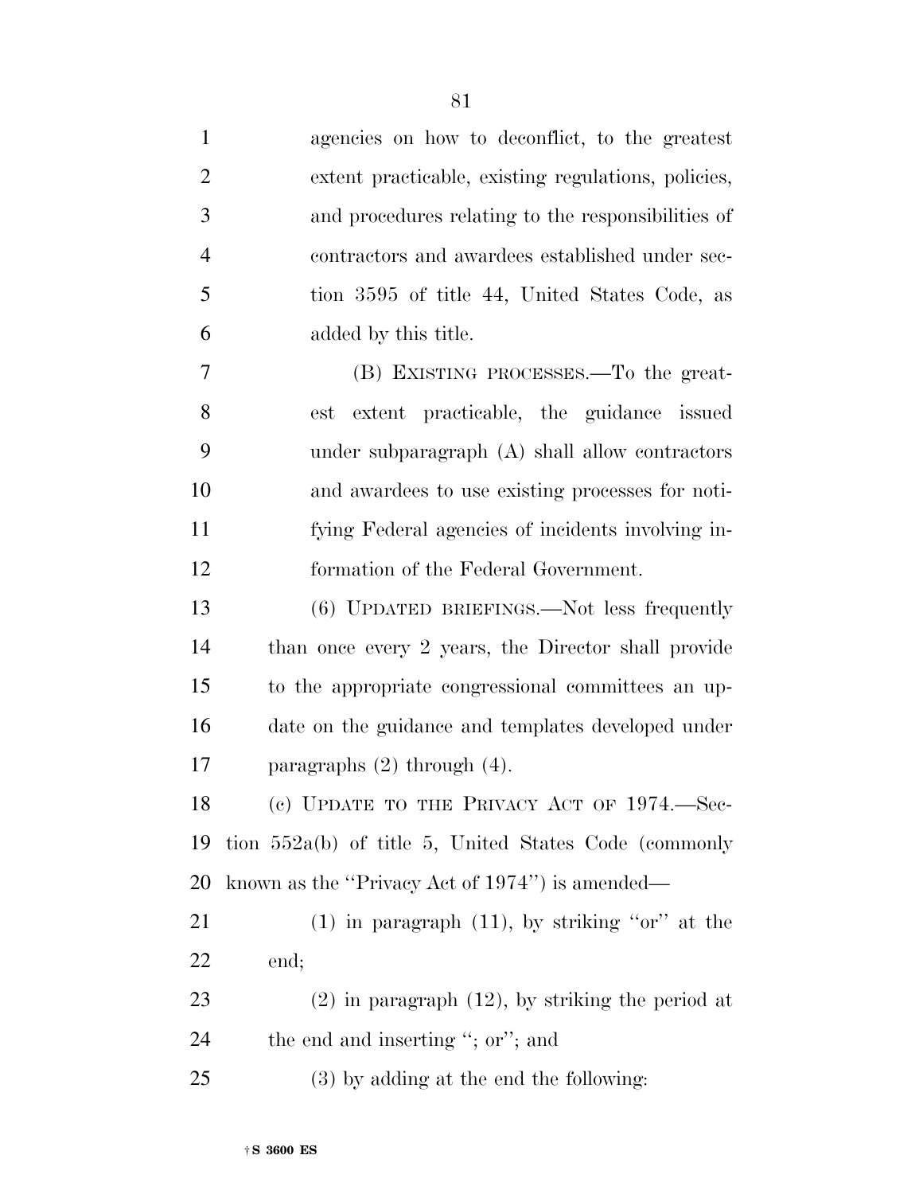agencies on how to deconflict, to the greatest extent practicable, existing regulations, policies, and procedures relating to the responsibilities of contractors and awardees established under section 3595 of title 44, United States Code, as added by this title.

(B) EXISTING PROCESSES.—To the greatest extent practicable, the guidance issued under subparagraph (A) shall allow contractors and awardees to use existing processes for notifying Federal agencies of incidents involving information of the Federal Government.

(6) UPDATED BRIEFINGS.—Not less frequently than once every 2 years, the Director shall provide to the appropriate congressional committees an update on the guidance and templates developed under paragraphs (2) through (4).

(c) UPDATE TO THE PRIVACY ACT OF 1974.—Section 552a(b) of title 5, United States Code (commonly known as the ''Privacy Act of 1974'') is amended—

(1) in paragraph (11), by striking ''or'' at the end;

(2) in paragraph (12), by striking the period at the end and inserting ''; or''; and

(3) by adding at the end the following: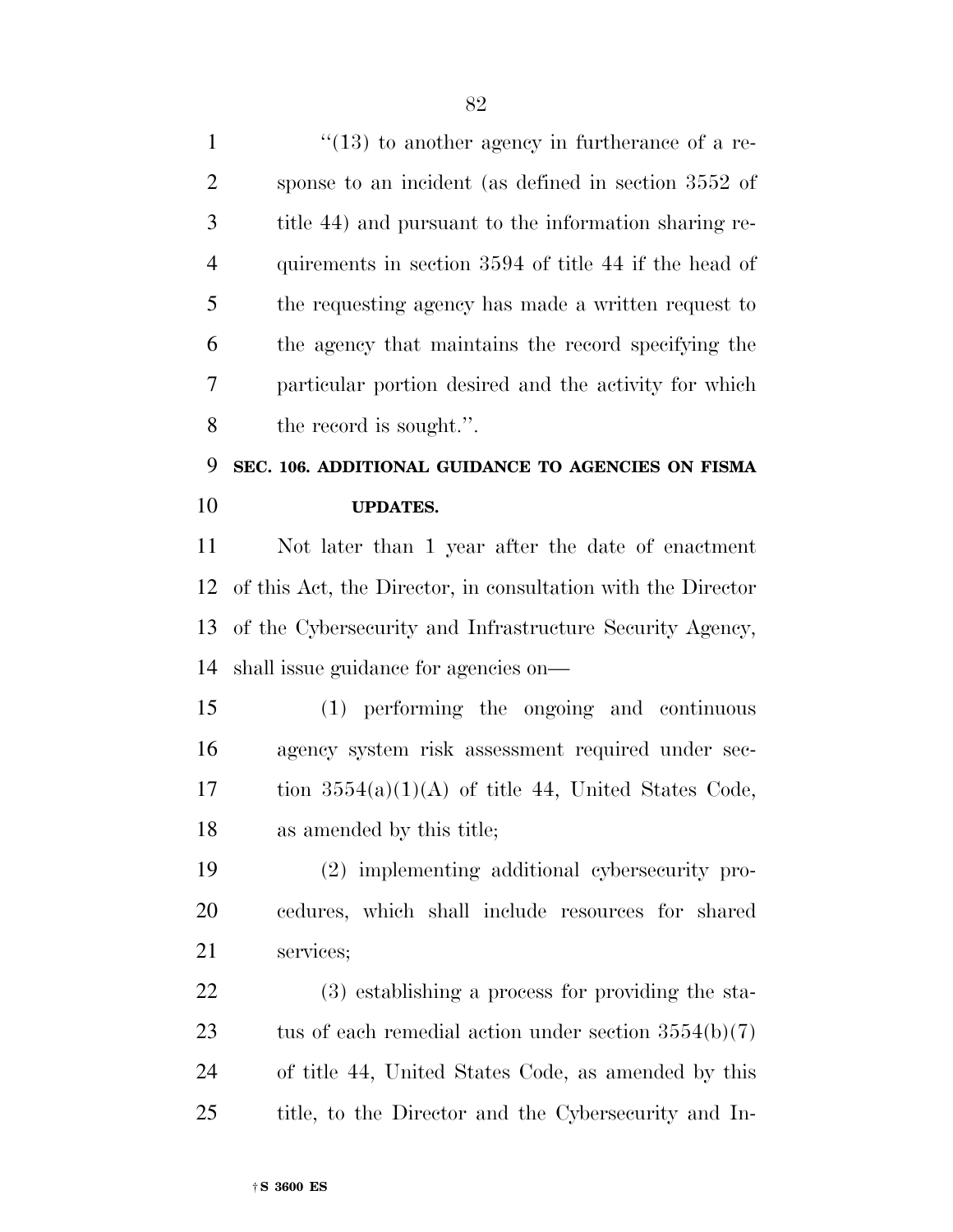"(13) to another agency in furtherance of a response to an incident (as defined in section 3552 of title 44) and pursuant to the information sharing requirements in section 3594 of title 44 if the head of the requesting agency has made a written request to the agency that maintains the record specifying the particular portion desired and the activity for which the record is sought.".

**SEC. 106. ADDITIONAL GUIDANCE TO AGENCIES ON FISMA UPDATES.**

Not later than 1 year after the date of enactment of this Act, the Director, in consultation with the Director of the Cybersecurity and Infrastructure Security Agency, shall issue guidance for agencies on—

(1) performing the ongoing and continuous agency system risk assessment required under section 3554(a)(1)(A) of title 44, United States Code, as amended by this title;

(2) implementing additional cybersecurity procedures, which shall include resources for shared services;

(3) establishing a process for providing the status of each remedial action under section 3554(b)(7) of title 44, United States Code, as amended by this title, to the Director and the Cybersecurity and In-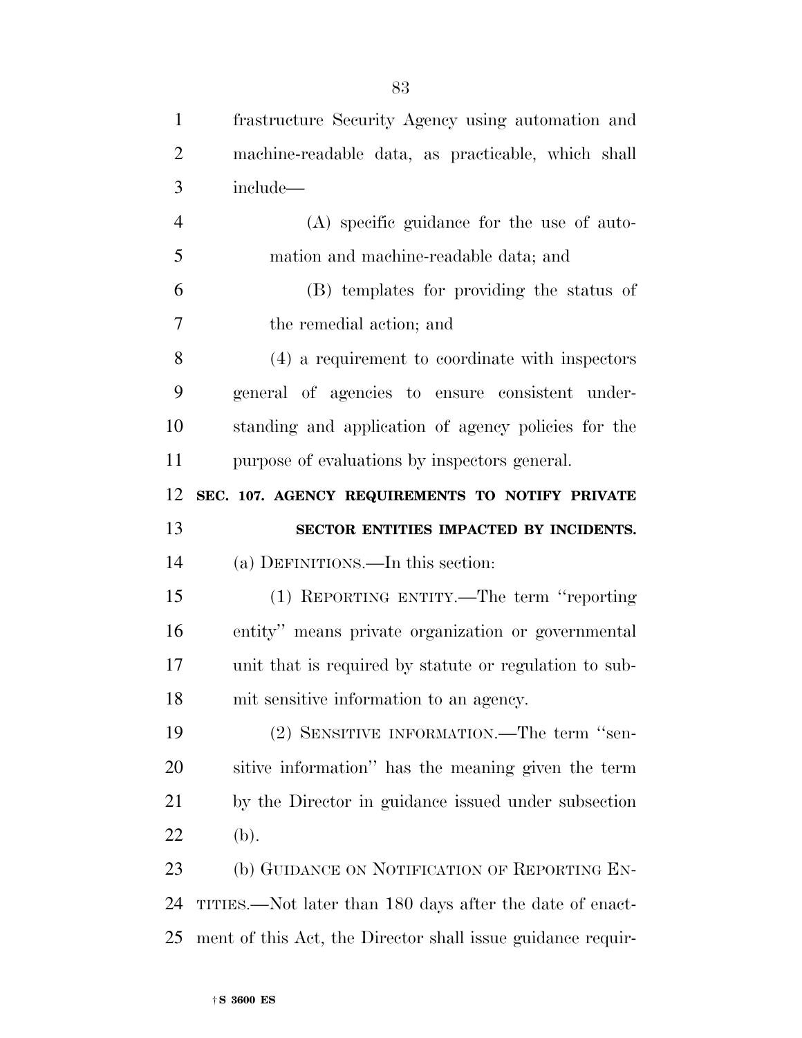frastructure Security Agency using automation and machine-readable data, as practicable, which shall include—

(A) specific guidance for the use of automation and machine-readable data; and

(B) templates for providing the status of the remedial action; and

(4) a requirement to coordinate with inspectors general of agencies to ensure consistent understanding and application of agency policies for the purpose of evaluations by inspectors general.

**SEC. 107. AGENCY REQUIREMENTS TO NOTIFY PRIVATE SECTOR ENTITIES IMPACTED BY INCIDENTS.**

(a) DEFINITIONS.—In this section:

(1) REPORTING ENTITY.—The term "reporting entity" means private organization or governmental unit that is required by statute or regulation to submit sensitive information to an agency.

(2) SENSITIVE INFORMATION.—The term "sensitive information" has the meaning given the term by the Director in guidance issued under subsection (b).

(b) GUIDANCE ON NOTIFICATION OF REPORTING ENTITIES.—Not later than 180 days after the date of enactment of this Act, the Director shall issue guidance requir-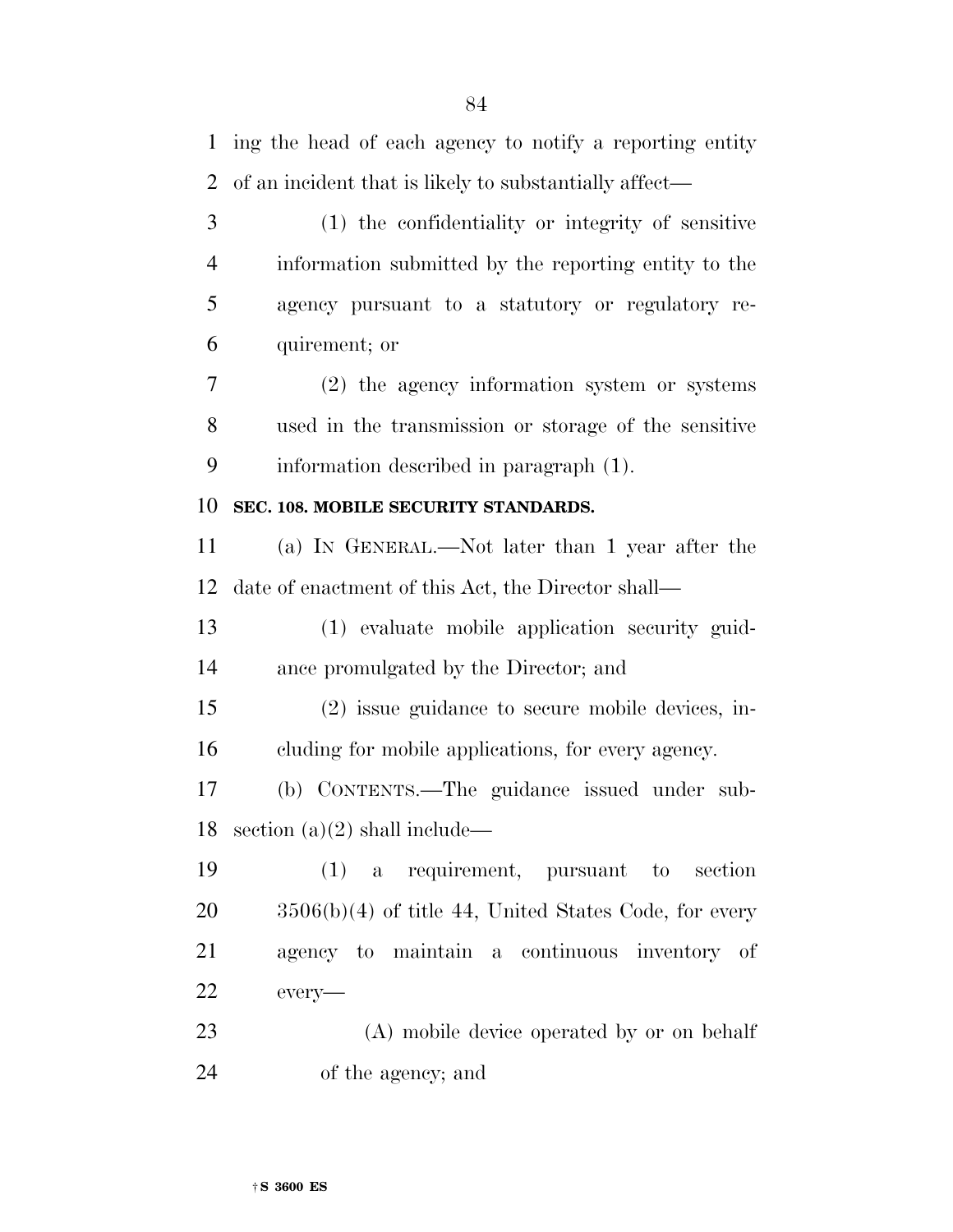ing the head of each agency to notify a reporting entity of an incident that is likely to substantially affect—

(1) the confidentiality or integrity of sensitive information submitted by the reporting entity to the agency pursuant to a statutory or regulatory requirement; or

(2) the agency information system or systems used in the transmission or storage of the sensitive information described in paragraph (1).

**SEC. 108. MOBILE SECURITY STANDARDS.**

(a) IN GENERAL.—Not later than 1 year after the date of enactment of this Act, the Director shall—

(1) evaluate mobile application security guidance promulgated by the Director; and

(2) issue guidance to secure mobile devices, including for mobile applications, for every agency.

(b) CONTENTS.—The guidance issued under subsection (a)(2) shall include—

(1) a requirement, pursuant to section 3506(b)(4) of title 44, United States Code, for every agency to maintain a continuous inventory of every—

(A) mobile device operated by or on behalf of the agency; and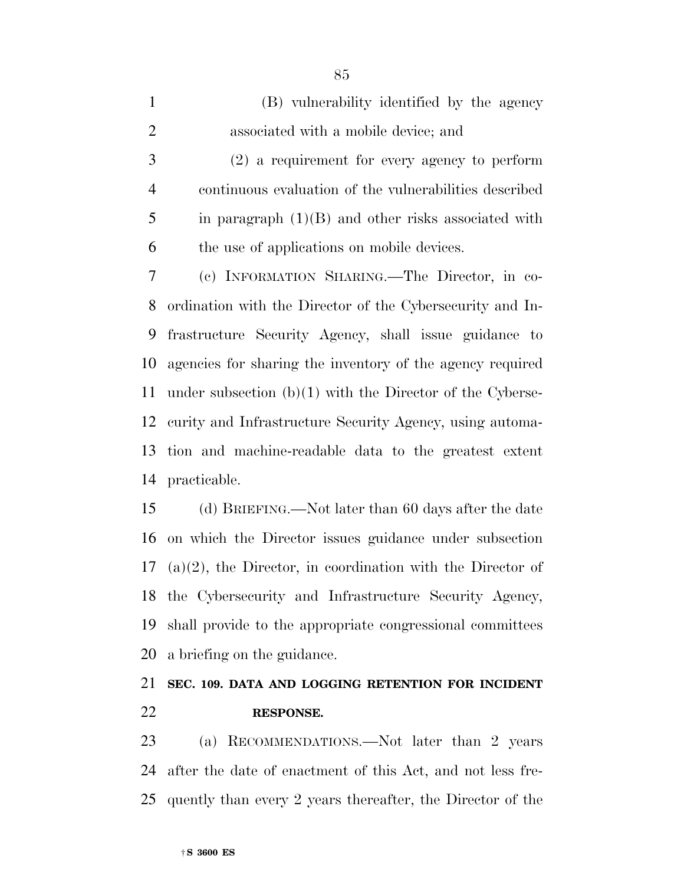(B) vulnerability identified by the agency associated with a mobile device; and

(2) a requirement for every agency to perform continuous evaluation of the vulnerabilities described in paragraph (1)(B) and other risks associated with the use of applications on mobile devices.

(c) INFORMATION SHARING.—The Director, in coordination with the Director of the Cybersecurity and Infrastructure Security Agency, shall issue guidance to agencies for sharing the inventory of the agency required under subsection (b)(1) with the Director of the Cybersecurity and Infrastructure Security Agency, using automation and machine-readable data to the greatest extent practicable.

(d) BRIEFING.—Not later than 60 days after the date on which the Director issues guidance under subsection (a)(2), the Director, in coordination with the Director of the Cybersecurity and Infrastructure Security Agency, shall provide to the appropriate congressional committees a briefing on the guidance.

**SEC. 109. DATA AND LOGGING RETENTION FOR INCIDENT RESPONSE.**

(a) RECOMMENDATIONS.—Not later than 2 years after the date of enactment of this Act, and not less frequently than every 2 years thereafter, the Director of the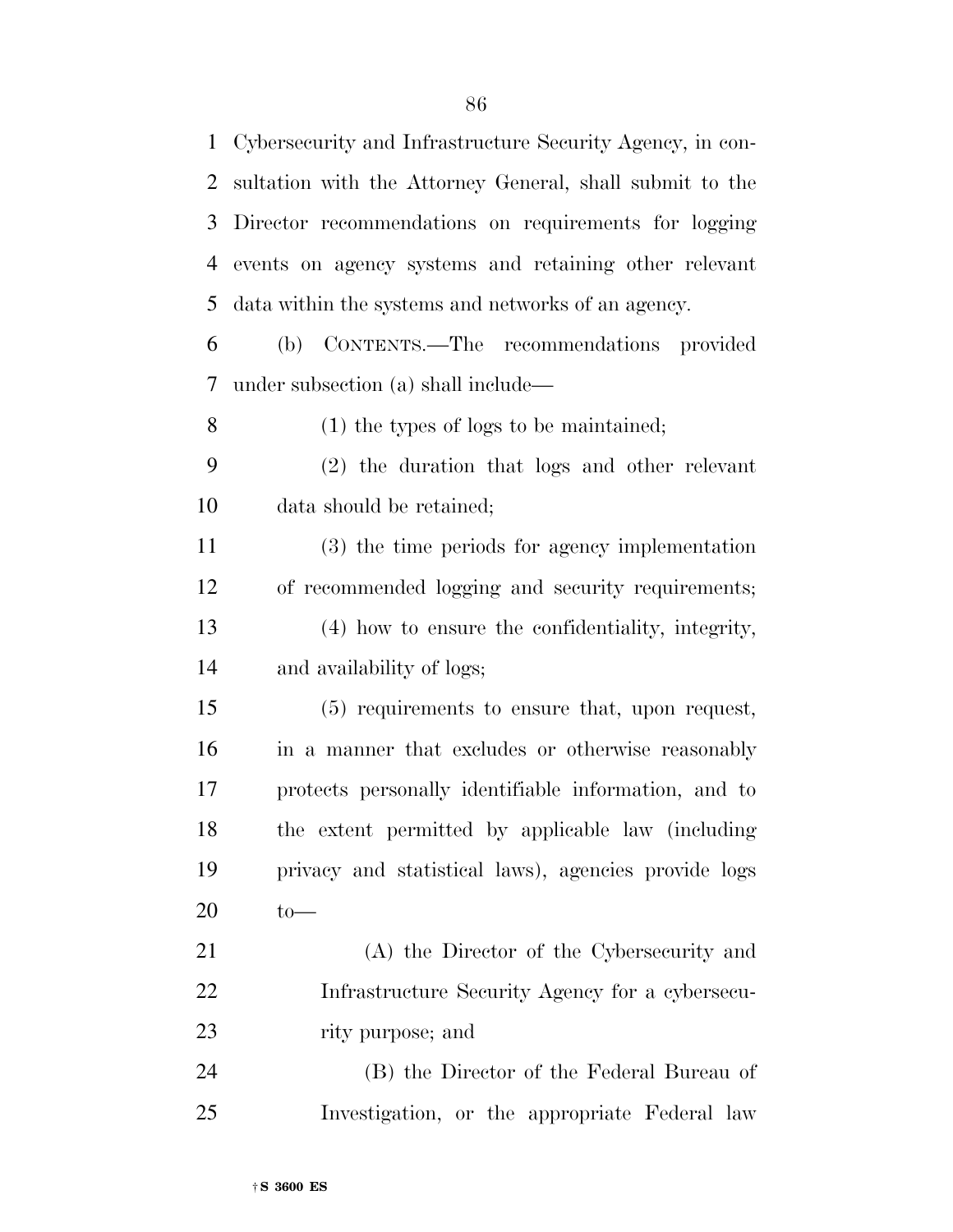Cybersecurity and Infrastructure Security Agency, in consultation with the Attorney General, shall submit to the Director recommendations on requirements for logging events on agency systems and retaining other relevant data within the systems and networks of an agency.

(b) CONTENTS.—The recommendations provided under subsection (a) shall include—

(1) the types of logs to be maintained;

(2) the duration that logs and other relevant data should be retained;

(3) the time periods for agency implementation of recommended logging and security requirements;

(4) how to ensure the confidentiality, integrity, and availability of logs;

(5) requirements to ensure that, upon request, in a manner that excludes or otherwise reasonably protects personally identifiable information, and to the extent permitted by applicable law (including privacy and statistical laws), agencies provide logs to—

(A) the Director of the Cybersecurity and Infrastructure Security Agency for a cybersecurity purpose; and

(B) the Director of the Federal Bureau of Investigation, or the appropriate Federal law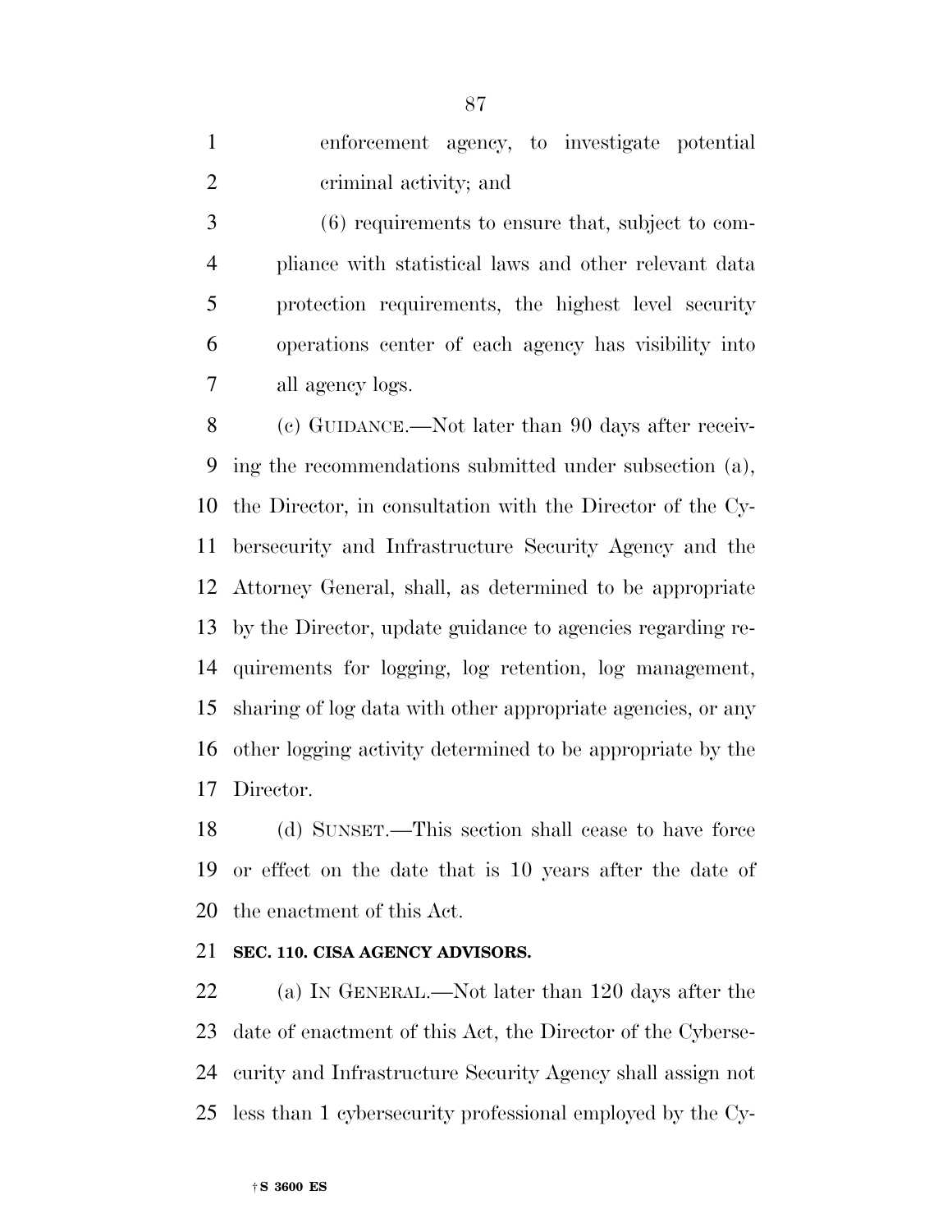enforcement agency, to investigate potential criminal activity; and

(6) requirements to ensure that, subject to compliance with statistical laws and other relevant data protection requirements, the highest level security operations center of each agency has visibility into all agency logs.

(c) GUIDANCE.—Not later than 90 days after receiving the recommendations submitted under subsection (a), the Director, in consultation with the Director of the Cybersecurity and Infrastructure Security Agency and the Attorney General, shall, as determined to be appropriate by the Director, update guidance to agencies regarding requirements for logging, log retention, log management, sharing of log data with other appropriate agencies, or any other logging activity determined to be appropriate by the Director.

(d) SUNSET.—This section shall cease to have force or effect on the date that is 10 years after the date of the enactment of this Act.

**SEC. 110. CISA AGENCY ADVISORS.**

(a) IN GENERAL.—Not later than 120 days after the date of enactment of this Act, the Director of the Cybersecurity and Infrastructure Security Agency shall assign not less than 1 cybersecurity professional employed by the Cy-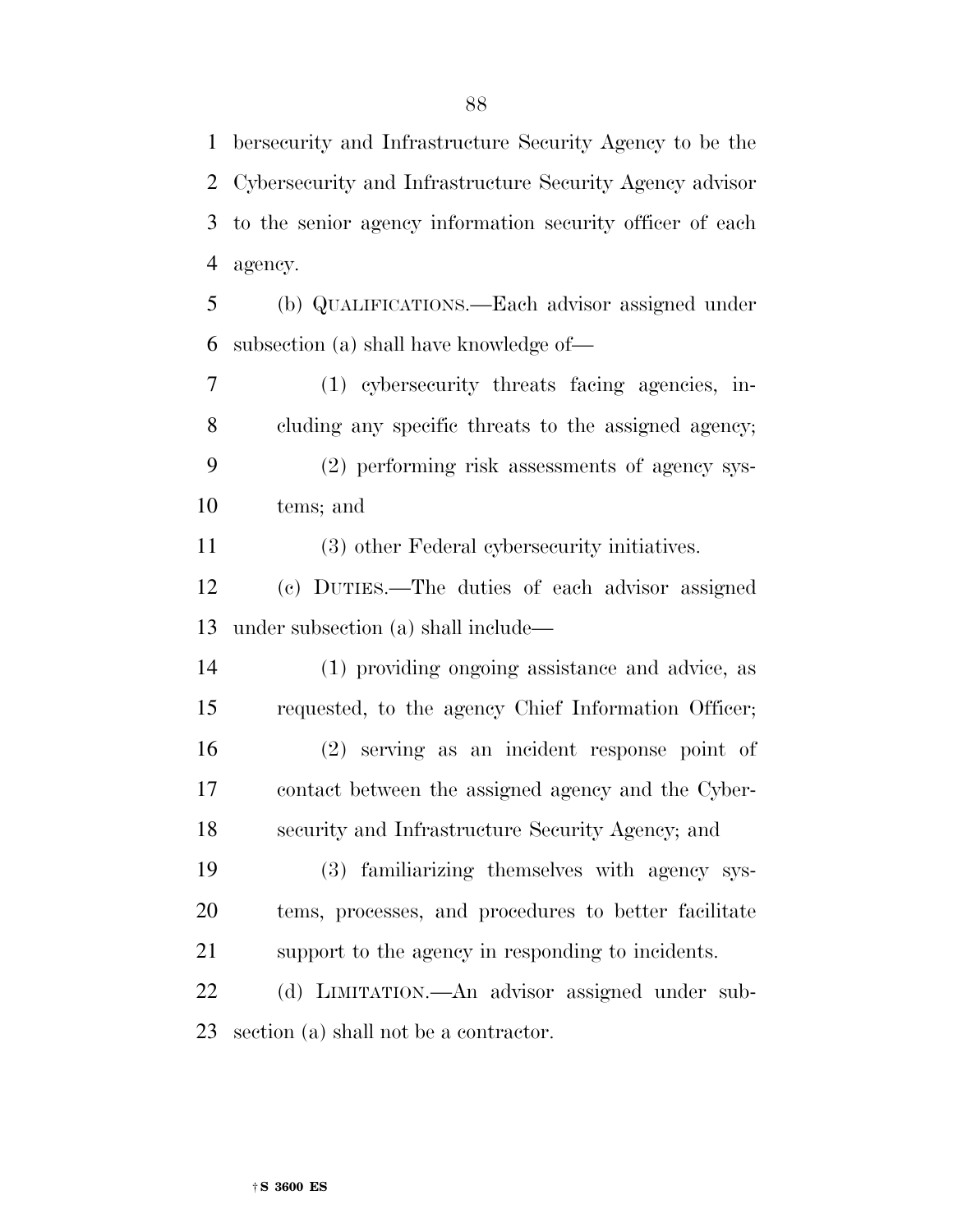bersecurity and Infrastructure Security Agency to be the Cybersecurity and Infrastructure Security Agency advisor to the senior agency information security officer of each agency.

(b) QUALIFICATIONS.—Each advisor assigned under subsection (a) shall have knowledge of—

(1) cybersecurity threats facing agencies, including any specific threats to the assigned agency;

(2) performing risk assessments of agency systems; and

(3) other Federal cybersecurity initiatives.

(c) DUTIES.—The duties of each advisor assigned under subsection (a) shall include—

(1) providing ongoing assistance and advice, as requested, to the agency Chief Information Officer;

(2) serving as an incident response point of contact between the assigned agency and the Cybersecurity and Infrastructure Security Agency; and

(3) familiarizing themselves with agency systems, processes, and procedures to better facilitate support to the agency in responding to incidents.

(d) LIMITATION.—An advisor assigned under subsection (a) shall not be a contractor.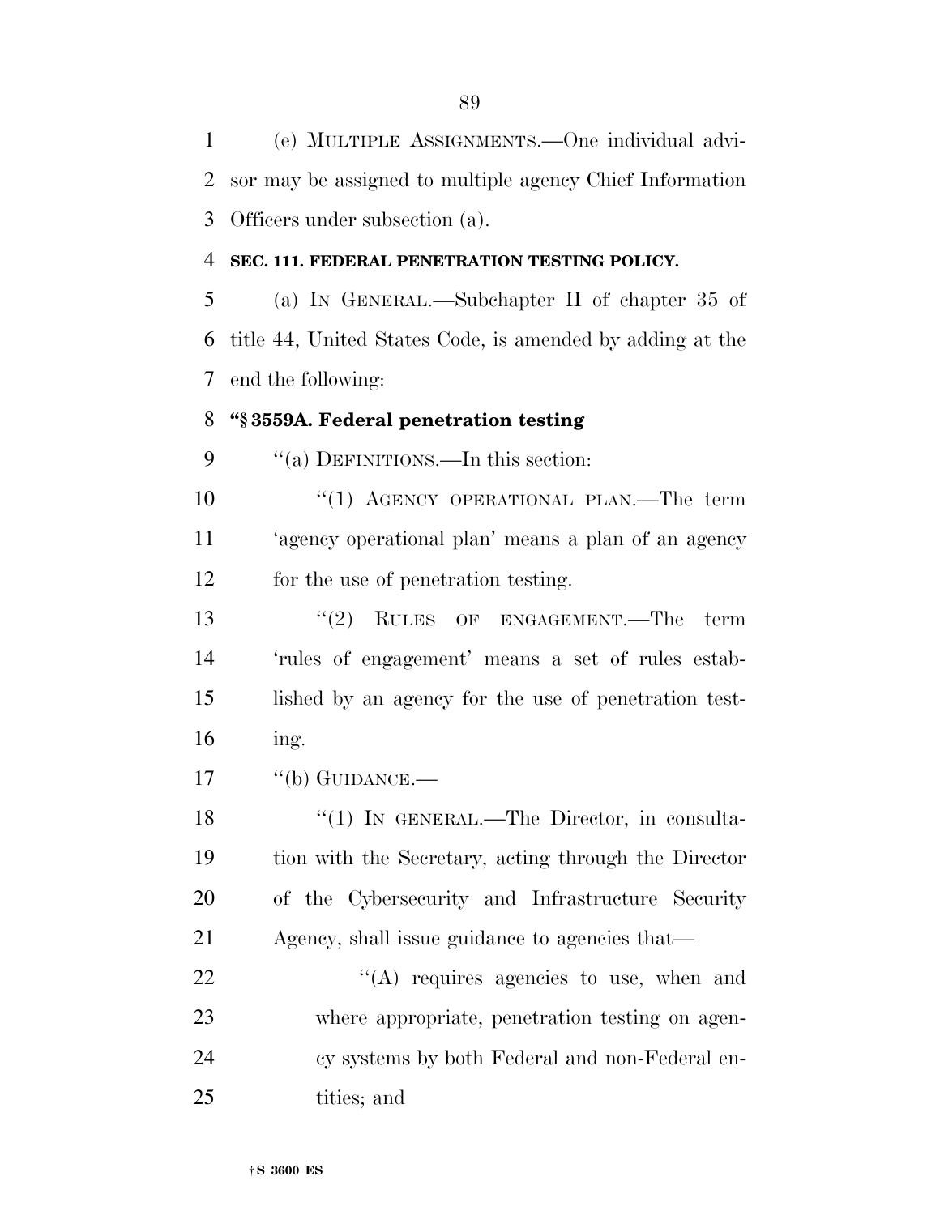(e) MULTIPLE ASSIGNMENTS.—One individual advisor may be assigned to multiple agency Chief Information Officers under subsection (a).

**SEC. 111. FEDERAL PENETRATION TESTING POLICY.**

(a) IN GENERAL.—Subchapter II of chapter 35 of title 44, United States Code, is amended by adding at the end the following:

**"§ 3559A. Federal penetration testing**

"(a) DEFINITIONS.—In this section:

"(1) AGENCY OPERATIONAL PLAN.—The term 'agency operational plan' means a plan of an agency for the use of penetration testing.

"(2) RULES OF ENGAGEMENT.—The term 'rules of engagement' means a set of rules established by an agency for the use of penetration testing.

"(b) GUIDANCE.—

"(1) IN GENERAL.—The Director, in consultation with the Secretary, acting through the Director of the Cybersecurity and Infrastructure Security Agency, shall issue guidance to agencies that—

"(A) requires agencies to use, when and where appropriate, penetration testing on agency systems by both Federal and non-Federal entities; and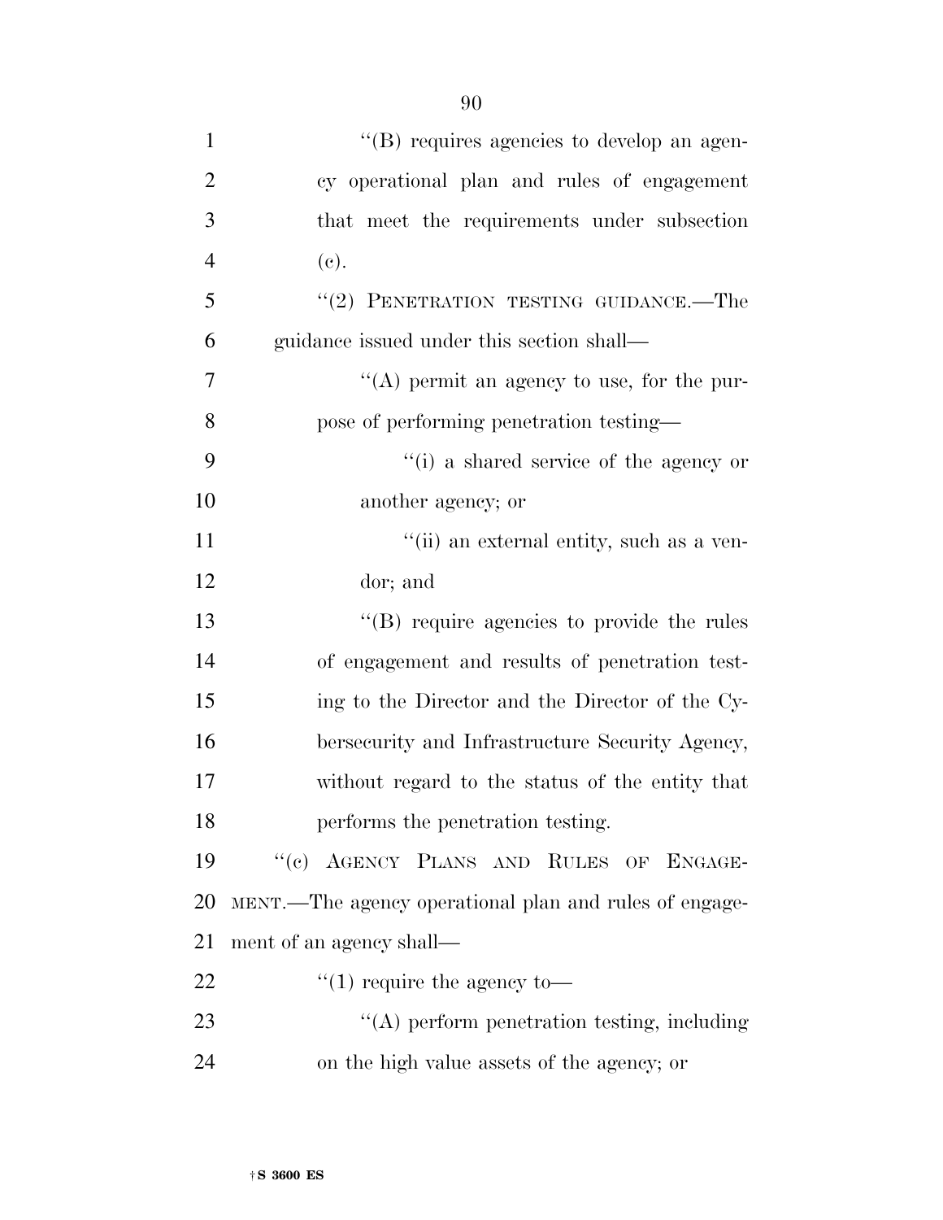''(B) requires agencies to develop an agency operational plan and rules of engagement that meet the requirements under subsection (c).

''(2) PENETRATION TESTING GUIDANCE.—The guidance issued under this section shall—

''(A) permit an agency to use, for the purpose of performing penetration testing—

''(i) a shared service of the agency or another agency; or

''(ii) an external entity, such as a vendor; and

''(B) require agencies to provide the rules of engagement and results of penetration testing to the Director and the Director of the Cybersecurity and Infrastructure Security Agency, without regard to the status of the entity that performs the penetration testing.

''(c) AGENCY PLANS AND RULES OF ENGAGEMENT.—The agency operational plan and rules of engagement of an agency shall—

''(1) require the agency to—

''(A) perform penetration testing, including on the high value assets of the agency; or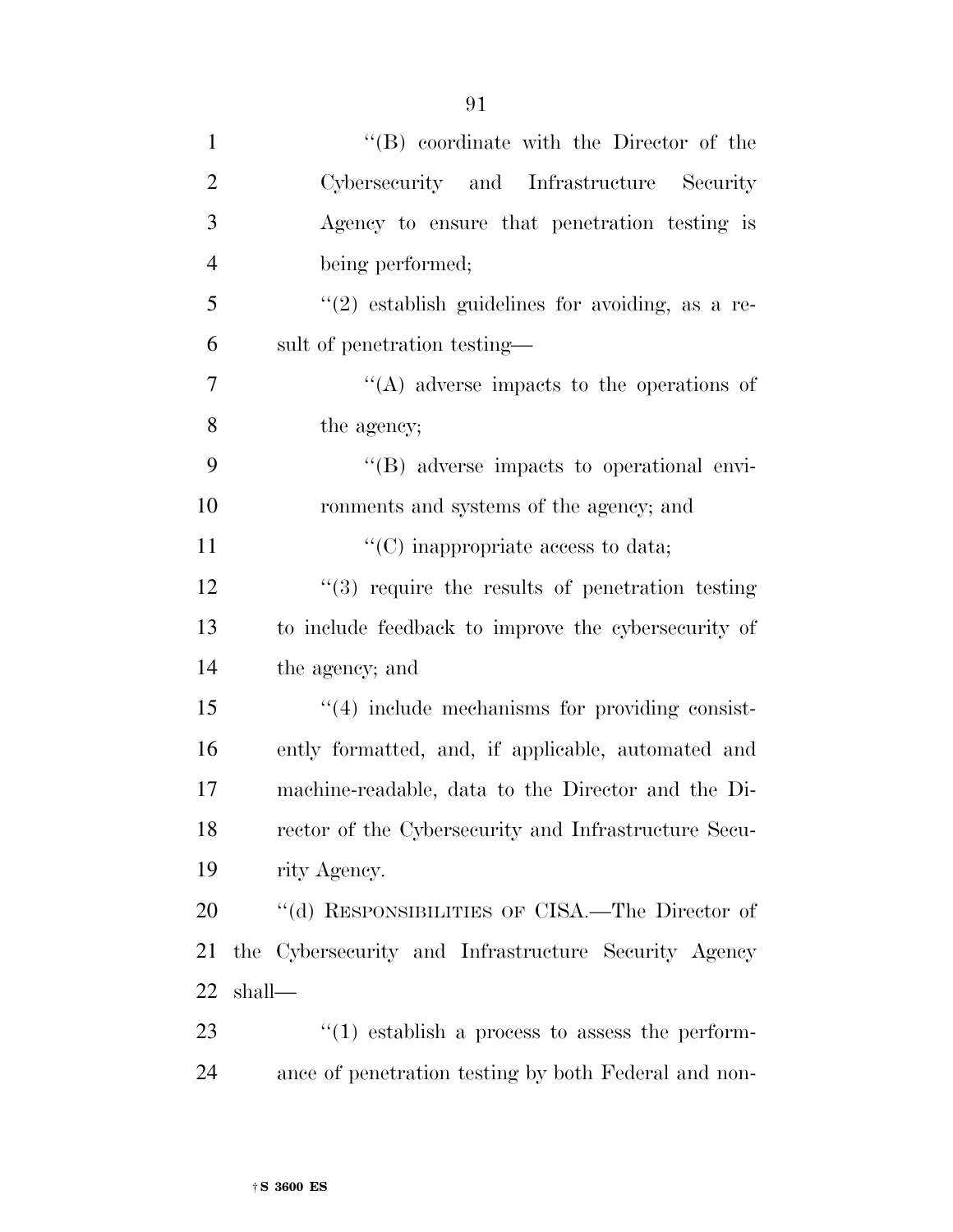''(B) coordinate with the Director of the Cybersecurity and Infrastructure Security Agency to ensure that penetration testing is being performed;

''(2) establish guidelines for avoiding, as a result of penetration testing—

''(A) adverse impacts to the operations of the agency;

''(B) adverse impacts to operational environments and systems of the agency; and

''(C) inappropriate access to data;

''(3) require the results of penetration testing to include feedback to improve the cybersecurity of the agency; and

''(4) include mechanisms for providing consistently formatted, and, if applicable, automated and machine-readable, data to the Director and the Director of the Cybersecurity and Infrastructure Security Agency.

''(d) RESPONSIBILITIES OF CISA.—The Director of the Cybersecurity and Infrastructure Security Agency shall—

''(1) establish a process to assess the performance of penetration testing by both Federal and non-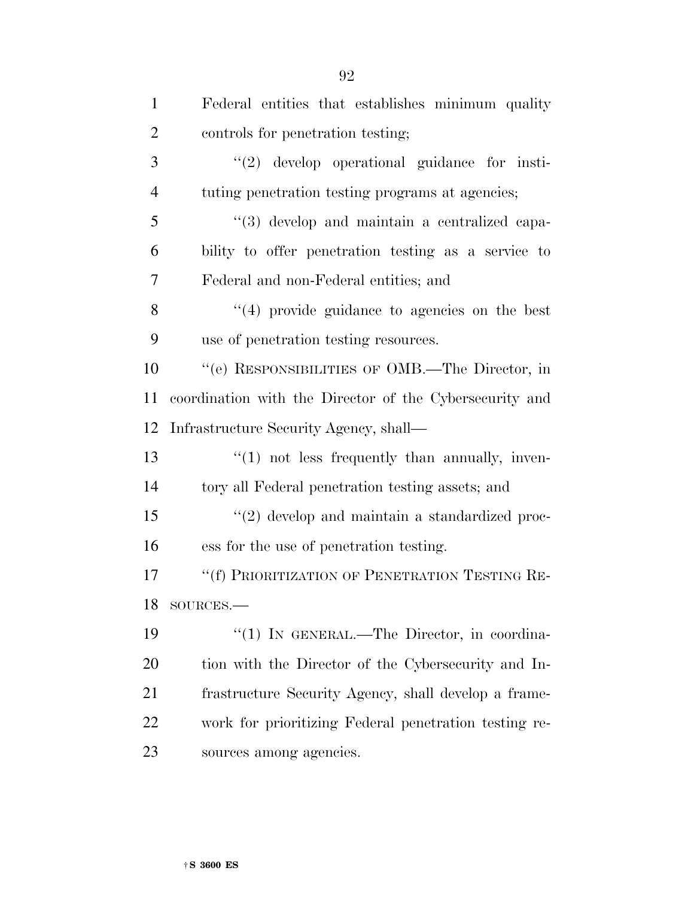Federal entities that establishes minimum quality controls for penetration testing;

"(2) develop operational guidance for instituting penetration testing programs at agencies;

"(3) develop and maintain a centralized capability to offer penetration testing as a service to Federal and non-Federal entities; and

"(4) provide guidance to agencies on the best use of penetration testing resources.

"(e) RESPONSIBILITIES OF OMB.—The Director, in coordination with the Director of the Cybersecurity and Infrastructure Security Agency, shall—

"(1) not less frequently than annually, inventory all Federal penetration testing assets; and

"(2) develop and maintain a standardized process for the use of penetration testing.

"(f) PRIORITIZATION OF PENETRATION TESTING RESOURCES.—

"(1) IN GENERAL.—The Director, in coordination with the Director of the Cybersecurity and Infrastructure Security Agency, shall develop a framework for prioritizing Federal penetration testing resources among agencies.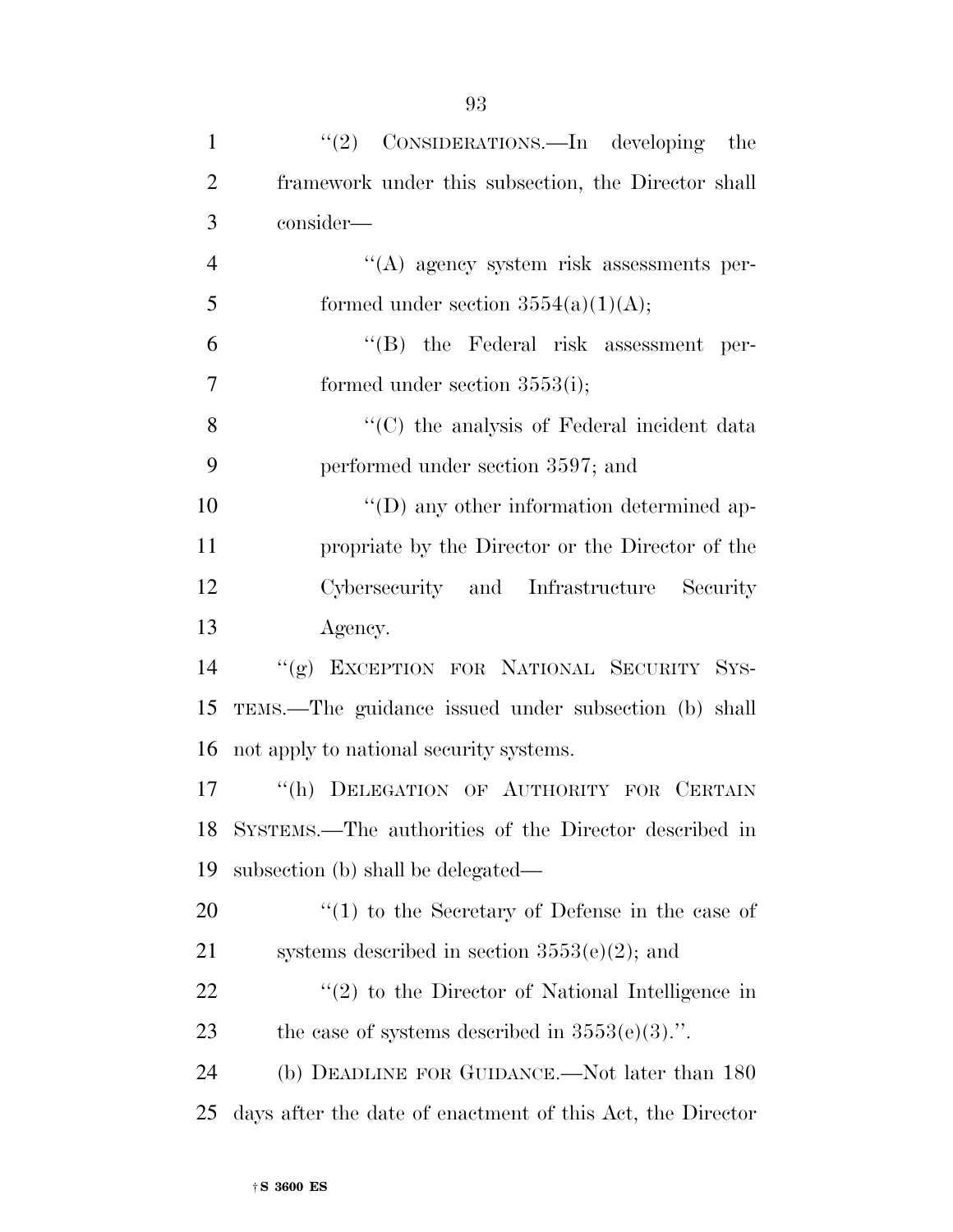"(2) CONSIDERATIONS.—In developing the framework under this subsection, the Director shall consider—

"(A) agency system risk assessments performed under section 3554(a)(1)(A);

"(B) the Federal risk assessment performed under section 3553(i);

"(C) the analysis of Federal incident data performed under section 3597; and

"(D) any other information determined appropriate by the Director or the Director of the Cybersecurity and Infrastructure Security Agency.

"(g) EXCEPTION FOR NATIONAL SECURITY SYSTEMS.—The guidance issued under subsection (b) shall not apply to national security systems.

"(h) DELEGATION OF AUTHORITY FOR CERTAIN SYSTEMS.—The authorities of the Director described in subsection (b) shall be delegated—

"(1) to the Secretary of Defense in the case of systems described in section 3553(e)(2); and

"(2) to the Director of National Intelligence in the case of systems described in 3553(e)(3).".

(b) DEADLINE FOR GUIDANCE.—Not later than 180 days after the date of enactment of this Act, the Director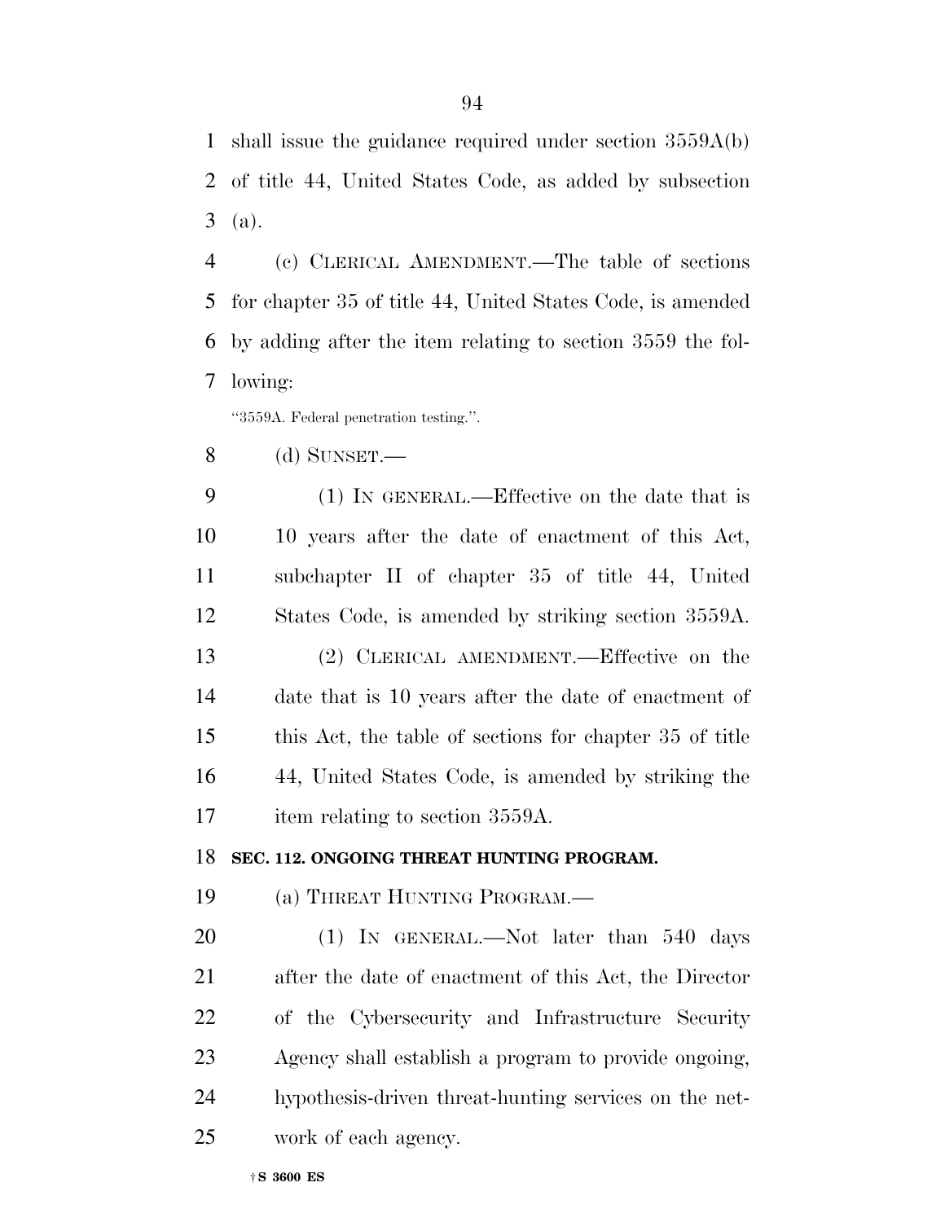shall issue the guidance required under section 3559A(b) of title 44, United States Code, as added by subsection (a).

(c) CLERICAL AMENDMENT.—The table of sections for chapter 35 of title 44, United States Code, is amended by adding after the item relating to section 3559 the following:

"3559A. Federal penetration testing.".

(d) SUNSET.—

(1) IN GENERAL.—Effective on the date that is 10 years after the date of enactment of this Act, subchapter II of chapter 35 of title 44, United States Code, is amended by striking section 3559A.

(2) CLERICAL AMENDMENT.—Effective on the date that is 10 years after the date of enactment of this Act, the table of sections for chapter 35 of title 44, United States Code, is amended by striking the item relating to section 3559A.

**SEC. 112. ONGOING THREAT HUNTING PROGRAM.**

(a) THREAT HUNTING PROGRAM.—

(1) IN GENERAL.—Not later than 540 days after the date of enactment of this Act, the Director of the Cybersecurity and Infrastructure Security Agency shall establish a program to provide ongoing, hypothesis-driven threat-hunting services on the network of each agency.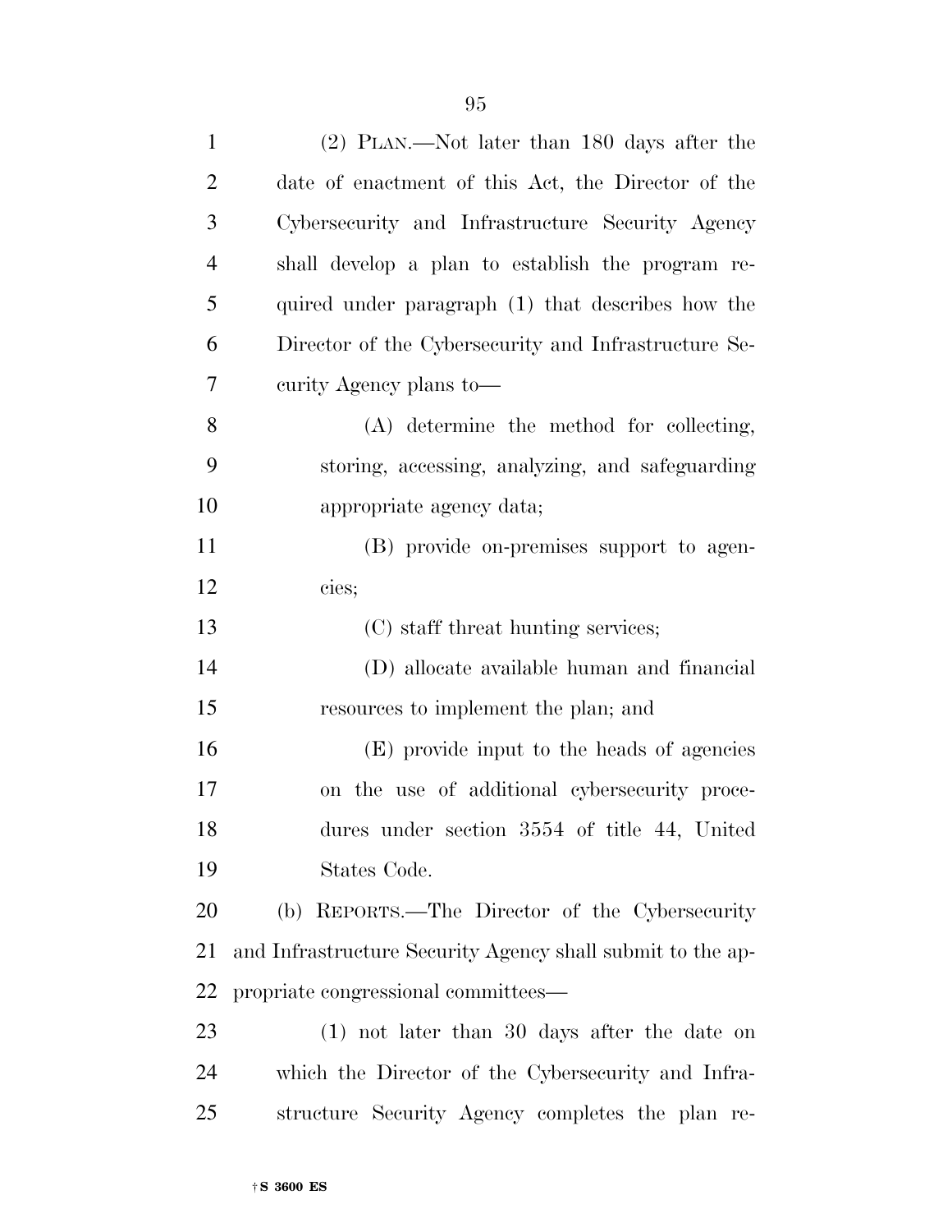(2) PLAN.—Not later than 180 days after the date of enactment of this Act, the Director of the Cybersecurity and Infrastructure Security Agency shall develop a plan to establish the program required under paragraph (1) that describes how the Director of the Cybersecurity and Infrastructure Security Agency plans to—

(A) determine the method for collecting, storing, accessing, analyzing, and safeguarding appropriate agency data;

(B) provide on-premises support to agencies;

(C) staff threat hunting services;

(D) allocate available human and financial resources to implement the plan; and

(E) provide input to the heads of agencies on the use of additional cybersecurity procedures under section 3554 of title 44, United States Code.

(b) REPORTS.—The Director of the Cybersecurity and Infrastructure Security Agency shall submit to the appropriate congressional committees—

(1) not later than 30 days after the date on which the Director of the Cybersecurity and Infrastructure Security Agency completes the plan re-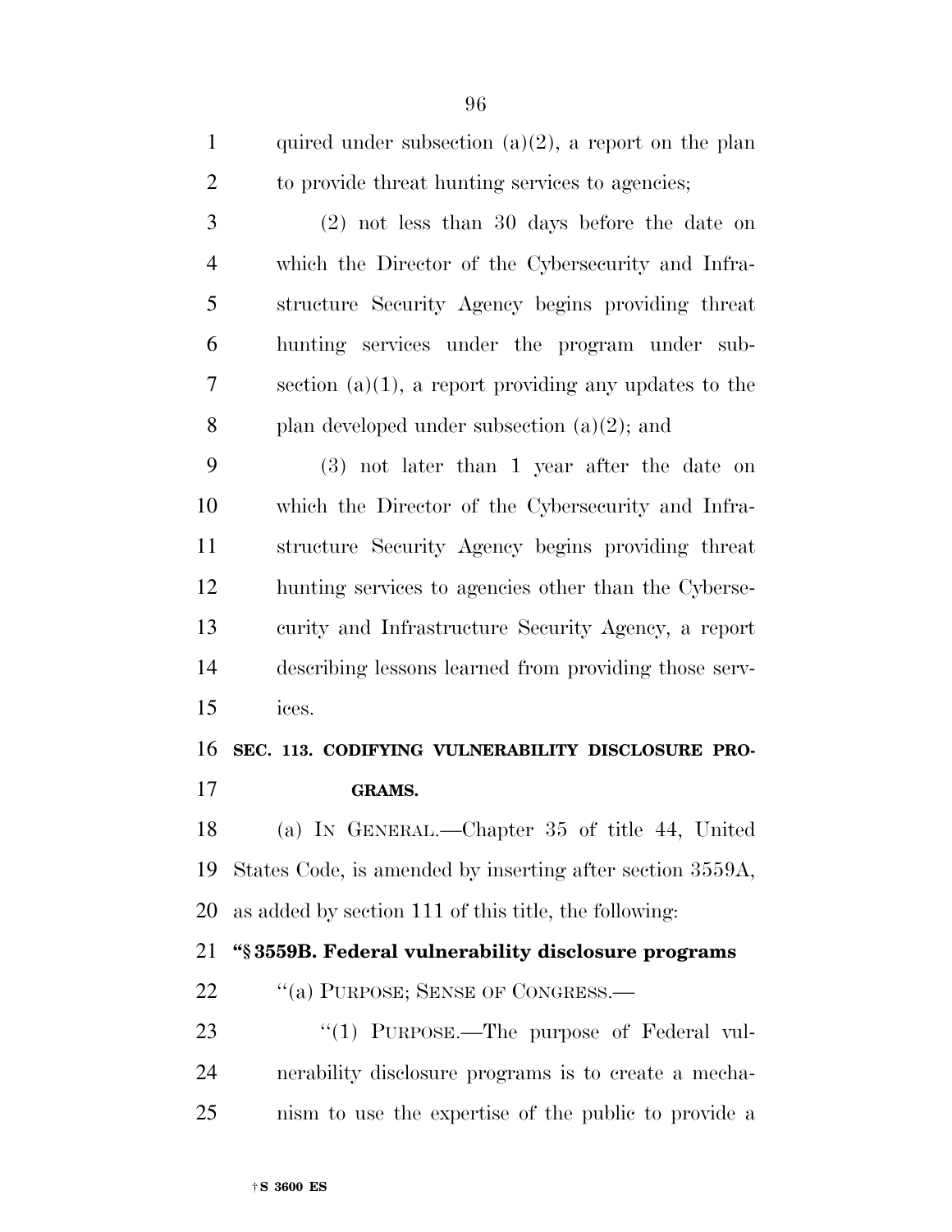quired under subsection (a)(2), a report on the plan to provide threat hunting services to agencies;

(2) not less than 30 days before the date on which the Director of the Cybersecurity and Infrastructure Security Agency begins providing threat hunting services under the program under subsection (a)(1), a report providing any updates to the plan developed under subsection (a)(2); and

(3) not later than 1 year after the date on which the Director of the Cybersecurity and Infrastructure Security Agency begins providing threat hunting services to agencies other than the Cybersecurity and Infrastructure Security Agency, a report describing lessons learned from providing those services.

**SEC. 113. CODIFYING VULNERABILITY DISCLOSURE PROGRAMS.**

(a) IN GENERAL.—Chapter 35 of title 44, United States Code, is amended by inserting after section 3559A, as added by section 111 of this title, the following:

**"§ 3559B. Federal vulnerability disclosure programs**

"(a) PURPOSE; SENSE OF CONGRESS.—

"(1) PURPOSE.—The purpose of Federal vulnerability disclosure programs is to create a mechanism to use the expertise of the public to provide a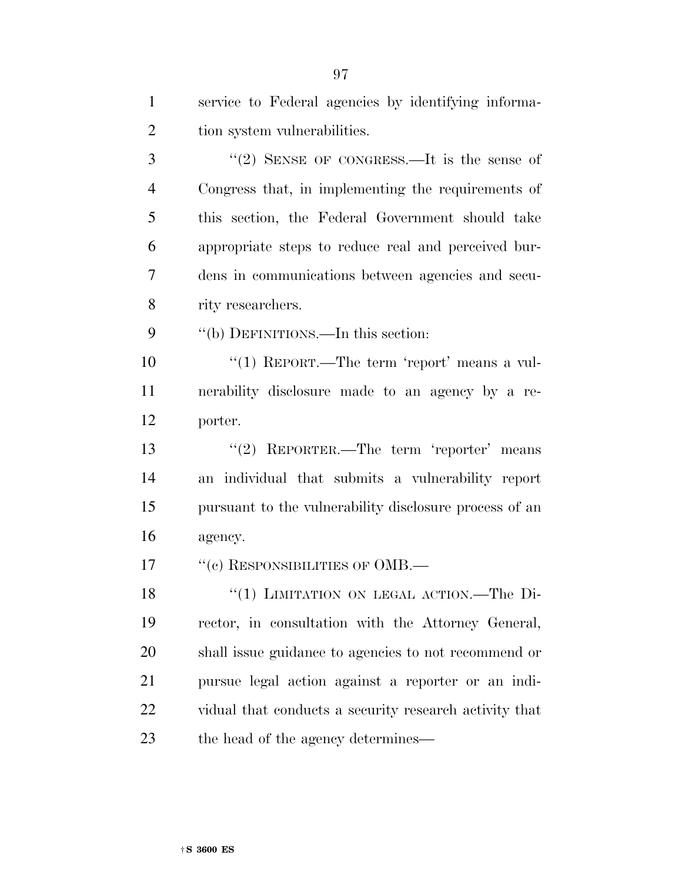service to Federal agencies by identifying information system vulnerabilities.

"(2) SENSE OF CONGRESS.—It is the sense of Congress that, in implementing the requirements of this section, the Federal Government should take appropriate steps to reduce real and perceived burdens in communications between agencies and security researchers.

"(b) DEFINITIONS.—In this section:

"(1) REPORT.—The term 'report' means a vulnerability disclosure made to an agency by a reporter.

"(2) REPORTER.—The term 'reporter' means an individual that submits a vulnerability report pursuant to the vulnerability disclosure process of an agency.

"(c) RESPONSIBILITIES OF OMB.—

"(1) LIMITATION ON LEGAL ACTION.—The Director, in consultation with the Attorney General, shall issue guidance to agencies to not recommend or pursue legal action against a reporter or an individual that conducts a security research activity that the head of the agency determines—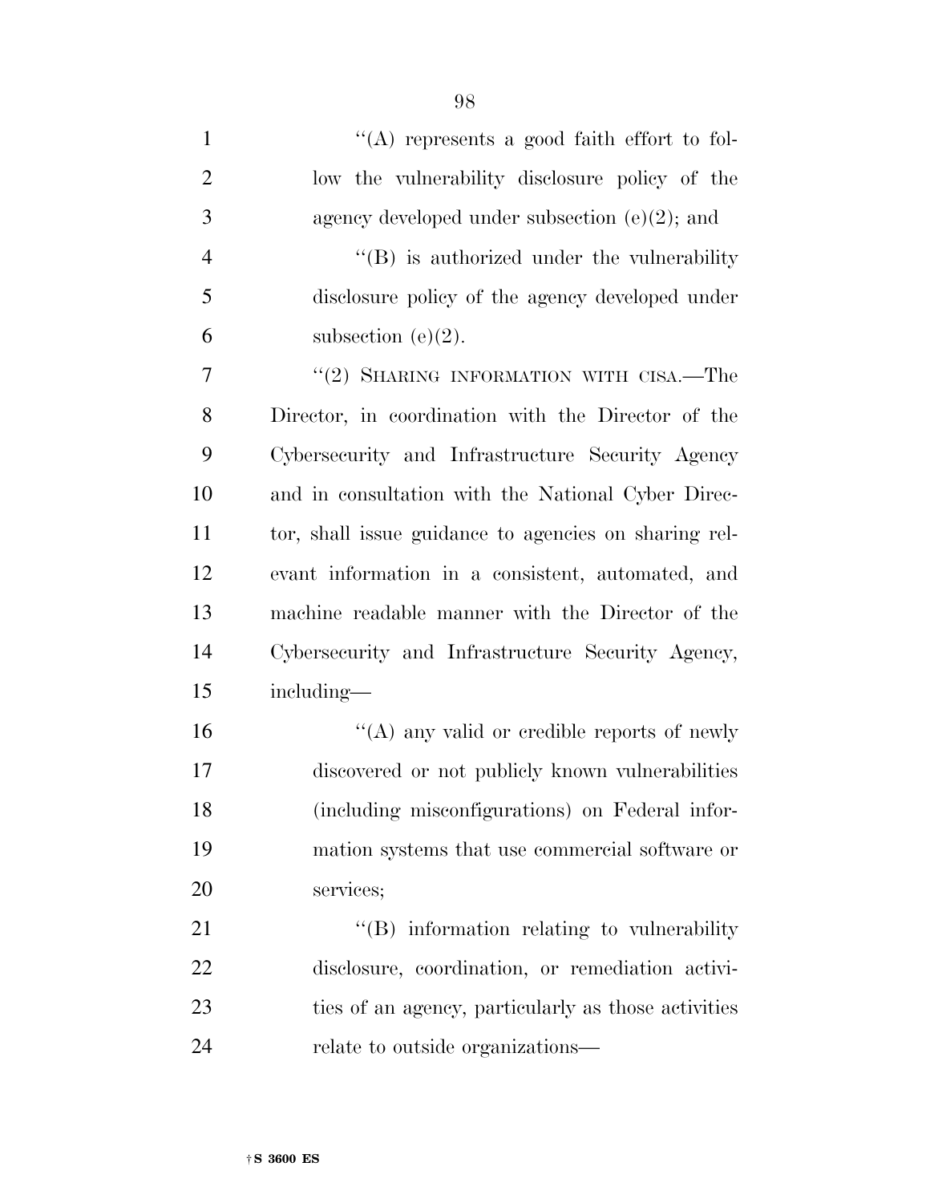''(A) represents a good faith effort to follow the vulnerability disclosure policy of the agency developed under subsection (e)(2); and

''(B) is authorized under the vulnerability disclosure policy of the agency developed under subsection (e)(2).

''(2) SHARING INFORMATION WITH CISA.—The Director, in coordination with the Director of the Cybersecurity and Infrastructure Security Agency and in consultation with the National Cyber Director, shall issue guidance to agencies on sharing relevant information in a consistent, automated, and machine readable manner with the Director of the Cybersecurity and Infrastructure Security Agency, including—

''(A) any valid or credible reports of newly discovered or not publicly known vulnerabilities (including misconfigurations) on Federal information systems that use commercial software or services;

''(B) information relating to vulnerability disclosure, coordination, or remediation activities of an agency, particularly as those activities relate to outside organizations—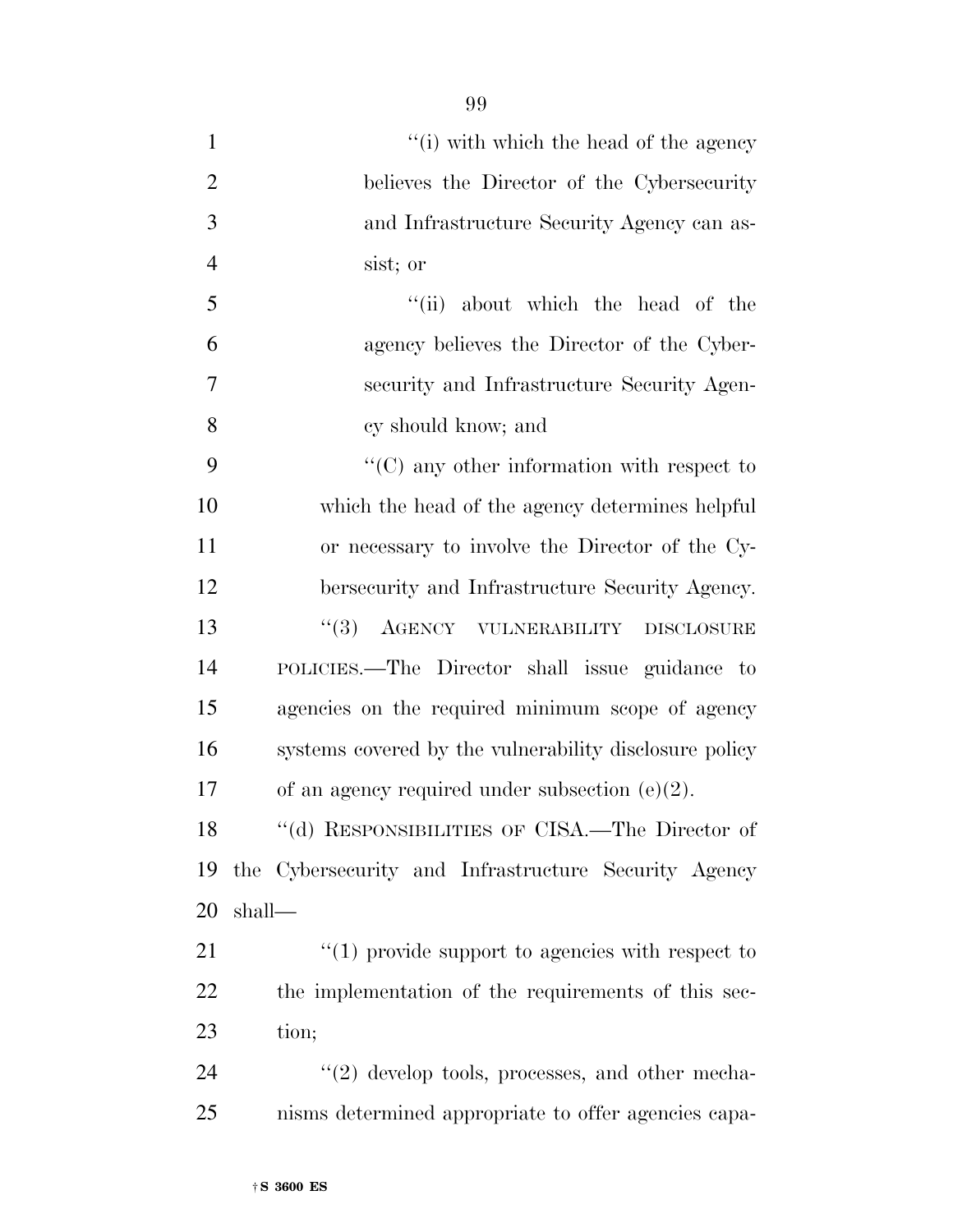''(i) with which the head of the agency believes the Director of the Cybersecurity and Infrastructure Security Agency can assist; or

''(ii) about which the head of the agency believes the Director of the Cybersecurity and Infrastructure Security Agency should know; and

''(C) any other information with respect to which the head of the agency determines helpful or necessary to involve the Director of the Cybersecurity and Infrastructure Security Agency.

''(3) AGENCY VULNERABILITY DISCLOSURE POLICIES.—The Director shall issue guidance to agencies on the required minimum scope of agency systems covered by the vulnerability disclosure policy of an agency required under subsection (e)(2).

''(d) RESPONSIBILITIES OF CISA.—The Director of the Cybersecurity and Infrastructure Security Agency shall—

''(1) provide support to agencies with respect to the implementation of the requirements of this section;

''(2) develop tools, processes, and other mechanisms determined appropriate to offer agencies capa-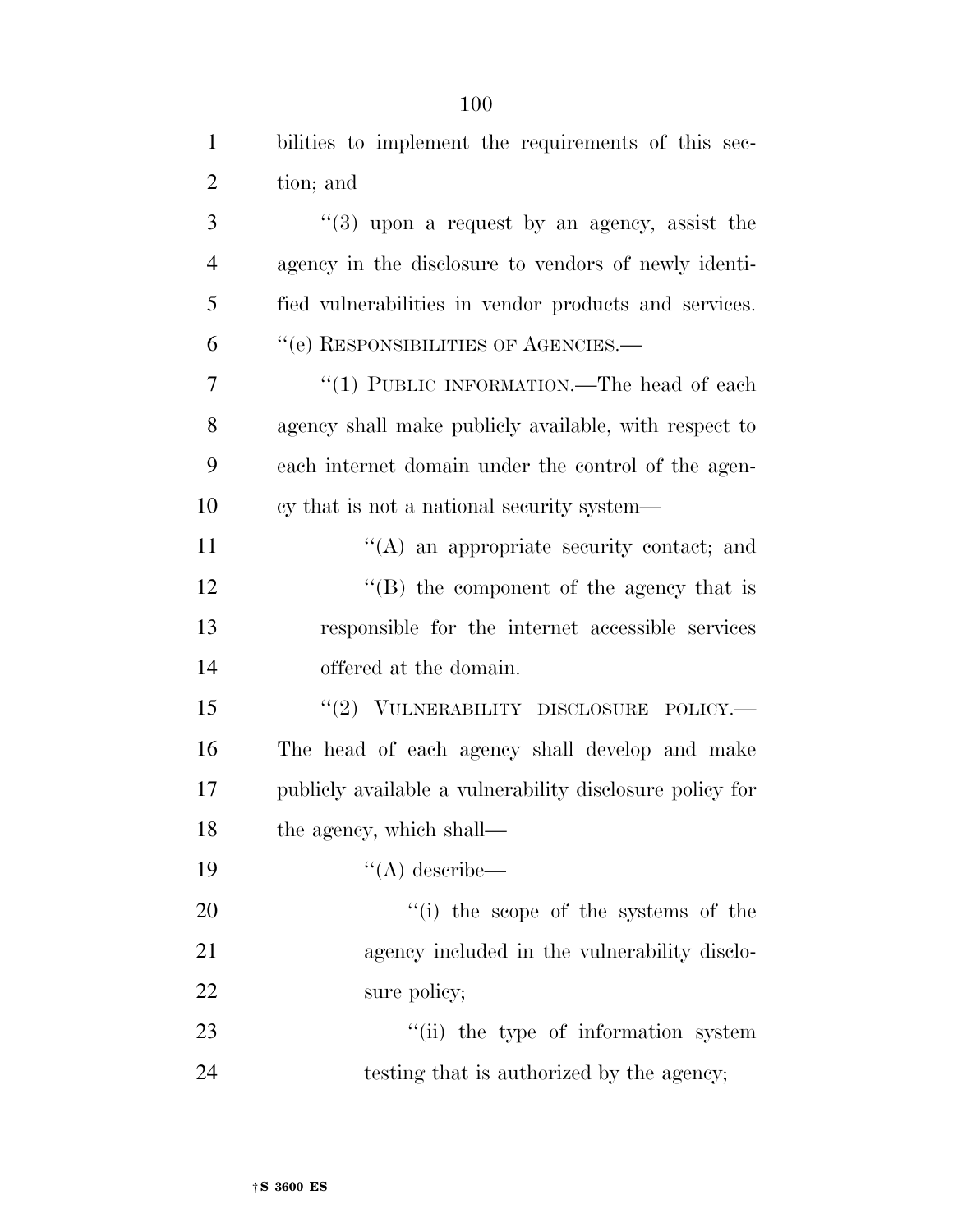bilities to implement the requirements of this section; and

''(3) upon a request by an agency, assist the agency in the disclosure to vendors of newly identified vulnerabilities in vendor products and services.

''(e) RESPONSIBILITIES OF AGENCIES.—

''(1) PUBLIC INFORMATION.—The head of each agency shall make publicly available, with respect to each internet domain under the control of the agency that is not a national security system—

''(A) an appropriate security contact; and

''(B) the component of the agency that is responsible for the internet accessible services offered at the domain.

''(2) VULNERABILITY DISCLOSURE POLICY.—The head of each agency shall develop and make publicly available a vulnerability disclosure policy for the agency, which shall—

''(A) describe—

''(i) the scope of the systems of the agency included in the vulnerability disclosure policy;

''(ii) the type of information system testing that is authorized by the agency;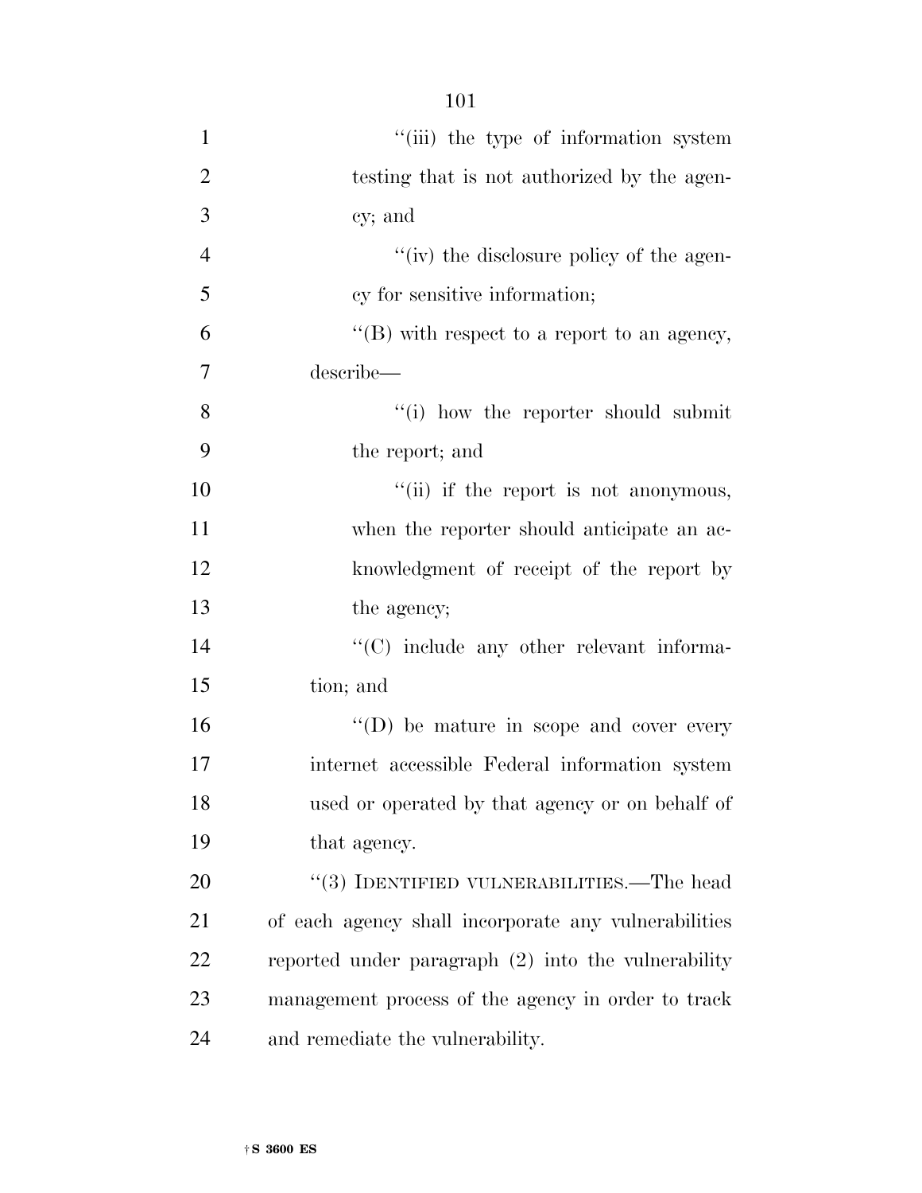''(iii) the type of information system testing that is not authorized by the agency; and

''(iv) the disclosure policy of the agency for sensitive information;

''(B) with respect to a report to an agency, describe—

''(i) how the reporter should submit the report; and

''(ii) if the report is not anonymous, when the reporter should anticipate an acknowledgment of receipt of the report by the agency;

''(C) include any other relevant information; and

''(D) be mature in scope and cover every internet accessible Federal information system used or operated by that agency or on behalf of that agency.

''(3) IDENTIFIED VULNERABILITIES.—The head of each agency shall incorporate any vulnerabilities reported under paragraph (2) into the vulnerability management process of the agency in order to track and remediate the vulnerability.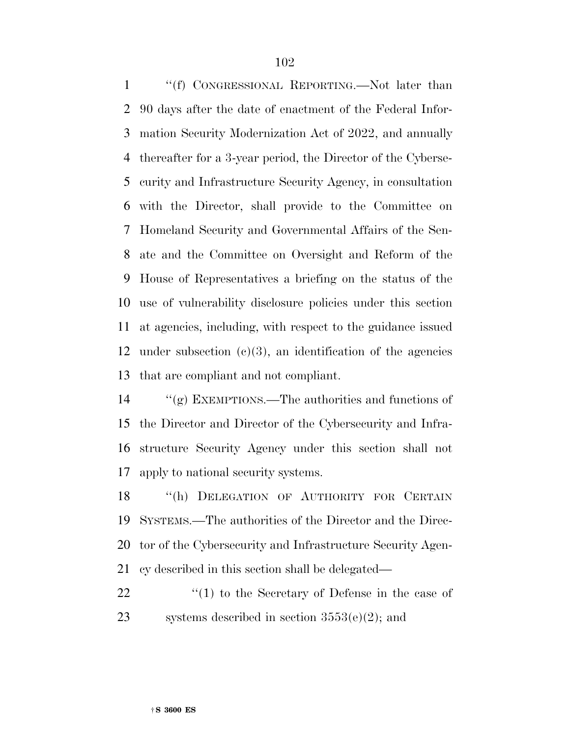"(f) CONGRESSIONAL REPORTING.—Not later than 90 days after the date of enactment of the Federal Information Security Modernization Act of 2022, and annually thereafter for a 3-year period, the Director of the Cybersecurity and Infrastructure Security Agency, in consultation with the Director, shall provide to the Committee on Homeland Security and Governmental Affairs of the Senate and the Committee on Oversight and Reform of the House of Representatives a briefing on the status of the use of vulnerability disclosure policies under this section at agencies, including, with respect to the guidance issued under subsection (c)(3), an identification of the agencies that are compliant and not compliant.

"(g) EXEMPTIONS.—The authorities and functions of the Director and Director of the Cybersecurity and Infrastructure Security Agency under this section shall not apply to national security systems.

"(h) DELEGATION OF AUTHORITY FOR CERTAIN SYSTEMS.—The authorities of the Director and the Director of the Cybersecurity and Infrastructure Security Agency described in this section shall be delegated—

"(1) to the Secretary of Defense in the case of systems described in section 3553(e)(2); and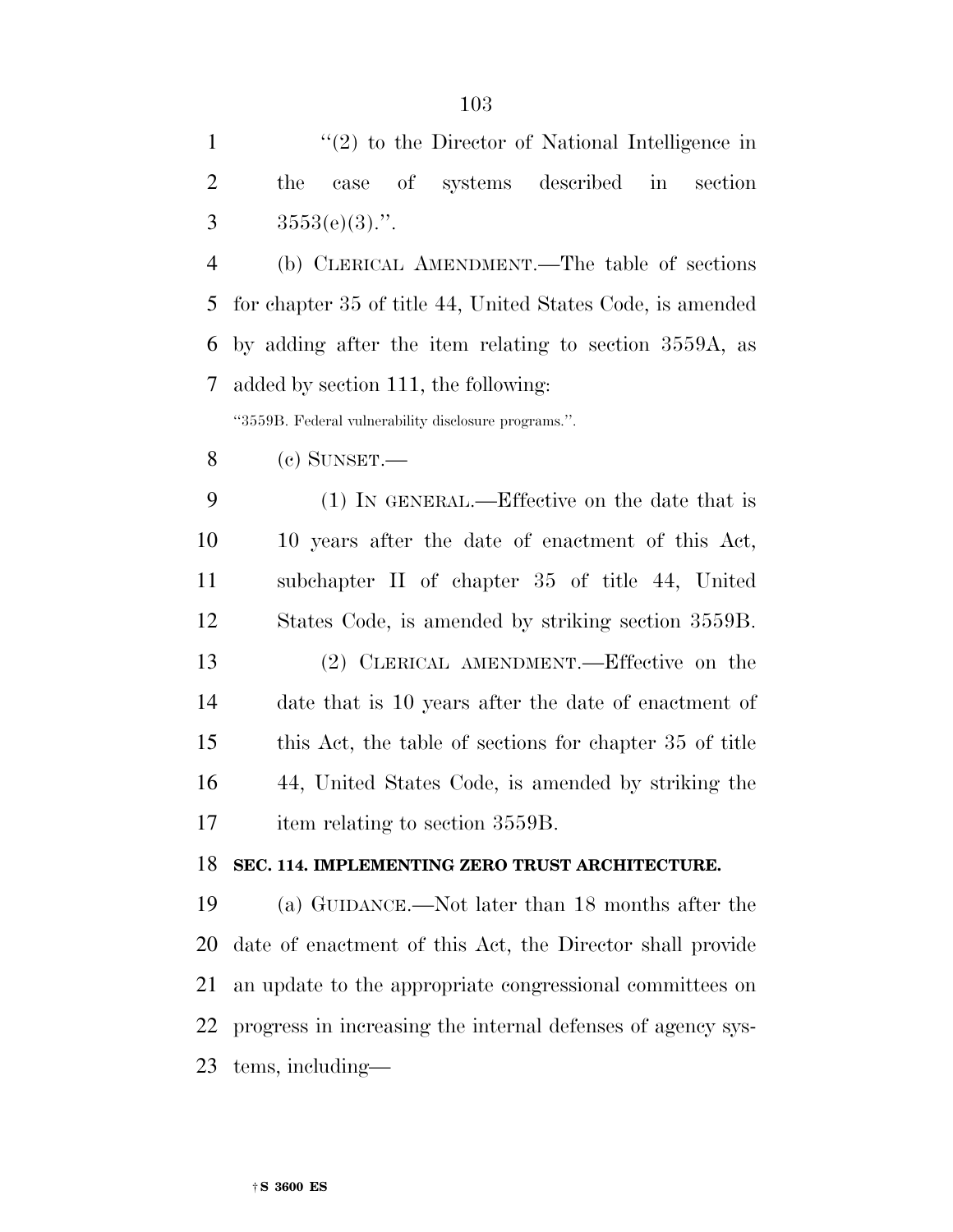"(2) to the Director of National Intelligence in the case of systems described in section 3553(e)(3).".

(b) CLERICAL AMENDMENT.—The table of sections for chapter 35 of title 44, United States Code, is amended by adding after the item relating to section 3559A, as added by section 111, the following:

"3559B. Federal vulnerability disclosure programs.".

(c) SUNSET.—

(1) IN GENERAL.—Effective on the date that is 10 years after the date of enactment of this Act, subchapter II of chapter 35 of title 44, United States Code, is amended by striking section 3559B.

(2) CLERICAL AMENDMENT.—Effective on the date that is 10 years after the date of enactment of this Act, the table of sections for chapter 35 of title 44, United States Code, is amended by striking the item relating to section 3559B.

**SEC. 114. IMPLEMENTING ZERO TRUST ARCHITECTURE.**

(a) GUIDANCE.—Not later than 18 months after the date of enactment of this Act, the Director shall provide an update to the appropriate congressional committees on progress in increasing the internal defenses of agency systems, including—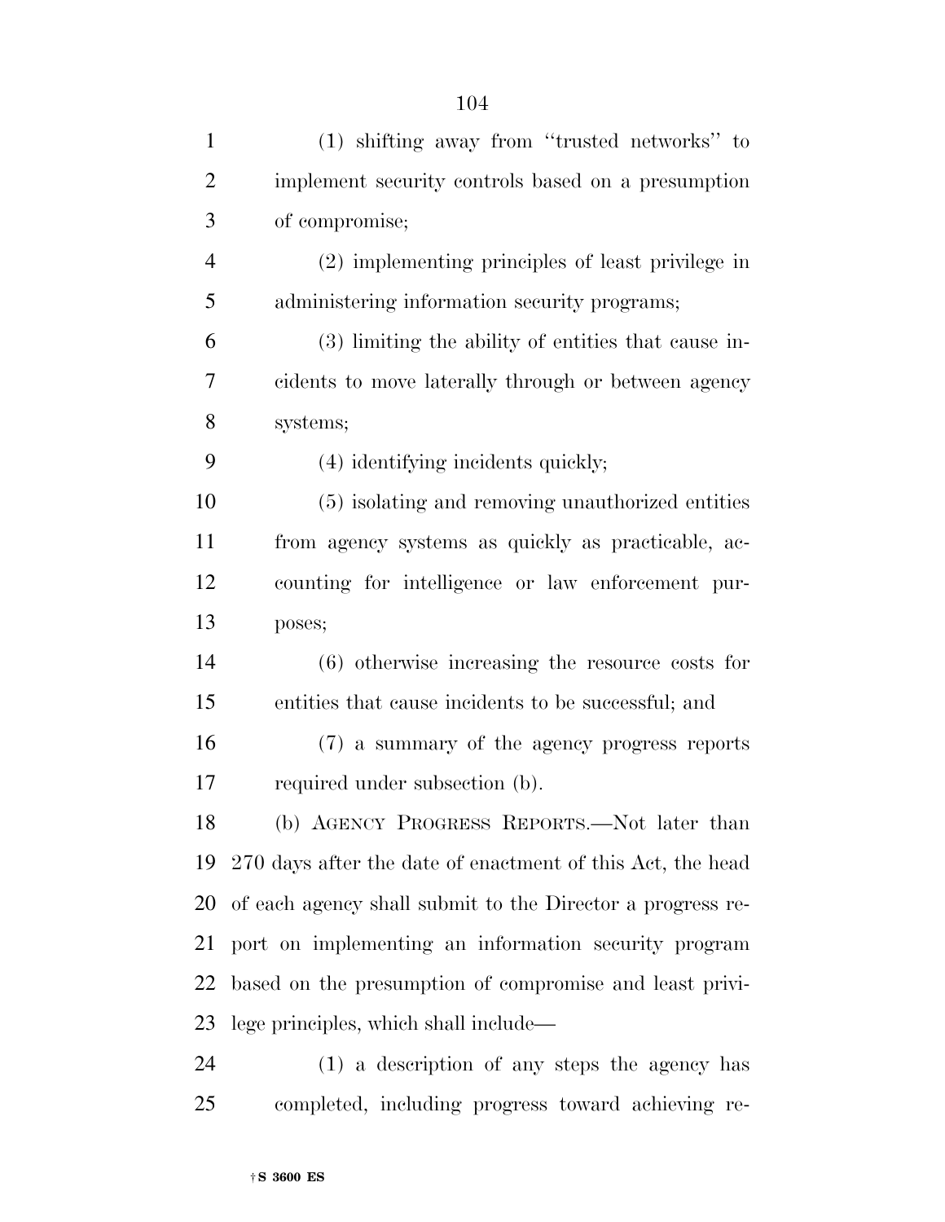(1) shifting away from "trusted networks" to implement security controls based on a presumption of compromise;

(2) implementing principles of least privilege in administering information security programs;

(3) limiting the ability of entities that cause incidents to move laterally through or between agency systems;

(4) identifying incidents quickly;

(5) isolating and removing unauthorized entities from agency systems as quickly as practicable, accounting for intelligence or law enforcement purposes;

(6) otherwise increasing the resource costs for entities that cause incidents to be successful; and

(7) a summary of the agency progress reports required under subsection (b).

(b) AGENCY PROGRESS REPORTS.—Not later than 270 days after the date of enactment of this Act, the head of each agency shall submit to the Director a progress report on implementing an information security program based on the presumption of compromise and least privilege principles, which shall include—

(1) a description of any steps the agency has completed, including progress toward achieving re-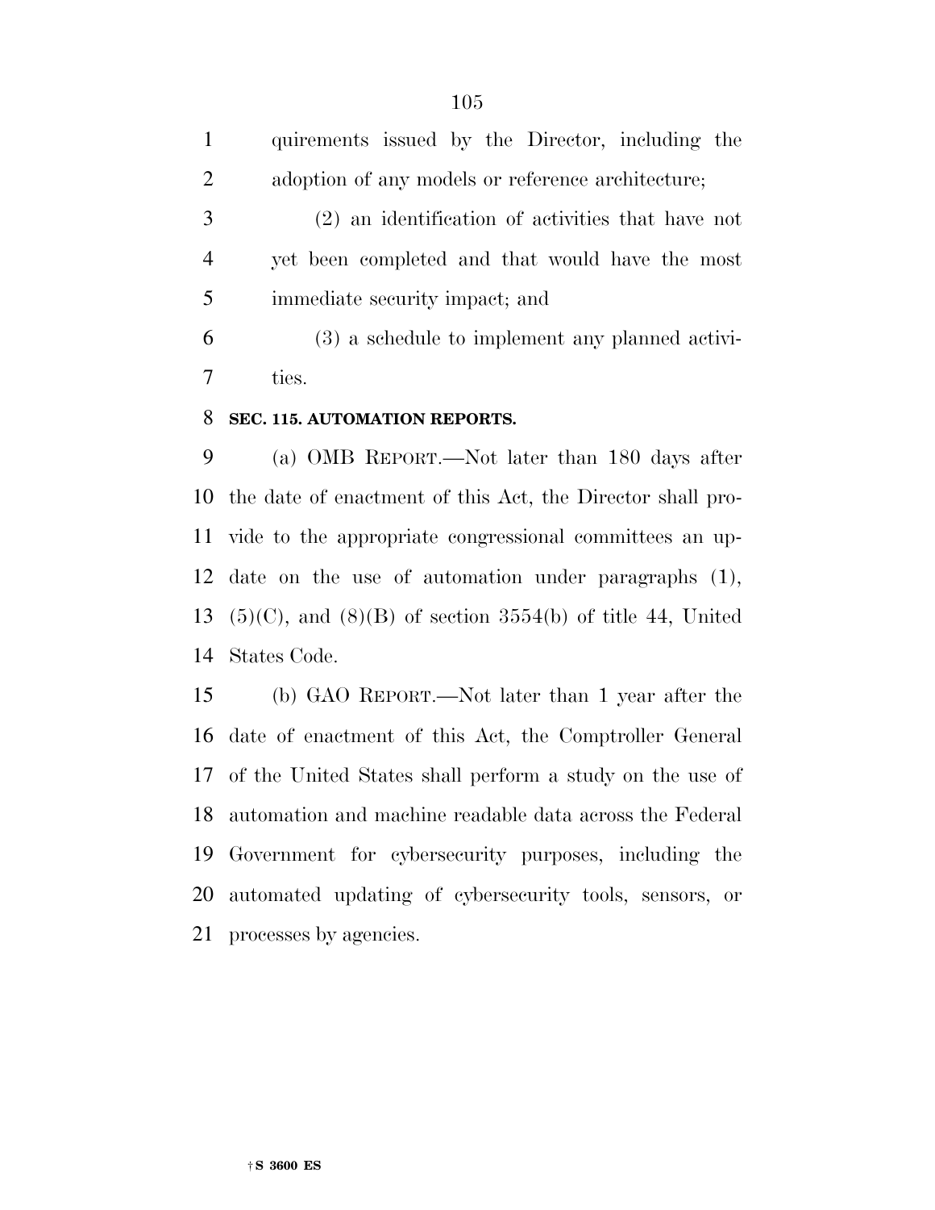quirements issued by the Director, including the adoption of any models or reference architecture;

(2) an identification of activities that have not yet been completed and that would have the most immediate security impact; and

(3) a schedule to implement any planned activities.

### SEC. 115. AUTOMATION REPORTS.

(a) OMB REPORT.—Not later than 180 days after the date of enactment of this Act, the Director shall provide to the appropriate congressional committees an update on the use of automation under paragraphs (1), (5)(C), and (8)(B) of section 3554(b) of title 44, United States Code.

(b) GAO REPORT.—Not later than 1 year after the date of enactment of this Act, the Comptroller General of the United States shall perform a study on the use of automation and machine readable data across the Federal Government for cybersecurity purposes, including the automated updating of cybersecurity tools, sensors, or processes by agencies.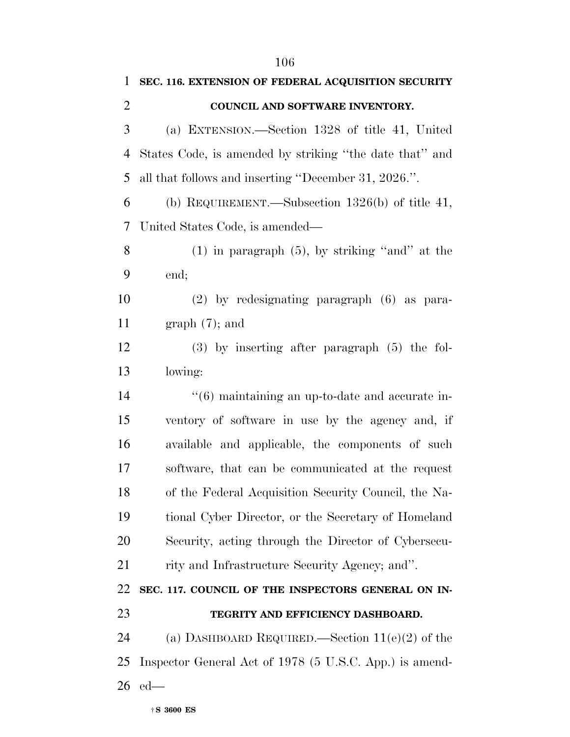**SEC. 116. EXTENSION OF FEDERAL ACQUISITION SECURITY COUNCIL AND SOFTWARE INVENTORY.**

(a) EXTENSION.—Section 1328 of title 41, United States Code, is amended by striking ''the date that'' and all that follows and inserting ''December 31, 2026.''.

(b) REQUIREMENT.—Subsection 1326(b) of title 41, United States Code, is amended—

(1) in paragraph (5), by striking ''and'' at the end;

(2) by redesignating paragraph (6) as paragraph (7); and

(3) by inserting after paragraph (5) the following:

''(6) maintaining an up-to-date and accurate inventory of software in use by the agency and, if available and applicable, the components of such software, that can be communicated at the request of the Federal Acquisition Security Council, the National Cyber Director, or the Secretary of Homeland Security, acting through the Director of Cybersecurity and Infrastructure Security Agency; and''.

**SEC. 117. COUNCIL OF THE INSPECTORS GENERAL ON INTEGRITY AND EFFICIENCY DASHBOARD.**

(a) DASHBOARD REQUIRED.—Section 11(e)(2) of the Inspector General Act of 1978 (5 U.S.C. App.) is amended—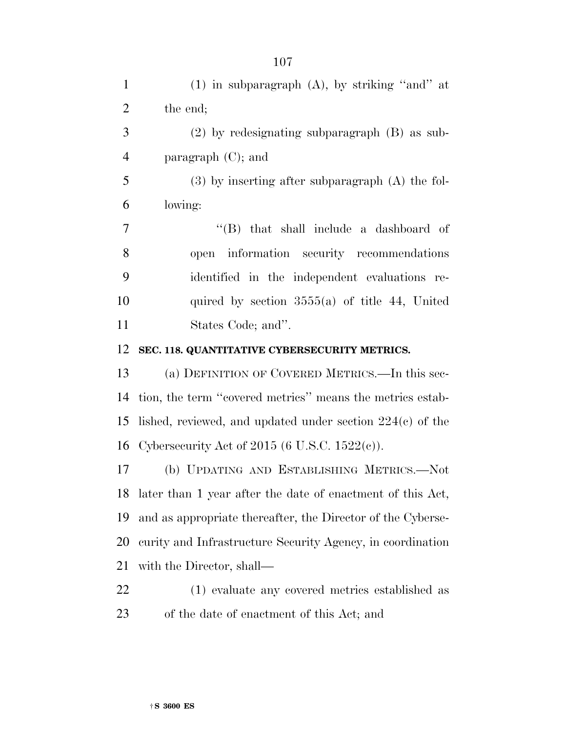(1) in subparagraph (A), by striking ''and'' at the end;

(2) by redesignating subparagraph (B) as subparagraph (C); and

(3) by inserting after subparagraph (A) the following:

''(B) that shall include a dashboard of open information security recommendations identified in the independent evaluations required by section 3555(a) of title 44, United States Code; and''.

**SEC. 118. QUANTITATIVE CYBERSECURITY METRICS.**

(a) DEFINITION OF COVERED METRICS.—In this section, the term ''covered metrics'' means the metrics established, reviewed, and updated under section 224(c) of the Cybersecurity Act of 2015 (6 U.S.C. 1522(c)).

(b) UPDATING AND ESTABLISHING METRICS.—Not later than 1 year after the date of enactment of this Act, and as appropriate thereafter, the Director of the Cybersecurity and Infrastructure Security Agency, in coordination with the Director, shall—

(1) evaluate any covered metrics established as of the date of enactment of this Act; and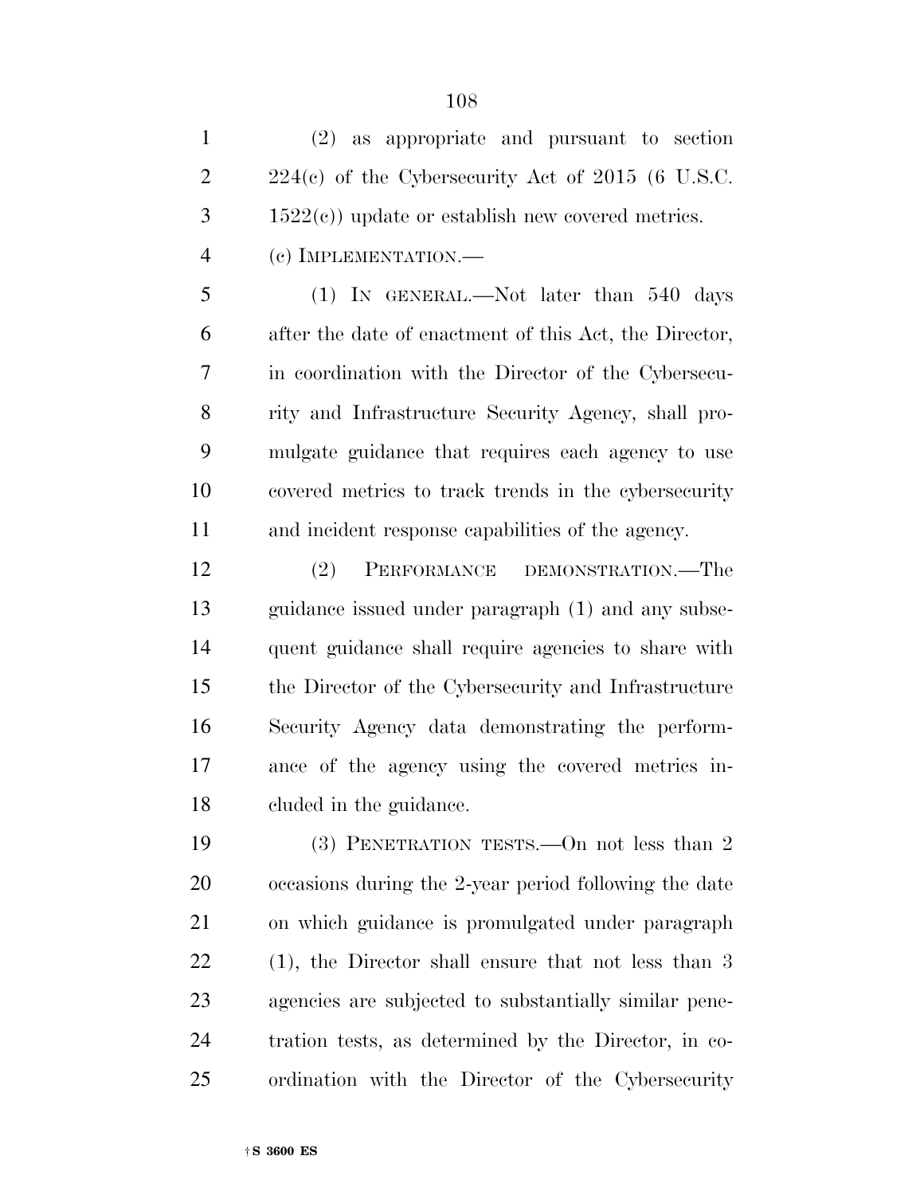(2) as appropriate and pursuant to section 224(c) of the Cybersecurity Act of 2015 (6 U.S.C. 1522(c)) update or establish new covered metrics.

(c) IMPLEMENTATION.—

(1) IN GENERAL.—Not later than 540 days after the date of enactment of this Act, the Director, in coordination with the Director of the Cybersecurity and Infrastructure Security Agency, shall promulgate guidance that requires each agency to use covered metrics to track trends in the cybersecurity and incident response capabilities of the agency.

(2) PERFORMANCE DEMONSTRATION.—The guidance issued under paragraph (1) and any subsequent guidance shall require agencies to share with the Director of the Cybersecurity and Infrastructure Security Agency data demonstrating the performance of the agency using the covered metrics included in the guidance.

(3) PENETRATION TESTS.—On not less than 2 occasions during the 2-year period following the date on which guidance is promulgated under paragraph (1), the Director shall ensure that not less than 3 agencies are subjected to substantially similar penetration tests, as determined by the Director, in coordination with the Director of the Cybersecurity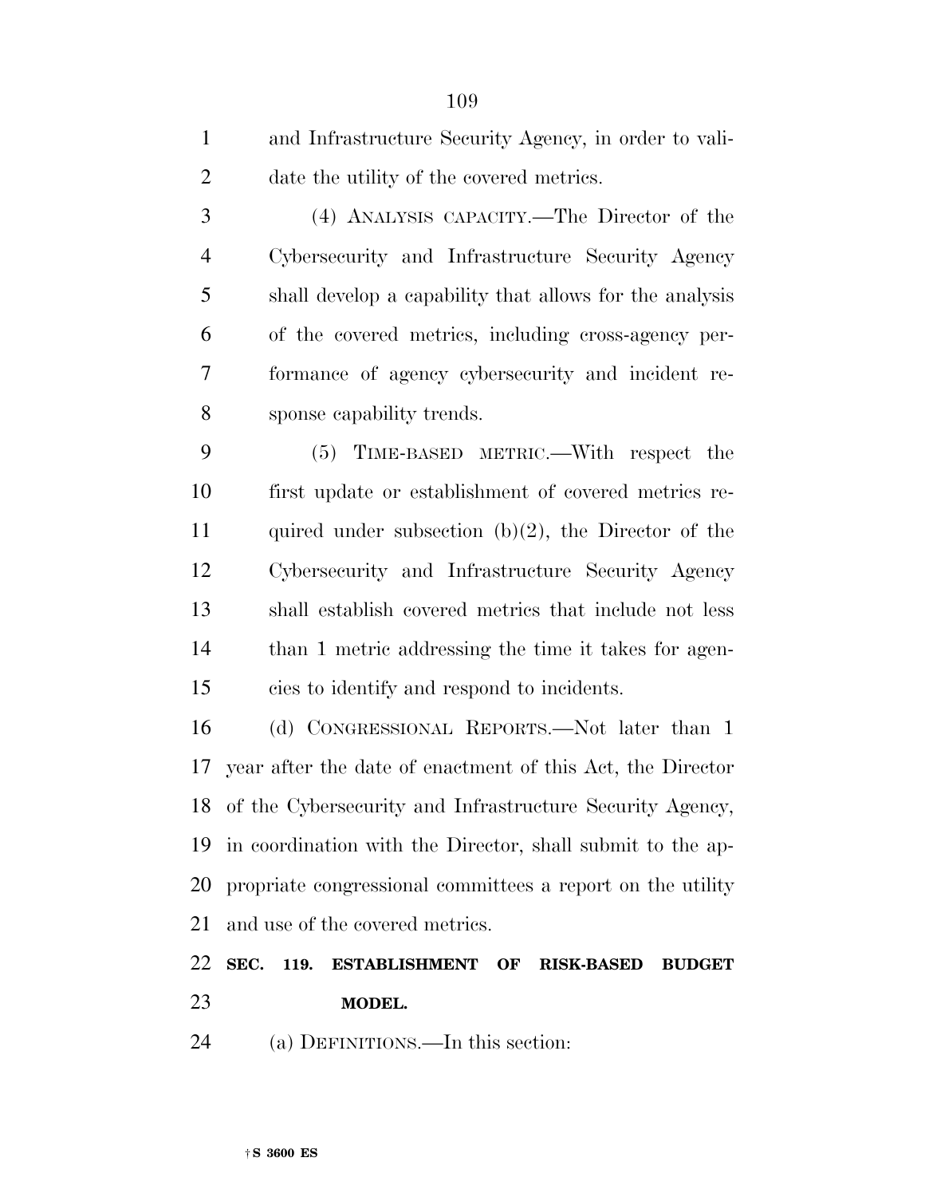and Infrastructure Security Agency, in order to validate the utility of the covered metrics.

(4) ANALYSIS CAPACITY.—The Director of the Cybersecurity and Infrastructure Security Agency shall develop a capability that allows for the analysis of the covered metrics, including cross-agency performance of agency cybersecurity and incident response capability trends.

(5) TIME-BASED METRIC.—With respect the first update or establishment of covered metrics required under subsection (b)(2), the Director of the Cybersecurity and Infrastructure Security Agency shall establish covered metrics that include not less than 1 metric addressing the time it takes for agencies to identify and respond to incidents.

(d) CONGRESSIONAL REPORTS.—Not later than 1 year after the date of enactment of this Act, the Director of the Cybersecurity and Infrastructure Security Agency, in coordination with the Director, shall submit to the appropriate congressional committees a report on the utility and use of the covered metrics.

**SEC. 119. ESTABLISHMENT OF RISK-BASED BUDGET MODEL.**

(a) DEFINITIONS.—In this section: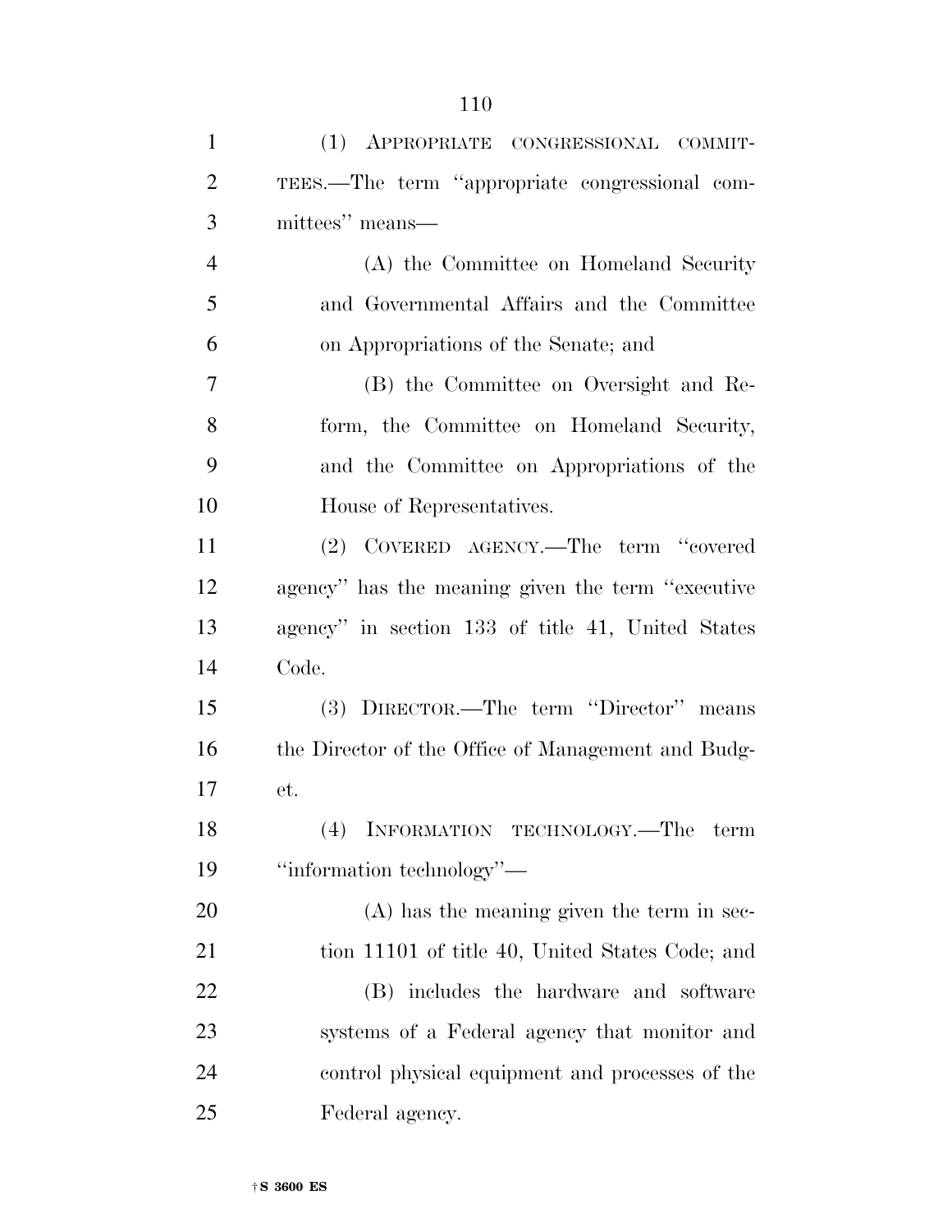(1) APPROPRIATE CONGRESSIONAL COMMITTEES.—The term "appropriate congressional committees" means—

(A) the Committee on Homeland Security and Governmental Affairs and the Committee on Appropriations of the Senate; and

(B) the Committee on Oversight and Reform, the Committee on Homeland Security, and the Committee on Appropriations of the House of Representatives.

(2) COVERED AGENCY.—The term "covered agency" has the meaning given the term "executive agency" in section 133 of title 41, United States Code.

(3) DIRECTOR.—The term "Director" means the Director of the Office of Management and Budget.

(4) INFORMATION TECHNOLOGY.—The term "information technology"—

(A) has the meaning given the term in section 11101 of title 40, United States Code; and

(B) includes the hardware and software systems of a Federal agency that monitor and control physical equipment and processes of the Federal agency.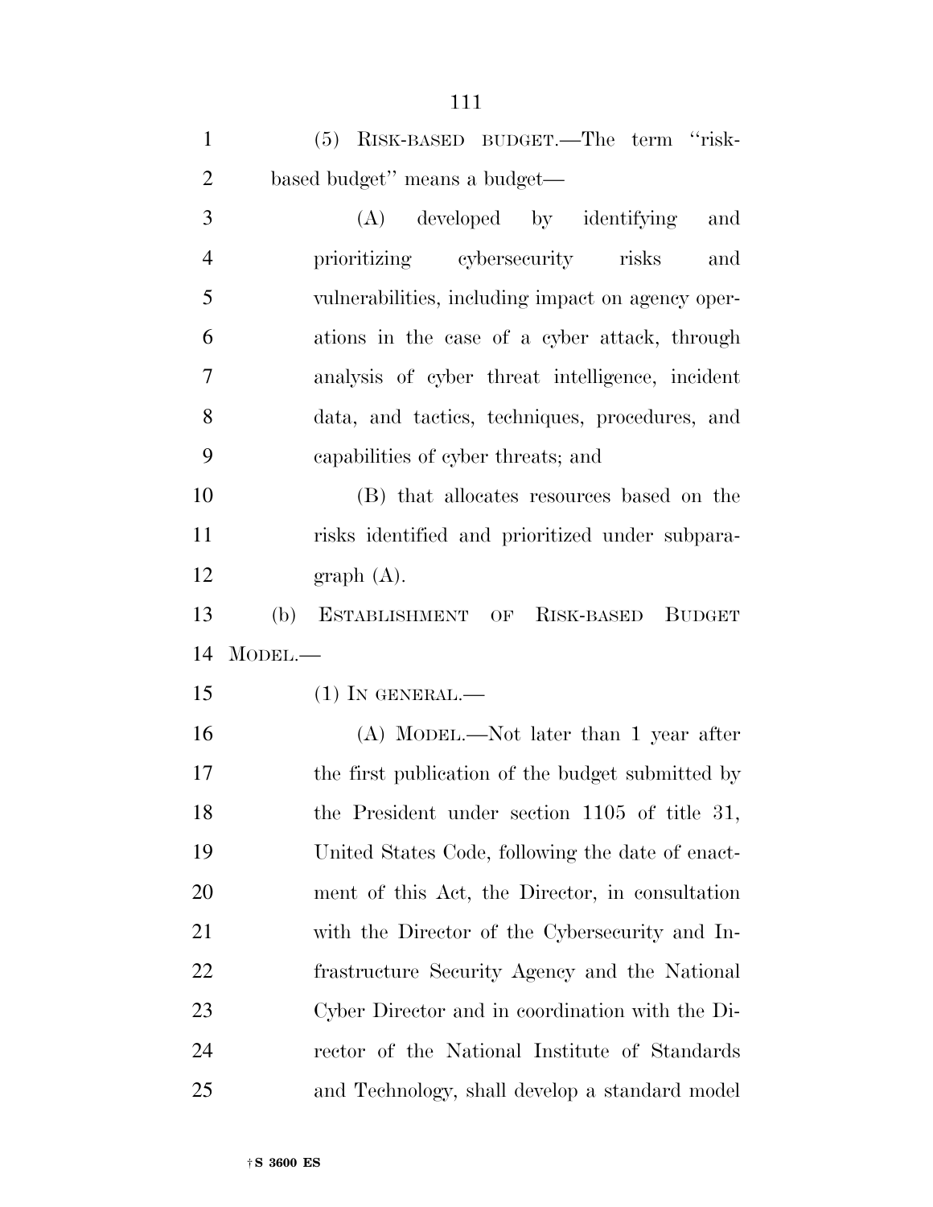(5) RISK-BASED BUDGET.—The term "risk-based budget" means a budget—

(A) developed by identifying and prioritizing cybersecurity risks and vulnerabilities, including impact on agency operations in the case of a cyber attack, through analysis of cyber threat intelligence, incident data, and tactics, techniques, procedures, and capabilities of cyber threats; and

(B) that allocates resources based on the risks identified and prioritized under subparagraph (A).

(b) ESTABLISHMENT OF RISK-BASED BUDGET MODEL.—

(1) IN GENERAL.—

(A) MODEL.—Not later than 1 year after the first publication of the budget submitted by the President under section 1105 of title 31, United States Code, following the date of enactment of this Act, the Director, in consultation with the Director of the Cybersecurity and Infrastructure Security Agency and the National Cyber Director and in coordination with the Director of the National Institute of Standards and Technology, shall develop a standard model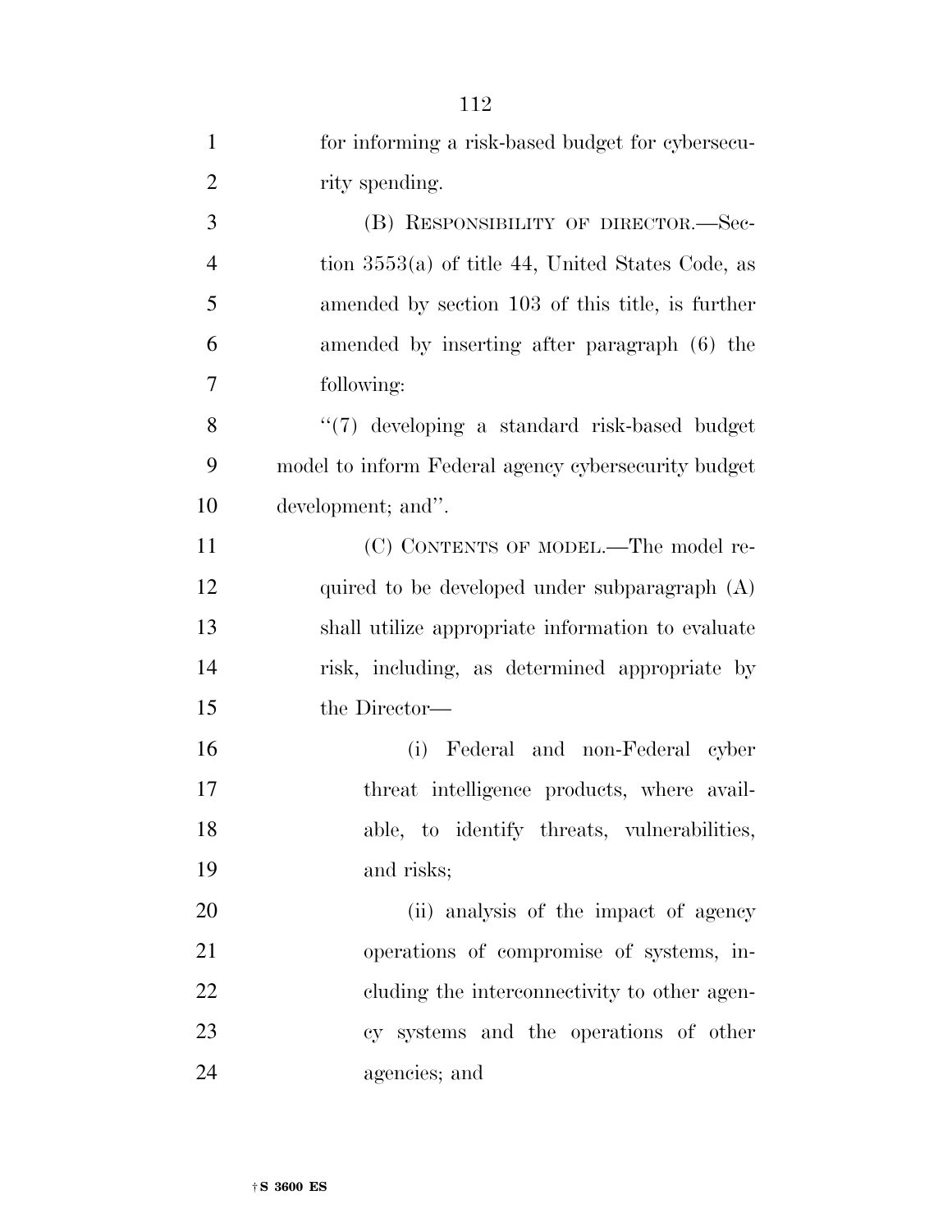for informing a risk-based budget for cybersecurity spending.

(B) RESPONSIBILITY OF DIRECTOR.—Section 3553(a) of title 44, United States Code, as amended by section 103 of this title, is further amended by inserting after paragraph (6) the following:

"(7) developing a standard risk-based budget model to inform Federal agency cybersecurity budget development; and".

(C) CONTENTS OF MODEL.—The model required to be developed under subparagraph (A) shall utilize appropriate information to evaluate risk, including, as determined appropriate by the Director—

(i) Federal and non-Federal cyber threat intelligence products, where available, to identify threats, vulnerabilities, and risks;

(ii) analysis of the impact of agency operations of compromise of systems, including the interconnectivity to other agency systems and the operations of other agencies; and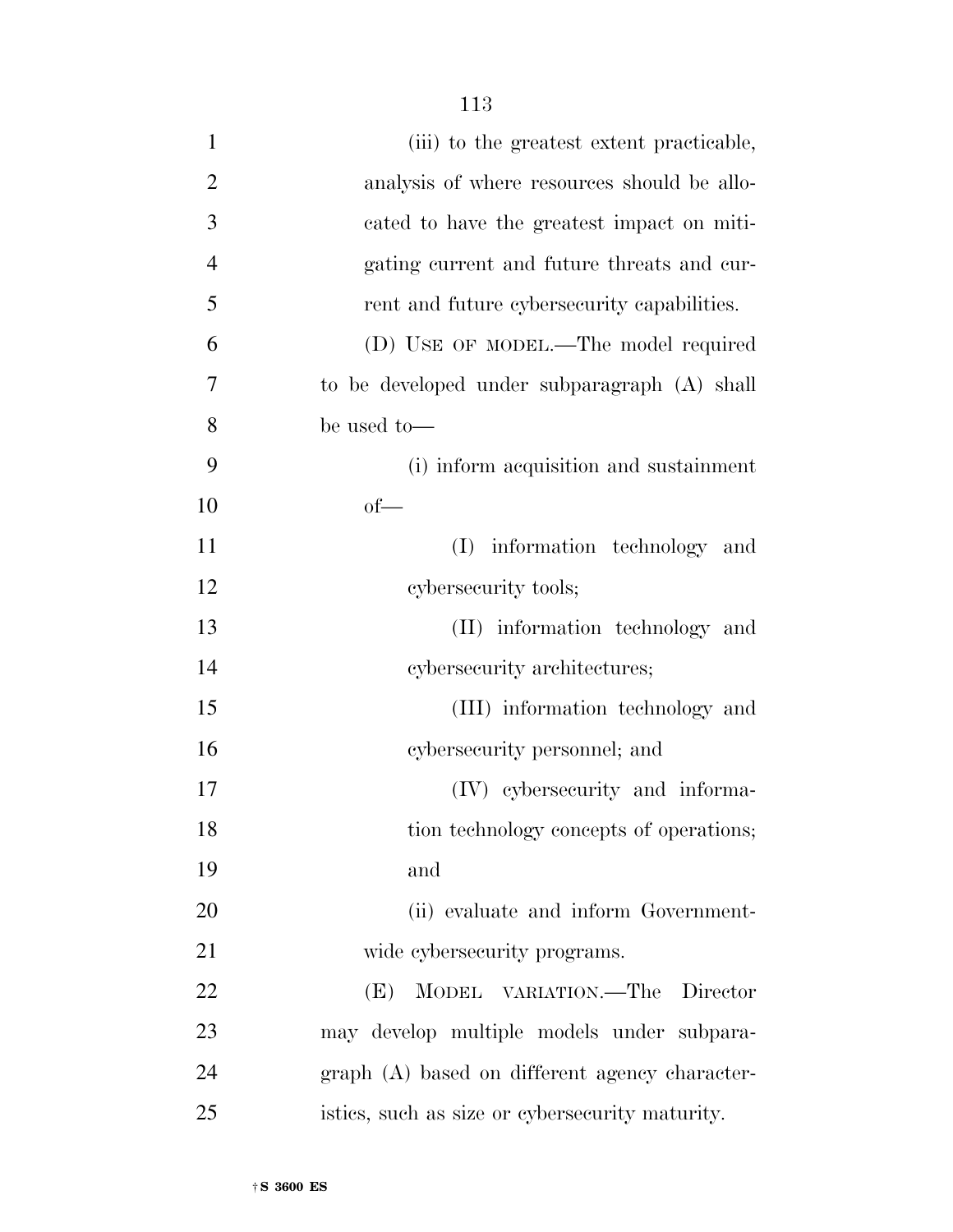(iii) to the greatest extent practicable, analysis of where resources should be allocated to have the greatest impact on mitigating current and future threats and current and future cybersecurity capabilities.

(D) USE OF MODEL.—The model required to be developed under subparagraph (A) shall be used to—

(i) inform acquisition and sustainment of—

(I) information technology and cybersecurity tools;

(II) information technology and cybersecurity architectures;

(III) information technology and cybersecurity personnel; and

(IV) cybersecurity and information technology concepts of operations; and

(ii) evaluate and inform Government-wide cybersecurity programs.

(E) MODEL VARIATION.—The Director may develop multiple models under subparagraph (A) based on different agency characteristics, such as size or cybersecurity maturity.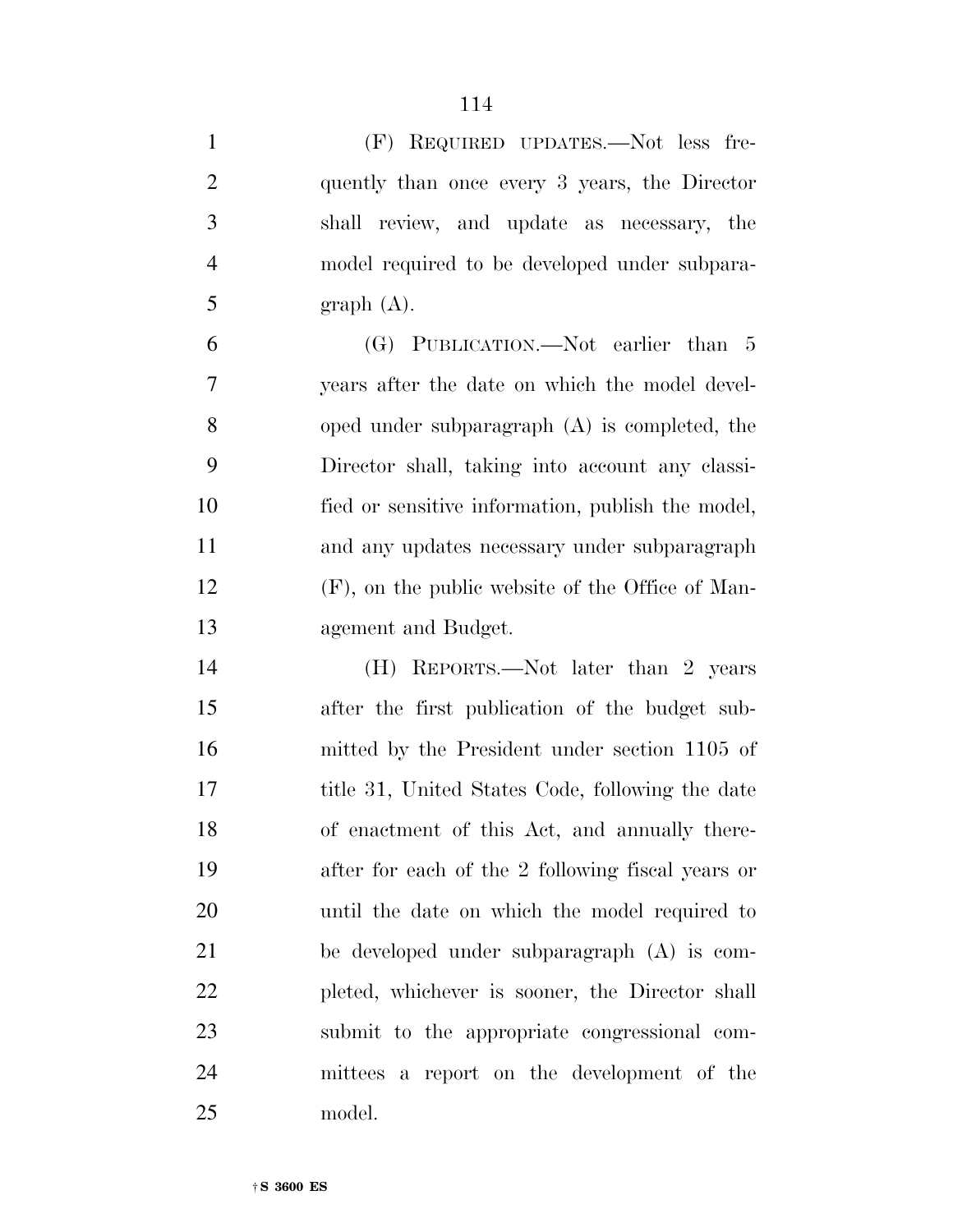(F) REQUIRED UPDATES.—Not less frequently than once every 3 years, the Director shall review, and update as necessary, the model required to be developed under subparagraph (A).

(G) PUBLICATION.—Not earlier than 5 years after the date on which the model developed under subparagraph (A) is completed, the Director shall, taking into account any classified or sensitive information, publish the model, and any updates necessary under subparagraph (F), on the public website of the Office of Management and Budget.

(H) REPORTS.—Not later than 2 years after the first publication of the budget submitted by the President under section 1105 of title 31, United States Code, following the date of enactment of this Act, and annually thereafter for each of the 2 following fiscal years or until the date on which the model required to be developed under subparagraph (A) is completed, whichever is sooner, the Director shall submit to the appropriate congressional committees a report on the development of the model.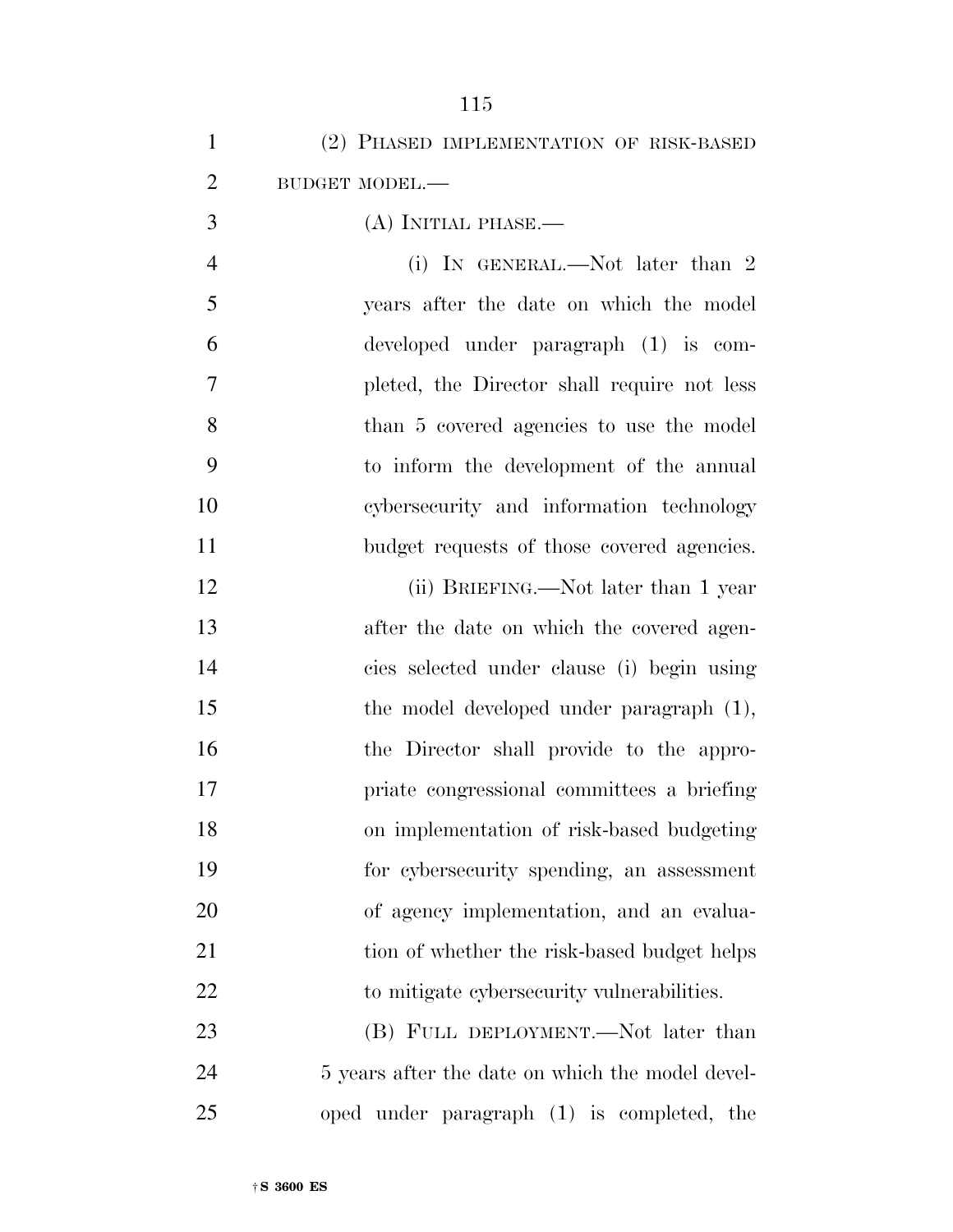(2) PHASED IMPLEMENTATION OF RISK-BASED BUDGET MODEL.—

(A) INITIAL PHASE.—

(i) IN GENERAL.—Not later than 2 years after the date on which the model developed under paragraph (1) is completed, the Director shall require not less than 5 covered agencies to use the model to inform the development of the annual cybersecurity and information technology budget requests of those covered agencies.

(ii) BRIEFING.—Not later than 1 year after the date on which the covered agencies selected under clause (i) begin using the model developed under paragraph (1), the Director shall provide to the appropriate congressional committees a briefing on implementation of risk-based budgeting for cybersecurity spending, an assessment of agency implementation, and an evaluation of whether the risk-based budget helps to mitigate cybersecurity vulnerabilities.

(B) FULL DEPLOYMENT.—Not later than 5 years after the date on which the model developed under paragraph (1) is completed, the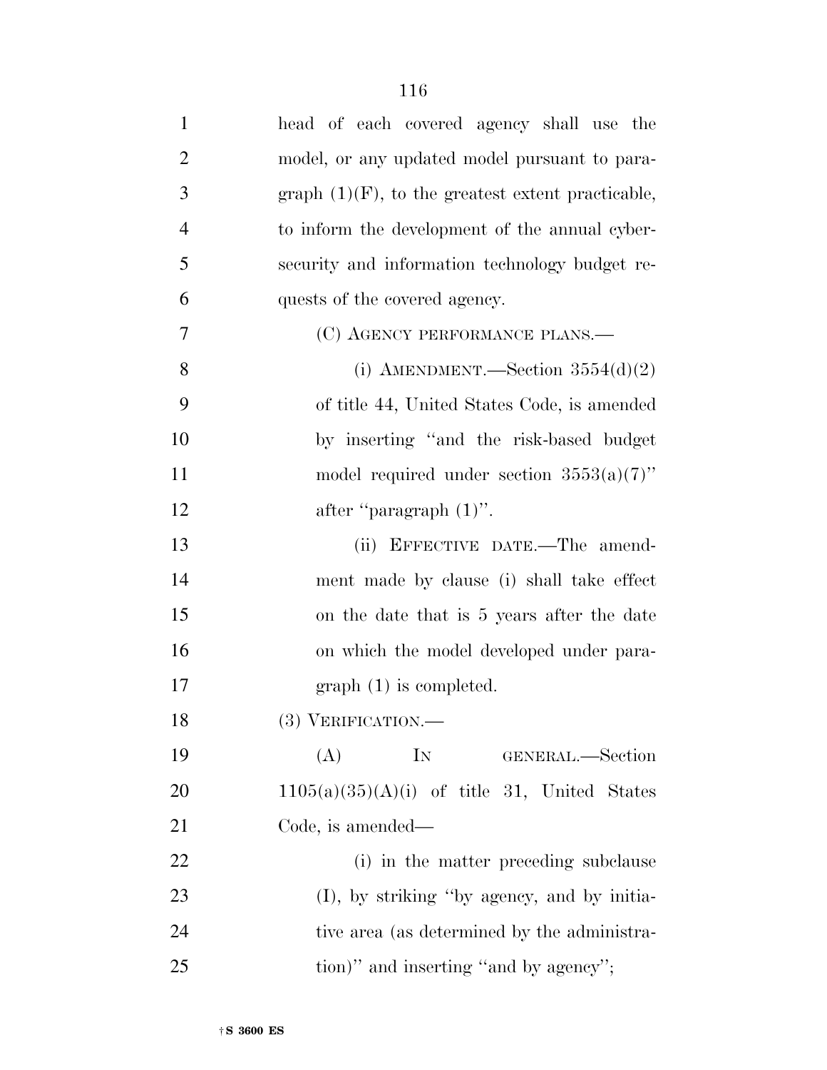head of each covered agency shall use the model, or any updated model pursuant to paragraph (1)(F), to the greatest extent practicable, to inform the development of the annual cybersecurity and information technology budget requests of the covered agency.

(C) AGENCY PERFORMANCE PLANS.—

(i) AMENDMENT.—Section 3554(d)(2) of title 44, United States Code, is amended by inserting ''and the risk-based budget model required under section 3553(a)(7)'' after ''paragraph (1)''.

(ii) EFFECTIVE DATE.—The amendment made by clause (i) shall take effect on the date that is 5 years after the date on which the model developed under paragraph (1) is completed.

(3) VERIFICATION.—

(A) IN GENERAL.—Section 1105(a)(35)(A)(i) of title 31, United States Code, is amended—

(i) in the matter preceding subclause (I), by striking ''by agency, and by initiative area (as determined by the administration)'' and inserting ''and by agency'';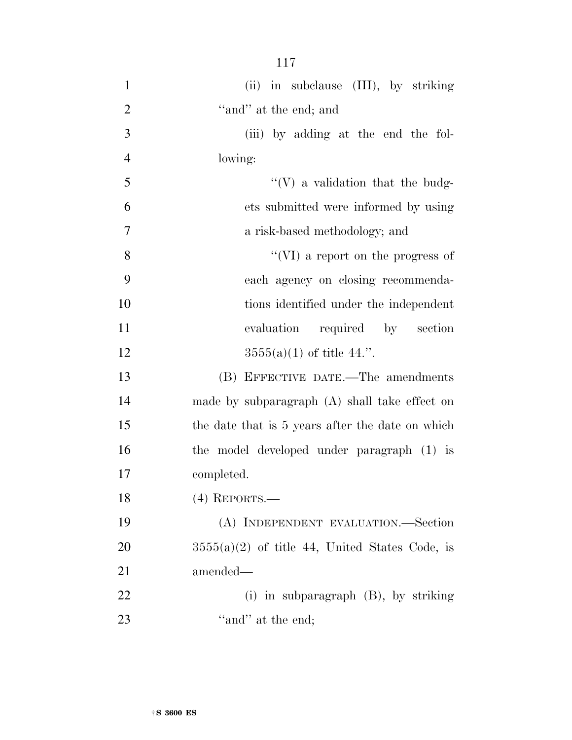(ii) in subclause (III), by striking "and" at the end; and

(iii) by adding at the end the following:

"(V) a validation that the budgets submitted were informed by using a risk-based methodology; and

"(VI) a report on the progress of each agency on closing recommendations identified under the independent evaluation required by section 3555(a)(1) of title 44.".

(B) EFFECTIVE DATE.—The amendments made by subparagraph (A) shall take effect on the date that is 5 years after the date on which the model developed under paragraph (1) is completed.

(4) REPORTS.—

(A) INDEPENDENT EVALUATION.—Section 3555(a)(2) of title 44, United States Code, is amended—

(i) in subparagraph (B), by striking "and" at the end;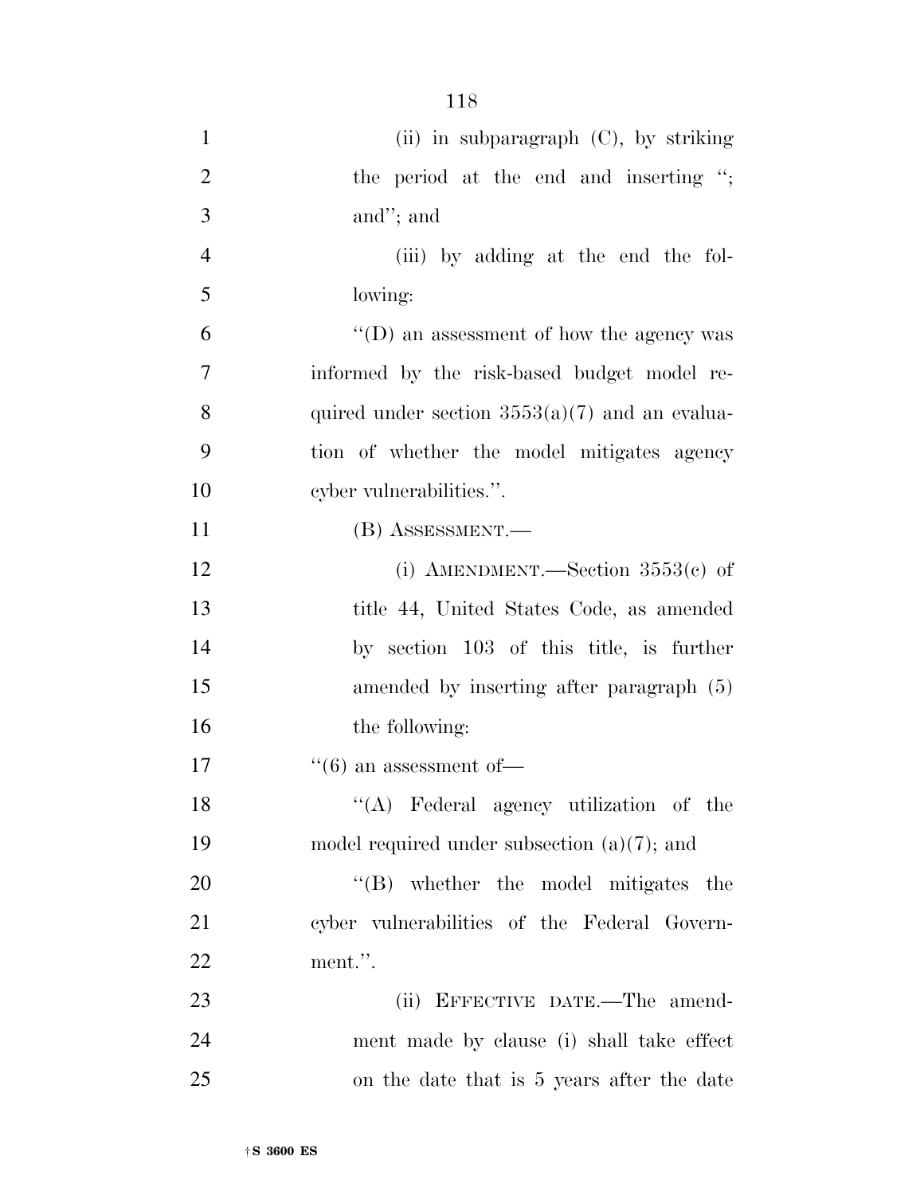(ii) in subparagraph (C), by striking the period at the end and inserting "; and"; and

(iii) by adding at the end the following:

"(D) an assessment of how the agency was informed by the risk-based budget model required under section 3553(a)(7) and an evaluation of whether the model mitigates agency cyber vulnerabilities.".

(B) ASSESSMENT.—

(i) AMENDMENT.—Section 3553(c) of title 44, United States Code, as amended by section 103 of this title, is further amended by inserting after paragraph (5) the following:

"(6) an assessment of—

"(A) Federal agency utilization of the model required under subsection (a)(7); and

"(B) whether the model mitigates the cyber vulnerabilities of the Federal Government.".

(ii) EFFECTIVE DATE.—The amendment made by clause (i) shall take effect on the date that is 5 years after the date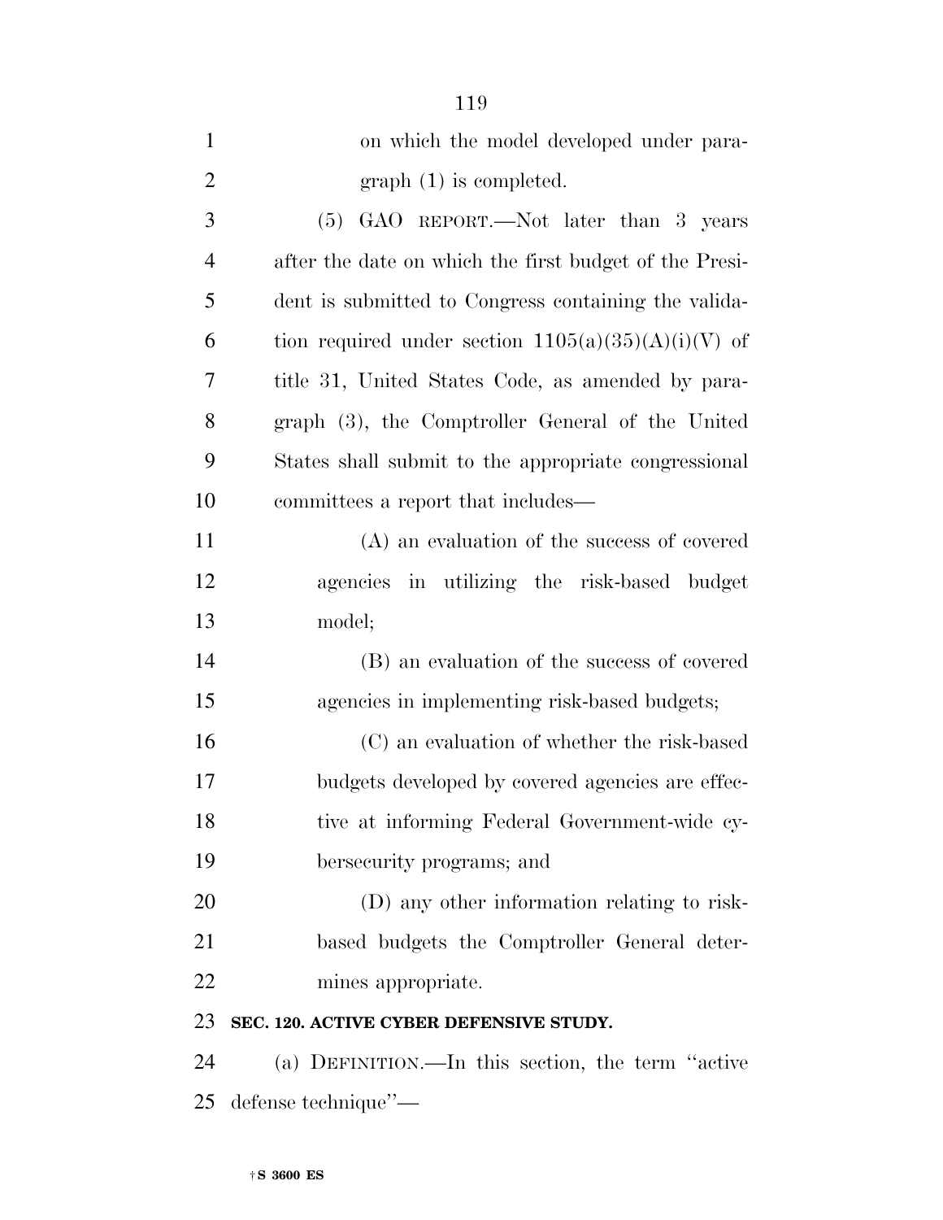on which the model developed under paragraph (1) is completed.

(5) GAO REPORT.—Not later than 3 years after the date on which the first budget of the President is submitted to Congress containing the validation required under section 1105(a)(35)(A)(i)(V) of title 31, United States Code, as amended by paragraph (3), the Comptroller General of the United States shall submit to the appropriate congressional committees a report that includes—

(A) an evaluation of the success of covered agencies in utilizing the risk-based budget model;

(B) an evaluation of the success of covered agencies in implementing risk-based budgets;

(C) an evaluation of whether the risk-based budgets developed by covered agencies are effective at informing Federal Government-wide cybersecurity programs; and

(D) any other information relating to risk-based budgets the Comptroller General determines appropriate.

**SEC. 120. ACTIVE CYBER DEFENSIVE STUDY.**

(a) DEFINITION.—In this section, the term "active defense technique"—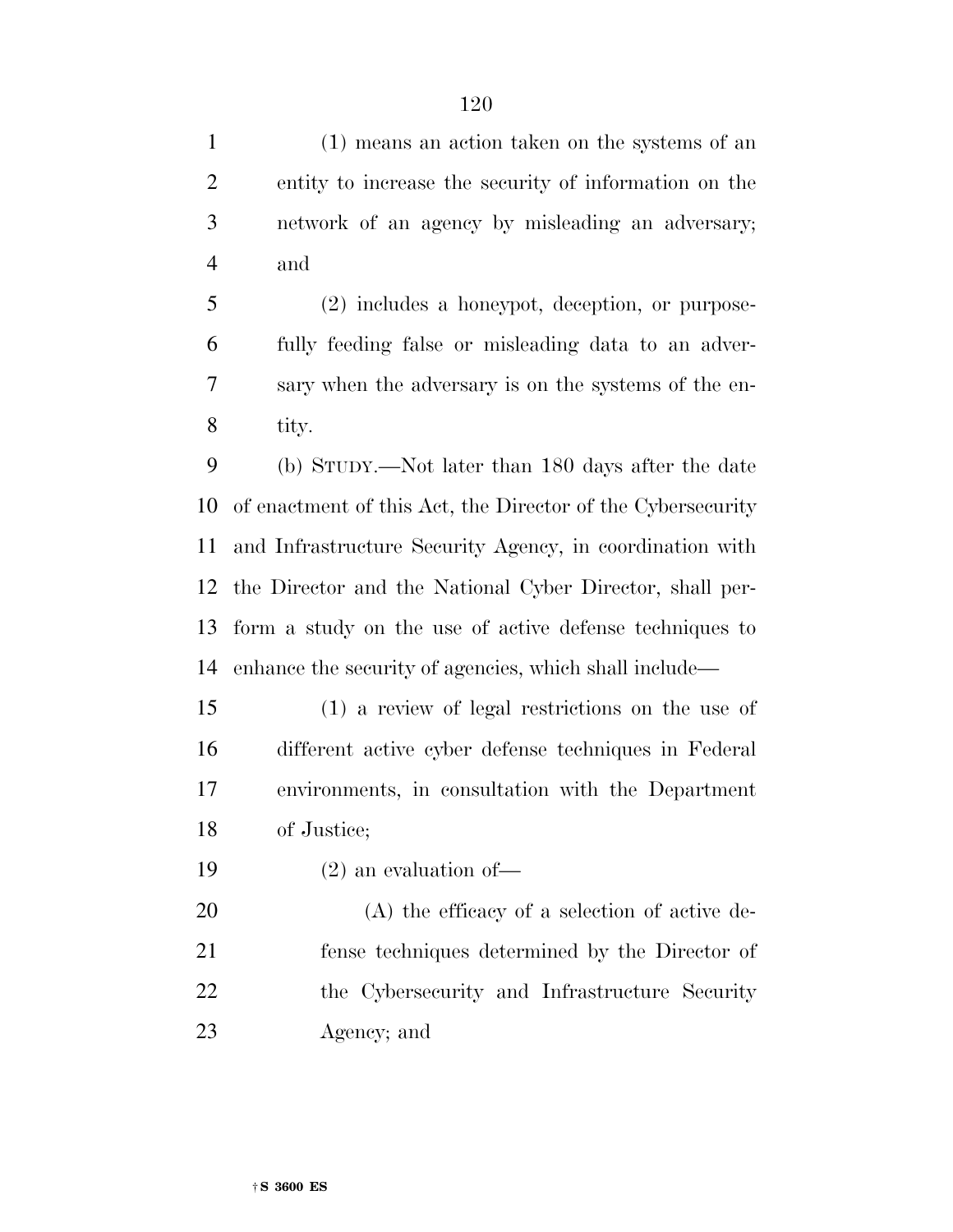(1) means an action taken on the systems of an entity to increase the security of information on the network of an agency by misleading an adversary; and

(2) includes a honeypot, deception, or purposefully feeding false or misleading data to an adversary when the adversary is on the systems of the entity.

(b) STUDY.—Not later than 180 days after the date of enactment of this Act, the Director of the Cybersecurity and Infrastructure Security Agency, in coordination with the Director and the National Cyber Director, shall perform a study on the use of active defense techniques to enhance the security of agencies, which shall include—

(1) a review of legal restrictions on the use of different active cyber defense techniques in Federal environments, in consultation with the Department of Justice;

(2) an evaluation of—

(A) the efficacy of a selection of active defense techniques determined by the Director of the Cybersecurity and Infrastructure Security Agency; and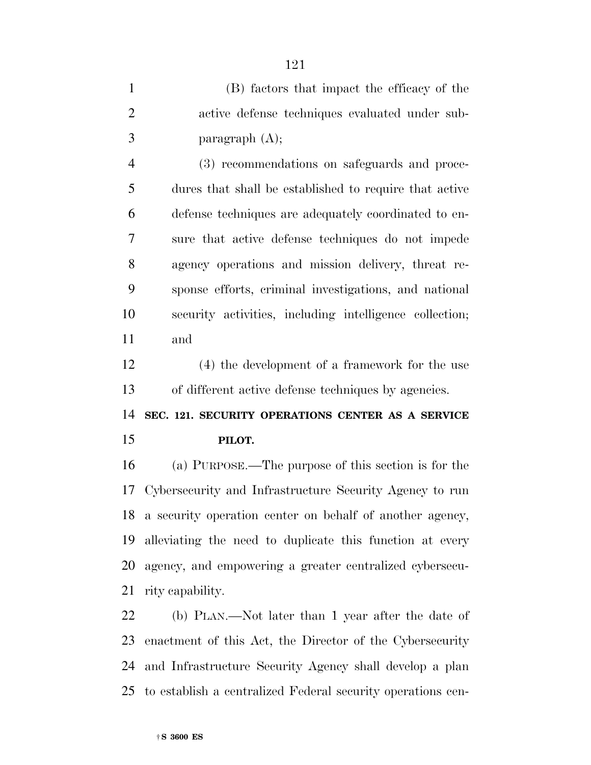(B) factors that impact the efficacy of the active defense techniques evaluated under subparagraph (A);

(3) recommendations on safeguards and procedures that shall be established to require that active defense techniques are adequately coordinated to ensure that active defense techniques do not impede agency operations and mission delivery, threat response efforts, criminal investigations, and national security activities, including intelligence collection; and

(4) the development of a framework for the use of different active defense techniques by agencies.

## SEC. 121. SECURITY OPERATIONS CENTER AS A SERVICE PILOT.

(a) PURPOSE.—The purpose of this section is for the Cybersecurity and Infrastructure Security Agency to run a security operation center on behalf of another agency, alleviating the need to duplicate this function at every agency, and empowering a greater centralized cybersecurity capability.

(b) PLAN.—Not later than 1 year after the date of enactment of this Act, the Director of the Cybersecurity and Infrastructure Security Agency shall develop a plan to establish a centralized Federal security operations cen-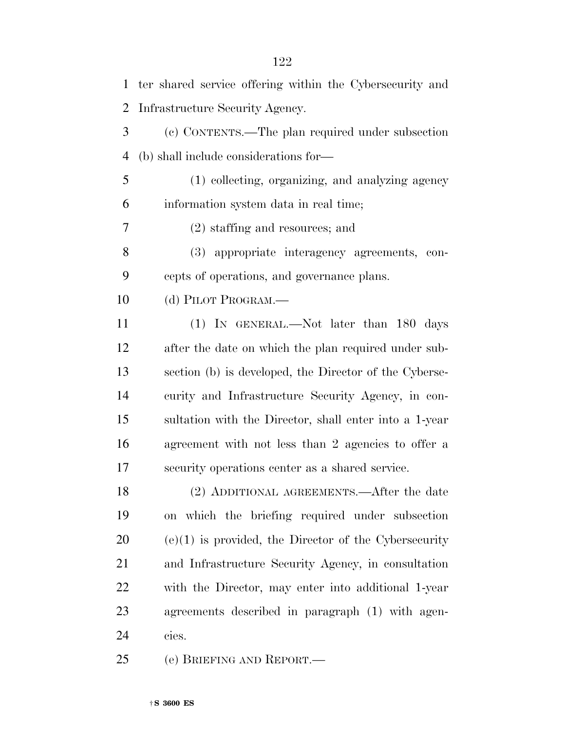ter shared service offering within the Cybersecurity and Infrastructure Security Agency.

(c) CONTENTS.—The plan required under subsection (b) shall include considerations for—

(1) collecting, organizing, and analyzing agency information system data in real time;

(2) staffing and resources; and

(3) appropriate interagency agreements, concepts of operations, and governance plans.

(d) PILOT PROGRAM.—

(1) IN GENERAL.—Not later than 180 days after the date on which the plan required under subsection (b) is developed, the Director of the Cybersecurity and Infrastructure Security Agency, in consultation with the Director, shall enter into a 1-year agreement with not less than 2 agencies to offer a security operations center as a shared service.

(2) ADDITIONAL AGREEMENTS.—After the date on which the briefing required under subsection (e)(1) is provided, the Director of the Cybersecurity and Infrastructure Security Agency, in consultation with the Director, may enter into additional 1-year agreements described in paragraph (1) with agencies.

(e) BRIEFING AND REPORT.—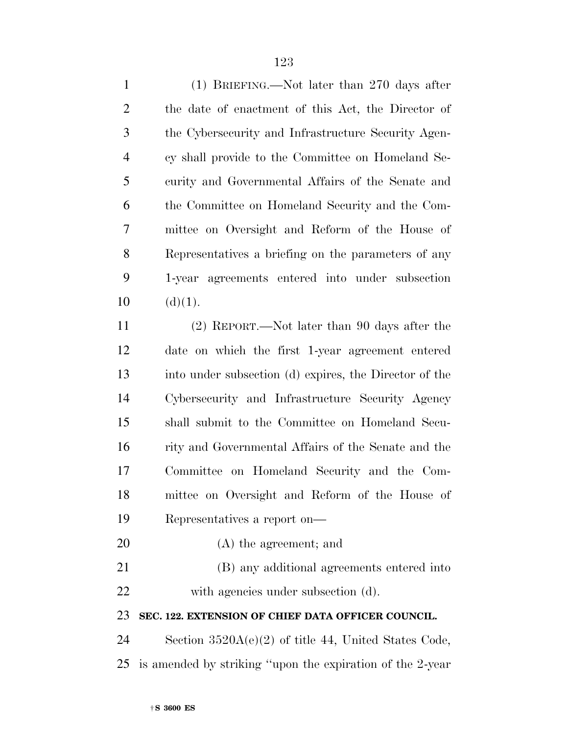(1) BRIEFING.—Not later than 270 days after the date of enactment of this Act, the Director of the Cybersecurity and Infrastructure Security Agency shall provide to the Committee on Homeland Security and Governmental Affairs of the Senate and the Committee on Homeland Security and the Committee on Oversight and Reform of the House of Representatives a briefing on the parameters of any 1-year agreements entered into under subsection (d)(1).

(2) REPORT.—Not later than 90 days after the date on which the first 1-year agreement entered into under subsection (d) expires, the Director of the Cybersecurity and Infrastructure Security Agency shall submit to the Committee on Homeland Security and Governmental Affairs of the Senate and the Committee on Homeland Security and the Committee on Oversight and Reform of the House of Representatives a report on—

(A) the agreement; and

(B) any additional agreements entered into with agencies under subsection (d).

**SEC. 122. EXTENSION OF CHIEF DATA OFFICER COUNCIL.**

Section 3520A(e)(2) of title 44, United States Code, is amended by striking "upon the expiration of the 2-year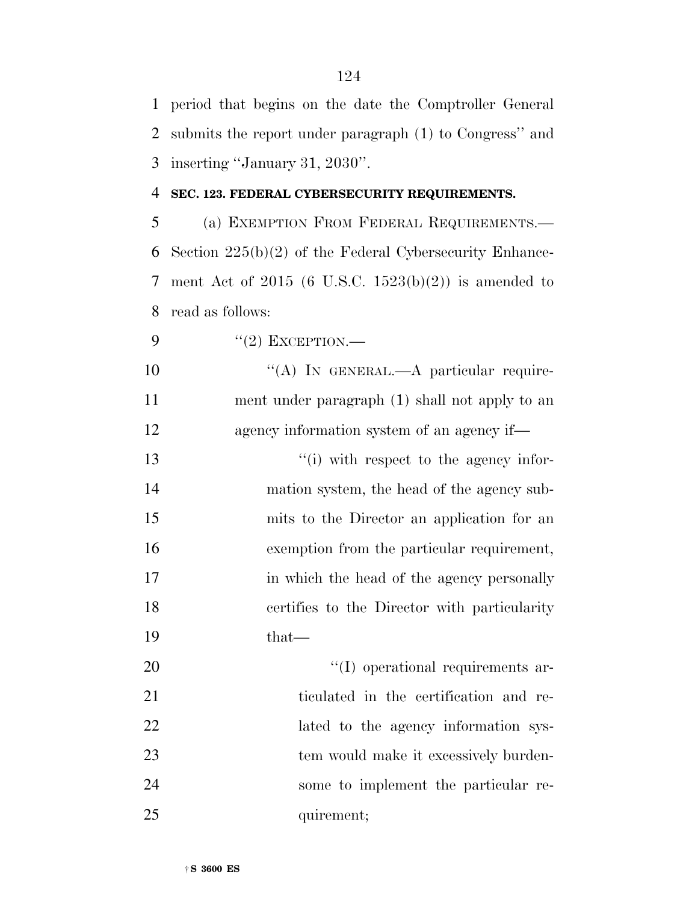period that begins on the date the Comptroller General submits the report under paragraph (1) to Congress'' and inserting ''January 31, 2030''.

**SEC. 123. FEDERAL CYBERSECURITY REQUIREMENTS.**

(a) EXEMPTION FROM FEDERAL REQUIREMENTS.—Section 225(b)(2) of the Federal Cybersecurity Enhancement Act of 2015 (6 U.S.C. 1523(b)(2)) is amended to read as follows:

''(2) EXCEPTION.—

''(A) IN GENERAL.—A particular requirement under paragraph (1) shall not apply to an agency information system of an agency if—

''(i) with respect to the agency information system, the head of the agency submits to the Director an application for an exemption from the particular requirement, in which the head of the agency personally certifies to the Director with particularity that—

''(I) operational requirements articulated in the certification and related to the agency information system would make it excessively burdensome to implement the particular requirement;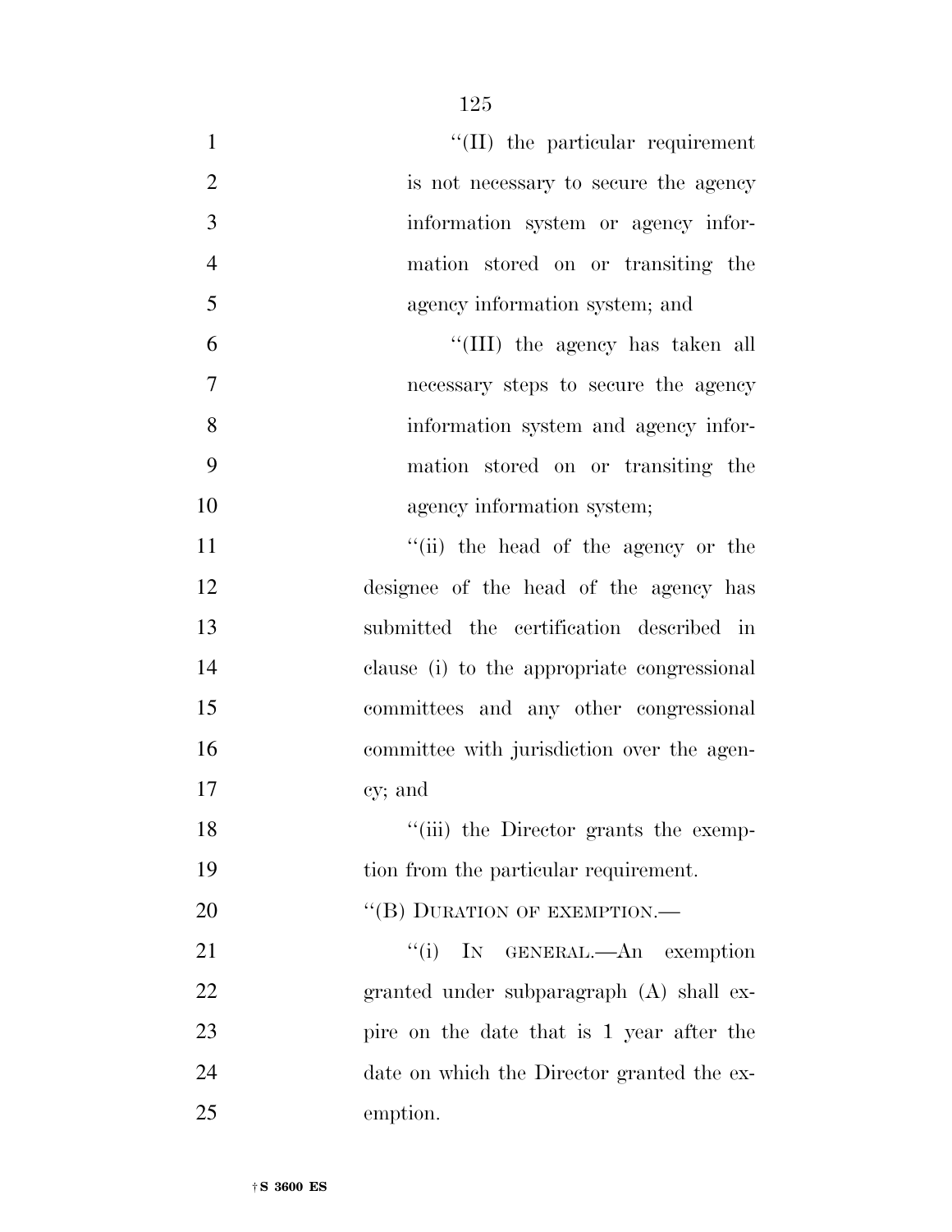''(II) the particular requirement is not necessary to secure the agency information system or agency information stored on or transiting the agency information system; and

''(III) the agency has taken all necessary steps to secure the agency information system and agency information stored on or transiting the agency information system;

''(ii) the head of the agency or the designee of the head of the agency has submitted the certification described in clause (i) to the appropriate congressional committees and any other congressional committee with jurisdiction over the agency; and

''(iii) the Director grants the exemption from the particular requirement.

''(B) DURATION OF EXEMPTION.—

''(i) IN GENERAL.—An exemption granted under subparagraph (A) shall expire on the date that is 1 year after the date on which the Director granted the exemption.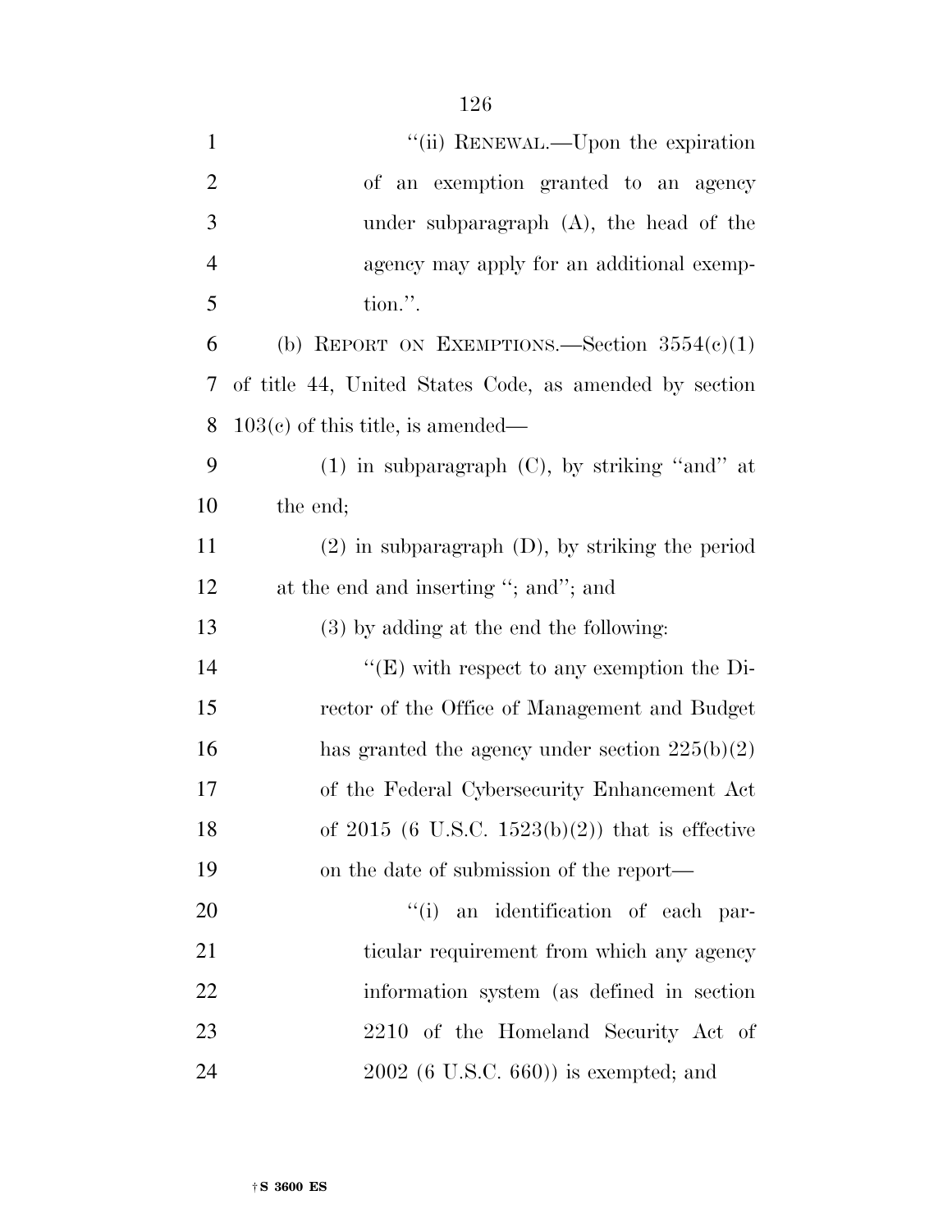''(ii) RENEWAL.—Upon the expiration of an exemption granted to an agency under subparagraph (A), the head of the agency may apply for an additional exemption.''.

(b) REPORT ON EXEMPTIONS.—Section 3554(c)(1) of title 44, United States Code, as amended by section 103(c) of this title, is amended—

(1) in subparagraph (C), by striking ''and'' at the end;

(2) in subparagraph (D), by striking the period at the end and inserting ''; and''; and

(3) by adding at the end the following:

''(E) with respect to any exemption the Director of the Office of Management and Budget has granted the agency under section 225(b)(2) of the Federal Cybersecurity Enhancement Act of 2015 (6 U.S.C. 1523(b)(2)) that is effective on the date of submission of the report—

''(i) an identification of each particular requirement from which any agency information system (as defined in section 2210 of the Homeland Security Act of 2002 (6 U.S.C. 660)) is exempted; and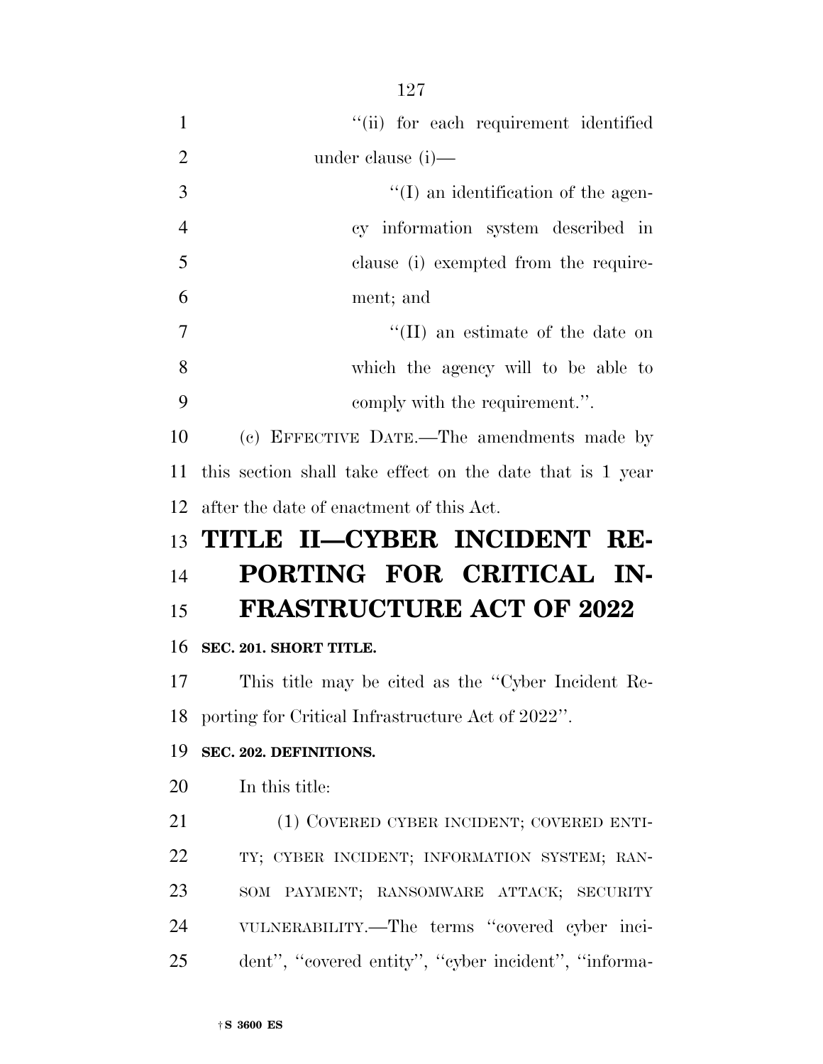''(ii) for each requirement identified under clause (i)—

''(I) an identification of the agency information system described in clause (i) exempted from the requirement; and

''(II) an estimate of the date on which the agency will to be able to comply with the requirement.''.

(c) EFFECTIVE DATE.—The amendments made by this section shall take effect on the date that is 1 year after the date of enactment of this Act.

# TITLE II—CYBER INCIDENT REPORTING FOR CRITICAL INFRASTRUCTURE ACT OF 2022

**SEC. 201. SHORT TITLE.**

This title may be cited as the ''Cyber Incident Reporting for Critical Infrastructure Act of 2022''.

**SEC. 202. DEFINITIONS.**

In this title:

(1) COVERED CYBER INCIDENT; COVERED ENTITY; CYBER INCIDENT; INFORMATION SYSTEM; RANSOM PAYMENT; RANSOMWARE ATTACK; SECURITY VULNERABILITY.—The terms ''covered cyber incident'', ''covered entity'', ''cyber incident'', ''informa-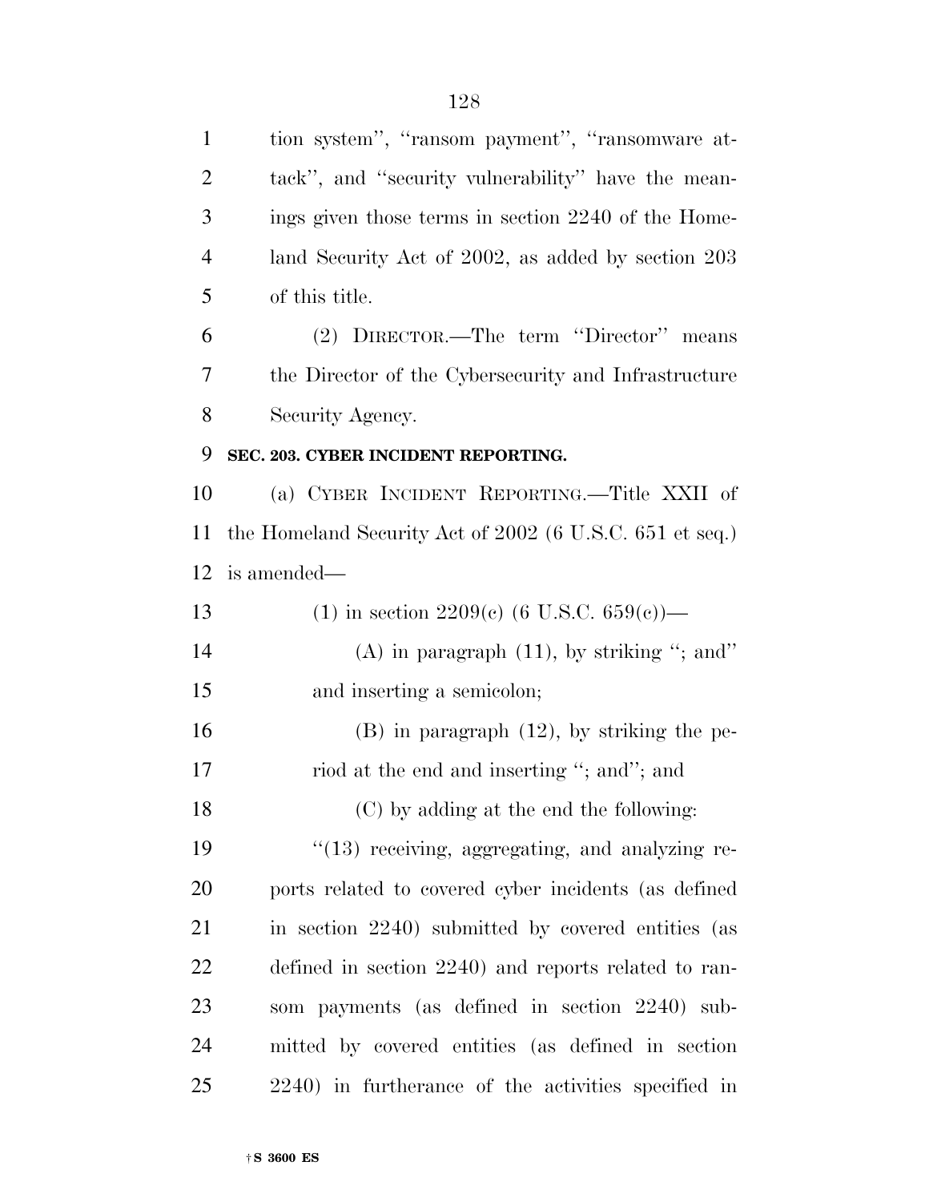tion system'', ''ransom payment'', ''ransomware attack'', and ''security vulnerability'' have the meanings given those terms in section 2240 of the Homeland Security Act of 2002, as added by section 203 of this title.

(2) DIRECTOR.—The term ''Director'' means the Director of the Cybersecurity and Infrastructure Security Agency.

**SEC. 203. CYBER INCIDENT REPORTING.**

(a) CYBER INCIDENT REPORTING.—Title XXII of the Homeland Security Act of 2002 (6 U.S.C. 651 et seq.) is amended—

(1) in section 2209(c) (6 U.S.C. 659(c))—

(A) in paragraph (11), by striking ''; and'' and inserting a semicolon;

(B) in paragraph (12), by striking the period at the end and inserting ''; and''; and

(C) by adding at the end the following:

''(13) receiving, aggregating, and analyzing reports related to covered cyber incidents (as defined in section 2240) submitted by covered entities (as defined in section 2240) and reports related to ransom payments (as defined in section 2240) submitted by covered entities (as defined in section 2240) in furtherance of the activities specified in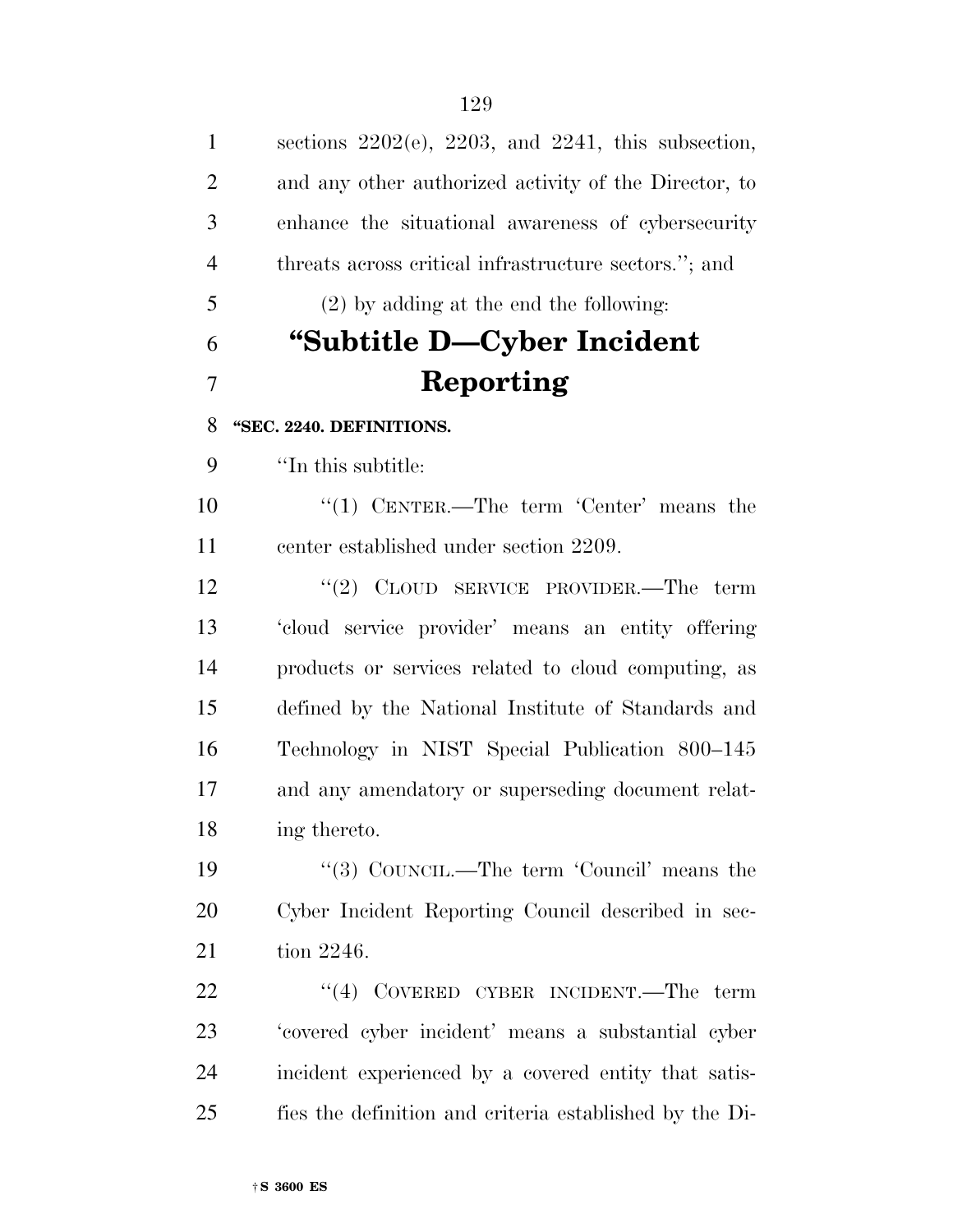sections 2202(e), 2203, and 2241, this subsection, and any other authorized activity of the Director, to enhance the situational awareness of cybersecurity threats across critical infrastructure sectors.''; and

(2) by adding at the end the following:

# ''Subtitle D—Cyber Incident Reporting

**''SEC. 2240. DEFINITIONS.**

''In this subtitle:

''(1) CENTER.—The term 'Center' means the center established under section 2209.

''(2) CLOUD SERVICE PROVIDER.—The term 'cloud service provider' means an entity offering products or services related to cloud computing, as defined by the National Institute of Standards and Technology in NIST Special Publication 800–145 and any amendatory or superseding document relating thereto.

''(3) COUNCIL.—The term 'Council' means the Cyber Incident Reporting Council described in section 2246.

''(4) COVERED CYBER INCIDENT.—The term 'covered cyber incident' means a substantial cyber incident experienced by a covered entity that satisfies the definition and criteria established by the Di-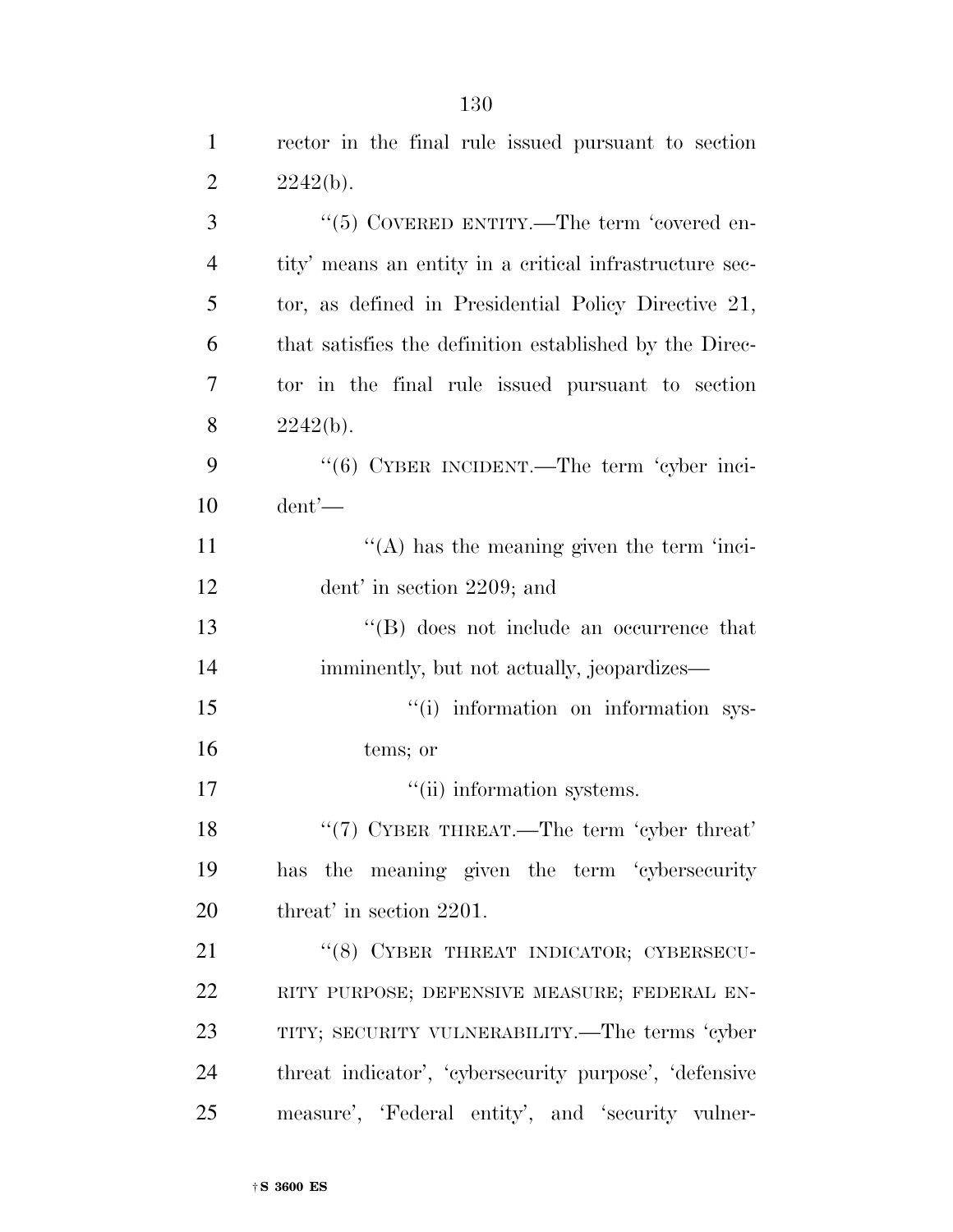rector in the final rule issued pursuant to section 2242(b).

''(5) COVERED ENTITY.—The term 'covered entity' means an entity in a critical infrastructure sector, as defined in Presidential Policy Directive 21, that satisfies the definition established by the Director in the final rule issued pursuant to section 2242(b).

''(6) CYBER INCIDENT.—The term 'cyber incident'—

''(A) has the meaning given the term 'incident' in section 2209; and

''(B) does not include an occurrence that imminently, but not actually, jeopardizes—

''(i) information on information systems; or

''(ii) information systems.

''(7) CYBER THREAT.—The term 'cyber threat' has the meaning given the term 'cybersecurity threat' in section 2201.

''(8) CYBER THREAT INDICATOR; CYBERSECURITY PURPOSE; DEFENSIVE MEASURE; FEDERAL ENTITY; SECURITY VULNERABILITY.—The terms 'cyber threat indicator', 'cybersecurity purpose', 'defensive measure', 'Federal entity', and 'security vulner-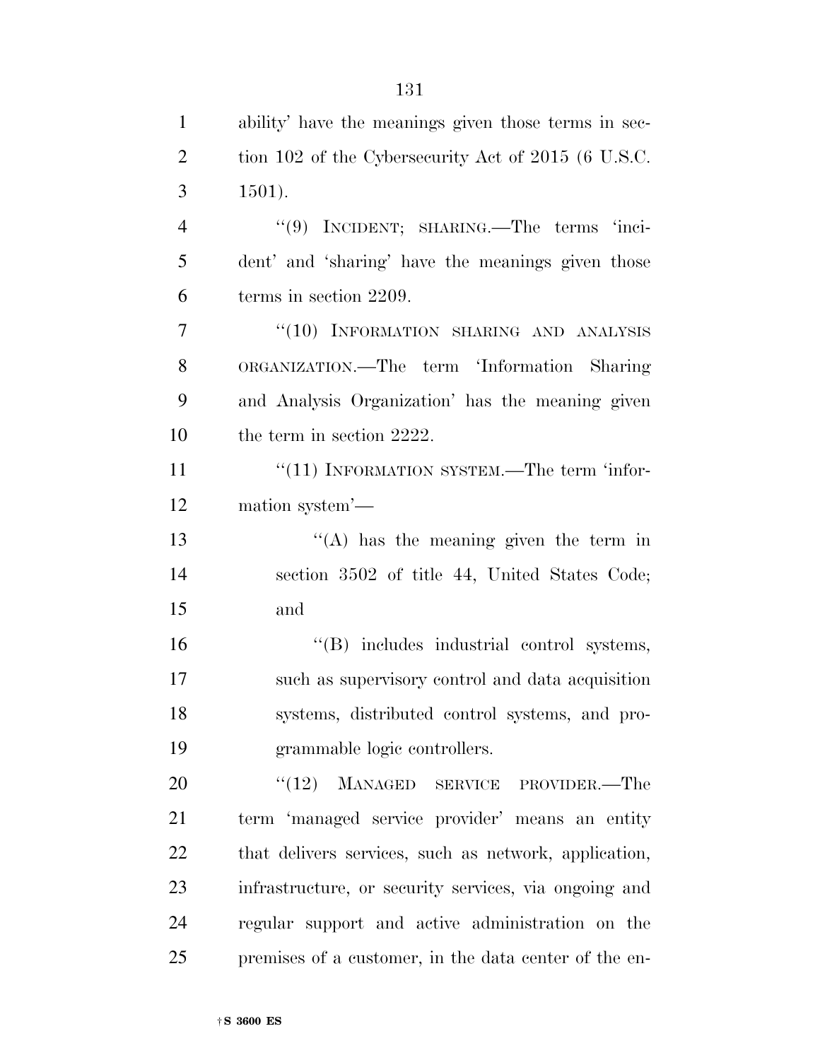ability' have the meanings given those terms in section 102 of the Cybersecurity Act of 2015 (6 U.S.C. 1501).

''(9) INCIDENT; SHARING.—The terms 'incident' and 'sharing' have the meanings given those terms in section 2209.

''(10) INFORMATION SHARING AND ANALYSIS ORGANIZATION.—The term 'Information Sharing and Analysis Organization' has the meaning given the term in section 2222.

''(11) INFORMATION SYSTEM.—The term 'information system'—

''(A) has the meaning given the term in section 3502 of title 44, United States Code; and

''(B) includes industrial control systems, such as supervisory control and data acquisition systems, distributed control systems, and programmable logic controllers.

''(12) MANAGED SERVICE PROVIDER.—The term 'managed service provider' means an entity that delivers services, such as network, application, infrastructure, or security services, via ongoing and regular support and active administration on the premises of a customer, in the data center of the en-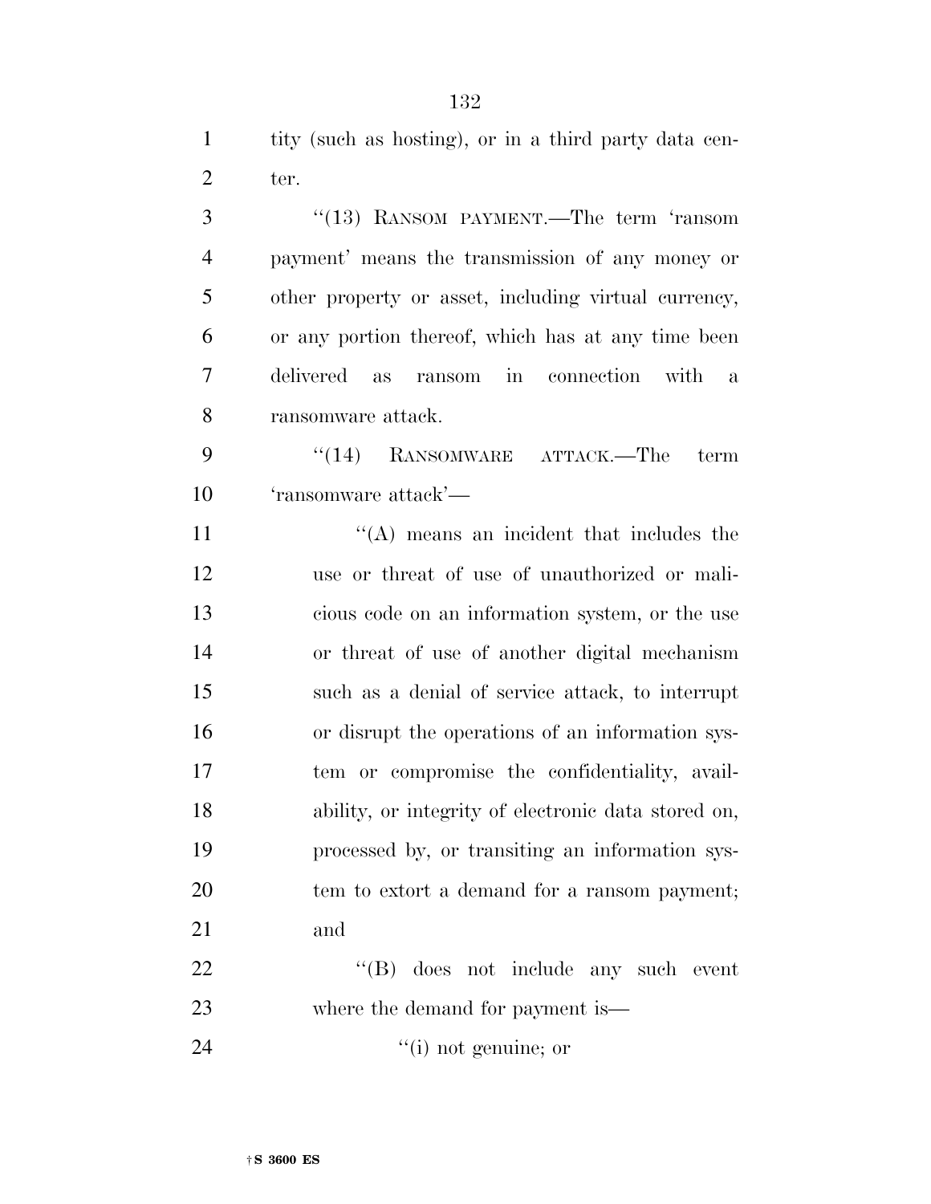tity (such as hosting), or in a third party data center.

''(13) RANSOM PAYMENT.—The term 'ransom payment' means the transmission of any money or other property or asset, including virtual currency, or any portion thereof, which has at any time been delivered as ransom in connection with a ransomware attack.

''(14) RANSOMWARE ATTACK.—The term 'ransomware attack'—

''(A) means an incident that includes the use or threat of use of unauthorized or malicious code on an information system, or the use or threat of use of another digital mechanism such as a denial of service attack, to interrupt or disrupt the operations of an information system or compromise the confidentiality, availability, or integrity of electronic data stored on, processed by, or transiting an information system to extort a demand for a ransom payment; and

''(B) does not include any such event where the demand for payment is—

''(i) not genuine; or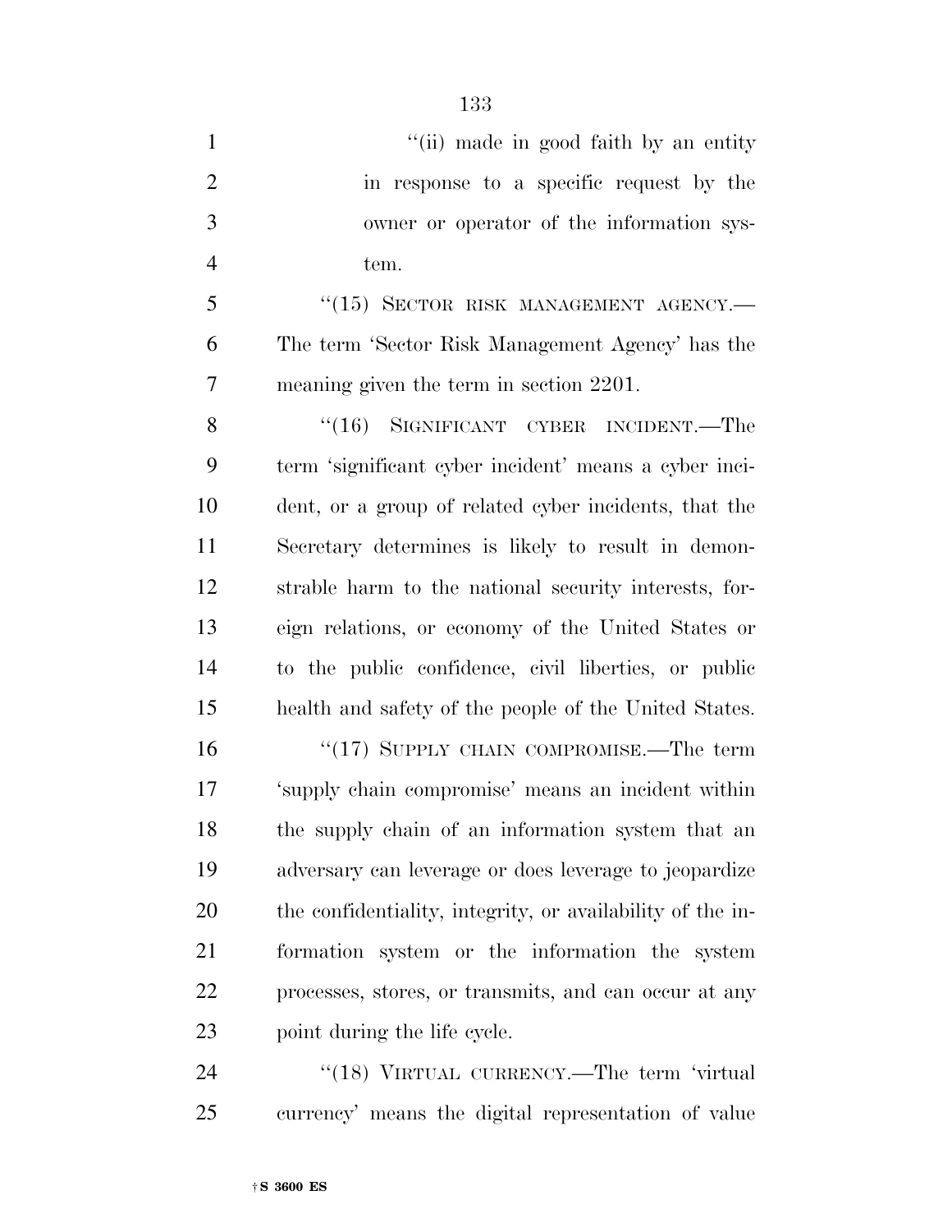"(ii) made in good faith by an entity in response to a specific request by the owner or operator of the information system.

"(15) SECTOR RISK MANAGEMENT AGENCY.—The term 'Sector Risk Management Agency' has the meaning given the term in section 2201.

"(16) SIGNIFICANT CYBER INCIDENT.—The term 'significant cyber incident' means a cyber incident, or a group of related cyber incidents, that the Secretary determines is likely to result in demonstrable harm to the national security interests, foreign relations, or economy of the United States or to the public confidence, civil liberties, or public health and safety of the people of the United States.

"(17) SUPPLY CHAIN COMPROMISE.—The term 'supply chain compromise' means an incident within the supply chain of an information system that an adversary can leverage or does leverage to jeopardize the confidentiality, integrity, or availability of the information system or the information the system processes, stores, or transmits, and can occur at any point during the life cycle.

"(18) VIRTUAL CURRENCY.—The term 'virtual currency' means the digital representation of value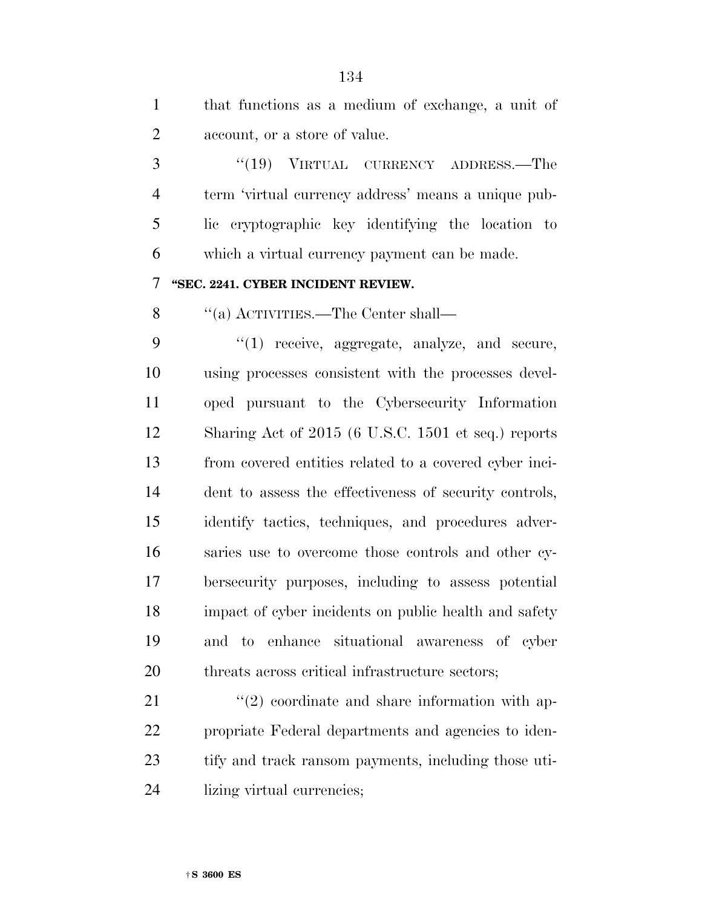that functions as a medium of exchange, a unit of account, or a store of value.

"(19) VIRTUAL CURRENCY ADDRESS.—The term 'virtual currency address' means a unique public cryptographic key identifying the location to which a virtual currency payment can be made.

**"SEC. 2241. CYBER INCIDENT REVIEW.**

"(a) ACTIVITIES.—The Center shall—

"(1) receive, aggregate, analyze, and secure, using processes consistent with the processes developed pursuant to the Cybersecurity Information Sharing Act of 2015 (6 U.S.C. 1501 et seq.) reports from covered entities related to a covered cyber incident to assess the effectiveness of security controls, identify tactics, techniques, and procedures adversaries use to overcome those controls and other cybersecurity purposes, including to assess potential impact of cyber incidents on public health and safety and to enhance situational awareness of cyber threats across critical infrastructure sectors;

"(2) coordinate and share information with appropriate Federal departments and agencies to identify and track ransom payments, including those utilizing virtual currencies;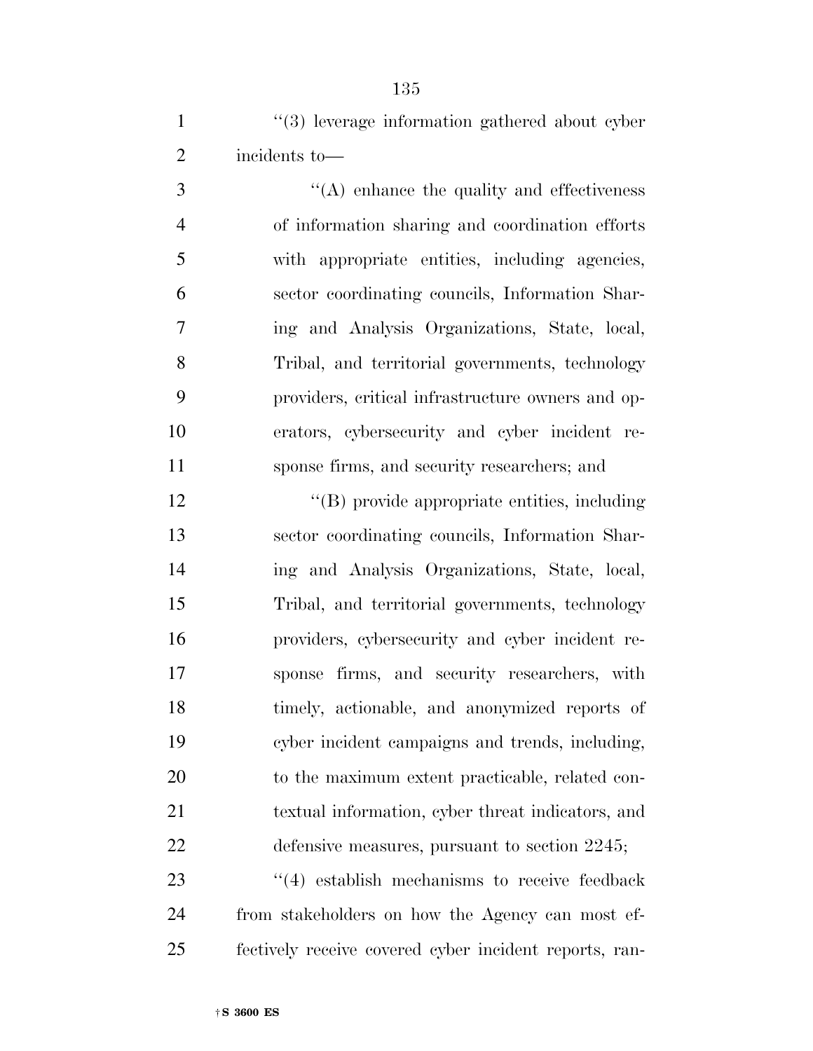''(3) leverage information gathered about cyber incidents to—

''(A) enhance the quality and effectiveness of information sharing and coordination efforts with appropriate entities, including agencies, sector coordinating councils, Information Sharing and Analysis Organizations, State, local, Tribal, and territorial governments, technology providers, critical infrastructure owners and operators, cybersecurity and cyber incident response firms, and security researchers; and

''(B) provide appropriate entities, including sector coordinating councils, Information Sharing and Analysis Organizations, State, local, Tribal, and territorial governments, technology providers, cybersecurity and cyber incident response firms, and security researchers, with timely, actionable, and anonymized reports of cyber incident campaigns and trends, including, to the maximum extent practicable, related contextual information, cyber threat indicators, and defensive measures, pursuant to section 2245;

''(4) establish mechanisms to receive feedback from stakeholders on how the Agency can most effectively receive covered cyber incident reports, ran-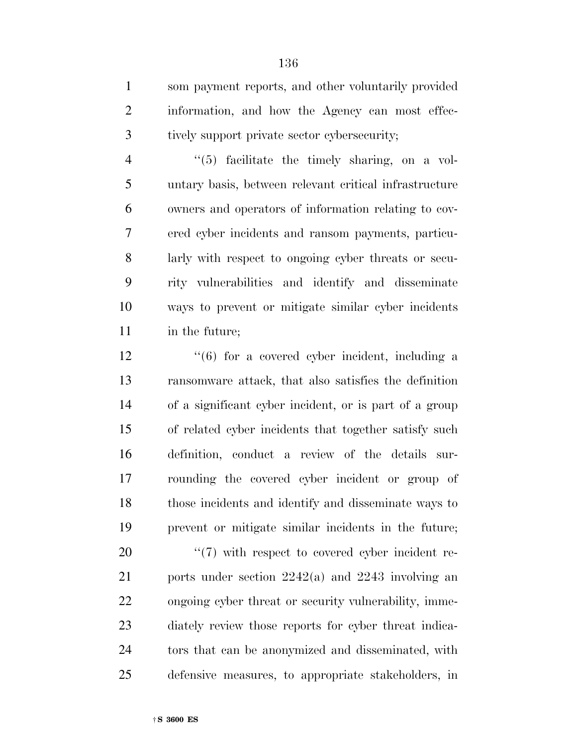som payment reports, and other voluntarily provided information, and how the Agency can most effectively support private sector cybersecurity;

''(5) facilitate the timely sharing, on a voluntary basis, between relevant critical infrastructure owners and operators of information relating to covered cyber incidents and ransom payments, particularly with respect to ongoing cyber threats or security vulnerabilities and identify and disseminate ways to prevent or mitigate similar cyber incidents in the future;

''(6) for a covered cyber incident, including a ransomware attack, that also satisfies the definition of a significant cyber incident, or is part of a group of related cyber incidents that together satisfy such definition, conduct a review of the details surrounding the covered cyber incident or group of those incidents and identify and disseminate ways to prevent or mitigate similar incidents in the future;

''(7) with respect to covered cyber incident reports under section 2242(a) and 2243 involving an ongoing cyber threat or security vulnerability, immediately review those reports for cyber threat indicators that can be anonymized and disseminated, with defensive measures, to appropriate stakeholders, in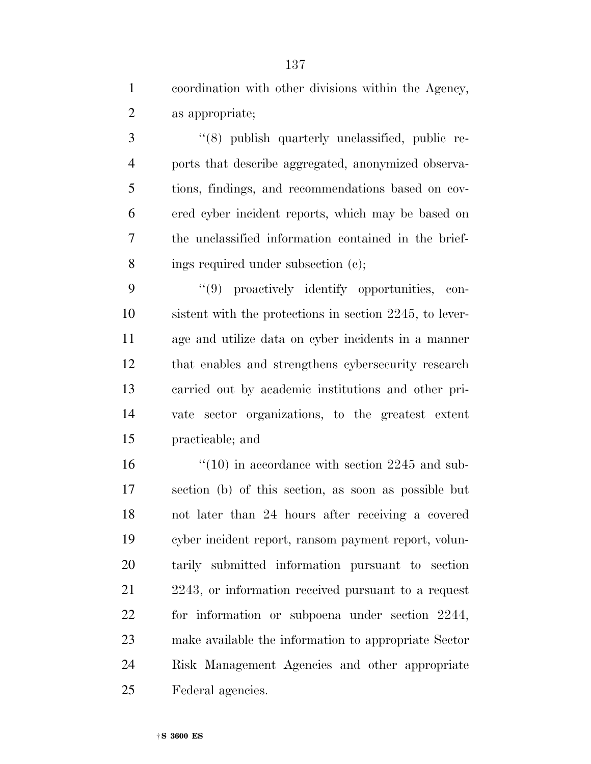coordination with other divisions within the Agency, as appropriate;

''(8) publish quarterly unclassified, public reports that describe aggregated, anonymized observations, findings, and recommendations based on covered cyber incident reports, which may be based on the unclassified information contained in the briefings required under subsection (c);

''(9) proactively identify opportunities, consistent with the protections in section 2245, to leverage and utilize data on cyber incidents in a manner that enables and strengthens cybersecurity research carried out by academic institutions and other private sector organizations, to the greatest extent practicable; and

''(10) in accordance with section 2245 and subsection (b) of this section, as soon as possible but not later than 24 hours after receiving a covered cyber incident report, ransom payment report, voluntarily submitted information pursuant to section 2243, or information received pursuant to a request for information or subpoena under section 2244, make available the information to appropriate Sector Risk Management Agencies and other appropriate Federal agencies.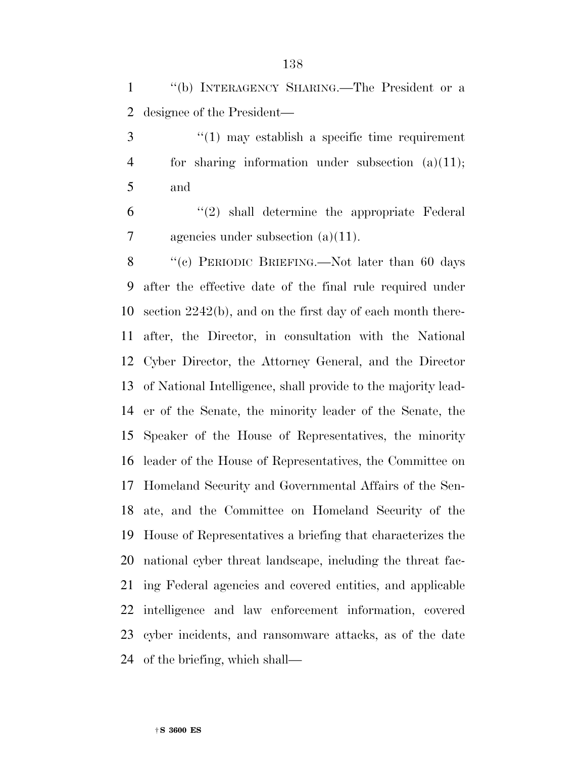"(b) INTERAGENCY SHARING.—The President or a designee of the President—

"(1) may establish a specific time requirement for sharing information under subsection (a)(11); and

"(2) shall determine the appropriate Federal agencies under subsection (a)(11).

"(c) PERIODIC BRIEFING.—Not later than 60 days after the effective date of the final rule required under section 2242(b), and on the first day of each month thereafter, the Director, in consultation with the National Cyber Director, the Attorney General, and the Director of National Intelligence, shall provide to the majority leader of the Senate, the minority leader of the Senate, the Speaker of the House of Representatives, the minority leader of the House of Representatives, the Committee on Homeland Security and Governmental Affairs of the Senate, and the Committee on Homeland Security of the House of Representatives a briefing that characterizes the national cyber threat landscape, including the threat facing Federal agencies and covered entities, and applicable intelligence and law enforcement information, covered cyber incidents, and ransomware attacks, as of the date of the briefing, which shall—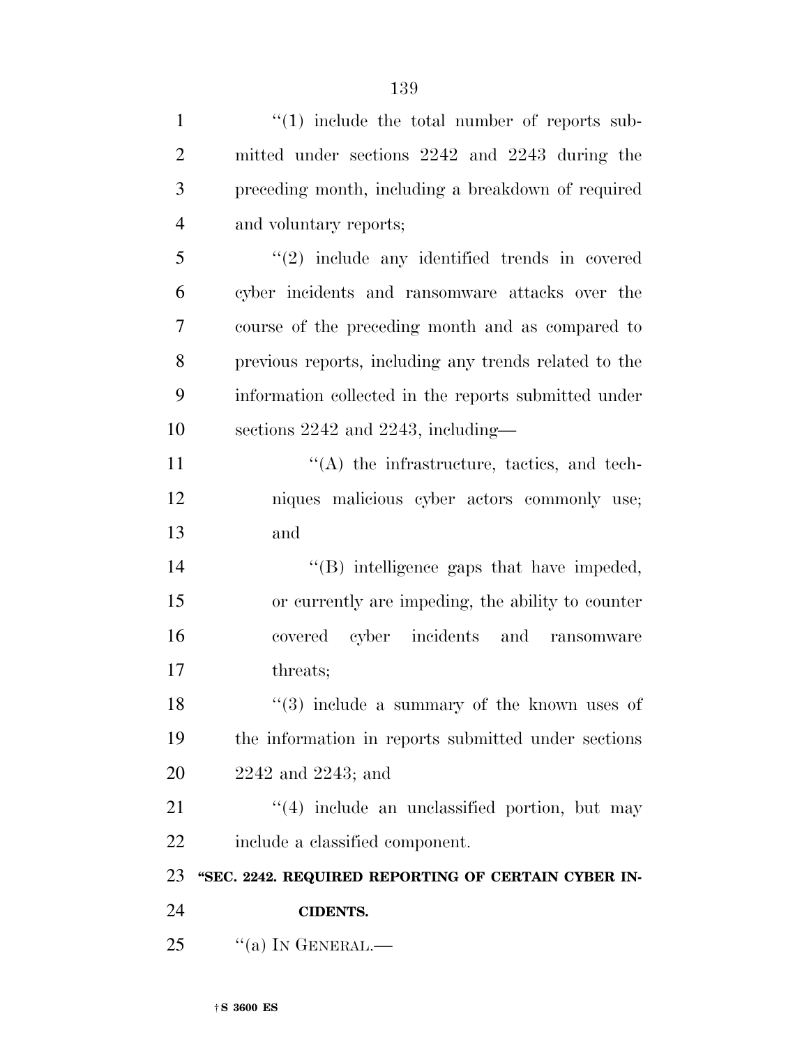''(1) include the total number of reports submitted under sections 2242 and 2243 during the preceding month, including a breakdown of required and voluntary reports;

''(2) include any identified trends in covered cyber incidents and ransomware attacks over the course of the preceding month and as compared to previous reports, including any trends related to the information collected in the reports submitted under sections 2242 and 2243, including—

''(A) the infrastructure, tactics, and techniques malicious cyber actors commonly use; and

''(B) intelligence gaps that have impeded, or currently are impeding, the ability to counter covered cyber incidents and ransomware threats;

''(3) include a summary of the known uses of the information in reports submitted under sections 2242 and 2243; and

''(4) include an unclassified portion, but may include a classified component.

**''SEC. 2242. REQUIRED REPORTING OF CERTAIN CYBER INCIDENTS.**

''(a) IN GENERAL.—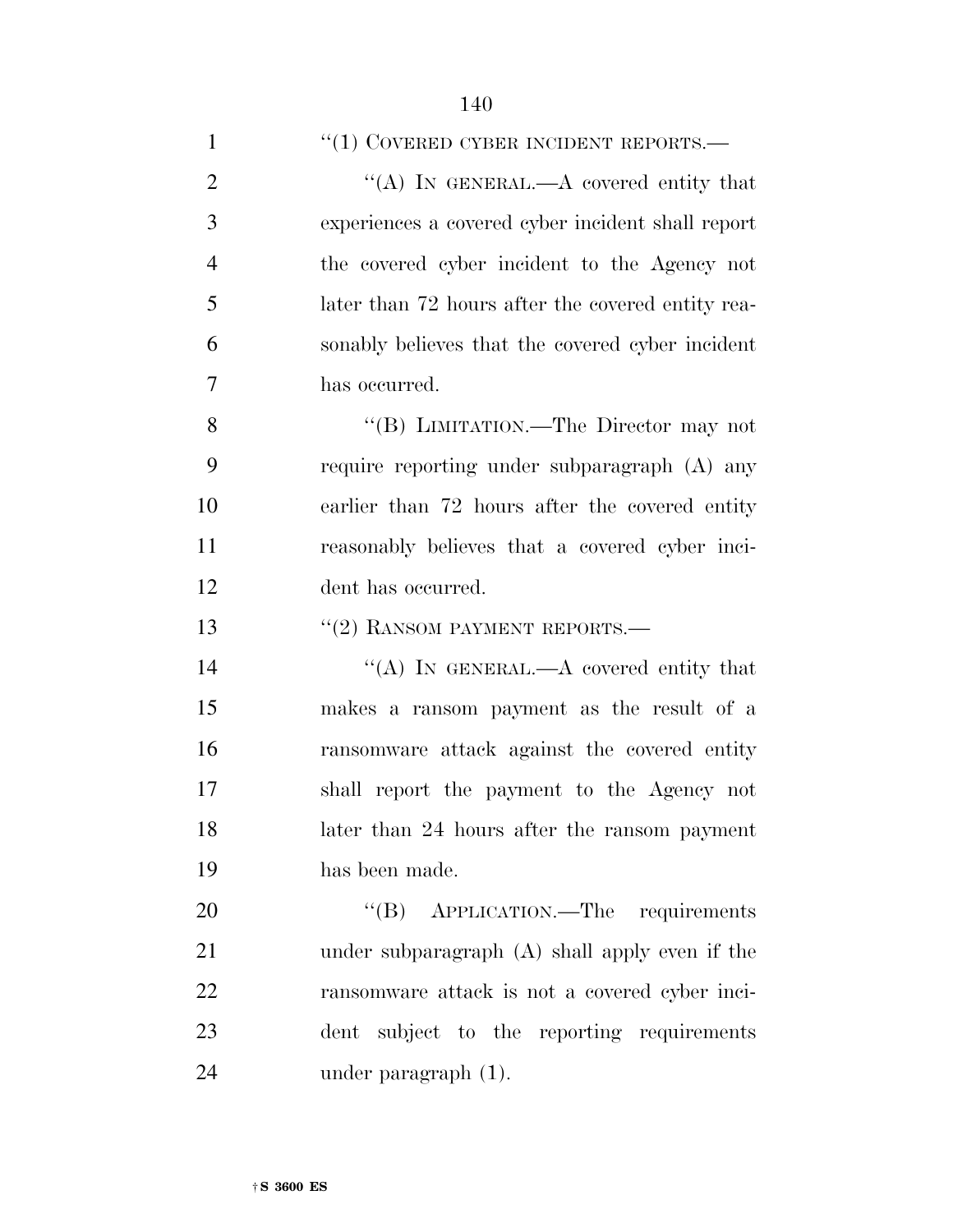"(1) COVERED CYBER INCIDENT REPORTS.—

"(A) IN GENERAL.—A covered entity that experiences a covered cyber incident shall report the covered cyber incident to the Agency not later than 72 hours after the covered entity reasonably believes that the covered cyber incident has occurred.

"(B) LIMITATION.—The Director may not require reporting under subparagraph (A) any earlier than 72 hours after the covered entity reasonably believes that a covered cyber incident has occurred.

"(2) RANSOM PAYMENT REPORTS.—

"(A) IN GENERAL.—A covered entity that makes a ransom payment as the result of a ransomware attack against the covered entity shall report the payment to the Agency not later than 24 hours after the ransom payment has been made.

"(B) APPLICATION.—The requirements under subparagraph (A) shall apply even if the ransomware attack is not a covered cyber incident subject to the reporting requirements under paragraph (1).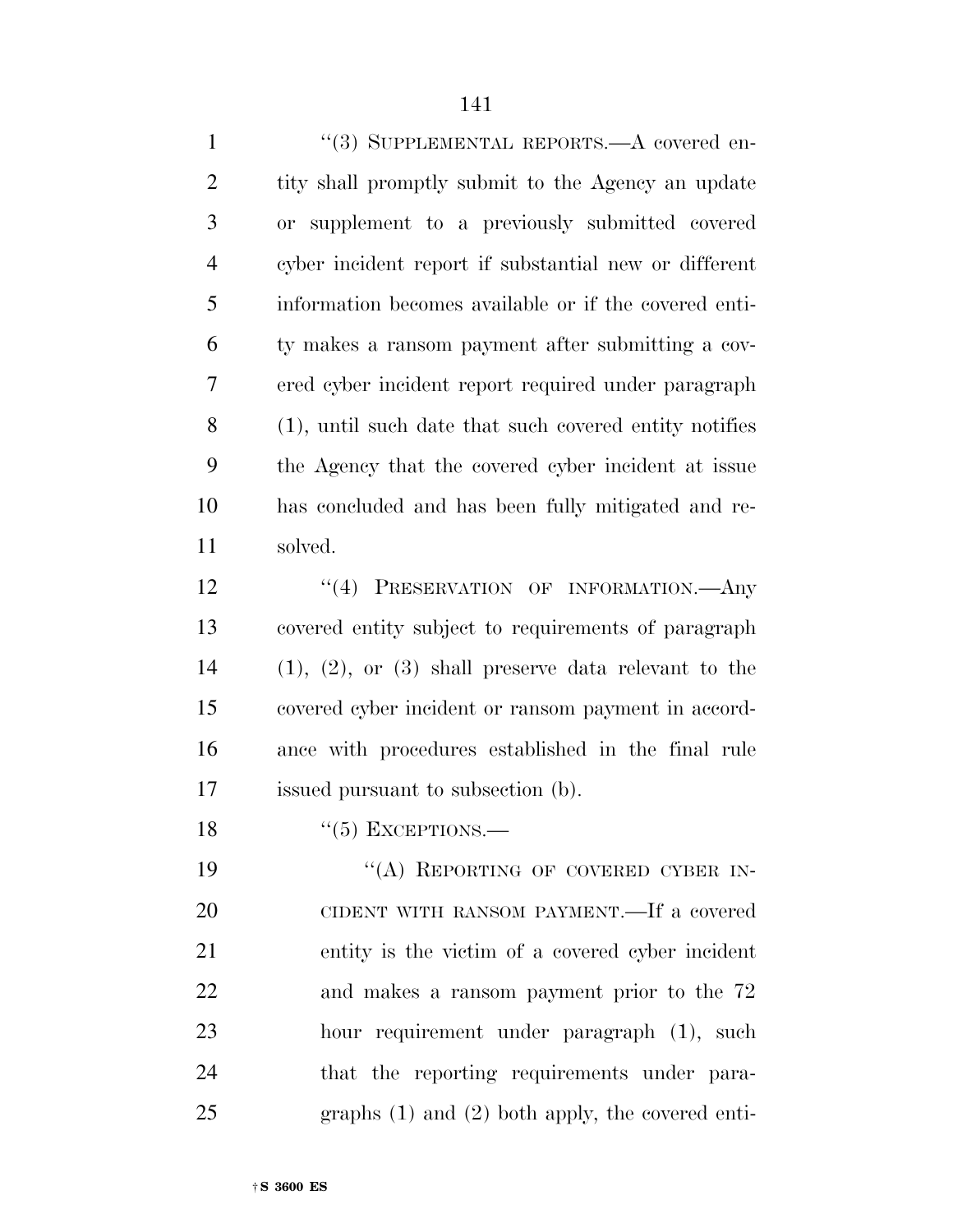"(3) SUPPLEMENTAL REPORTS.—A covered entity shall promptly submit to the Agency an update or supplement to a previously submitted covered cyber incident report if substantial new or different information becomes available or if the covered entity makes a ransom payment after submitting a covered cyber incident report required under paragraph (1), until such date that such covered entity notifies the Agency that the covered cyber incident at issue has concluded and has been fully mitigated and resolved.

"(4) PRESERVATION OF INFORMATION.—Any covered entity subject to requirements of paragraph (1), (2), or (3) shall preserve data relevant to the covered cyber incident or ransom payment in accordance with procedures established in the final rule issued pursuant to subsection (b).

"(5) EXCEPTIONS.—

"(A) REPORTING OF COVERED CYBER INCIDENT WITH RANSOM PAYMENT.—If a covered entity is the victim of a covered cyber incident and makes a ransom payment prior to the 72 hour requirement under paragraph (1), such that the reporting requirements under paragraphs (1) and (2) both apply, the covered enti-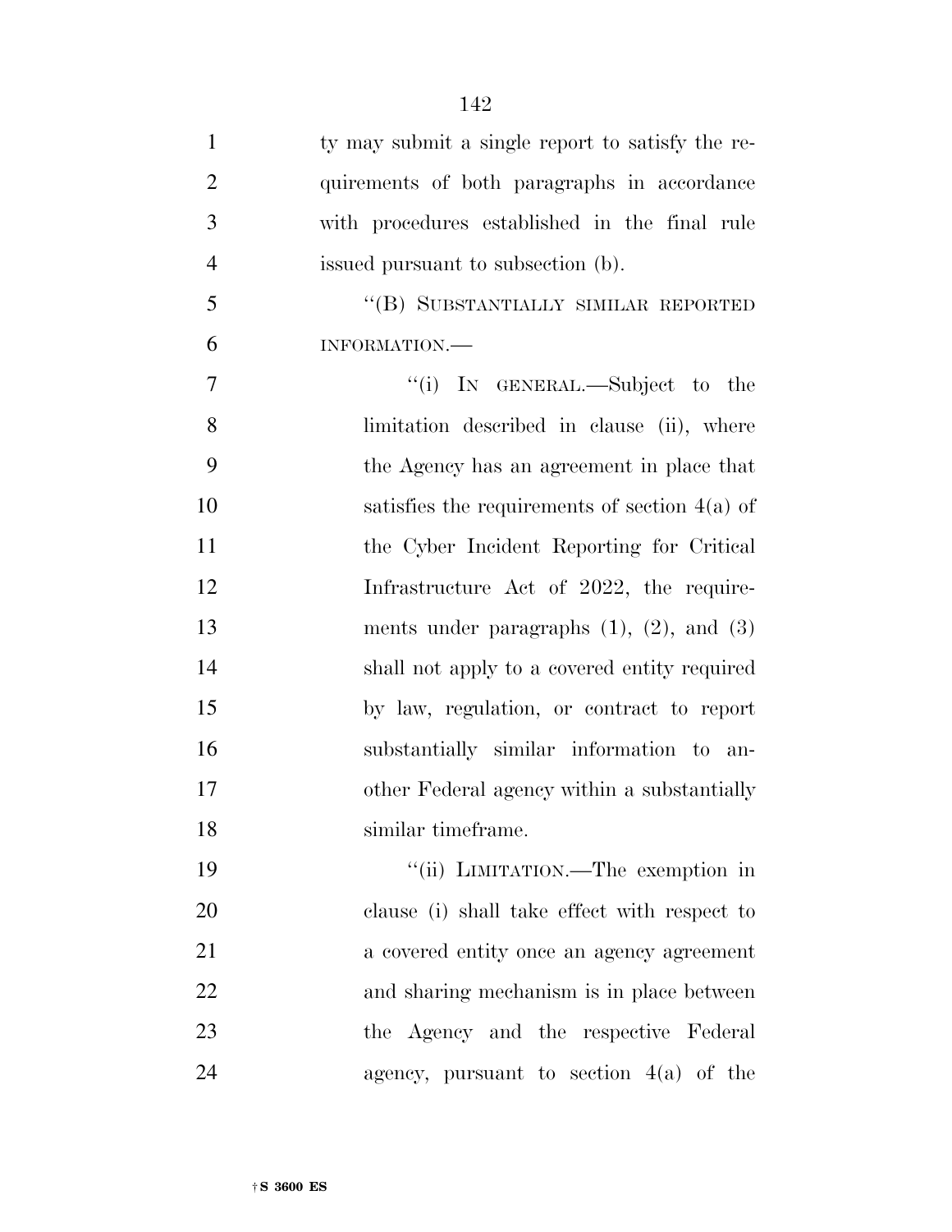ty may submit a single report to satisfy the requirements of both paragraphs in accordance with procedures established in the final rule issued pursuant to subsection (b).

"(B) SUBSTANTIALLY SIMILAR REPORTED INFORMATION.—

"(i) IN GENERAL.—Subject to the limitation described in clause (ii), where the Agency has an agreement in place that satisfies the requirements of section 4(a) of the Cyber Incident Reporting for Critical Infrastructure Act of 2022, the requirements under paragraphs (1), (2), and (3) shall not apply to a covered entity required by law, regulation, or contract to report substantially similar information to another Federal agency within a substantially similar timeframe.

"(ii) LIMITATION.—The exemption in clause (i) shall take effect with respect to a covered entity once an agency agreement and sharing mechanism is in place between the Agency and the respective Federal agency, pursuant to section 4(a) of the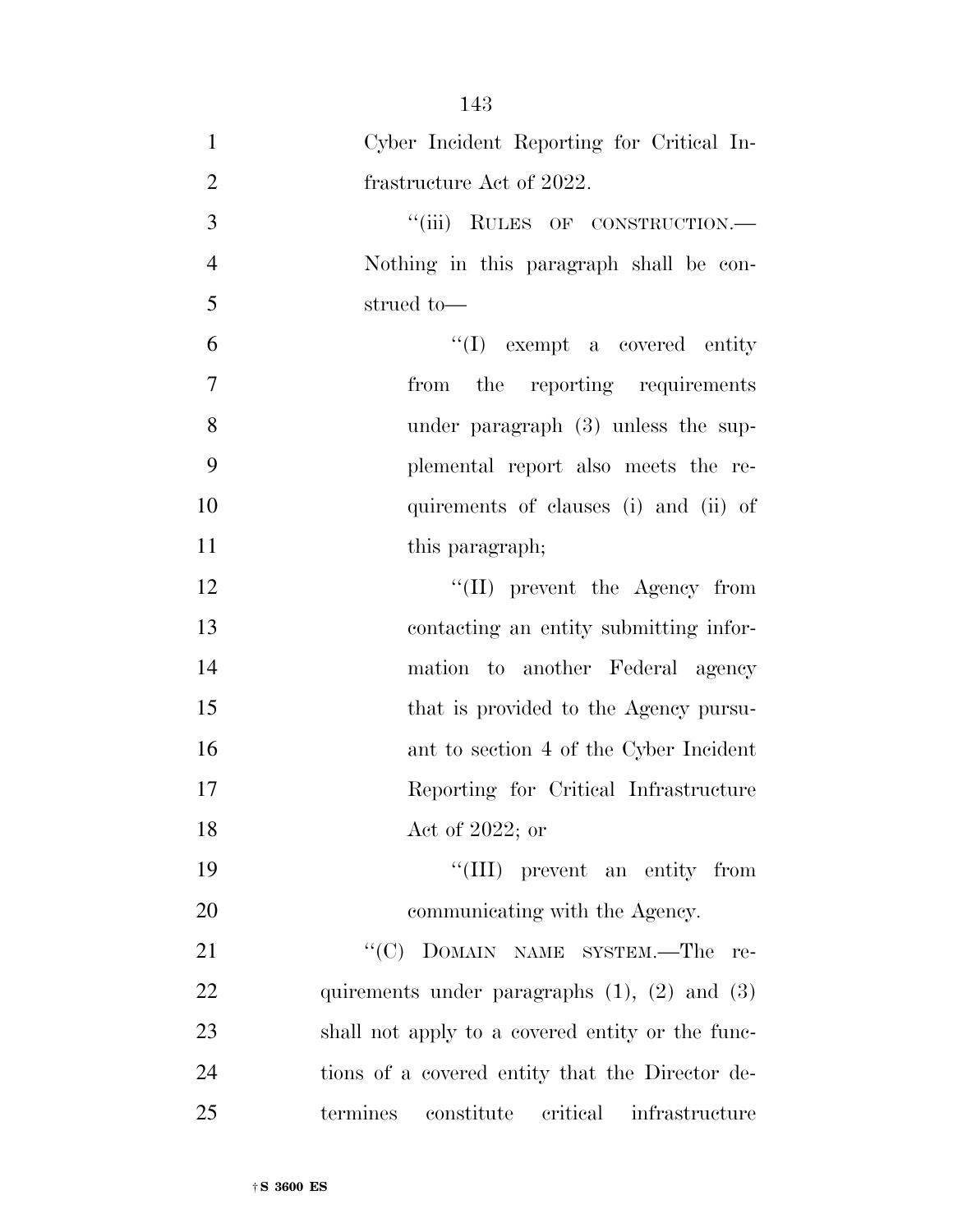Cyber Incident Reporting for Critical Infrastructure Act of 2022.

"(iii) RULES OF CONSTRUCTION.—Nothing in this paragraph shall be construed to—

"(I) exempt a covered entity from the reporting requirements under paragraph (3) unless the supplemental report also meets the requirements of clauses (i) and (ii) of this paragraph;

"(II) prevent the Agency from contacting an entity submitting information to another Federal agency that is provided to the Agency pursuant to section 4 of the Cyber Incident Reporting for Critical Infrastructure Act of 2022; or

"(III) prevent an entity from communicating with the Agency.

"(C) DOMAIN NAME SYSTEM.—The requirements under paragraphs (1), (2) and (3) shall not apply to a covered entity or the functions of a covered entity that the Director determines constitute critical infrastructure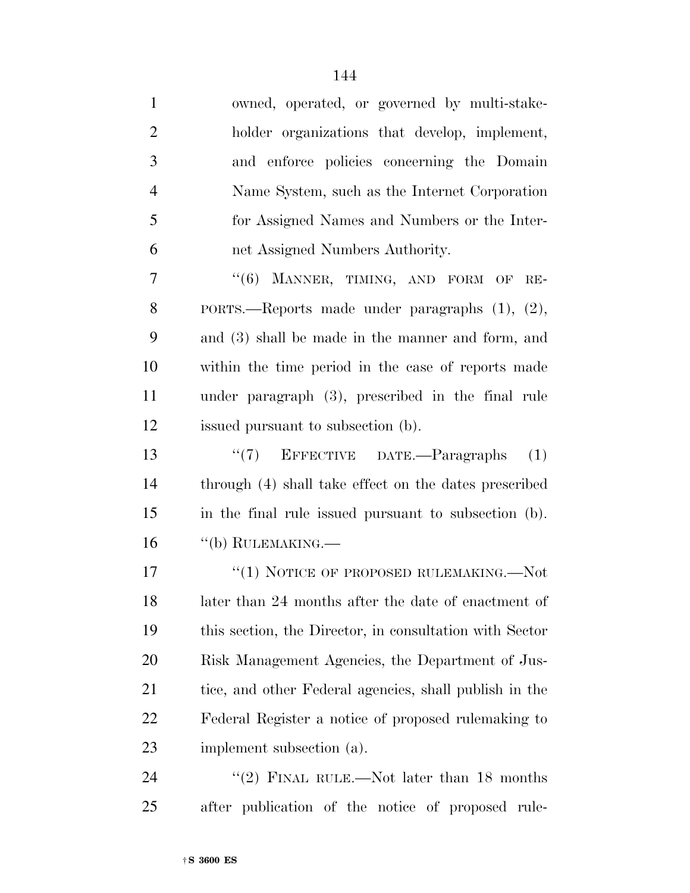owned, operated, or governed by multi-stakeholder organizations that develop, implement, and enforce policies concerning the Domain Name System, such as the Internet Corporation for Assigned Names and Numbers or the Internet Assigned Numbers Authority.

"(6) MANNER, TIMING, AND FORM OF REPORTS.—Reports made under paragraphs (1), (2), and (3) shall be made in the manner and form, and within the time period in the case of reports made under paragraph (3), prescribed in the final rule issued pursuant to subsection (b).

"(7) EFFECTIVE DATE.—Paragraphs (1) through (4) shall take effect on the dates prescribed in the final rule issued pursuant to subsection (b).

"(b) RULEMAKING.—

"(1) NOTICE OF PROPOSED RULEMAKING.—Not later than 24 months after the date of enactment of this section, the Director, in consultation with Sector Risk Management Agencies, the Department of Justice, and other Federal agencies, shall publish in the Federal Register a notice of proposed rulemaking to implement subsection (a).

"(2) FINAL RULE.—Not later than 18 months after publication of the notice of proposed rule-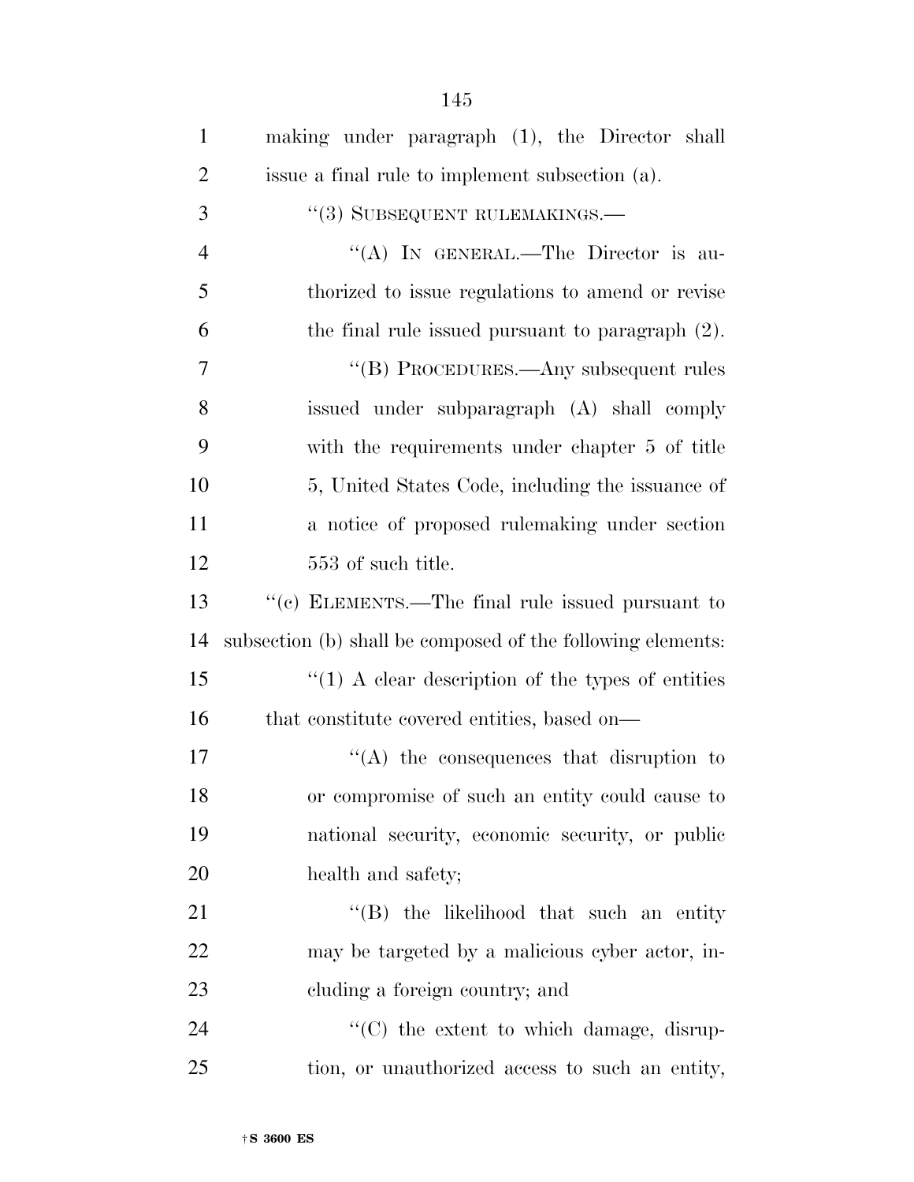making under paragraph (1), the Director shall issue a final rule to implement subsection (a).

"(3) SUBSEQUENT RULEMAKINGS.—

"(A) IN GENERAL.—The Director is authorized to issue regulations to amend or revise the final rule issued pursuant to paragraph (2).

"(B) PROCEDURES.—Any subsequent rules issued under subparagraph (A) shall comply with the requirements under chapter 5 of title 5, United States Code, including the issuance of a notice of proposed rulemaking under section 553 of such title.

"(c) ELEMENTS.—The final rule issued pursuant to subsection (b) shall be composed of the following elements:

"(1) A clear description of the types of entities that constitute covered entities, based on—

"(A) the consequences that disruption to or compromise of such an entity could cause to national security, economic security, or public health and safety;

"(B) the likelihood that such an entity may be targeted by a malicious cyber actor, including a foreign country; and

"(C) the extent to which damage, disruption, or unauthorized access to such an entity,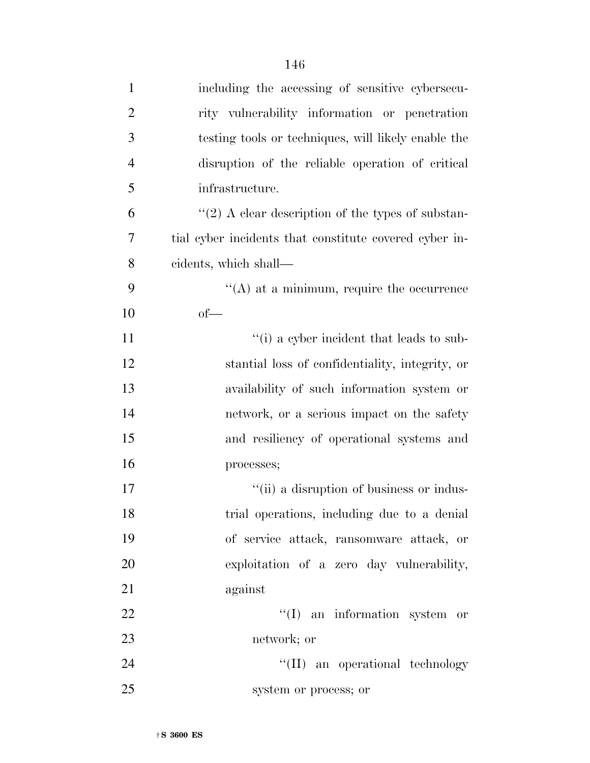including the accessing of sensitive cybersecurity vulnerability information or penetration testing tools or techniques, will likely enable the disruption of the reliable operation of critical infrastructure.

''(2) A clear description of the types of substantial cyber incidents that constitute covered cyber incidents, which shall—

''(A) at a minimum, require the occurrence of—

''(i) a cyber incident that leads to substantial loss of confidentiality, integrity, or availability of such information system or network, or a serious impact on the safety and resiliency of operational systems and processes;

''(ii) a disruption of business or industrial operations, including due to a denial of service attack, ransomware attack, or exploitation of a zero day vulnerability, against

''(I) an information system or network; or

''(II) an operational technology system or process; or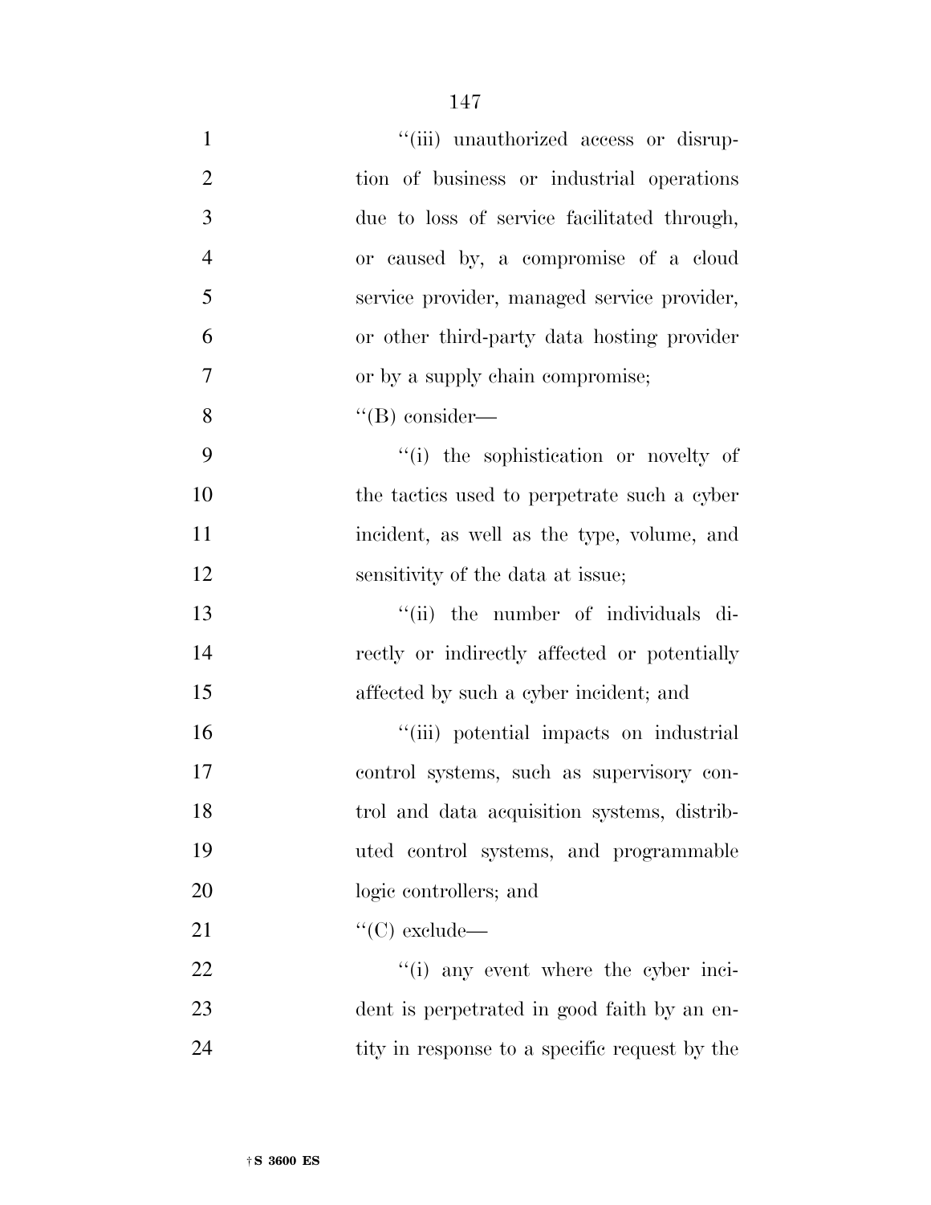''(iii) unauthorized access or disruption of business or industrial operations due to loss of service facilitated through, or caused by, a compromise of a cloud service provider, managed service provider, or other third-party data hosting provider or by a supply chain compromise;

''(B) consider—

''(i) the sophistication or novelty of the tactics used to perpetrate such a cyber incident, as well as the type, volume, and sensitivity of the data at issue;

''(ii) the number of individuals directly or indirectly affected or potentially affected by such a cyber incident; and

''(iii) potential impacts on industrial control systems, such as supervisory control and data acquisition systems, distributed control systems, and programmable logic controllers; and

''(C) exclude—

''(i) any event where the cyber incident is perpetrated in good faith by an entity in response to a specific request by the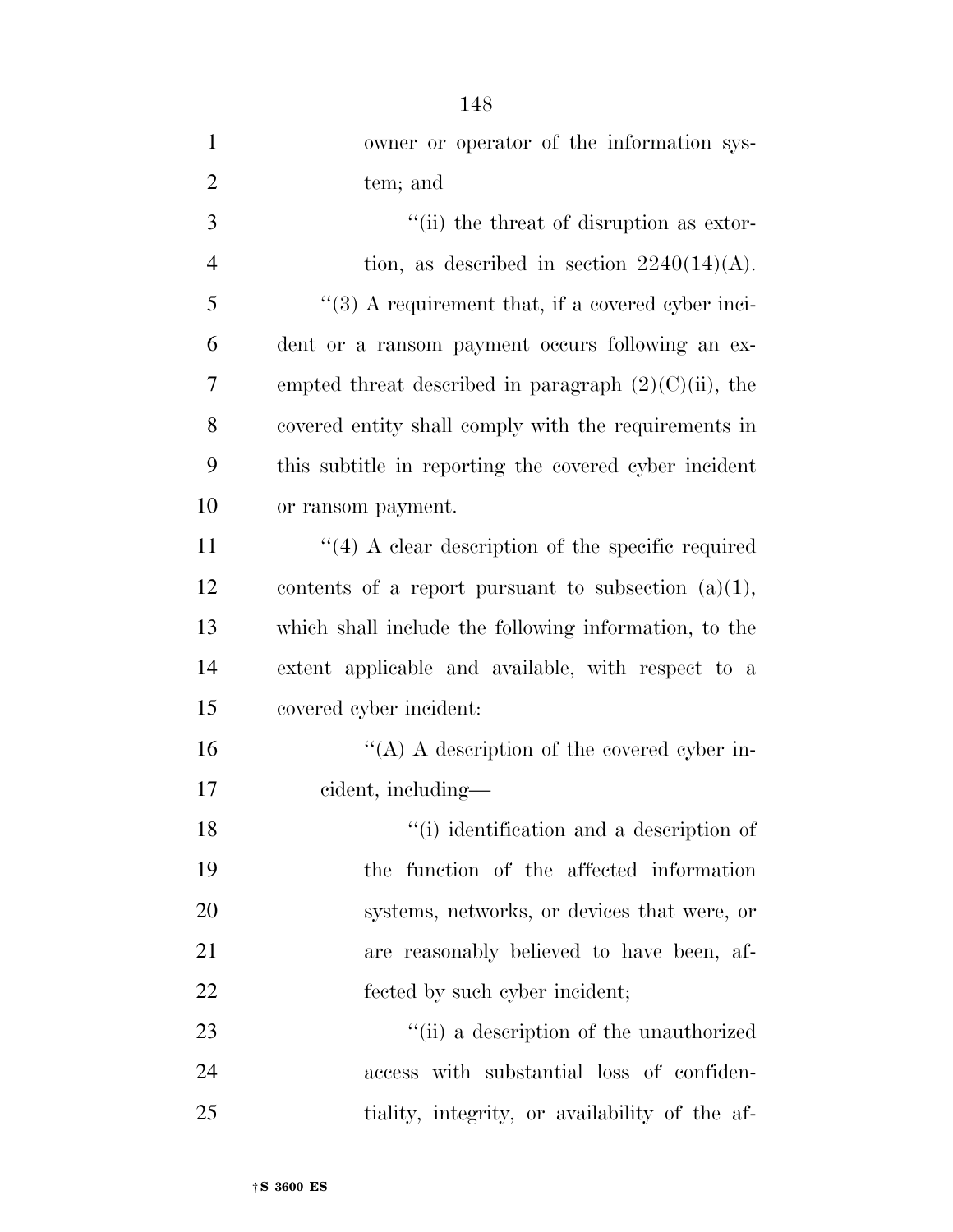owner or operator of the information system; and

''(ii) the threat of disruption as extortion, as described in section 2240(14)(A).

''(3) A requirement that, if a covered cyber incident or a ransom payment occurs following an exempted threat described in paragraph (2)(C)(ii), the covered entity shall comply with the requirements in this subtitle in reporting the covered cyber incident or ransom payment.

''(4) A clear description of the specific required contents of a report pursuant to subsection (a)(1), which shall include the following information, to the extent applicable and available, with respect to a covered cyber incident:

''(A) A description of the covered cyber incident, including—

''(i) identification and a description of the function of the affected information systems, networks, or devices that were, or are reasonably believed to have been, affected by such cyber incident;

''(ii) a description of the unauthorized access with substantial loss of confidentiality, integrity, or availability of the af-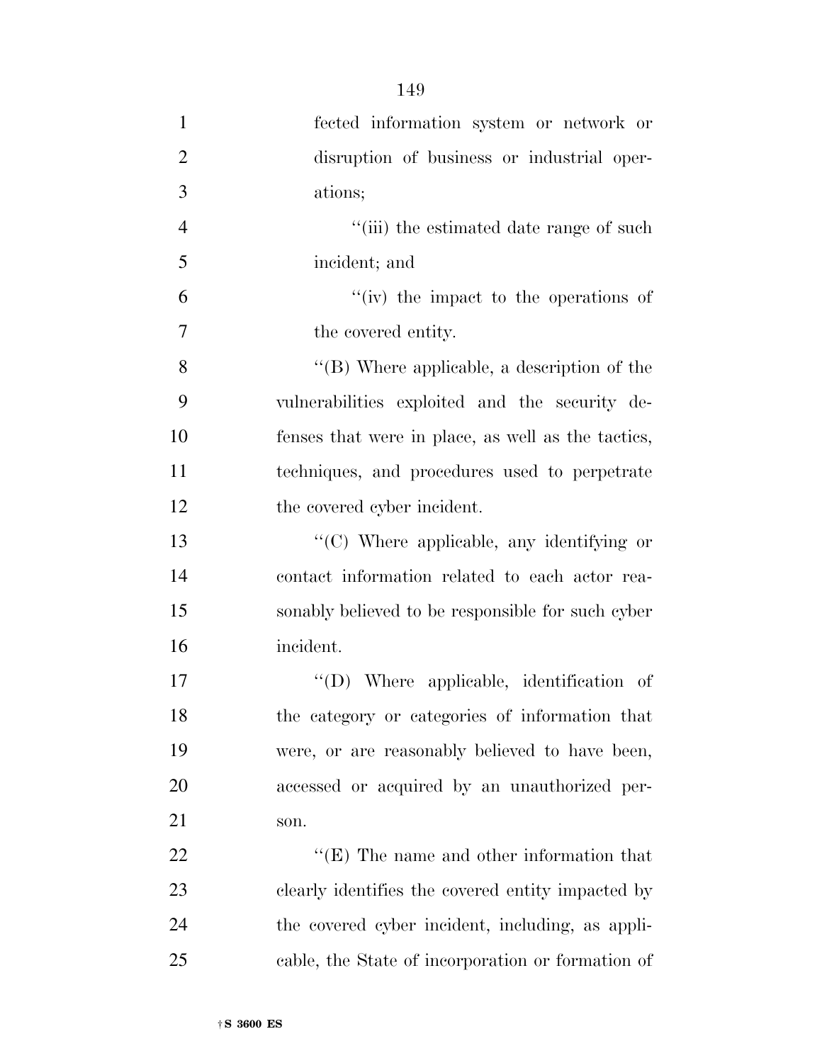fected information system or network or disruption of business or industrial operations;

''(iii) the estimated date range of such incident; and

''(iv) the impact to the operations of the covered entity.

''(B) Where applicable, a description of the vulnerabilities exploited and the security defenses that were in place, as well as the tactics, techniques, and procedures used to perpetrate the covered cyber incident.

''(C) Where applicable, any identifying or contact information related to each actor reasonably believed to be responsible for such cyber incident.

''(D) Where applicable, identification of the category or categories of information that were, or are reasonably believed to have been, accessed or acquired by an unauthorized person.

''(E) The name and other information that clearly identifies the covered entity impacted by the covered cyber incident, including, as applicable, the State of incorporation or formation of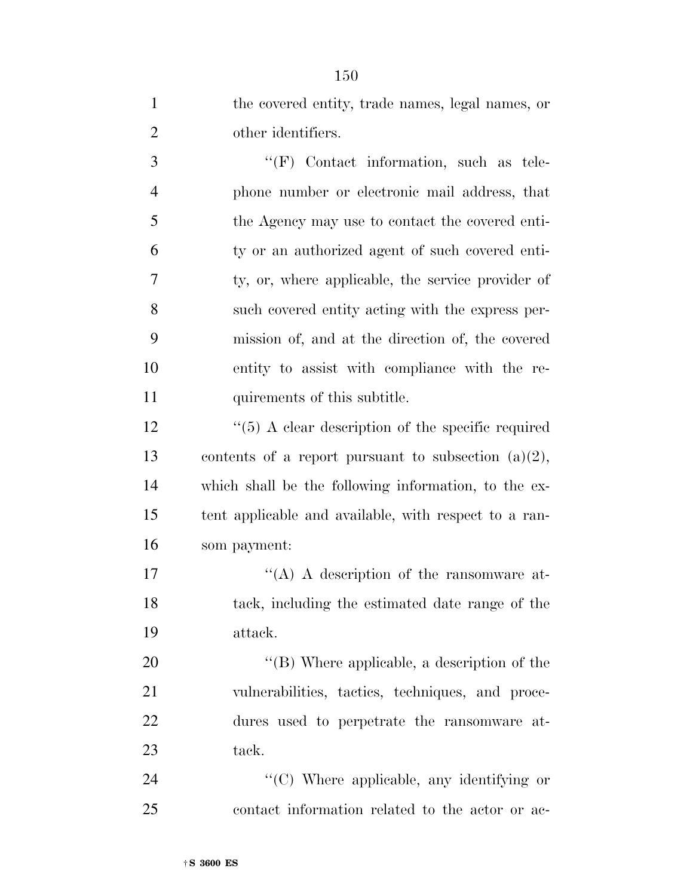the covered entity, trade names, legal names, or other identifiers.

''(F) Contact information, such as telephone number or electronic mail address, that the Agency may use to contact the covered entity or an authorized agent of such covered entity, or, where applicable, the service provider of such covered entity acting with the express permission of, and at the direction of, the covered entity to assist with compliance with the requirements of this subtitle.

''(5) A clear description of the specific required contents of a report pursuant to subsection (a)(2), which shall be the following information, to the extent applicable and available, with respect to a ransom payment:

''(A) A description of the ransomware attack, including the estimated date range of the attack.

''(B) Where applicable, a description of the vulnerabilities, tactics, techniques, and procedures used to perpetrate the ransomware attack.

''(C) Where applicable, any identifying or contact information related to the actor or ac-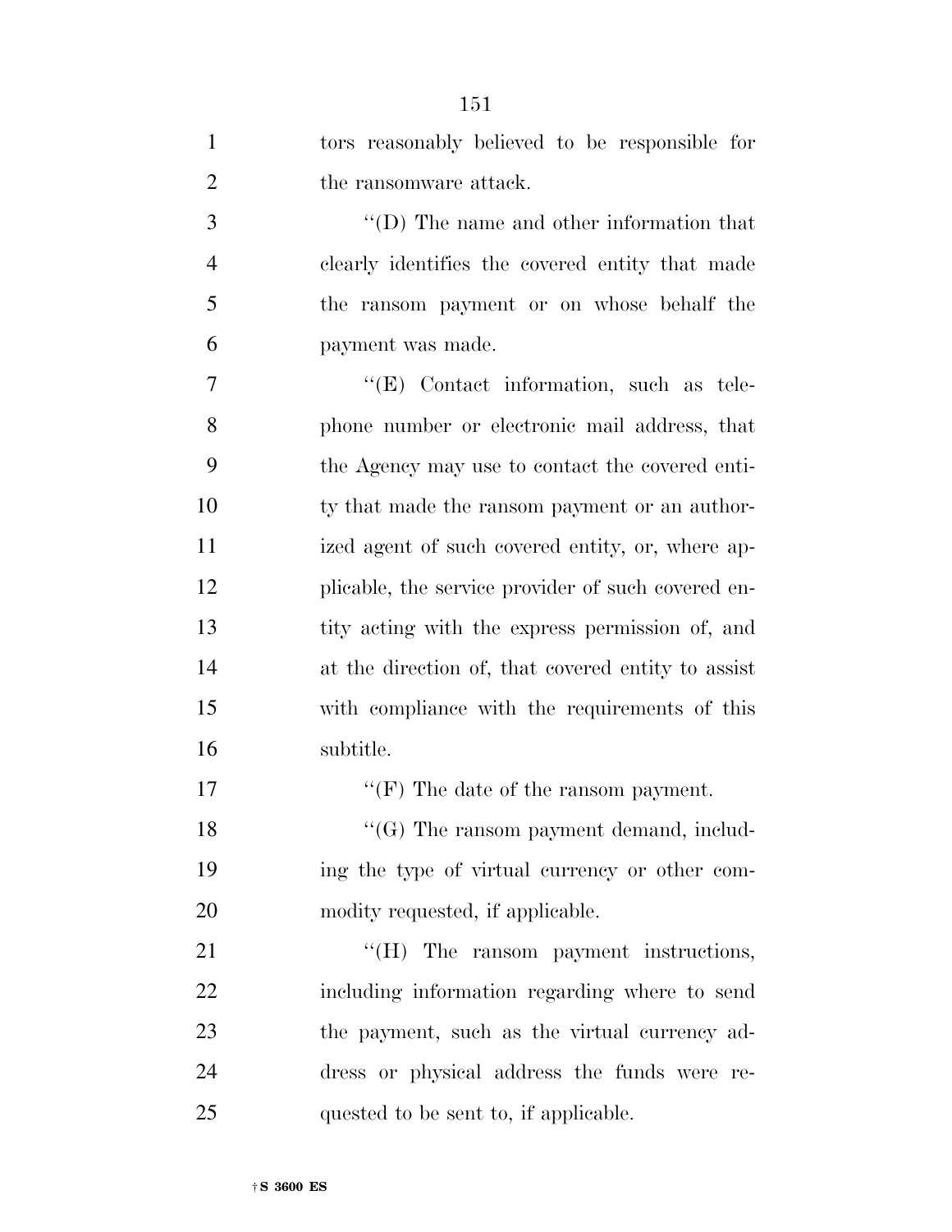tors reasonably believed to be responsible for the ransomware attack.

''(D) The name and other information that clearly identifies the covered entity that made the ransom payment or on whose behalf the payment was made.

''(E) Contact information, such as telephone number or electronic mail address, that the Agency may use to contact the covered entity that made the ransom payment or an authorized agent of such covered entity, or, where applicable, the service provider of such covered entity acting with the express permission of, and at the direction of, that covered entity to assist with compliance with the requirements of this subtitle.

''(F) The date of the ransom payment.

''(G) The ransom payment demand, including the type of virtual currency or other commodity requested, if applicable.

''(H) The ransom payment instructions, including information regarding where to send the payment, such as the virtual currency address or physical address the funds were requested to be sent to, if applicable.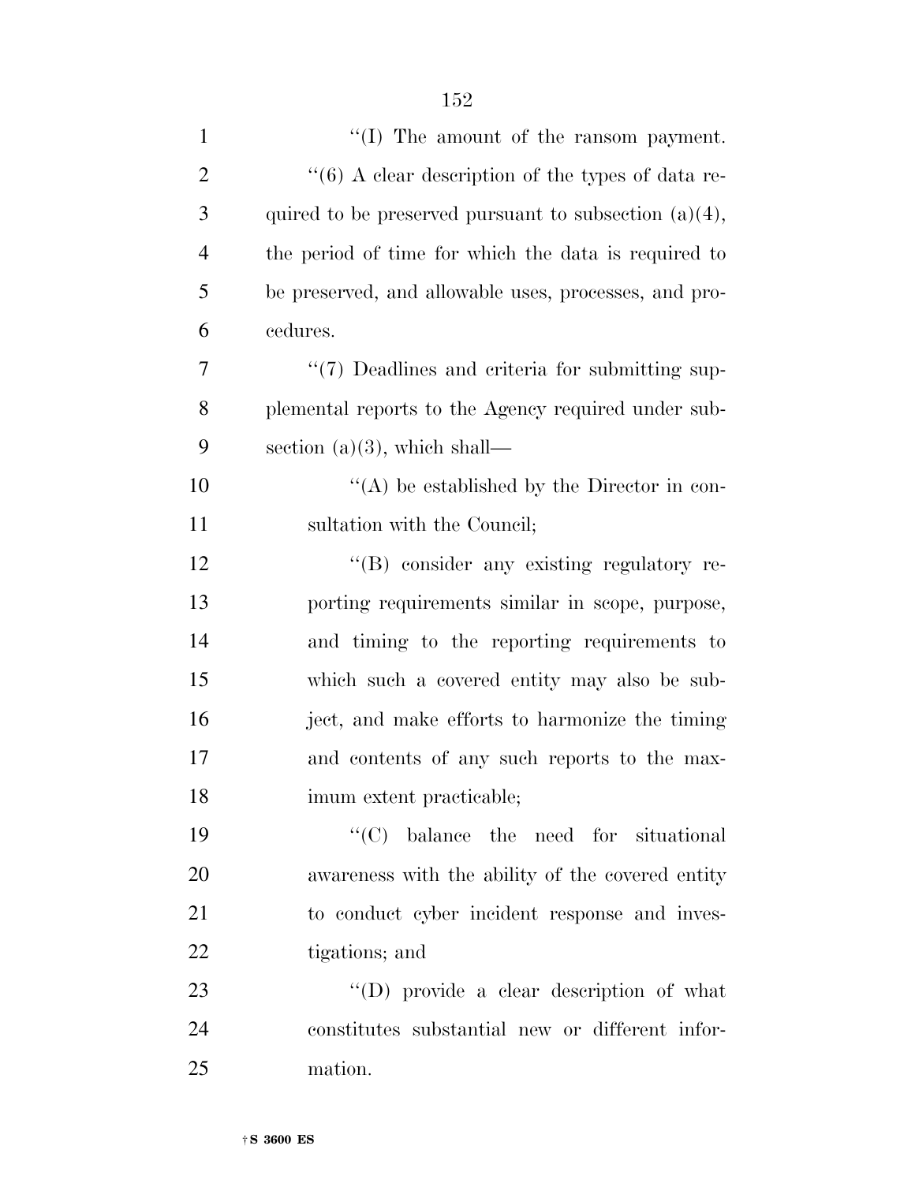''(I) The amount of the ransom payment.

''(6) A clear description of the types of data required to be preserved pursuant to subsection (a)(4), the period of time for which the data is required to be preserved, and allowable uses, processes, and procedures.

''(7) Deadlines and criteria for submitting supplemental reports to the Agency required under subsection (a)(3), which shall—

''(A) be established by the Director in consultation with the Council;

''(B) consider any existing regulatory reporting requirements similar in scope, purpose, and timing to the reporting requirements to which such a covered entity may also be subject, and make efforts to harmonize the timing and contents of any such reports to the maximum extent practicable;

''(C) balance the need for situational awareness with the ability of the covered entity to conduct cyber incident response and investigations; and

''(D) provide a clear description of what constitutes substantial new or different information.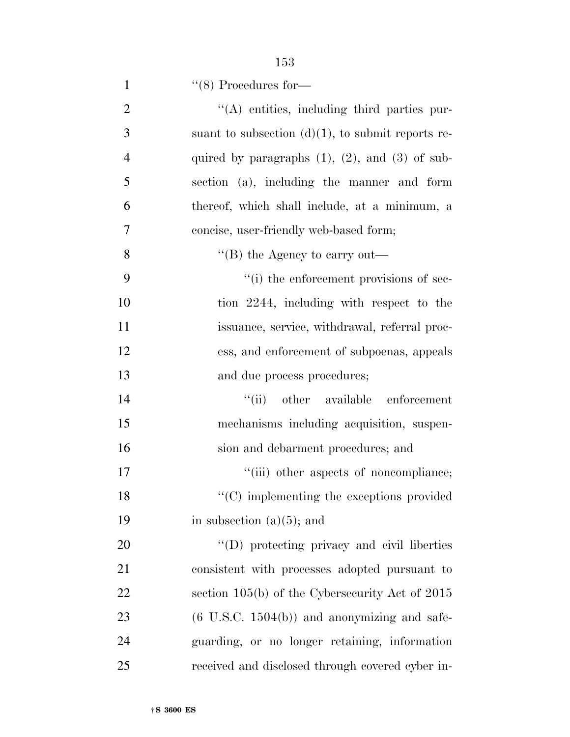''(8) Procedures for—

''(A) entities, including third parties pursuant to subsection (d)(1), to submit reports required by paragraphs (1), (2), and (3) of subsection (a), including the manner and form thereof, which shall include, at a minimum, a concise, user-friendly web-based form;

''(B) the Agency to carry out—

''(i) the enforcement provisions of section 2244, including with respect to the issuance, service, withdrawal, referral process, and enforcement of subpoenas, appeals and due process procedures;

''(ii) other available enforcement mechanisms including acquisition, suspension and debarment procedures; and

''(iii) other aspects of noncompliance;

''(C) implementing the exceptions provided in subsection (a)(5); and

''(D) protecting privacy and civil liberties consistent with processes adopted pursuant to section 105(b) of the Cybersecurity Act of 2015 (6 U.S.C. 1504(b)) and anonymizing and safeguarding, or no longer retaining, information received and disclosed through covered cyber in-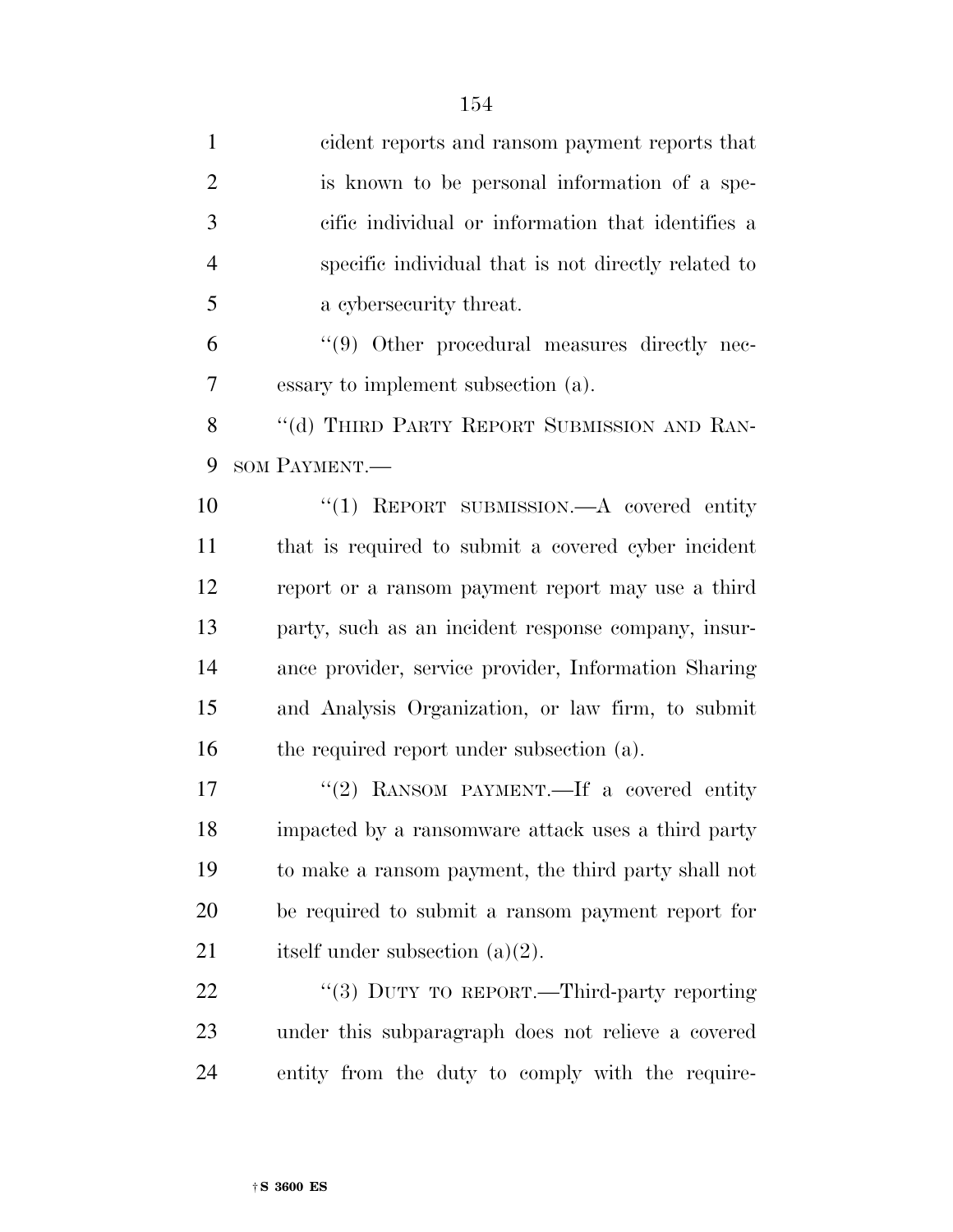cident reports and ransom payment reports that is known to be personal information of a specific individual or information that identifies a specific individual that is not directly related to a cybersecurity threat.

''(9) Other procedural measures directly necessary to implement subsection (a).

''(d) THIRD PARTY REPORT SUBMISSION AND RANSOM PAYMENT.—

''(1) REPORT SUBMISSION.—A covered entity that is required to submit a covered cyber incident report or a ransom payment report may use a third party, such as an incident response company, insurance provider, service provider, Information Sharing and Analysis Organization, or law firm, to submit the required report under subsection (a).

''(2) RANSOM PAYMENT.—If a covered entity impacted by a ransomware attack uses a third party to make a ransom payment, the third party shall not be required to submit a ransom payment report for itself under subsection (a)(2).

''(3) DUTY TO REPORT.—Third-party reporting under this subparagraph does not relieve a covered entity from the duty to comply with the require-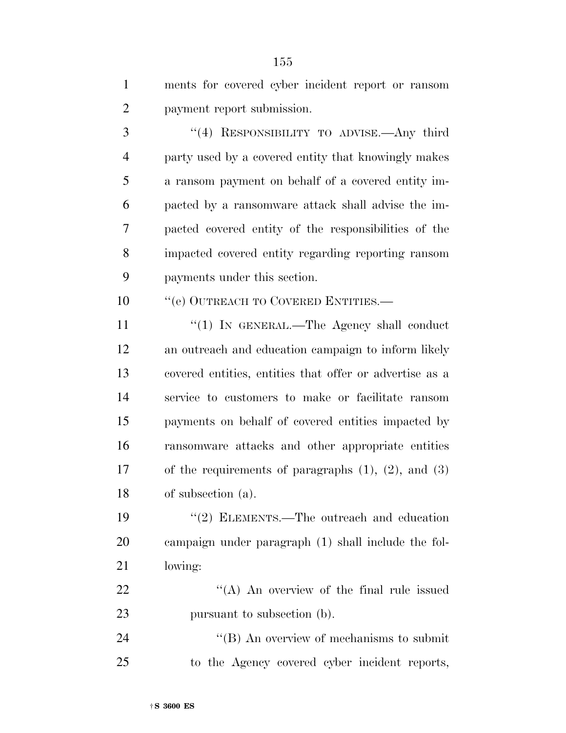ments for covered cyber incident report or ransom payment report submission.

''(4) RESPONSIBILITY TO ADVISE.—Any third party used by a covered entity that knowingly makes a ransom payment on behalf of a covered entity impacted by a ransomware attack shall advise the impacted covered entity of the responsibilities of the impacted covered entity regarding reporting ransom payments under this section.

''(e) OUTREACH TO COVERED ENTITIES.—

''(1) IN GENERAL.—The Agency shall conduct an outreach and education campaign to inform likely covered entities, entities that offer or advertise as a service to customers to make or facilitate ransom payments on behalf of covered entities impacted by ransomware attacks and other appropriate entities of the requirements of paragraphs (1), (2), and (3) of subsection (a).

''(2) ELEMENTS.—The outreach and education campaign under paragraph (1) shall include the following:

''(A) An overview of the final rule issued pursuant to subsection (b).

''(B) An overview of mechanisms to submit to the Agency covered cyber incident reports,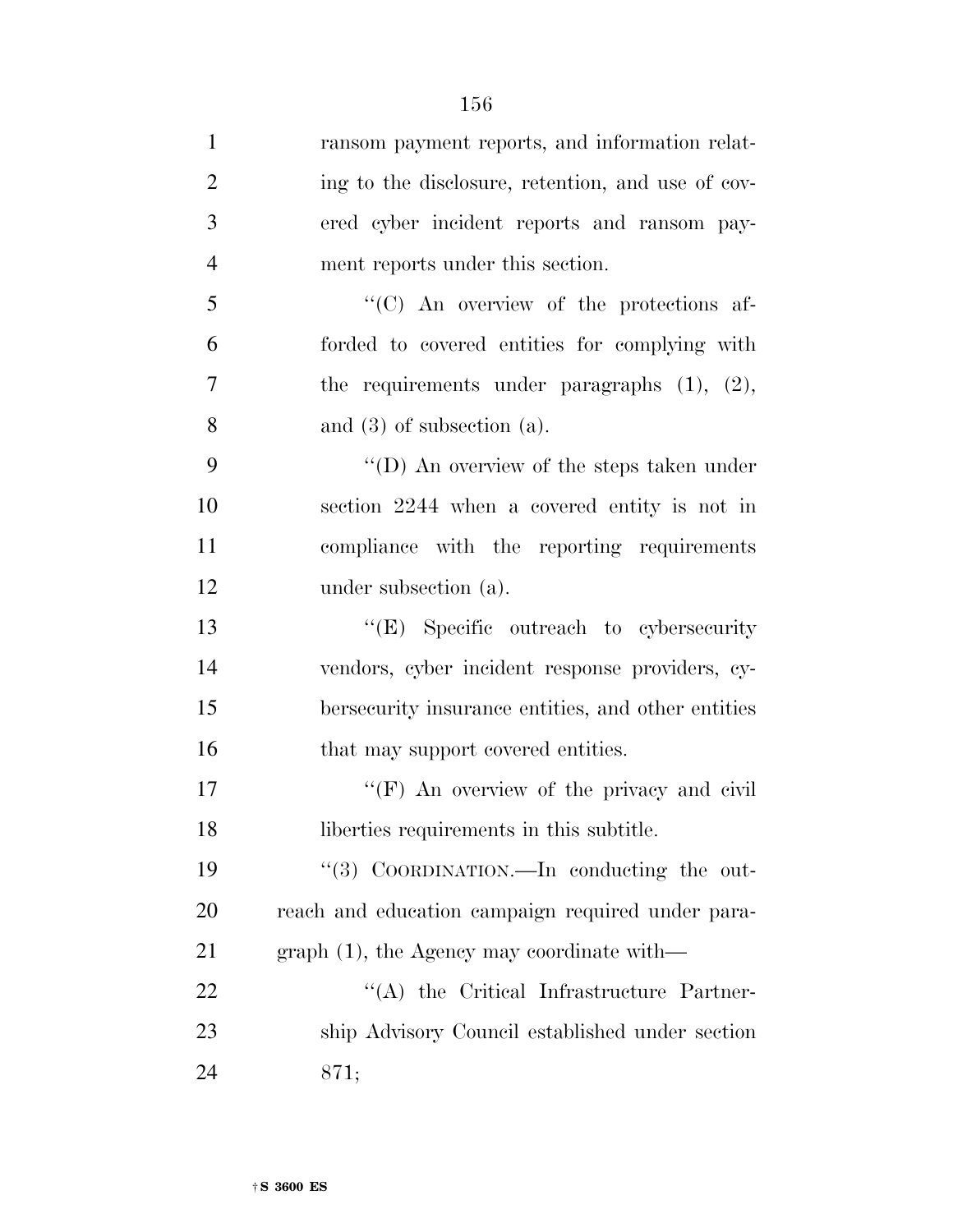ransom payment reports, and information relating to the disclosure, retention, and use of covered cyber incident reports and ransom payment reports under this section.

"(C) An overview of the protections afforded to covered entities for complying with the requirements under paragraphs (1), (2), and (3) of subsection (a).

"(D) An overview of the steps taken under section 2244 when a covered entity is not in compliance with the reporting requirements under subsection (a).

"(E) Specific outreach to cybersecurity vendors, cyber incident response providers, cybersecurity insurance entities, and other entities that may support covered entities.

"(F) An overview of the privacy and civil liberties requirements in this subtitle.

"(3) COORDINATION.—In conducting the outreach and education campaign required under paragraph (1), the Agency may coordinate with—

"(A) the Critical Infrastructure Partnership Advisory Council established under section 871;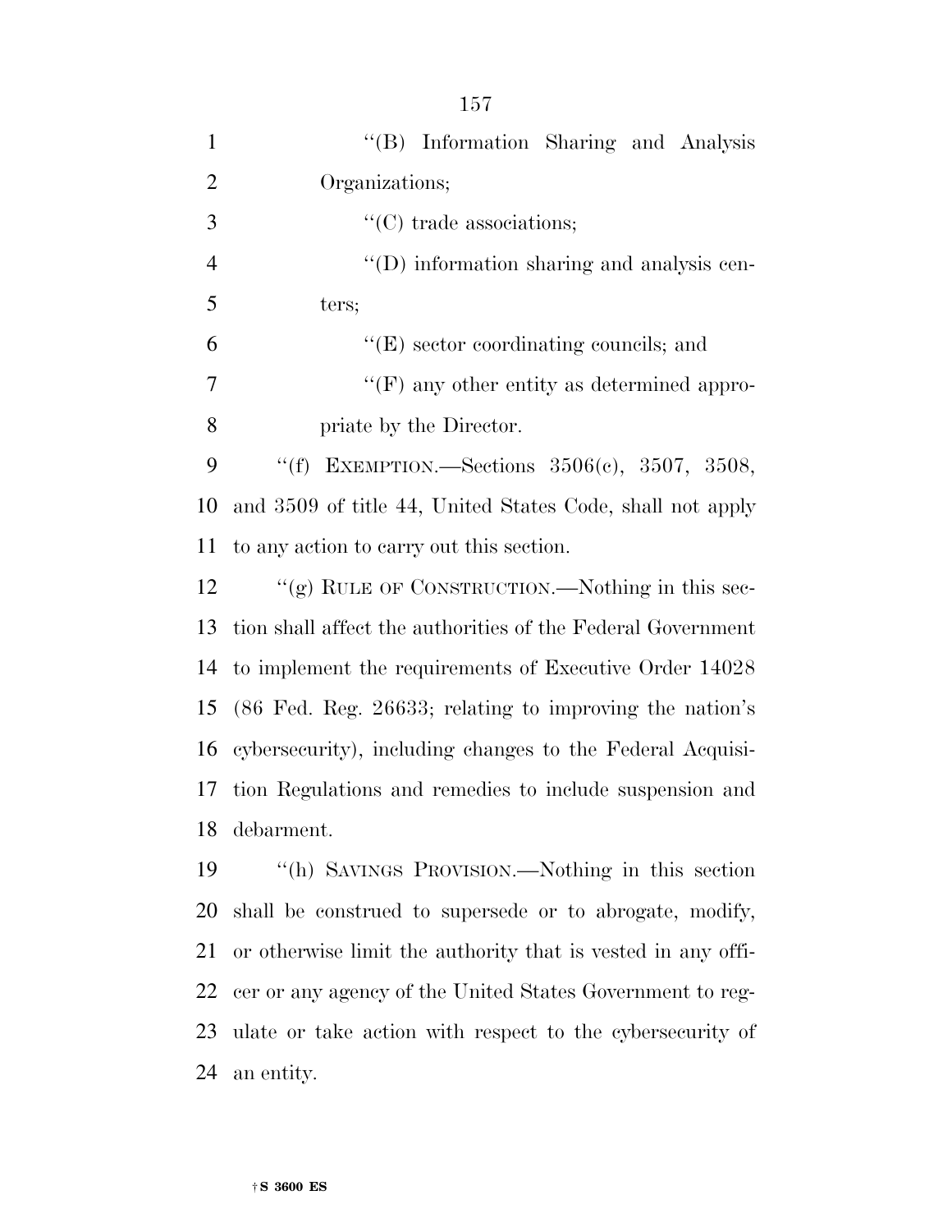''(B) Information Sharing and Analysis Organizations;

''(C) trade associations;

''(D) information sharing and analysis centers;

''(E) sector coordinating councils; and

''(F) any other entity as determined appropriate by the Director.

''(f) EXEMPTION.—Sections 3506(c), 3507, 3508, and 3509 of title 44, United States Code, shall not apply to any action to carry out this section.

''(g) RULE OF CONSTRUCTION.—Nothing in this section shall affect the authorities of the Federal Government to implement the requirements of Executive Order 14028 (86 Fed. Reg. 26633; relating to improving the nation's cybersecurity), including changes to the Federal Acquisition Regulations and remedies to include suspension and debarment.

''(h) SAVINGS PROVISION.—Nothing in this section shall be construed to supersede or to abrogate, modify, or otherwise limit the authority that is vested in any officer or any agency of the United States Government to regulate or take action with respect to the cybersecurity of an entity.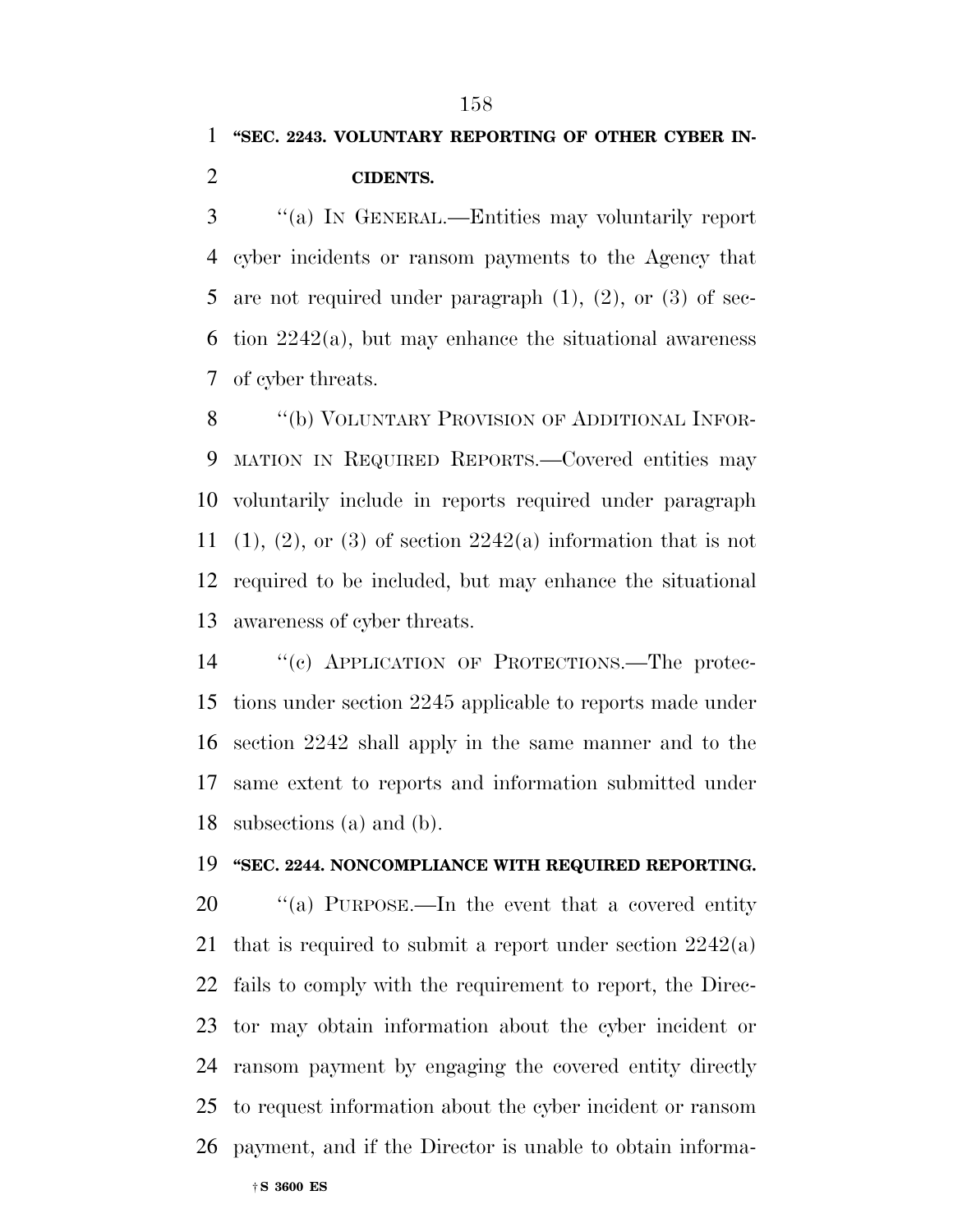**"SEC. 2243. VOLUNTARY REPORTING OF OTHER CYBER INCIDENTS.**

"(a) IN GENERAL.—Entities may voluntarily report cyber incidents or ransom payments to the Agency that are not required under paragraph (1), (2), or (3) of section 2242(a), but may enhance the situational awareness of cyber threats.

"(b) VOLUNTARY PROVISION OF ADDITIONAL INFORMATION IN REQUIRED REPORTS.—Covered entities may voluntarily include in reports required under paragraph (1), (2), or (3) of section 2242(a) information that is not required to be included, but may enhance the situational awareness of cyber threats.

"(c) APPLICATION OF PROTECTIONS.—The protections under section 2245 applicable to reports made under section 2242 shall apply in the same manner and to the same extent to reports and information submitted under subsections (a) and (b).

**"SEC. 2244. NONCOMPLIANCE WITH REQUIRED REPORTING.**

"(a) PURPOSE.—In the event that a covered entity that is required to submit a report under section 2242(a) fails to comply with the requirement to report, the Director may obtain information about the cyber incident or ransom payment by engaging the covered entity directly to request information about the cyber incident or ransom payment, and if the Director is unable to obtain informa-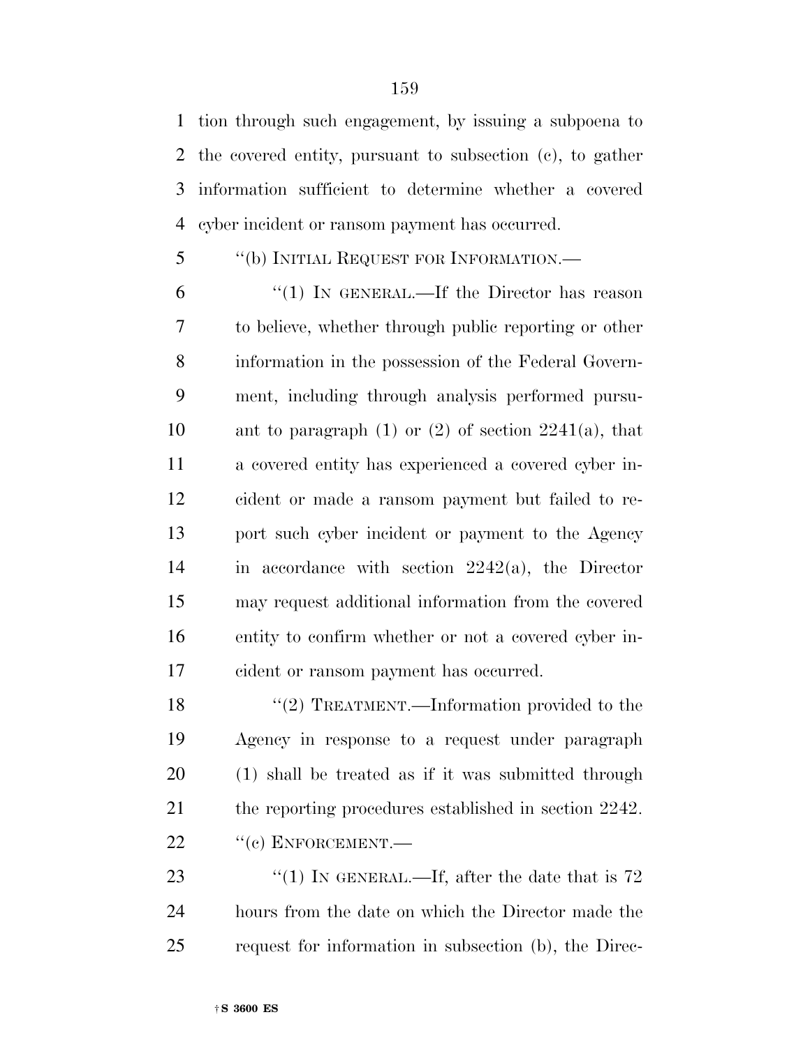tion through such engagement, by issuing a subpoena to the covered entity, pursuant to subsection (c), to gather information sufficient to determine whether a covered cyber incident or ransom payment has occurred.

''(b) INITIAL REQUEST FOR INFORMATION.—

''(1) IN GENERAL.—If the Director has reason to believe, whether through public reporting or other information in the possession of the Federal Government, including through analysis performed pursuant to paragraph (1) or (2) of section 2241(a), that a covered entity has experienced a covered cyber incident or made a ransom payment but failed to report such cyber incident or payment to the Agency in accordance with section 2242(a), the Director may request additional information from the covered entity to confirm whether or not a covered cyber incident or ransom payment has occurred.

''(2) TREATMENT.—Information provided to the Agency in response to a request under paragraph (1) shall be treated as if it was submitted through the reporting procedures established in section 2242.

''(c) ENFORCEMENT.—

''(1) IN GENERAL.—If, after the date that is 72 hours from the date on which the Director made the request for information in subsection (b), the Direc-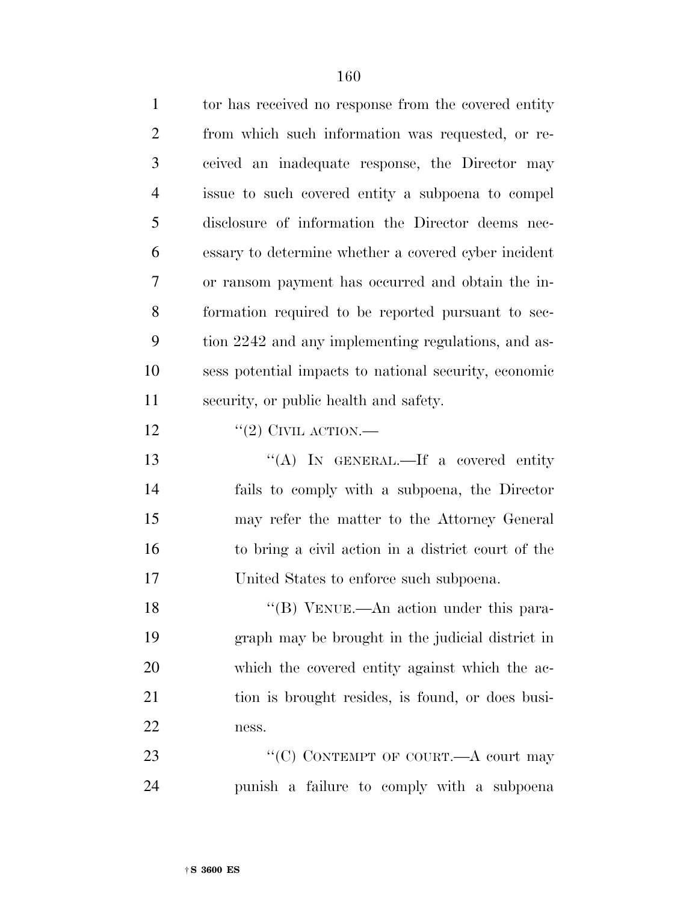tor has received no response from the covered entity from which such information was requested, or received an inadequate response, the Director may issue to such covered entity a subpoena to compel disclosure of information the Director deems necessary to determine whether a covered cyber incident or ransom payment has occurred and obtain the information required to be reported pursuant to section 2242 and any implementing regulations, and assess potential impacts to national security, economic security, or public health and safety.

''(2) CIVIL ACTION.—

''(A) IN GENERAL.—If a covered entity fails to comply with a subpoena, the Director may refer the matter to the Attorney General to bring a civil action in a district court of the United States to enforce such subpoena.

''(B) VENUE.—An action under this paragraph may be brought in the judicial district in which the covered entity against which the action is brought resides, is found, or does business.

''(C) CONTEMPT OF COURT.—A court may punish a failure to comply with a subpoena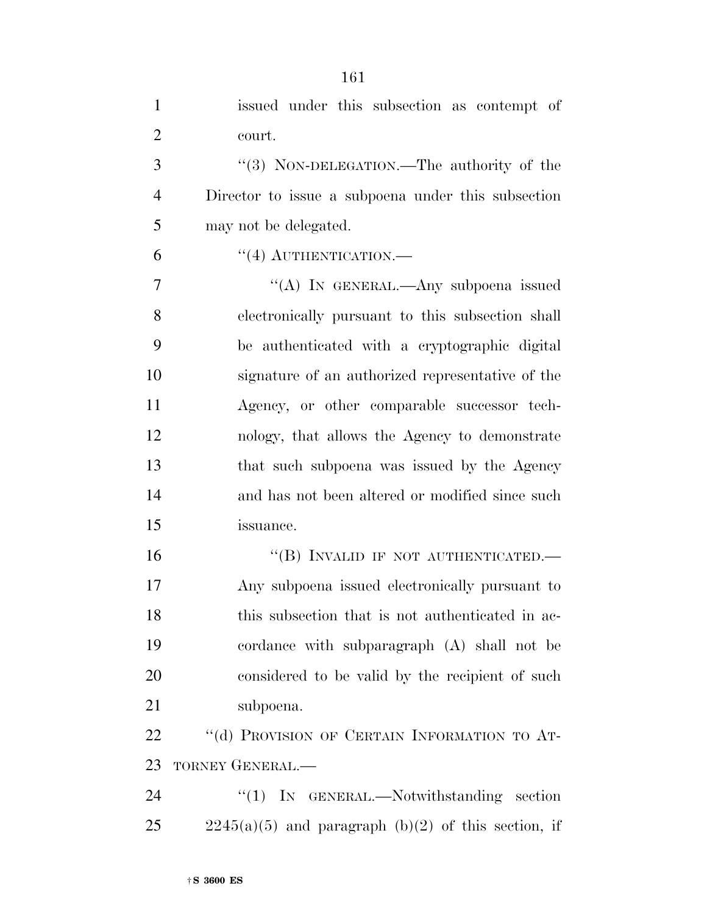issued under this subsection as contempt of court.

''(3) NON-DELEGATION.—The authority of the Director to issue a subpoena under this subsection may not be delegated.

''(4) AUTHENTICATION.—

''(A) IN GENERAL.—Any subpoena issued electronically pursuant to this subsection shall be authenticated with a cryptographic digital signature of an authorized representative of the Agency, or other comparable successor technology, that allows the Agency to demonstrate that such subpoena was issued by the Agency and has not been altered or modified since such issuance.

''(B) INVALID IF NOT AUTHENTICATED.—Any subpoena issued electronically pursuant to this subsection that is not authenticated in accordance with subparagraph (A) shall not be considered to be valid by the recipient of such subpoena.

''(d) PROVISION OF CERTAIN INFORMATION TO ATTORNEY GENERAL.—

''(1) IN GENERAL.—Notwithstanding section 2245(a)(5) and paragraph (b)(2) of this section, if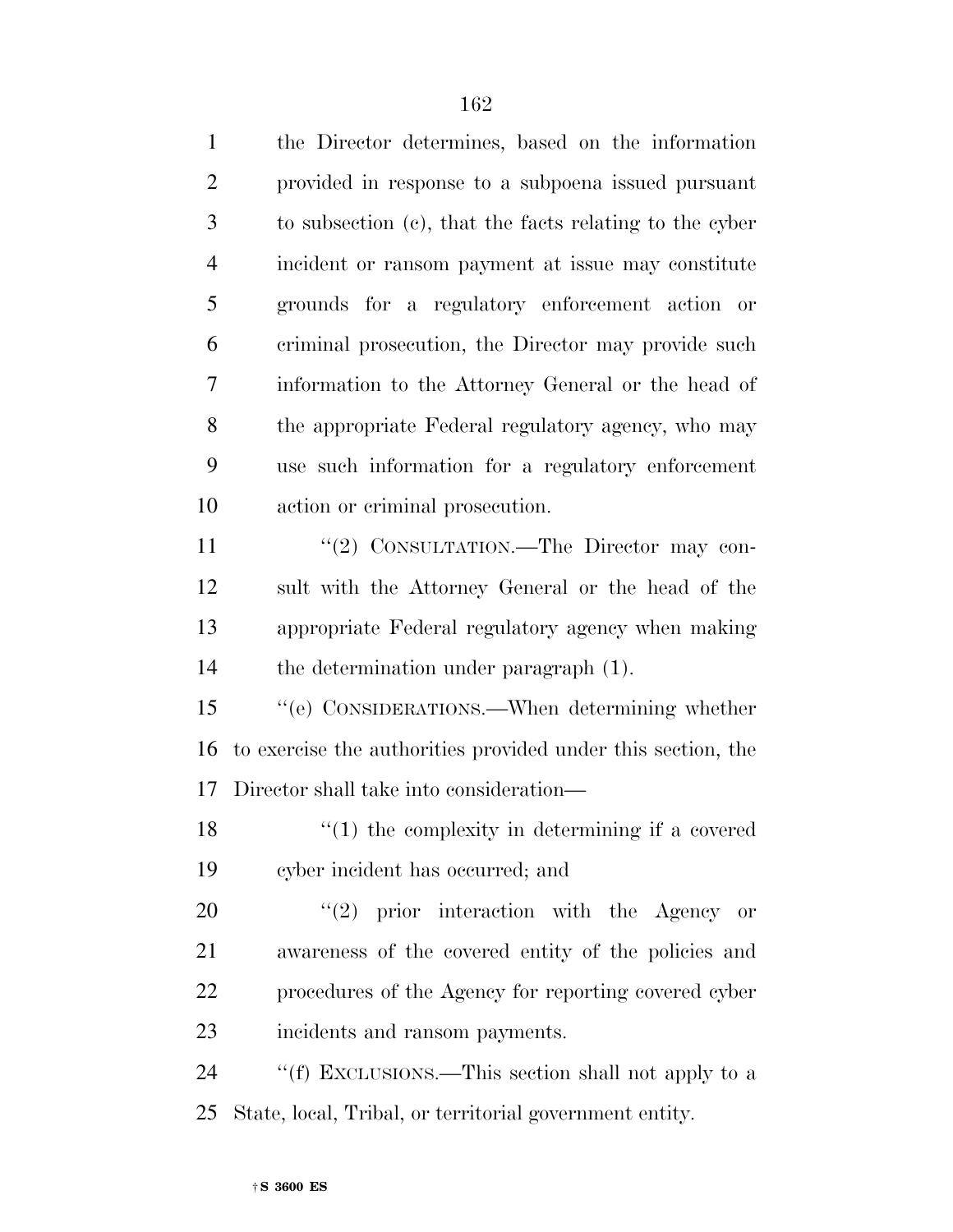the Director determines, based on the information provided in response to a subpoena issued pursuant to subsection (c), that the facts relating to the cyber incident or ransom payment at issue may constitute grounds for a regulatory enforcement action or criminal prosecution, the Director may provide such information to the Attorney General or the head of the appropriate Federal regulatory agency, who may use such information for a regulatory enforcement action or criminal prosecution.

"(2) CONSULTATION.—The Director may consult with the Attorney General or the head of the appropriate Federal regulatory agency when making the determination under paragraph (1).

"(e) CONSIDERATIONS.—When determining whether to exercise the authorities provided under this section, the Director shall take into consideration—

"(1) the complexity in determining if a covered cyber incident has occurred; and

"(2) prior interaction with the Agency or awareness of the covered entity of the policies and procedures of the Agency for reporting covered cyber incidents and ransom payments.

"(f) EXCLUSIONS.—This section shall not apply to a State, local, Tribal, or territorial government entity.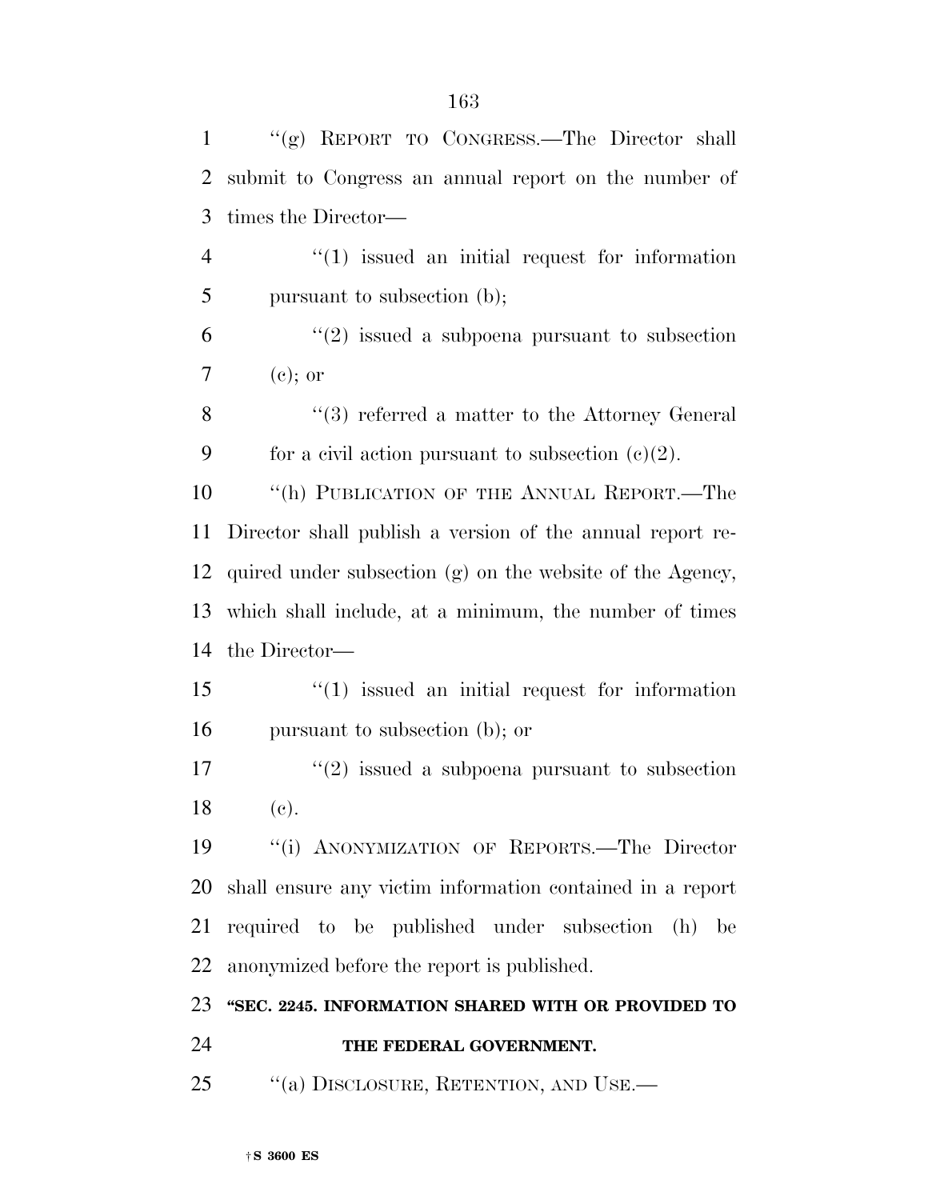"(g) REPORT TO CONGRESS.—The Director shall submit to Congress an annual report on the number of times the Director—

"(1) issued an initial request for information pursuant to subsection (b);

"(2) issued a subpoena pursuant to subsection (c); or

"(3) referred a matter to the Attorney General for a civil action pursuant to subsection (c)(2).

"(h) PUBLICATION OF THE ANNUAL REPORT.—The Director shall publish a version of the annual report required under subsection (g) on the website of the Agency, which shall include, at a minimum, the number of times the Director—

"(1) issued an initial request for information pursuant to subsection (b); or

"(2) issued a subpoena pursuant to subsection (c).

"(i) ANONYMIZATION OF REPORTS.—The Director shall ensure any victim information contained in a report required to be published under subsection (h) be anonymized before the report is published.

**"SEC. 2245. INFORMATION SHARED WITH OR PROVIDED TO THE FEDERAL GOVERNMENT.**

"(a) DISCLOSURE, RETENTION, AND USE.—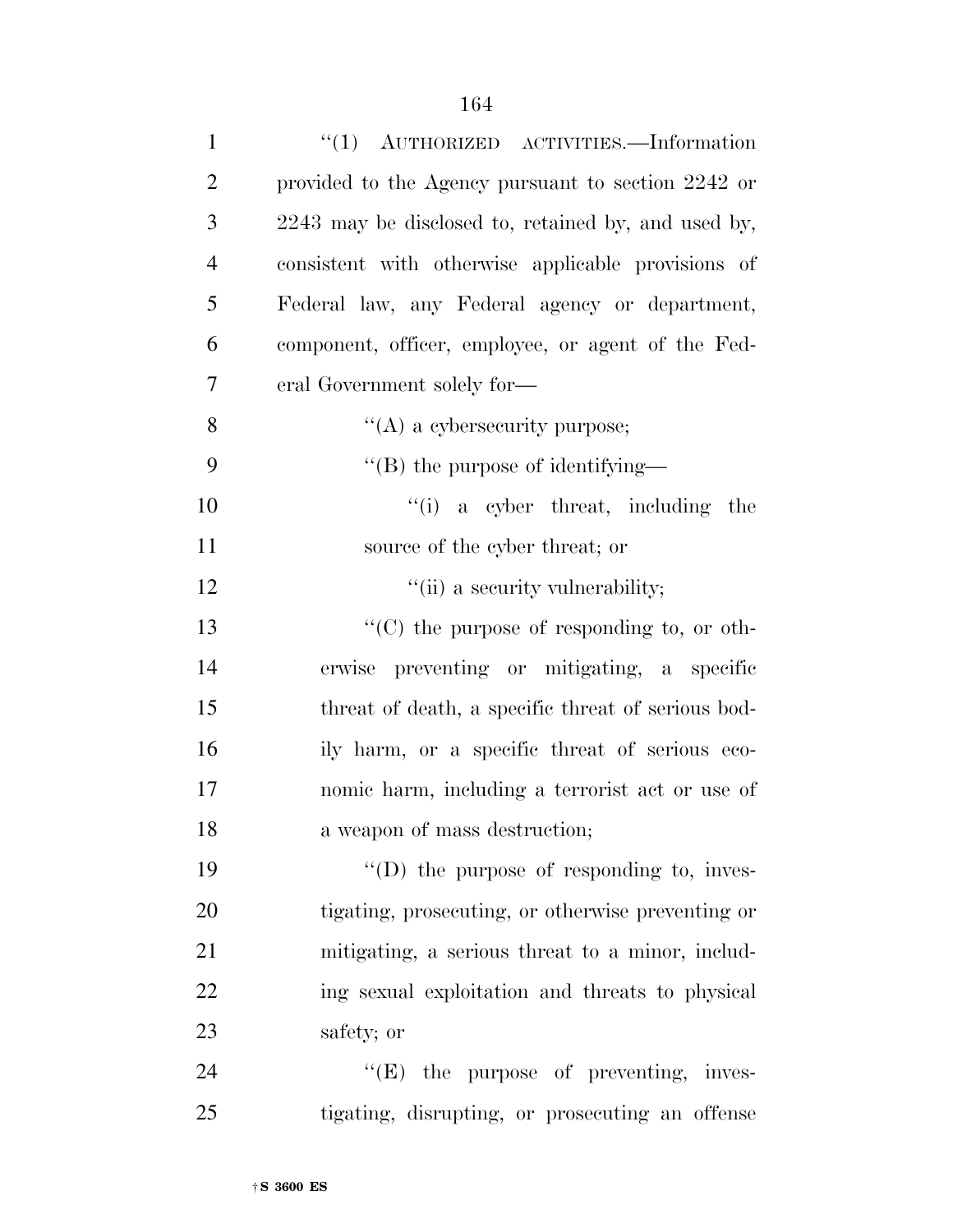"(1) AUTHORIZED ACTIVITIES.—Information provided to the Agency pursuant to section 2242 or 2243 may be disclosed to, retained by, and used by, consistent with otherwise applicable provisions of Federal law, any Federal agency or department, component, officer, employee, or agent of the Federal Government solely for—

"(A) a cybersecurity purpose;

"(B) the purpose of identifying—

"(i) a cyber threat, including the source of the cyber threat; or

"(ii) a security vulnerability;

"(C) the purpose of responding to, or otherwise preventing or mitigating, a specific threat of death, a specific threat of serious bodily harm, or a specific threat of serious economic harm, including a terrorist act or use of a weapon of mass destruction;

"(D) the purpose of responding to, investigating, prosecuting, or otherwise preventing or mitigating, a serious threat to a minor, including sexual exploitation and threats to physical safety; or

"(E) the purpose of preventing, investigating, disrupting, or prosecuting an offense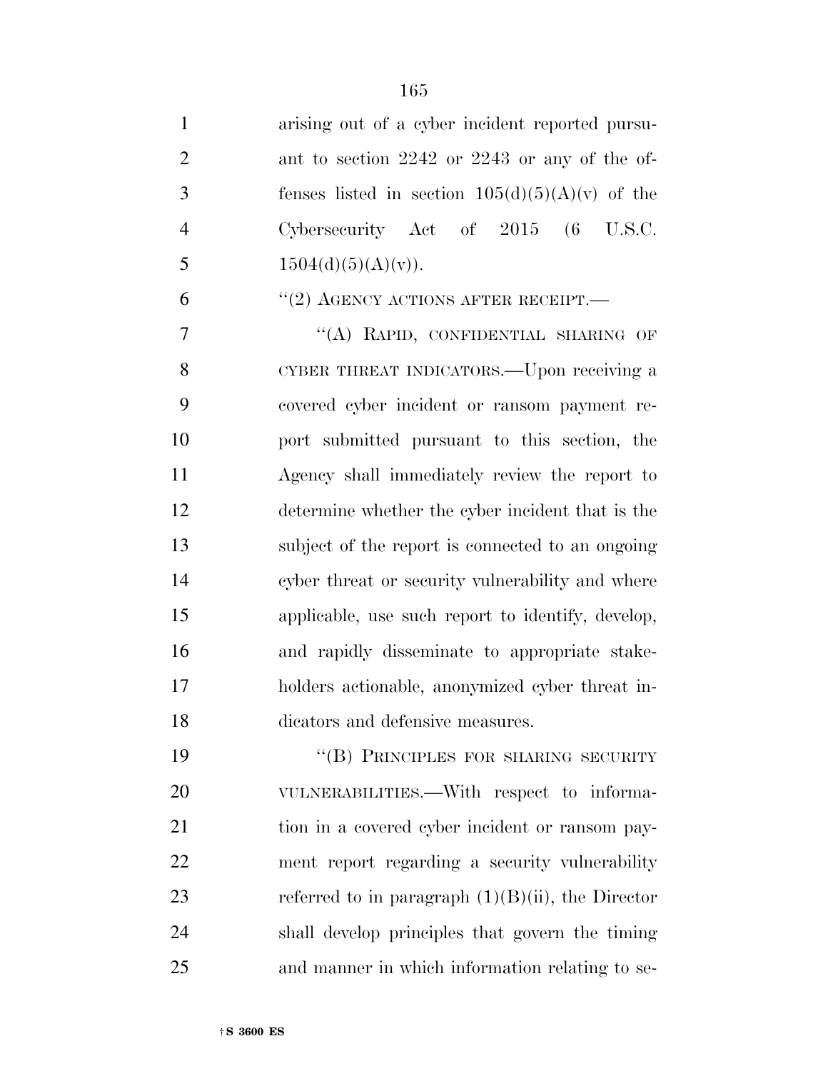arising out of a cyber incident reported pursuant to section 2242 or 2243 or any of the offenses listed in section 105(d)(5)(A)(v) of the Cybersecurity Act of 2015 (6 U.S.C. 1504(d)(5)(A)(v)).

"(2) AGENCY ACTIONS AFTER RECEIPT.—

"(A) RAPID, CONFIDENTIAL SHARING OF CYBER THREAT INDICATORS.—Upon receiving a covered cyber incident or ransom payment report submitted pursuant to this section, the Agency shall immediately review the report to determine whether the cyber incident that is the subject of the report is connected to an ongoing cyber threat or security vulnerability and where applicable, use such report to identify, develop, and rapidly disseminate to appropriate stakeholders actionable, anonymized cyber threat indicators and defensive measures.

"(B) PRINCIPLES FOR SHARING SECURITY VULNERABILITIES.—With respect to information in a covered cyber incident or ransom payment report regarding a security vulnerability referred to in paragraph (1)(B)(ii), the Director shall develop principles that govern the timing and manner in which information relating to se-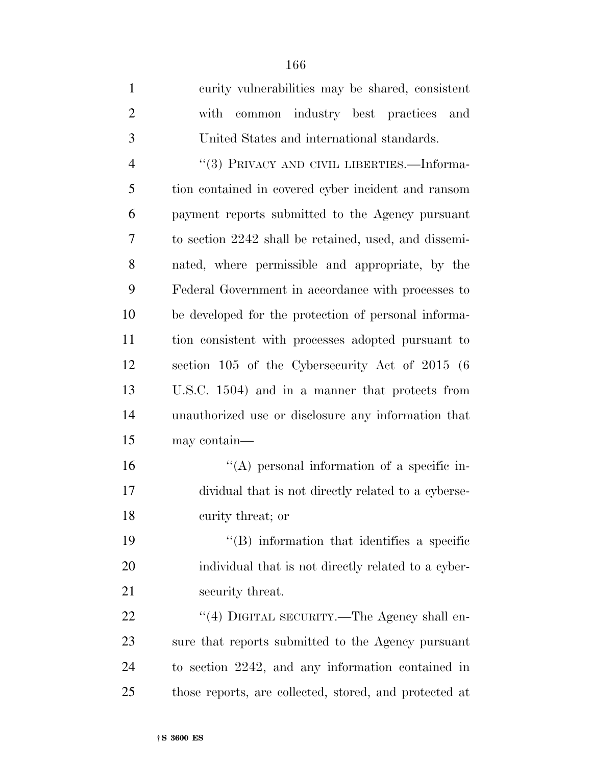curity vulnerabilities may be shared, consistent with common industry best practices and United States and international standards.

"(3) PRIVACY AND CIVIL LIBERTIES.—Information contained in covered cyber incident and ransom payment reports submitted to the Agency pursuant to section 2242 shall be retained, used, and disseminated, where permissible and appropriate, by the Federal Government in accordance with processes to be developed for the protection of personal information consistent with processes adopted pursuant to section 105 of the Cybersecurity Act of 2015 (6 U.S.C. 1504) and in a manner that protects from unauthorized use or disclosure any information that may contain—

"(A) personal information of a specific individual that is not directly related to a cybersecurity threat; or

"(B) information that identifies a specific individual that is not directly related to a cybersecurity threat.

"(4) DIGITAL SECURITY.—The Agency shall ensure that reports submitted to the Agency pursuant to section 2242, and any information contained in those reports, are collected, stored, and protected at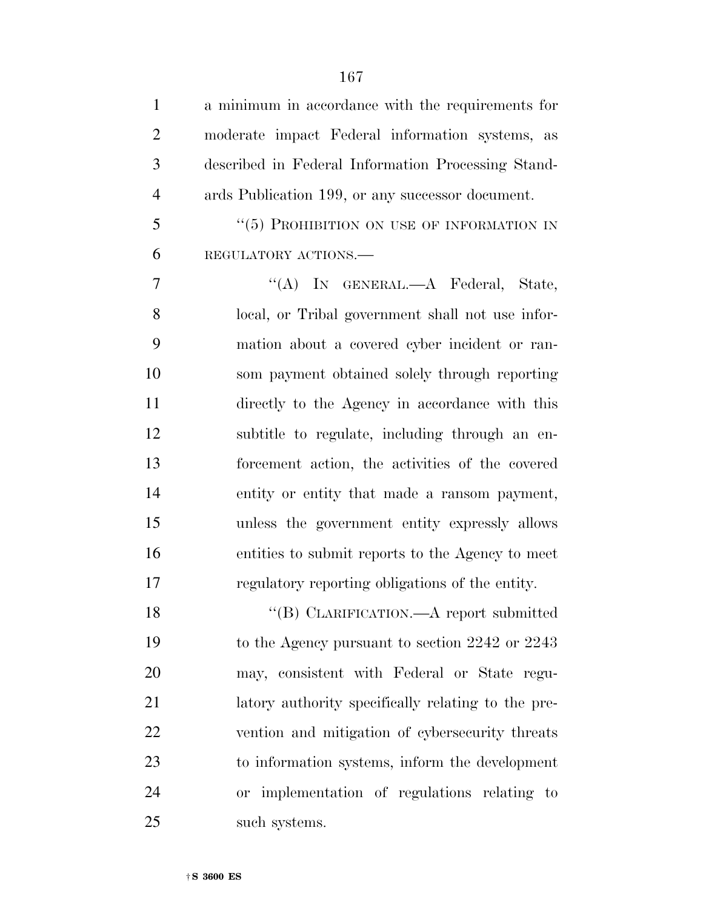a minimum in accordance with the requirements for moderate impact Federal information systems, as described in Federal Information Processing Standards Publication 199, or any successor document.

"(5) PROHIBITION ON USE OF INFORMATION IN REGULATORY ACTIONS.—

"(A) IN GENERAL.—A Federal, State, local, or Tribal government shall not use information about a covered cyber incident or ransom payment obtained solely through reporting directly to the Agency in accordance with this subtitle to regulate, including through an enforcement action, the activities of the covered entity or entity that made a ransom payment, unless the government entity expressly allows entities to submit reports to the Agency to meet regulatory reporting obligations of the entity.

"(B) CLARIFICATION.—A report submitted to the Agency pursuant to section 2242 or 2243 may, consistent with Federal or State regulatory authority specifically relating to the prevention and mitigation of cybersecurity threats to information systems, inform the development or implementation of regulations relating to such systems.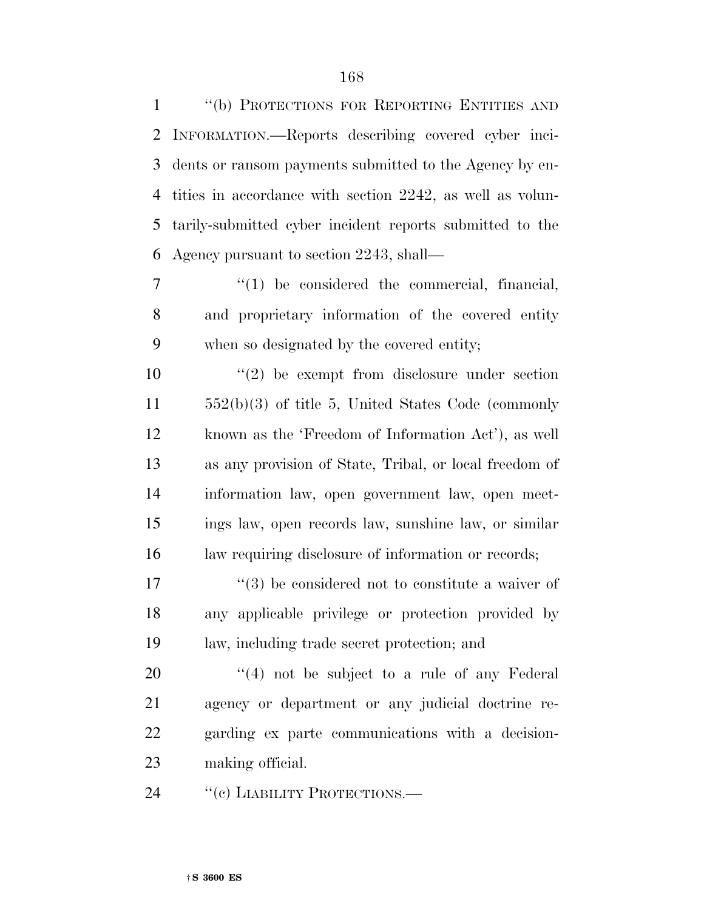"(b) PROTECTIONS FOR REPORTING ENTITIES AND INFORMATION.—Reports describing covered cyber incidents or ransom payments submitted to the Agency by entities in accordance with section 2242, as well as voluntarily-submitted cyber incident reports submitted to the Agency pursuant to section 2243, shall—

"(1) be considered the commercial, financial, and proprietary information of the covered entity when so designated by the covered entity;

"(2) be exempt from disclosure under section 552(b)(3) of title 5, United States Code (commonly known as the 'Freedom of Information Act'), as well as any provision of State, Tribal, or local freedom of information law, open government law, open meetings law, open records law, sunshine law, or similar law requiring disclosure of information or records;

"(3) be considered not to constitute a waiver of any applicable privilege or protection provided by law, including trade secret protection; and

"(4) not be subject to a rule of any Federal agency or department or any judicial doctrine regarding ex parte communications with a decision-making official.

"(c) LIABILITY PROTECTIONS.—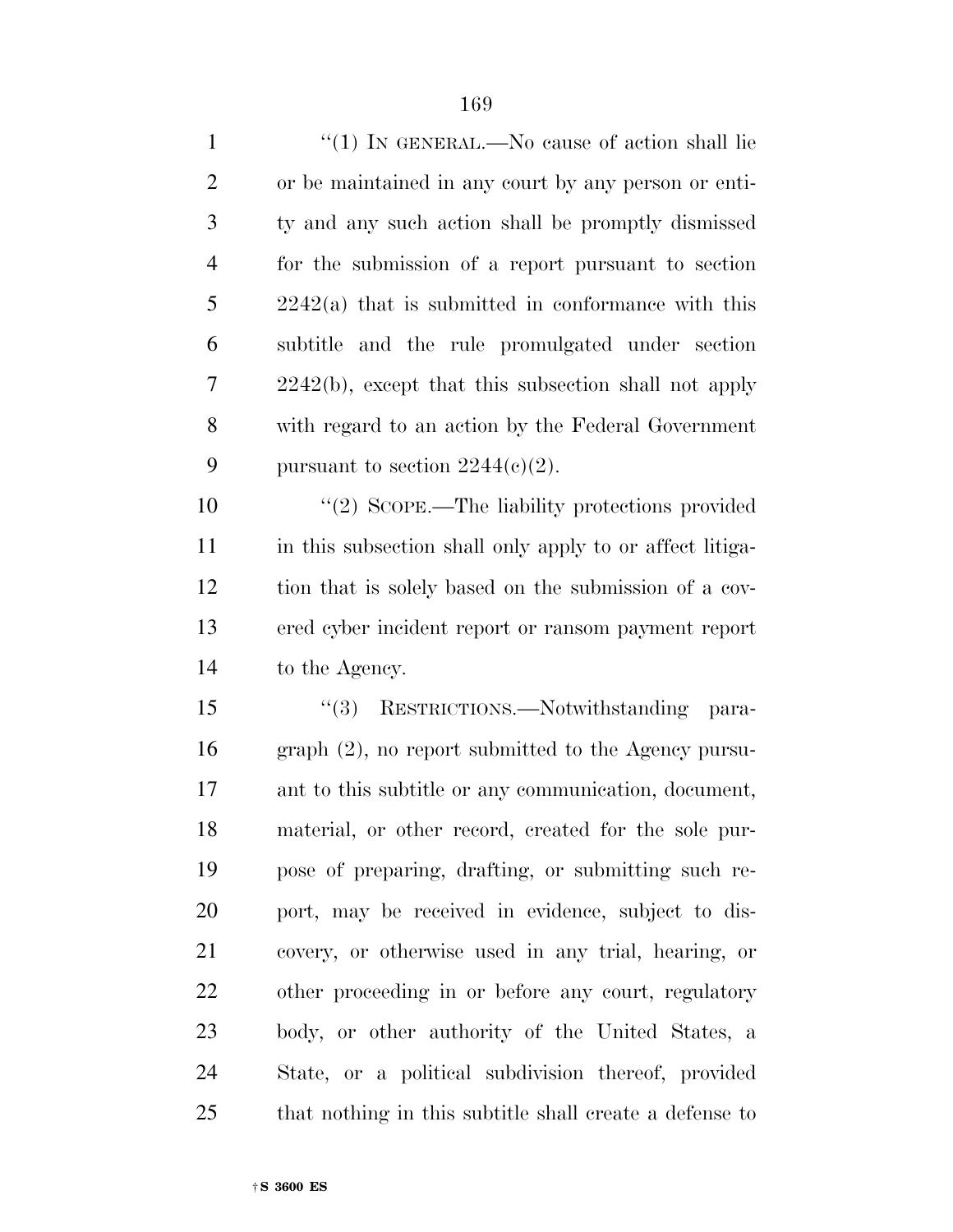"(1) IN GENERAL.—No cause of action shall lie or be maintained in any court by any person or entity and any such action shall be promptly dismissed for the submission of a report pursuant to section 2242(a) that is submitted in conformance with this subtitle and the rule promulgated under section 2242(b), except that this subsection shall not apply with regard to an action by the Federal Government pursuant to section 2244(c)(2).

"(2) SCOPE.—The liability protections provided in this subsection shall only apply to or affect litigation that is solely based on the submission of a covered cyber incident report or ransom payment report to the Agency.

"(3) RESTRICTIONS.—Notwithstanding paragraph (2), no report submitted to the Agency pursuant to this subtitle or any communication, document, material, or other record, created for the sole purpose of preparing, drafting, or submitting such report, may be received in evidence, subject to discovery, or otherwise used in any trial, hearing, or other proceeding in or before any court, regulatory body, or other authority of the United States, a State, or a political subdivision thereof, provided that nothing in this subtitle shall create a defense to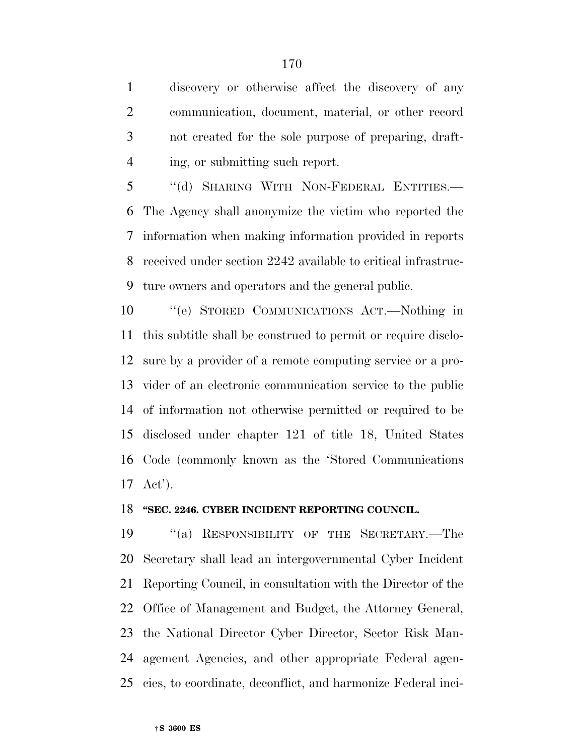discovery or otherwise affect the discovery of any communication, document, material, or other record not created for the sole purpose of preparing, drafting, or submitting such report.

"(d) SHARING WITH NON-FEDERAL ENTITIES.—The Agency shall anonymize the victim who reported the information when making information provided in reports received under section 2242 available to critical infrastructure owners and operators and the general public.

"(e) STORED COMMUNICATIONS ACT.—Nothing in this subtitle shall be construed to permit or require disclosure by a provider of a remote computing service or a provider of an electronic communication service to the public of information not otherwise permitted or required to be disclosed under chapter 121 of title 18, United States Code (commonly known as the 'Stored Communications Act').

**"SEC. 2246. CYBER INCIDENT REPORTING COUNCIL.**

"(a) RESPONSIBILITY OF THE SECRETARY.—The Secretary shall lead an intergovernmental Cyber Incident Reporting Council, in consultation with the Director of the Office of Management and Budget, the Attorney General, the National Director Cyber Director, Sector Risk Management Agencies, and other appropriate Federal agencies, to coordinate, deconflict, and harmonize Federal inci-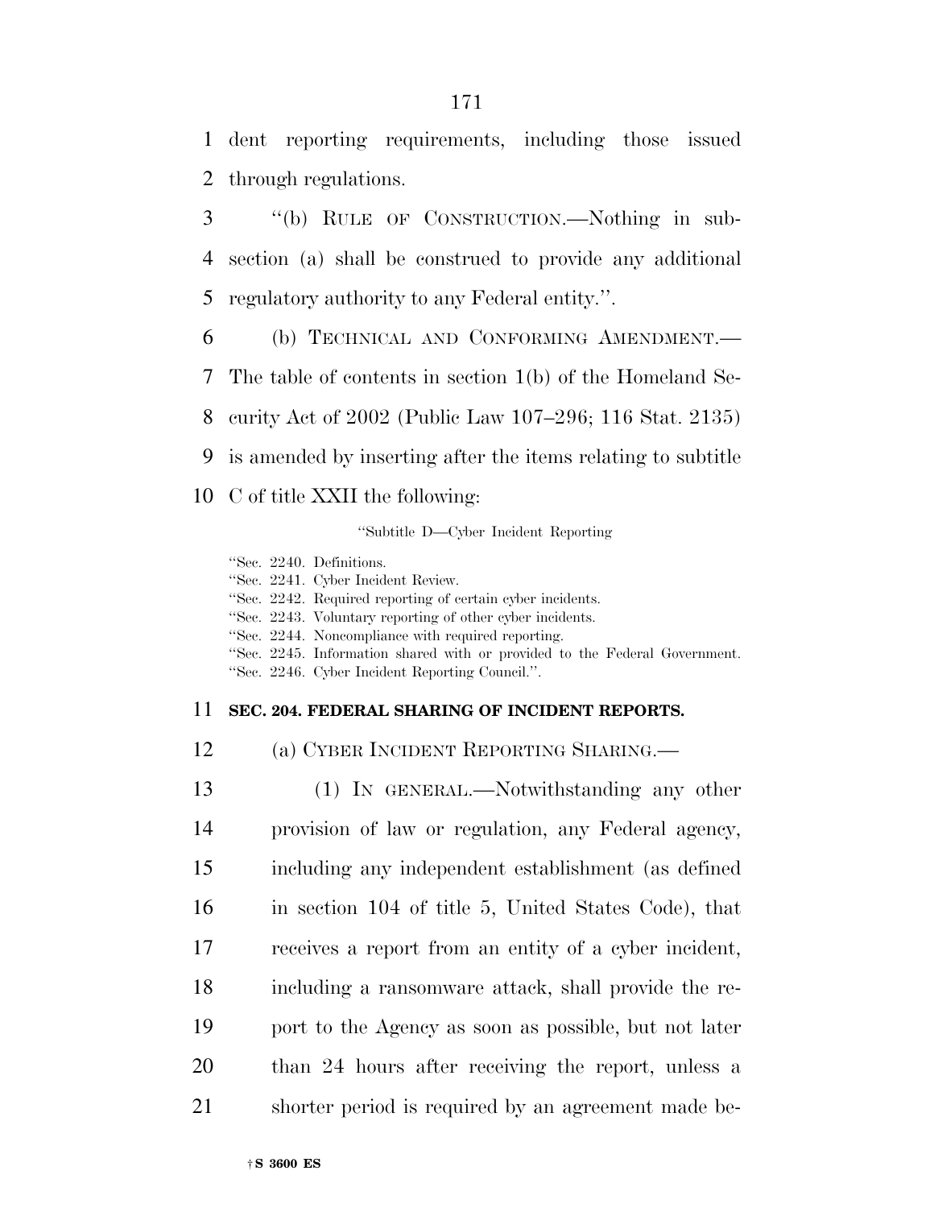dent reporting requirements, including those issued through regulations.

"(b) RULE OF CONSTRUCTION.—Nothing in subsection (a) shall be construed to provide any additional regulatory authority to any Federal entity.".

(b) TECHNICAL AND CONFORMING AMENDMENT.—The table of contents in section 1(b) of the Homeland Security Act of 2002 (Public Law 107–296; 116 Stat. 2135) is amended by inserting after the items relating to subtitle C of title XXII the following:

"Subtitle D—Cyber Incident Reporting

"Sec. 2240. Definitions.
"Sec. 2241. Cyber Incident Review.
"Sec. 2242. Required reporting of certain cyber incidents.
"Sec. 2243. Voluntary reporting of other cyber incidents.
"Sec. 2244. Noncompliance with required reporting.
"Sec. 2245. Information shared with or provided to the Federal Government.
"Sec. 2246. Cyber Incident Reporting Council.".

**SEC. 204. FEDERAL SHARING OF INCIDENT REPORTS.**

(a) CYBER INCIDENT REPORTING SHARING.—

(1) IN GENERAL.—Notwithstanding any other provision of law or regulation, any Federal agency, including any independent establishment (as defined in section 104 of title 5, United States Code), that receives a report from an entity of a cyber incident, including a ransomware attack, shall provide the report to the Agency as soon as possible, but not later than 24 hours after receiving the report, unless a shorter period is required by an agreement made be-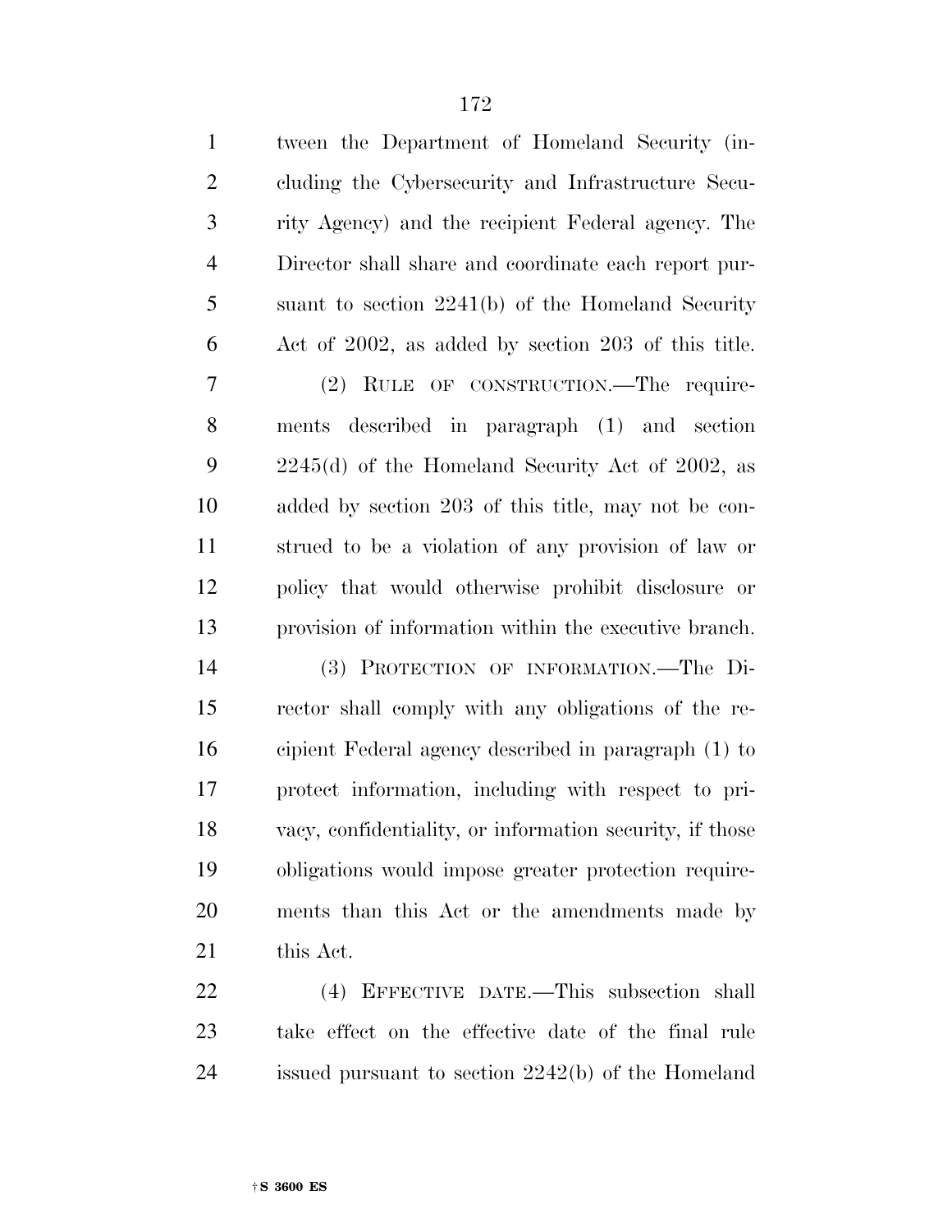tween the Department of Homeland Security (including the Cybersecurity and Infrastructure Security Agency) and the recipient Federal agency. The Director shall share and coordinate each report pursuant to section 2241(b) of the Homeland Security Act of 2002, as added by section 203 of this title.

(2) RULE OF CONSTRUCTION.—The requirements described in paragraph (1) and section 2245(d) of the Homeland Security Act of 2002, as added by section 203 of this title, may not be construed to be a violation of any provision of law or policy that would otherwise prohibit disclosure or provision of information within the executive branch.

(3) PROTECTION OF INFORMATION.—The Director shall comply with any obligations of the recipient Federal agency described in paragraph (1) to protect information, including with respect to privacy, confidentiality, or information security, if those obligations would impose greater protection requirements than this Act or the amendments made by this Act.

(4) EFFECTIVE DATE.—This subsection shall take effect on the effective date of the final rule issued pursuant to section 2242(b) of the Homeland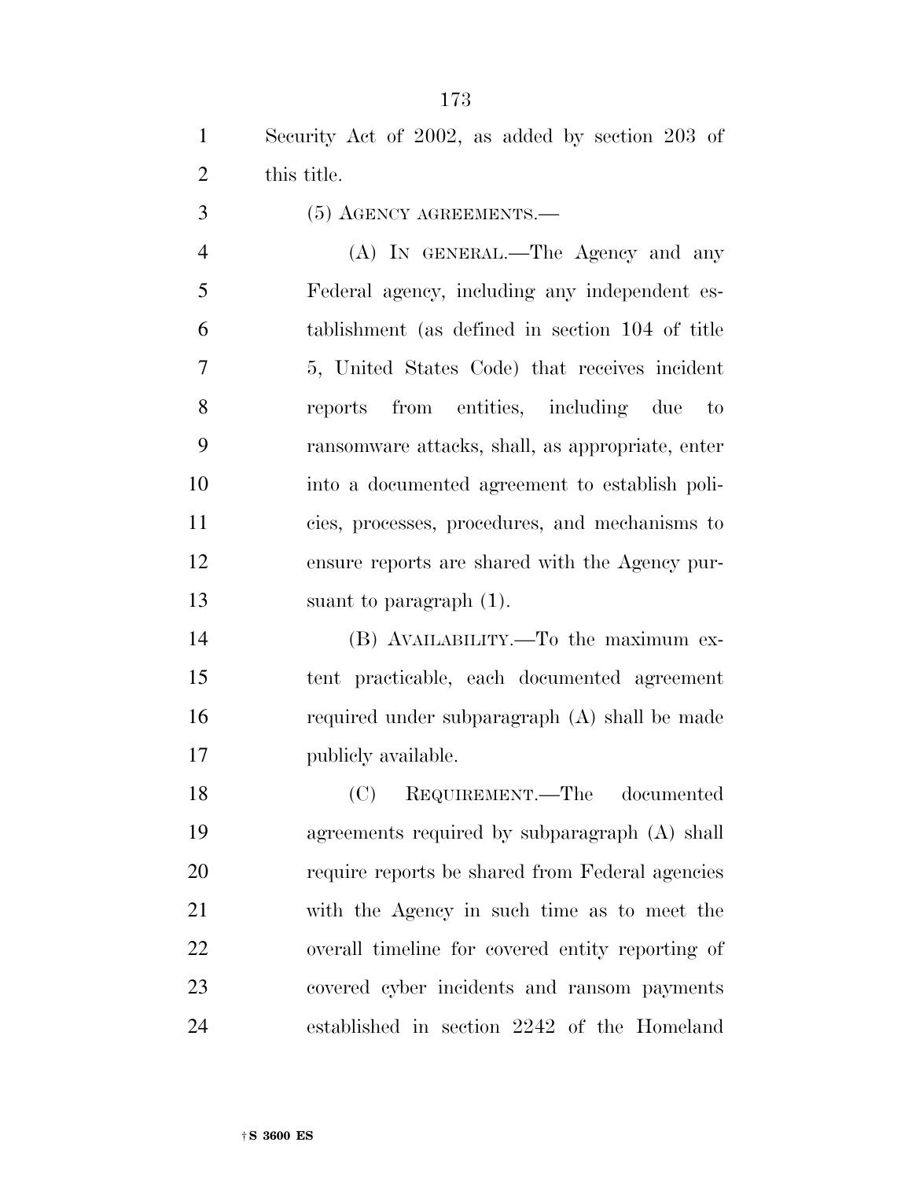Security Act of 2002, as added by section 203 of this title.

(5) AGENCY AGREEMENTS.—

(A) IN GENERAL.—The Agency and any Federal agency, including any independent establishment (as defined in section 104 of title 5, United States Code) that receives incident reports from entities, including due to ransomware attacks, shall, as appropriate, enter into a documented agreement to establish policies, processes, procedures, and mechanisms to ensure reports are shared with the Agency pursuant to paragraph (1).

(B) AVAILABILITY.—To the maximum extent practicable, each documented agreement required under subparagraph (A) shall be made publicly available.

(C) REQUIREMENT.—The documented agreements required by subparagraph (A) shall require reports be shared from Federal agencies with the Agency in such time as to meet the overall timeline for covered entity reporting of covered cyber incidents and ransom payments established in section 2242 of the Homeland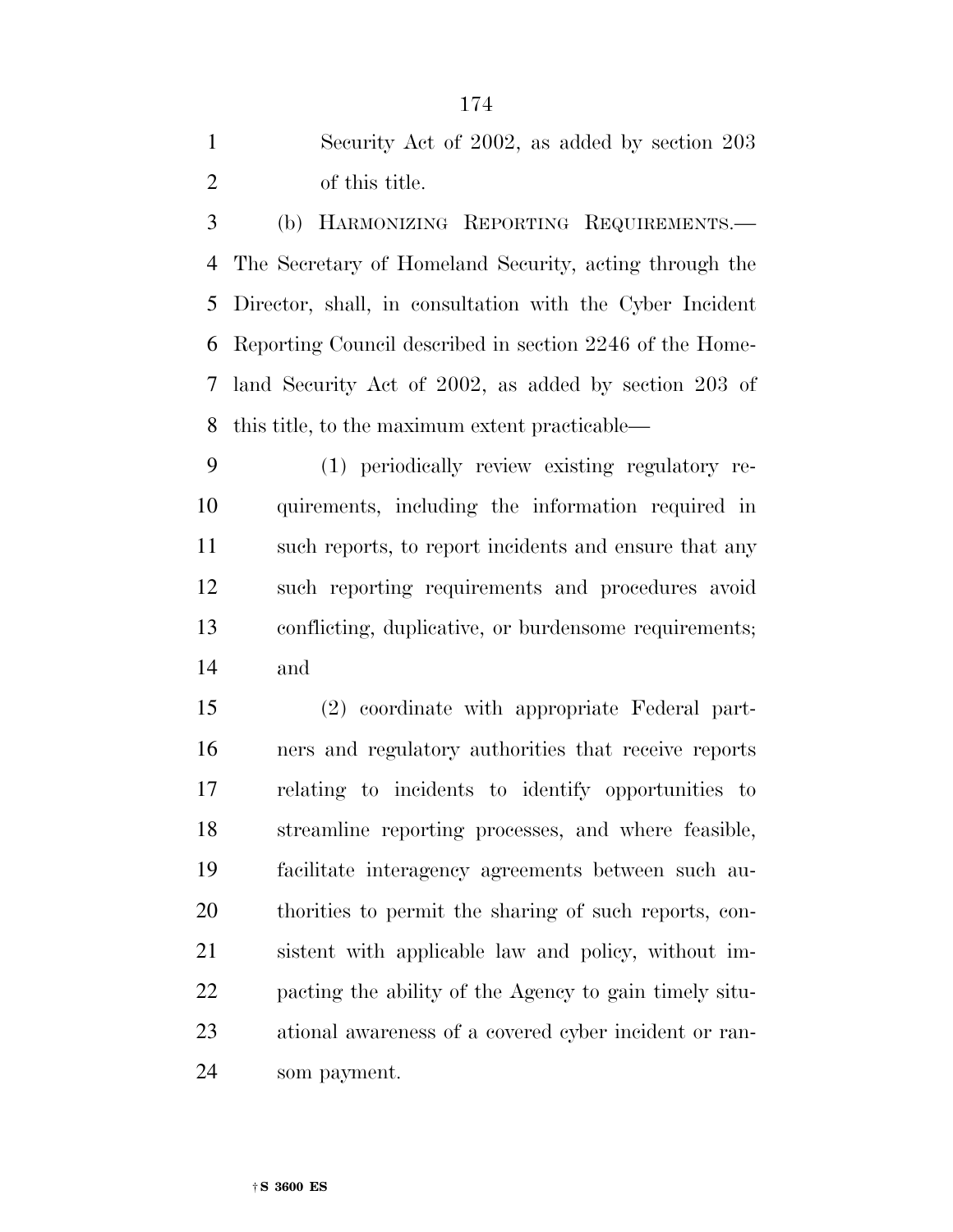Security Act of 2002, as added by section 203 of this title.

(b) HARMONIZING REPORTING REQUIREMENTS.—The Secretary of Homeland Security, acting through the Director, shall, in consultation with the Cyber Incident Reporting Council described in section 2246 of the Homeland Security Act of 2002, as added by section 203 of this title, to the maximum extent practicable—

(1) periodically review existing regulatory requirements, including the information required in such reports, to report incidents and ensure that any such reporting requirements and procedures avoid conflicting, duplicative, or burdensome requirements; and

(2) coordinate with appropriate Federal partners and regulatory authorities that receive reports relating to incidents to identify opportunities to streamline reporting processes, and where feasible, facilitate interagency agreements between such authorities to permit the sharing of such reports, consistent with applicable law and policy, without impacting the ability of the Agency to gain timely situational awareness of a covered cyber incident or ransom payment.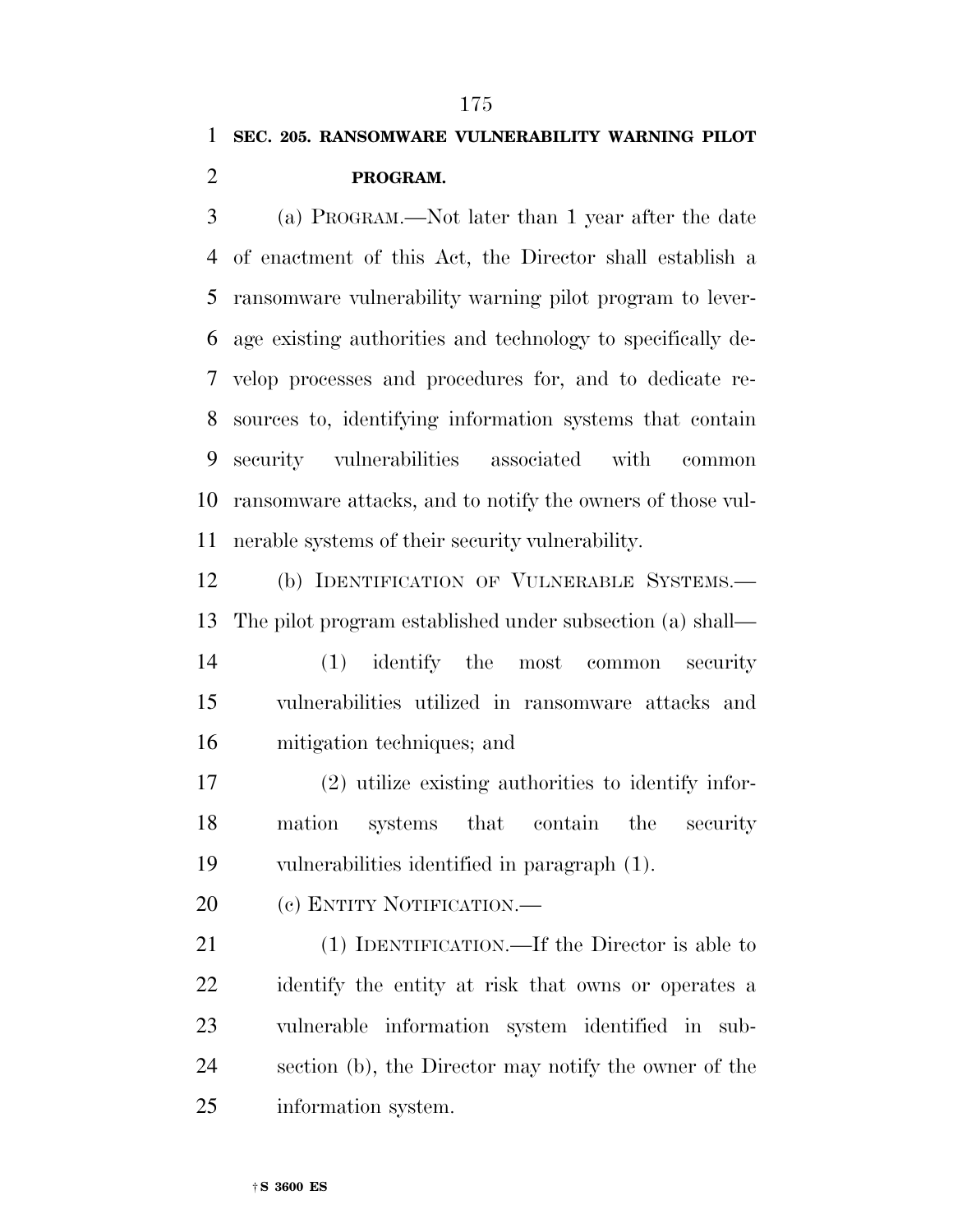**SEC. 205. RANSOMWARE VULNERABILITY WARNING PILOT PROGRAM.**

(a) PROGRAM.—Not later than 1 year after the date of enactment of this Act, the Director shall establish a ransomware vulnerability warning pilot program to leverage existing authorities and technology to specifically develop processes and procedures for, and to dedicate resources to, identifying information systems that contain security vulnerabilities associated with common ransomware attacks, and to notify the owners of those vulnerable systems of their security vulnerability.

(b) IDENTIFICATION OF VULNERABLE SYSTEMS.—The pilot program established under subsection (a) shall—

(1) identify the most common security vulnerabilities utilized in ransomware attacks and mitigation techniques; and

(2) utilize existing authorities to identify information systems that contain the security vulnerabilities identified in paragraph (1).

(c) ENTITY NOTIFICATION.—

(1) IDENTIFICATION.—If the Director is able to identify the entity at risk that owns or operates a vulnerable information system identified in subsection (b), the Director may notify the owner of the information system.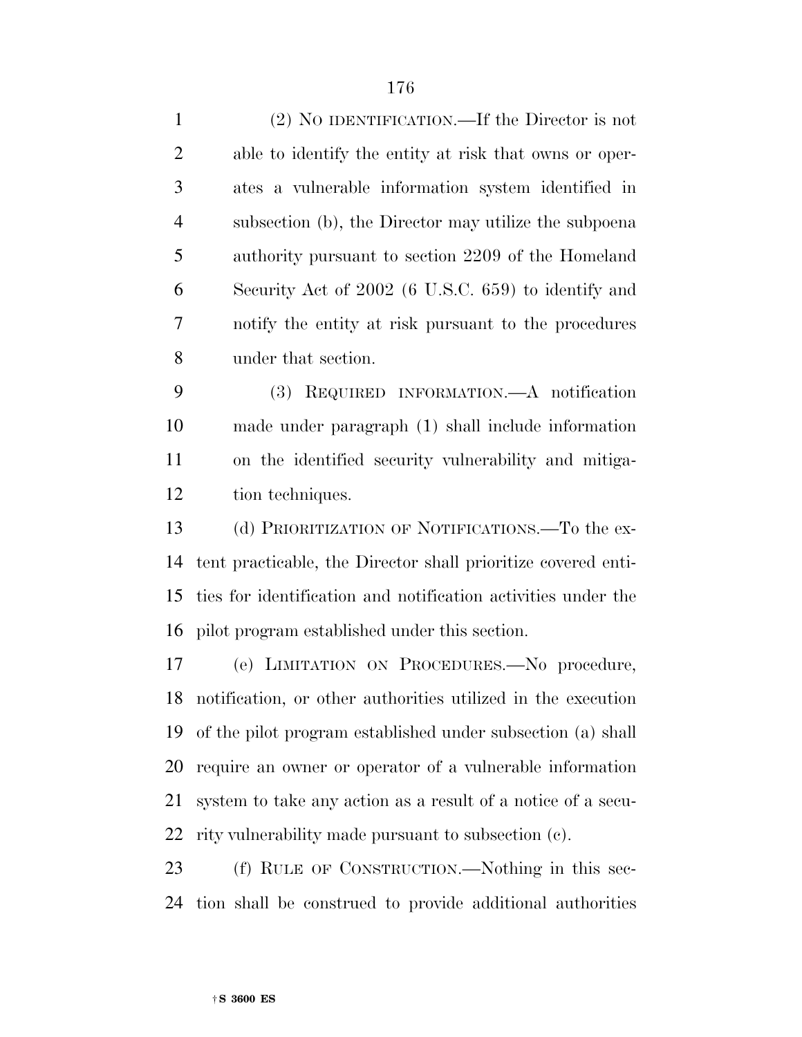(2) NO IDENTIFICATION.—If the Director is not able to identify the entity at risk that owns or operates a vulnerable information system identified in subsection (b), the Director may utilize the subpoena authority pursuant to section 2209 of the Homeland Security Act of 2002 (6 U.S.C. 659) to identify and notify the entity at risk pursuant to the procedures under that section.

(3) REQUIRED INFORMATION.—A notification made under paragraph (1) shall include information on the identified security vulnerability and mitigation techniques.

(d) PRIORITIZATION OF NOTIFICATIONS.—To the extent practicable, the Director shall prioritize covered entities for identification and notification activities under the pilot program established under this section.

(e) LIMITATION ON PROCEDURES.—No procedure, notification, or other authorities utilized in the execution of the pilot program established under subsection (a) shall require an owner or operator of a vulnerable information system to take any action as a result of a notice of a security vulnerability made pursuant to subsection (c).

(f) RULE OF CONSTRUCTION.—Nothing in this section shall be construed to provide additional authorities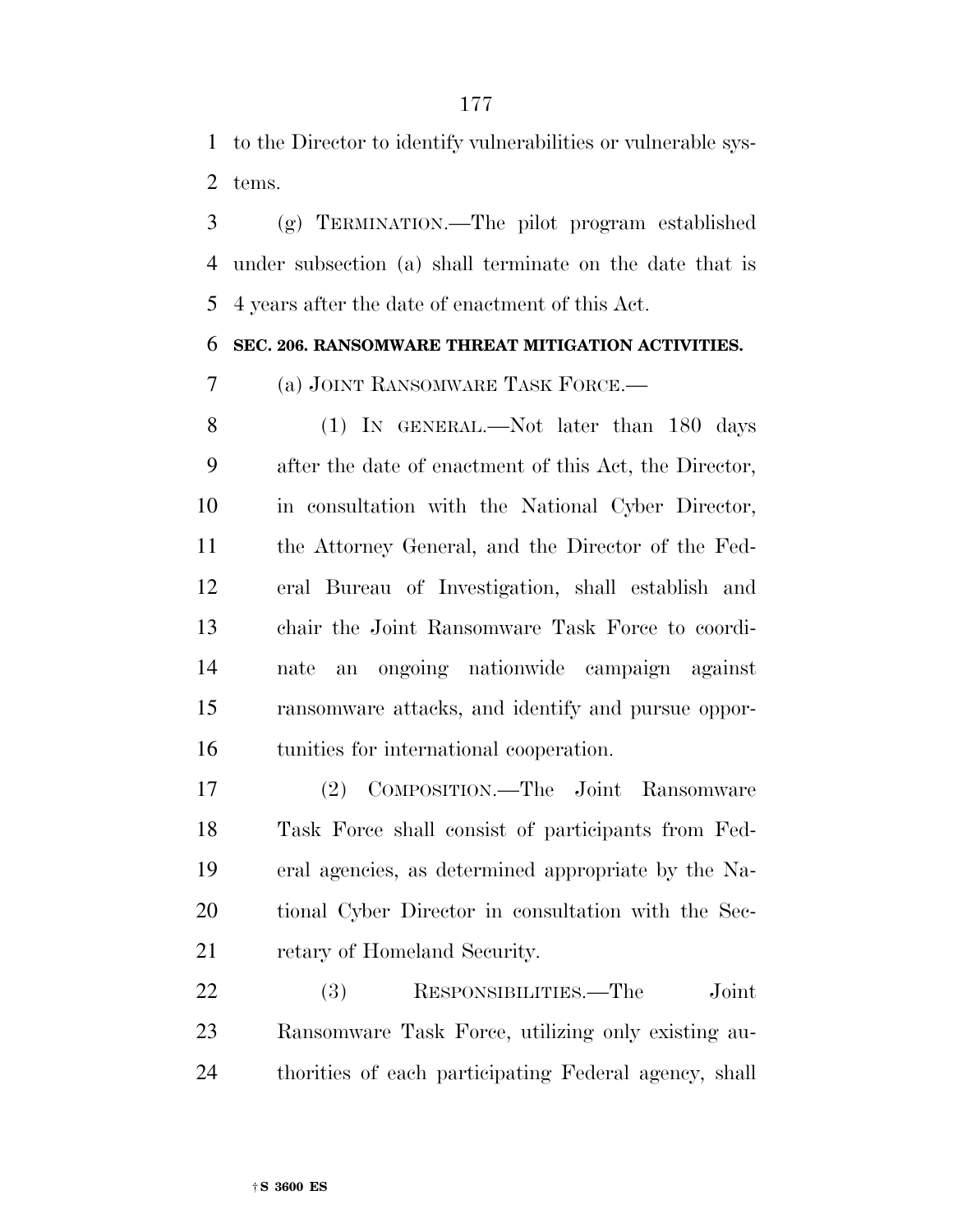to the Director to identify vulnerabilities or vulnerable systems.

(g) TERMINATION.—The pilot program established under subsection (a) shall terminate on the date that is 4 years after the date of enactment of this Act.

**SEC. 206. RANSOMWARE THREAT MITIGATION ACTIVITIES.**

(a) JOINT RANSOMWARE TASK FORCE.—

(1) IN GENERAL.—Not later than 180 days after the date of enactment of this Act, the Director, in consultation with the National Cyber Director, the Attorney General, and the Director of the Federal Bureau of Investigation, shall establish and chair the Joint Ransomware Task Force to coordinate an ongoing nationwide campaign against ransomware attacks, and identify and pursue opportunities for international cooperation.

(2) COMPOSITION.—The Joint Ransomware Task Force shall consist of participants from Federal agencies, as determined appropriate by the National Cyber Director in consultation with the Secretary of Homeland Security.

(3) RESPONSIBILITIES.—The Joint Ransomware Task Force, utilizing only existing authorities of each participating Federal agency, shall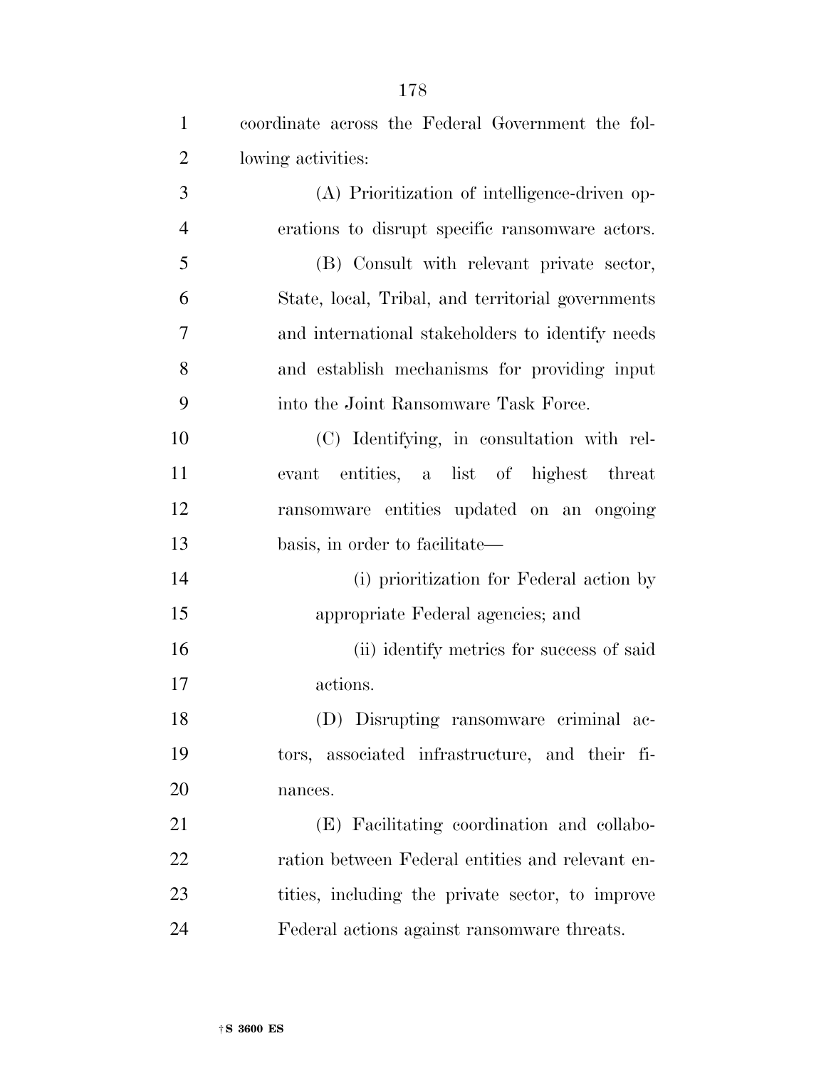coordinate across the Federal Government the following activities:

(A) Prioritization of intelligence-driven operations to disrupt specific ransomware actors.

(B) Consult with relevant private sector, State, local, Tribal, and territorial governments and international stakeholders to identify needs and establish mechanisms for providing input into the Joint Ransomware Task Force.

(C) Identifying, in consultation with relevant entities, a list of highest threat ransomware entities updated on an ongoing basis, in order to facilitate—

(i) prioritization for Federal action by appropriate Federal agencies; and

(ii) identify metrics for success of said actions.

(D) Disrupting ransomware criminal actors, associated infrastructure, and their finances.

(E) Facilitating coordination and collaboration between Federal entities and relevant entities, including the private sector, to improve Federal actions against ransomware threats.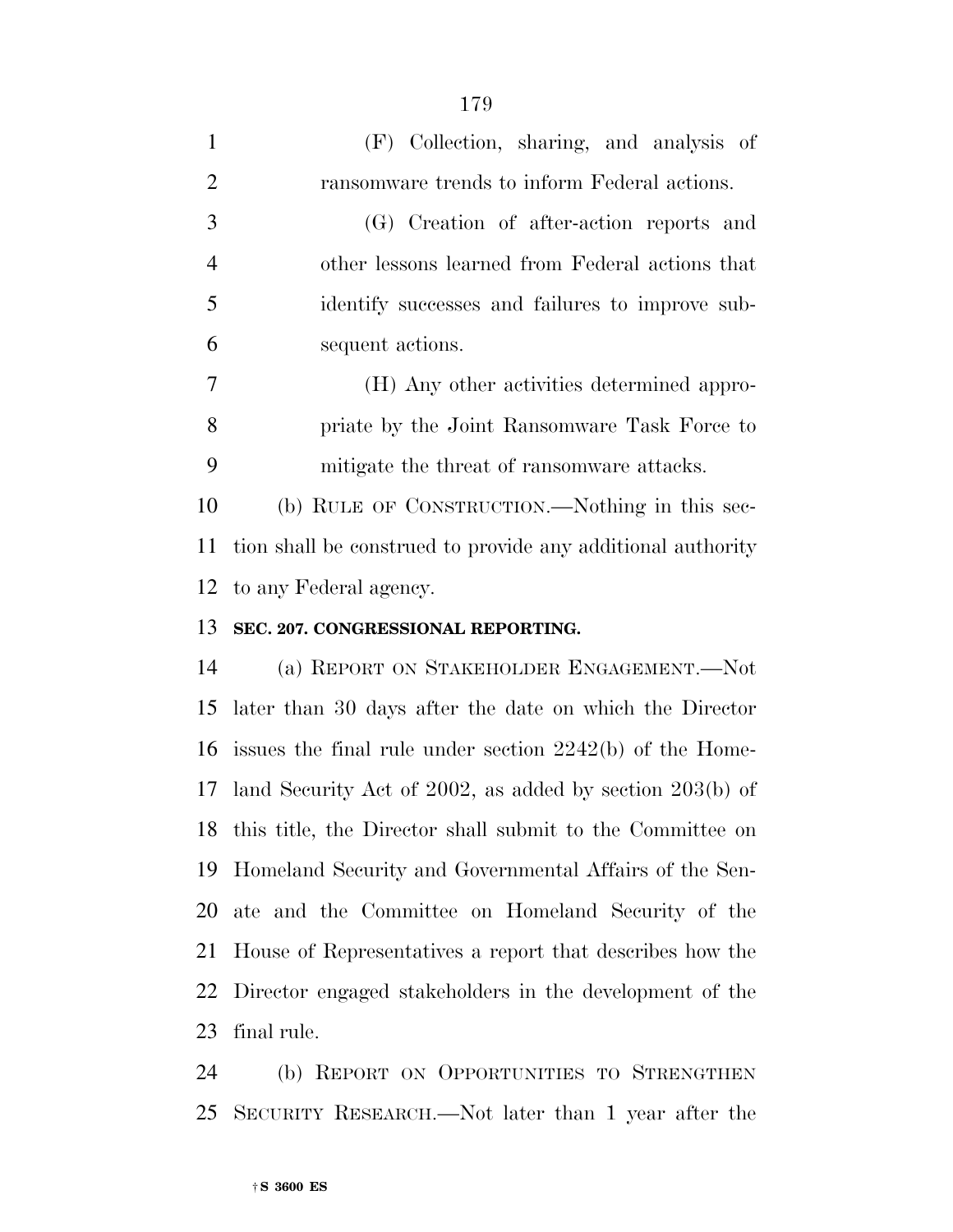(F) Collection, sharing, and analysis of ransomware trends to inform Federal actions.

(G) Creation of after-action reports and other lessons learned from Federal actions that identify successes and failures to improve subsequent actions.

(H) Any other activities determined appropriate by the Joint Ransomware Task Force to mitigate the threat of ransomware attacks.

(b) RULE OF CONSTRUCTION.—Nothing in this section shall be construed to provide any additional authority to any Federal agency.

**SEC. 207. CONGRESSIONAL REPORTING.**

(a) REPORT ON STAKEHOLDER ENGAGEMENT.—Not later than 30 days after the date on which the Director issues the final rule under section 2242(b) of the Homeland Security Act of 2002, as added by section 203(b) of this title, the Director shall submit to the Committee on Homeland Security and Governmental Affairs of the Senate and the Committee on Homeland Security of the House of Representatives a report that describes how the Director engaged stakeholders in the development of the final rule.

(b) REPORT ON OPPORTUNITIES TO STRENGTHEN SECURITY RESEARCH.—Not later than 1 year after the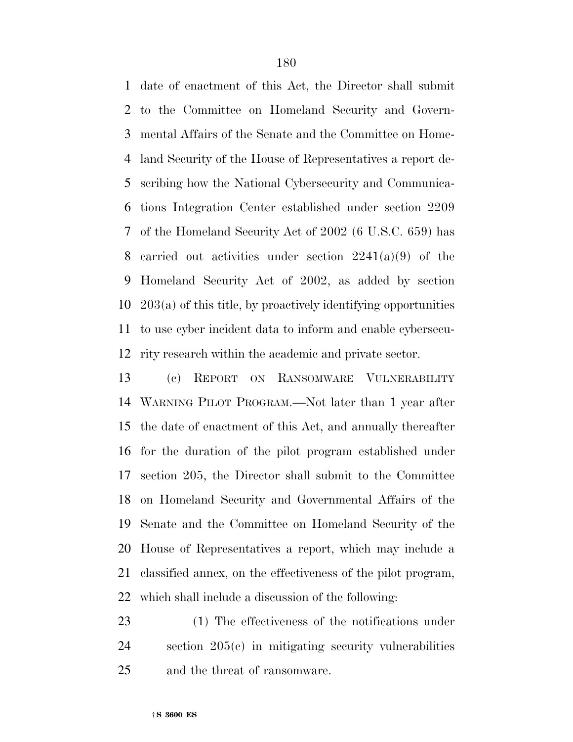date of enactment of this Act, the Director shall submit to the Committee on Homeland Security and Governmental Affairs of the Senate and the Committee on Homeland Security of the House of Representatives a report describing how the National Cybersecurity and Communications Integration Center established under section 2209 of the Homeland Security Act of 2002 (6 U.S.C. 659) has carried out activities under section 2241(a)(9) of the Homeland Security Act of 2002, as added by section 203(a) of this title, by proactively identifying opportunities to use cyber incident data to inform and enable cybersecurity research within the academic and private sector.

(c) REPORT ON RANSOMWARE VULNERABILITY WARNING PILOT PROGRAM.—Not later than 1 year after the date of enactment of this Act, and annually thereafter for the duration of the pilot program established under section 205, the Director shall submit to the Committee on Homeland Security and Governmental Affairs of the Senate and the Committee on Homeland Security of the House of Representatives a report, which may include a classified annex, on the effectiveness of the pilot program, which shall include a discussion of the following:

(1) The effectiveness of the notifications under section 205(c) in mitigating security vulnerabilities and the threat of ransomware.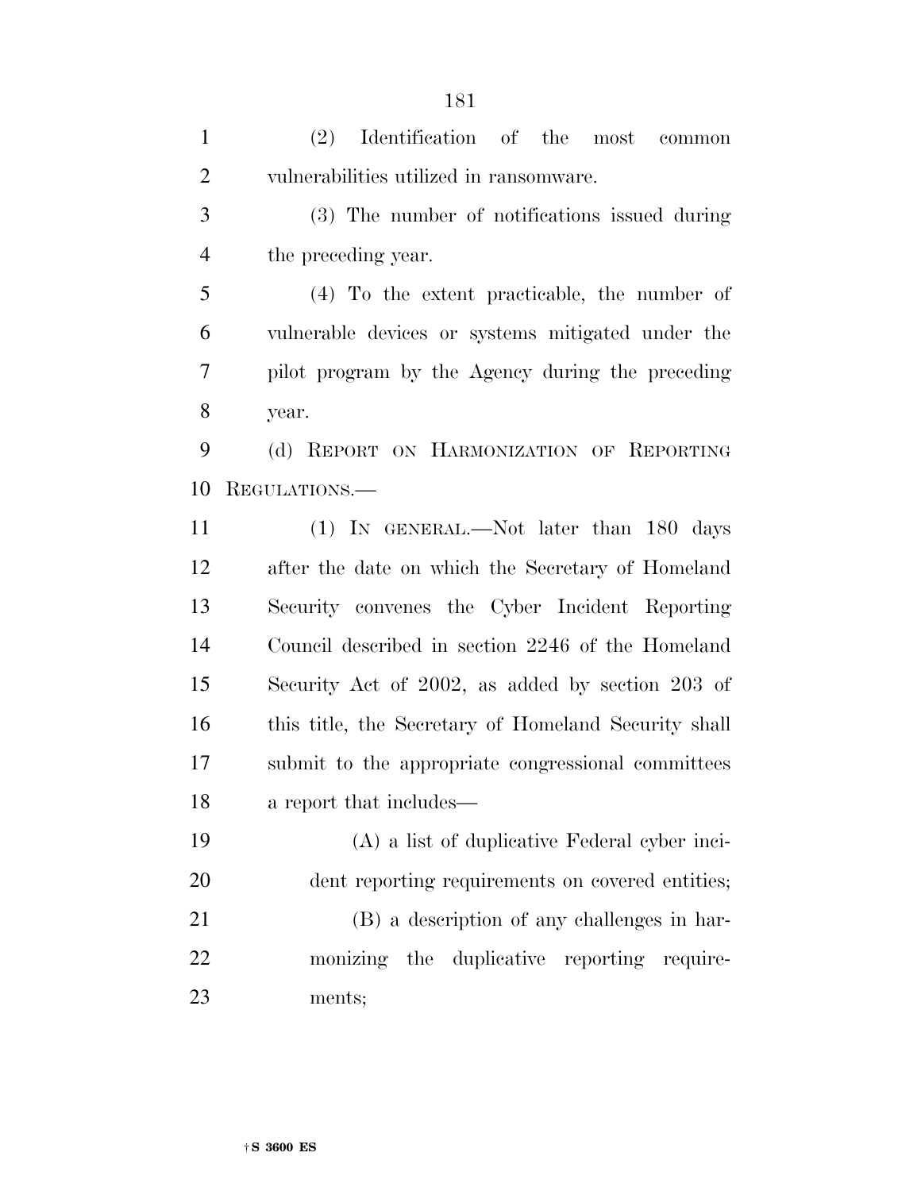(2) Identification of the most common vulnerabilities utilized in ransomware.

(3) The number of notifications issued during the preceding year.

(4) To the extent practicable, the number of vulnerable devices or systems mitigated under the pilot program by the Agency during the preceding year.

(d) REPORT ON HARMONIZATION OF REPORTING REGULATIONS.—

(1) IN GENERAL.—Not later than 180 days after the date on which the Secretary of Homeland Security convenes the Cyber Incident Reporting Council described in section 2246 of the Homeland Security Act of 2002, as added by section 203 of this title, the Secretary of Homeland Security shall submit to the appropriate congressional committees a report that includes—

(A) a list of duplicative Federal cyber incident reporting requirements on covered entities;

(B) a description of any challenges in harmonizing the duplicative reporting requirements;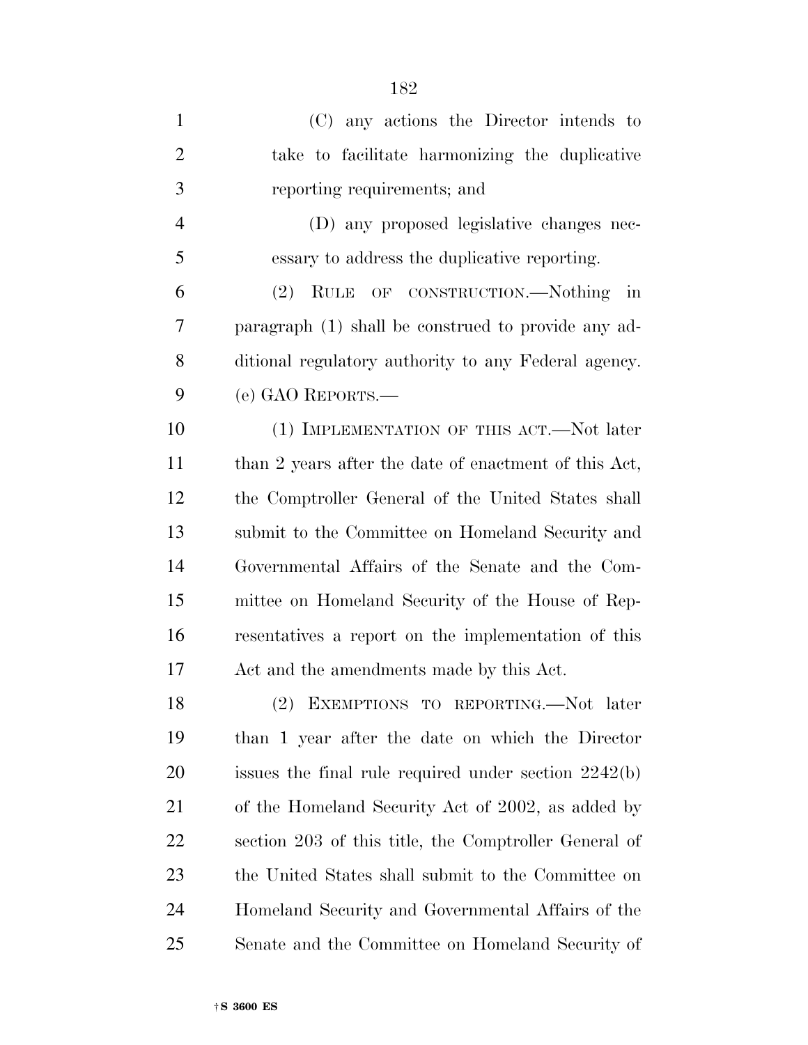(C) any actions the Director intends to take to facilitate harmonizing the duplicative reporting requirements; and

(D) any proposed legislative changes necessary to address the duplicative reporting.

(2) RULE OF CONSTRUCTION.—Nothing in paragraph (1) shall be construed to provide any additional regulatory authority to any Federal agency.

(e) GAO REPORTS.—

(1) IMPLEMENTATION OF THIS ACT.—Not later than 2 years after the date of enactment of this Act, the Comptroller General of the United States shall submit to the Committee on Homeland Security and Governmental Affairs of the Senate and the Committee on Homeland Security of the House of Representatives a report on the implementation of this Act and the amendments made by this Act.

(2) EXEMPTIONS TO REPORTING.—Not later than 1 year after the date on which the Director issues the final rule required under section 2242(b) of the Homeland Security Act of 2002, as added by section 203 of this title, the Comptroller General of the United States shall submit to the Committee on Homeland Security and Governmental Affairs of the Senate and the Committee on Homeland Security of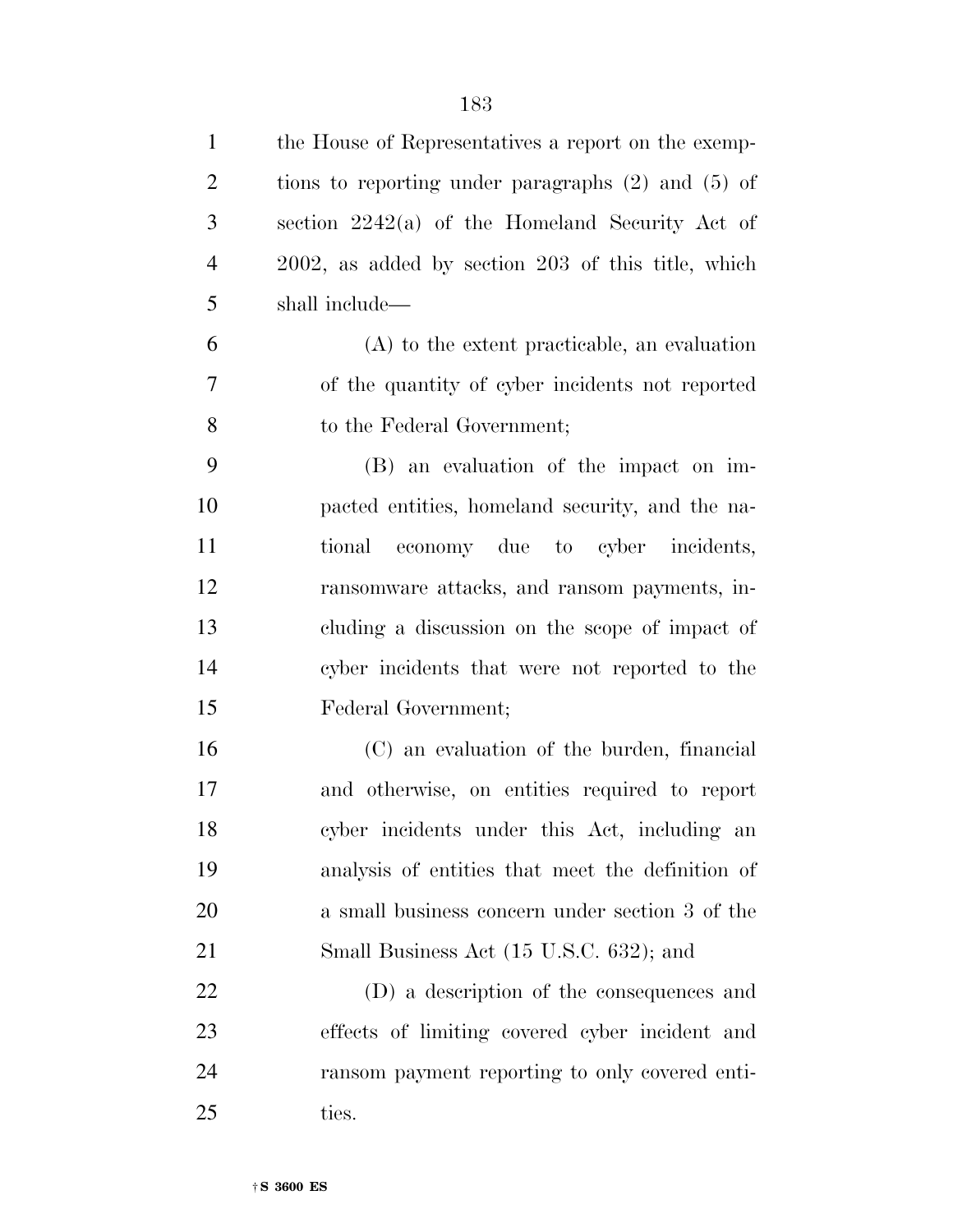the House of Representatives a report on the exemptions to reporting under paragraphs (2) and (5) of section 2242(a) of the Homeland Security Act of 2002, as added by section 203 of this title, which shall include—

(A) to the extent practicable, an evaluation of the quantity of cyber incidents not reported to the Federal Government;

(B) an evaluation of the impact on impacted entities, homeland security, and the national economy due to cyber incidents, ransomware attacks, and ransom payments, including a discussion on the scope of impact of cyber incidents that were not reported to the Federal Government;

(C) an evaluation of the burden, financial and otherwise, on entities required to report cyber incidents under this Act, including an analysis of entities that meet the definition of a small business concern under section 3 of the Small Business Act (15 U.S.C. 632); and

(D) a description of the consequences and effects of limiting covered cyber incident and ransom payment reporting to only covered entities.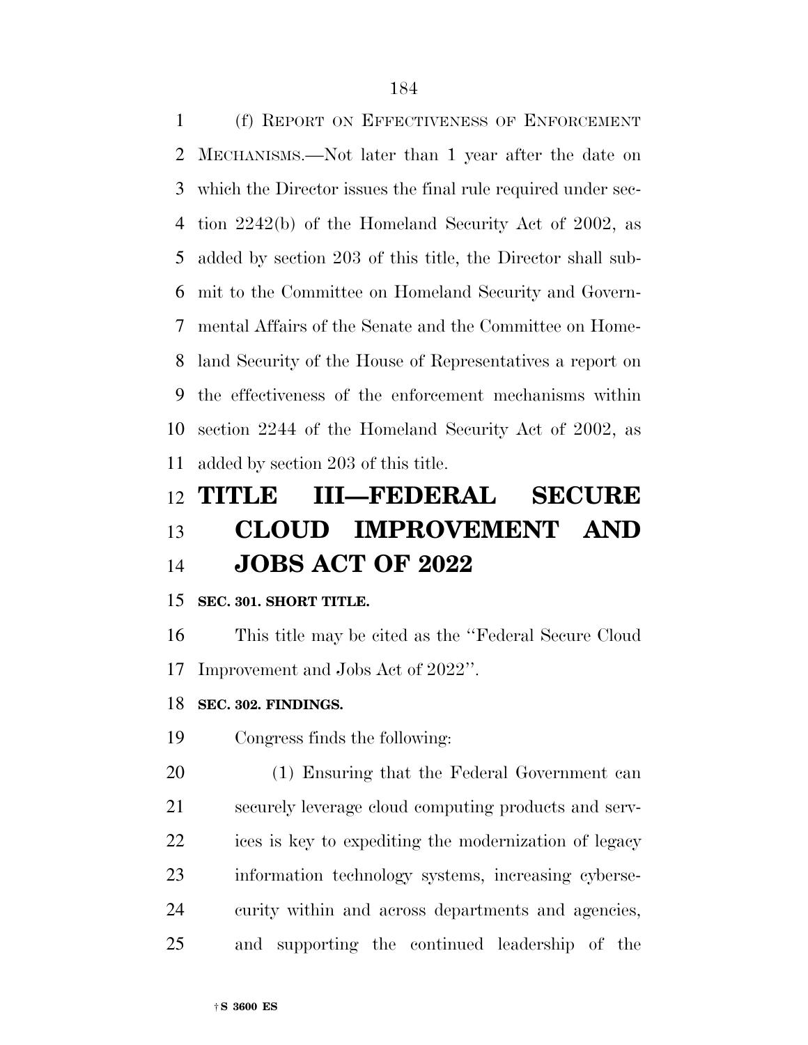(f) REPORT ON EFFECTIVENESS OF ENFORCEMENT MECHANISMS.—Not later than 1 year after the date on which the Director issues the final rule required under section 2242(b) of the Homeland Security Act of 2002, as added by section 203 of this title, the Director shall submit to the Committee on Homeland Security and Governmental Affairs of the Senate and the Committee on Homeland Security of the House of Representatives a report on the effectiveness of the enforcement mechanisms within section 2244 of the Homeland Security Act of 2002, as added by section 203 of this title.

# TITLE III—FEDERAL SECURE CLOUD IMPROVEMENT AND JOBS ACT OF 2022

**SEC. 301. SHORT TITLE.**

This title may be cited as the ''Federal Secure Cloud Improvement and Jobs Act of 2022''.

**SEC. 302. FINDINGS.**

Congress finds the following:

(1) Ensuring that the Federal Government can securely leverage cloud computing products and services is key to expediting the modernization of legacy information technology systems, increasing cybersecurity within and across departments and agencies, and supporting the continued leadership of the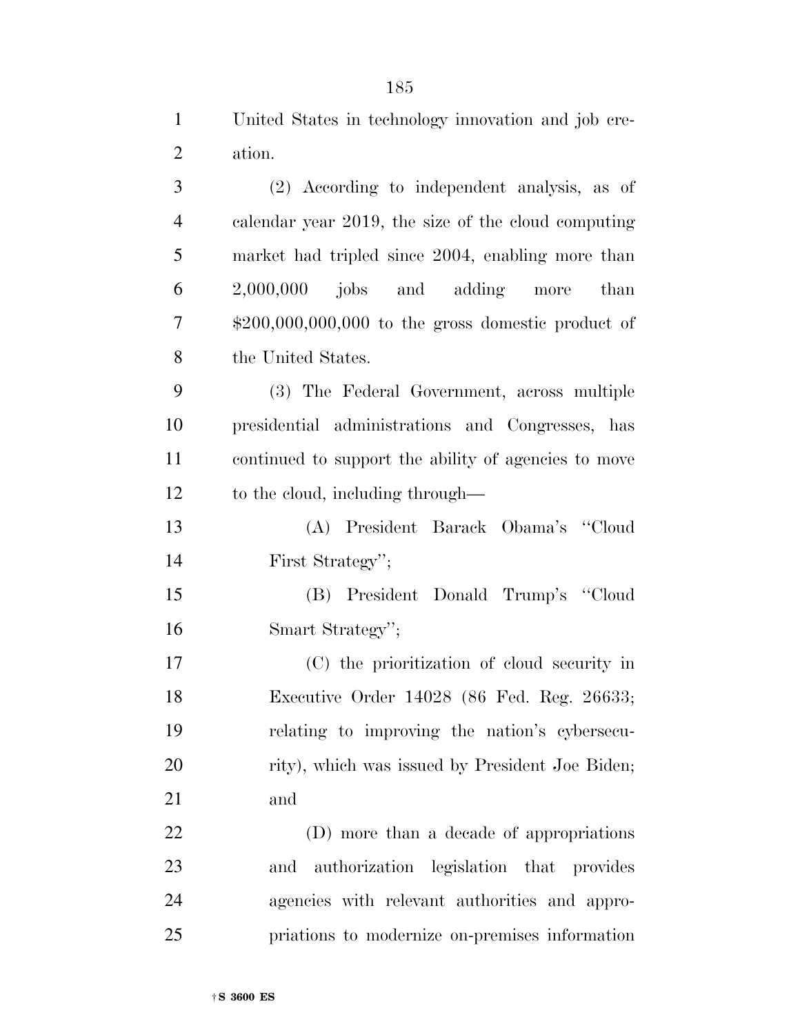United States in technology innovation and job creation.

(2) According to independent analysis, as of calendar year 2019, the size of the cloud computing market had tripled since 2004, enabling more than 2,000,000 jobs and adding more than $200,000,000,000 to the gross domestic product of the United States.

(3) The Federal Government, across multiple presidential administrations and Congresses, has continued to support the ability of agencies to move to the cloud, including through—

(A) President Barack Obama's "Cloud First Strategy";

(B) President Donald Trump's "Cloud Smart Strategy";

(C) the prioritization of cloud security in Executive Order 14028 (86 Fed. Reg. 26633; relating to improving the nation's cybersecurity), which was issued by President Joe Biden; and

(D) more than a decade of appropriations and authorization legislation that provides agencies with relevant authorities and appropriations to modernize on-premises information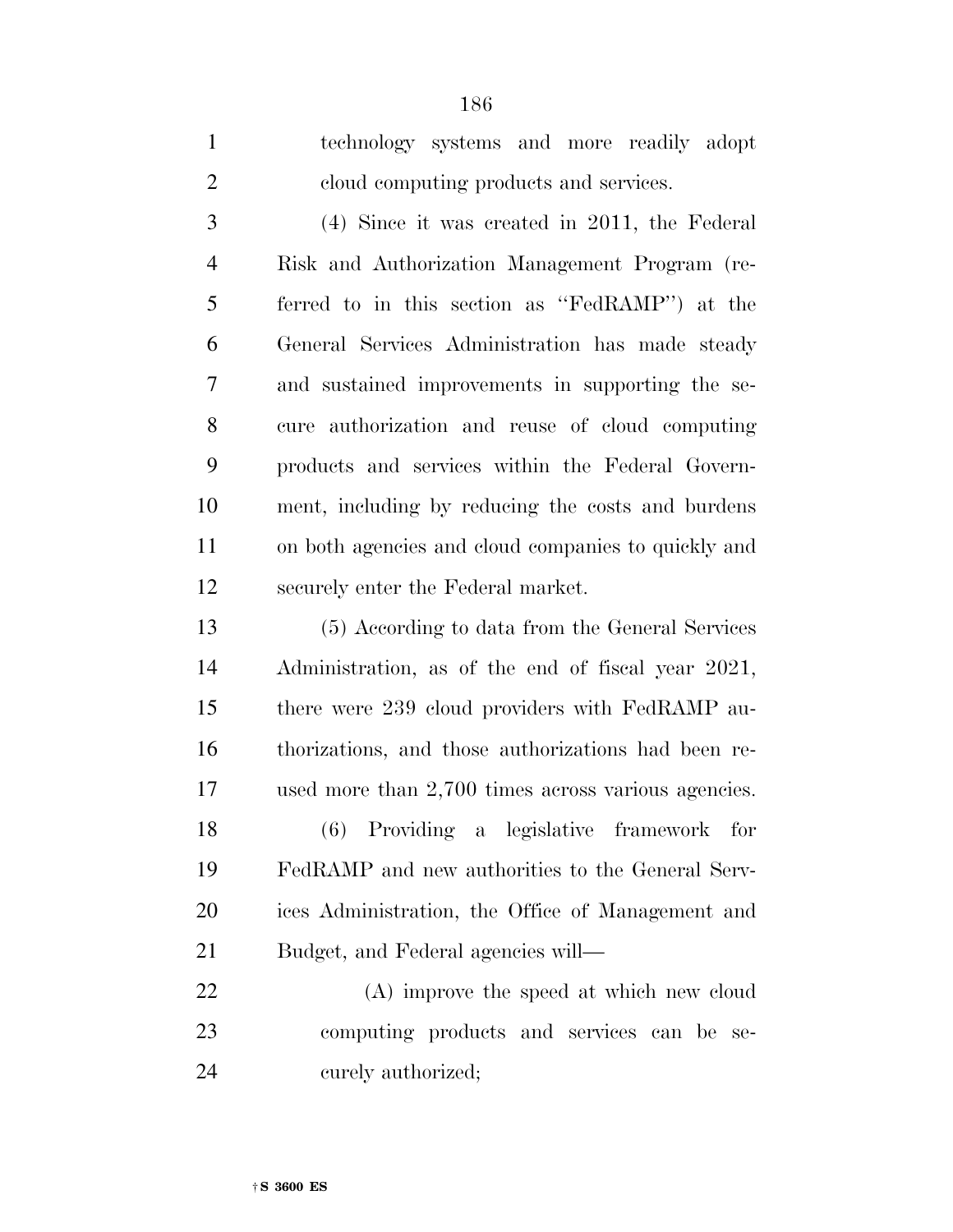technology systems and more readily adopt cloud computing products and services.

(4) Since it was created in 2011, the Federal Risk and Authorization Management Program (referred to in this section as ''FedRAMP'') at the General Services Administration has made steady and sustained improvements in supporting the secure authorization and reuse of cloud computing products and services within the Federal Government, including by reducing the costs and burdens on both agencies and cloud companies to quickly and securely enter the Federal market.

(5) According to data from the General Services Administration, as of the end of fiscal year 2021, there were 239 cloud providers with FedRAMP authorizations, and those authorizations had been reused more than 2,700 times across various agencies.

(6) Providing a legislative framework for FedRAMP and new authorities to the General Services Administration, the Office of Management and Budget, and Federal agencies will—

(A) improve the speed at which new cloud computing products and services can be securely authorized;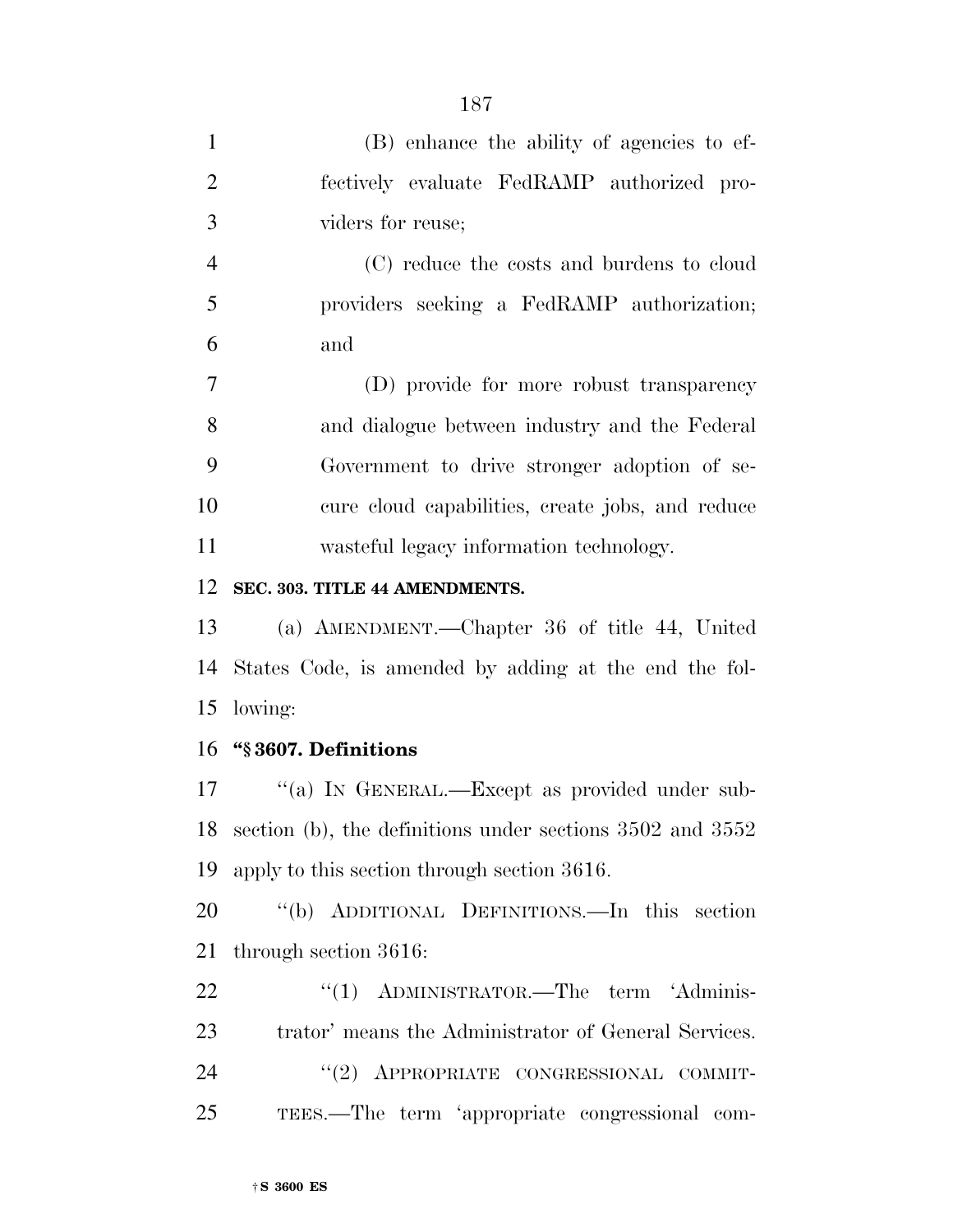(B) enhance the ability of agencies to effectively evaluate FedRAMP authorized providers for reuse;

(C) reduce the costs and burdens to cloud providers seeking a FedRAMP authorization; and

(D) provide for more robust transparency and dialogue between industry and the Federal Government to drive stronger adoption of secure cloud capabilities, create jobs, and reduce wasteful legacy information technology.

**SEC. 303. TITLE 44 AMENDMENTS.**

(a) AMENDMENT.—Chapter 36 of title 44, United States Code, is amended by adding at the end the following:

**"§ 3607. Definitions**

"(a) IN GENERAL.—Except as provided under subsection (b), the definitions under sections 3502 and 3552 apply to this section through section 3616.

"(b) ADDITIONAL DEFINITIONS.—In this section through section 3616:

"(1) ADMINISTRATOR.—The term 'Administrator' means the Administrator of General Services.

"(2) APPROPRIATE CONGRESSIONAL COMMITTEES.—The term 'appropriate congressional com-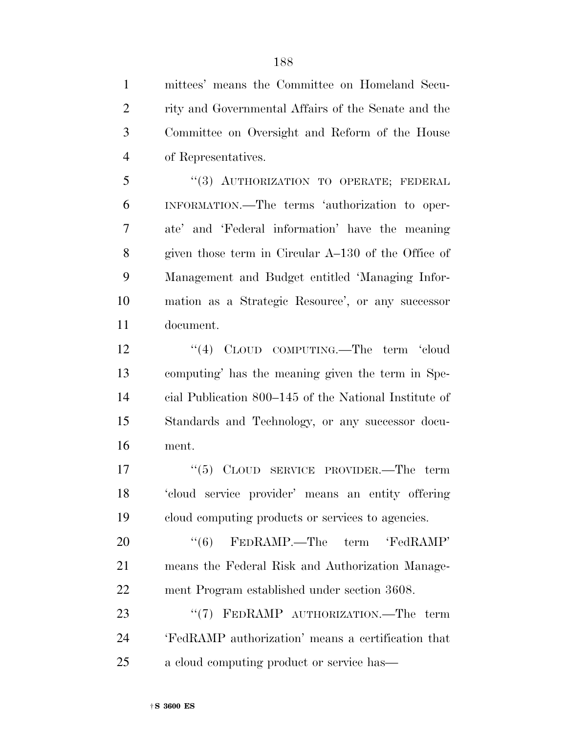mittees' means the Committee on Homeland Security and Governmental Affairs of the Senate and the Committee on Oversight and Reform of the House of Representatives.

"(3) AUTHORIZATION TO OPERATE; FEDERAL INFORMATION.—The terms 'authorization to operate' and 'Federal information' have the meaning given those term in Circular A–130 of the Office of Management and Budget entitled 'Managing Information as a Strategic Resource', or any successor document.

"(4) CLOUD COMPUTING.—The term 'cloud computing' has the meaning given the term in Special Publication 800–145 of the National Institute of Standards and Technology, or any successor document.

"(5) CLOUD SERVICE PROVIDER.—The term 'cloud service provider' means an entity offering cloud computing products or services to agencies.

"(6) FEDRAMP.—The term 'FedRAMP' means the Federal Risk and Authorization Management Program established under section 3608.

"(7) FEDRAMP AUTHORIZATION.—The term 'FedRAMP authorization' means a certification that a cloud computing product or service has—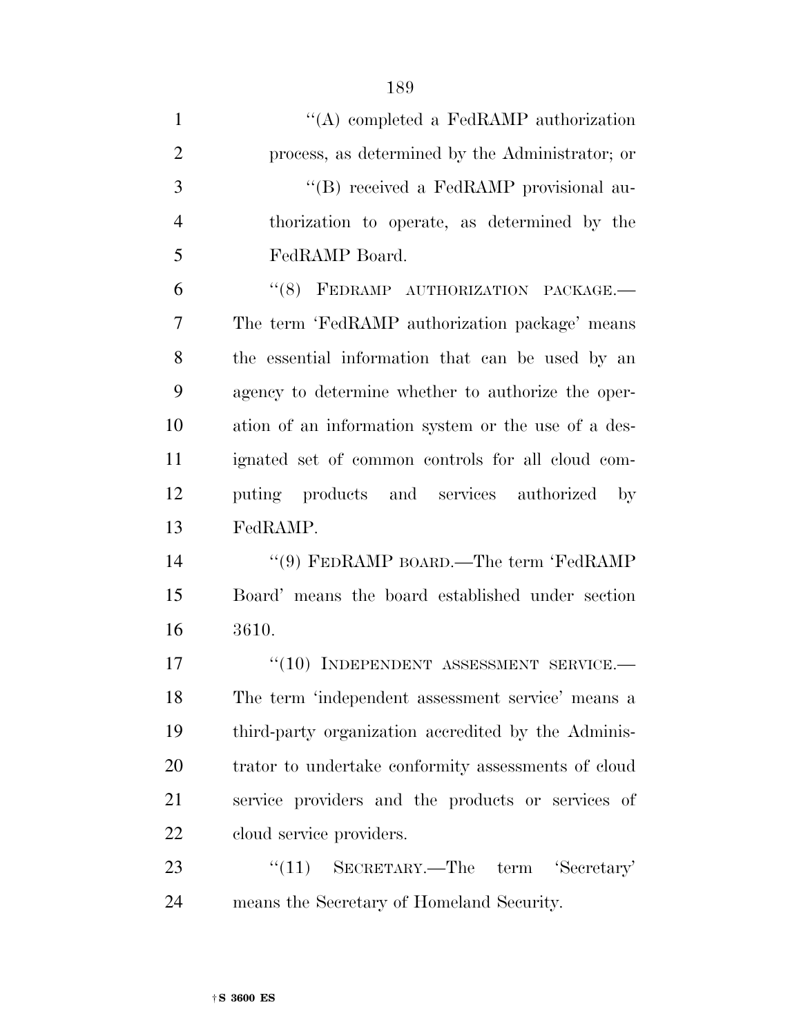''(A) completed a FedRAMP authorization process, as determined by the Administrator; or

''(B) received a FedRAMP provisional authorization to operate, as determined by the FedRAMP Board.

''(8) FEDRAMP AUTHORIZATION PACKAGE.—The term 'FedRAMP authorization package' means the essential information that can be used by an agency to determine whether to authorize the operation of an information system or the use of a designated set of common controls for all cloud computing products and services authorized by FedRAMP.

''(9) FEDRAMP BOARD.—The term 'FedRAMP Board' means the board established under section 3610.

''(10) INDEPENDENT ASSESSMENT SERVICE.—The term 'independent assessment service' means a third-party organization accredited by the Administrator to undertake conformity assessments of cloud service providers and the products or services of cloud service providers.

''(11) SECRETARY.—The term 'Secretary' means the Secretary of Homeland Security.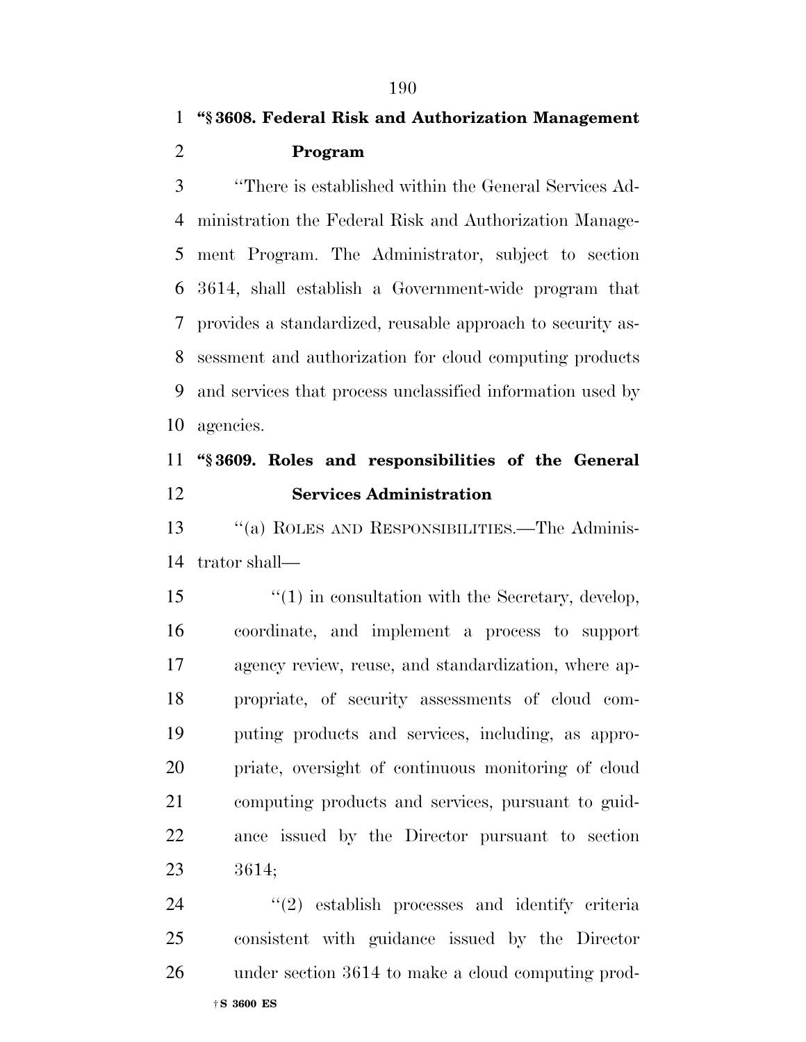**"§ 3608. Federal Risk and Authorization Management Program**

"There is established within the General Services Administration the Federal Risk and Authorization Management Program. The Administrator, subject to section 3614, shall establish a Government-wide program that provides a standardized, reusable approach to security assessment and authorization for cloud computing products and services that process unclassified information used by agencies.

**"§ 3609. Roles and responsibilities of the General Services Administration**

"(a) ROLES AND RESPONSIBILITIES.—The Administrator shall—

"(1) in consultation with the Secretary, develop, coordinate, and implement a process to support agency review, reuse, and standardization, where appropriate, of security assessments of cloud computing products and services, including, as appropriate, oversight of continuous monitoring of cloud computing products and services, pursuant to guidance issued by the Director pursuant to section 3614;

"(2) establish processes and identify criteria consistent with guidance issued by the Director under section 3614 to make a cloud computing prod-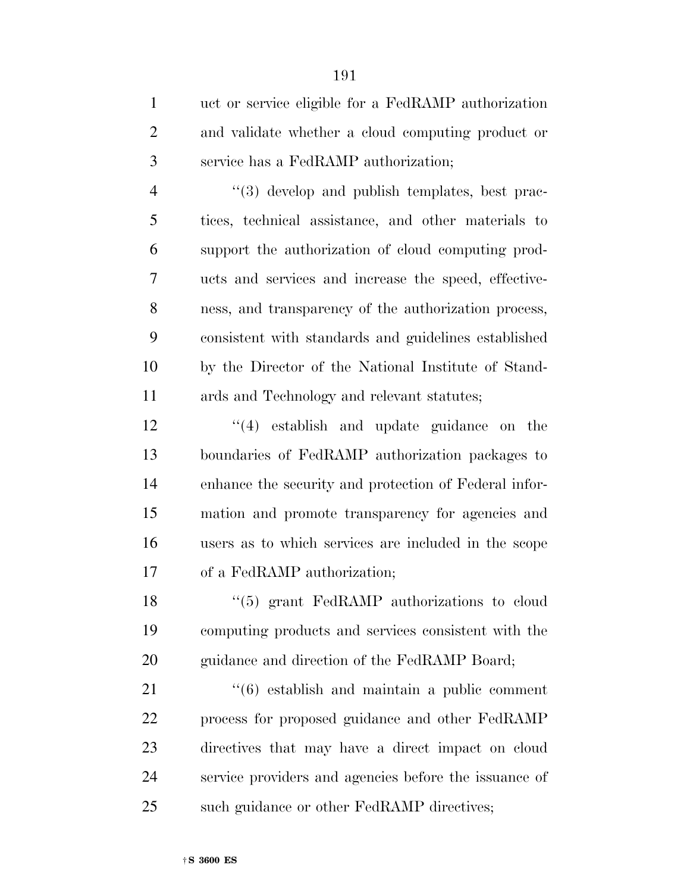uct or service eligible for a FedRAMP authorization and validate whether a cloud computing product or service has a FedRAMP authorization;

"(3) develop and publish templates, best practices, technical assistance, and other materials to support the authorization of cloud computing products and services and increase the speed, effectiveness, and transparency of the authorization process, consistent with standards and guidelines established by the Director of the National Institute of Standards and Technology and relevant statutes;

"(4) establish and update guidance on the boundaries of FedRAMP authorization packages to enhance the security and protection of Federal information and promote transparency for agencies and users as to which services are included in the scope of a FedRAMP authorization;

"(5) grant FedRAMP authorizations to cloud computing products and services consistent with the guidance and direction of the FedRAMP Board;

"(6) establish and maintain a public comment process for proposed guidance and other FedRAMP directives that may have a direct impact on cloud service providers and agencies before the issuance of such guidance or other FedRAMP directives;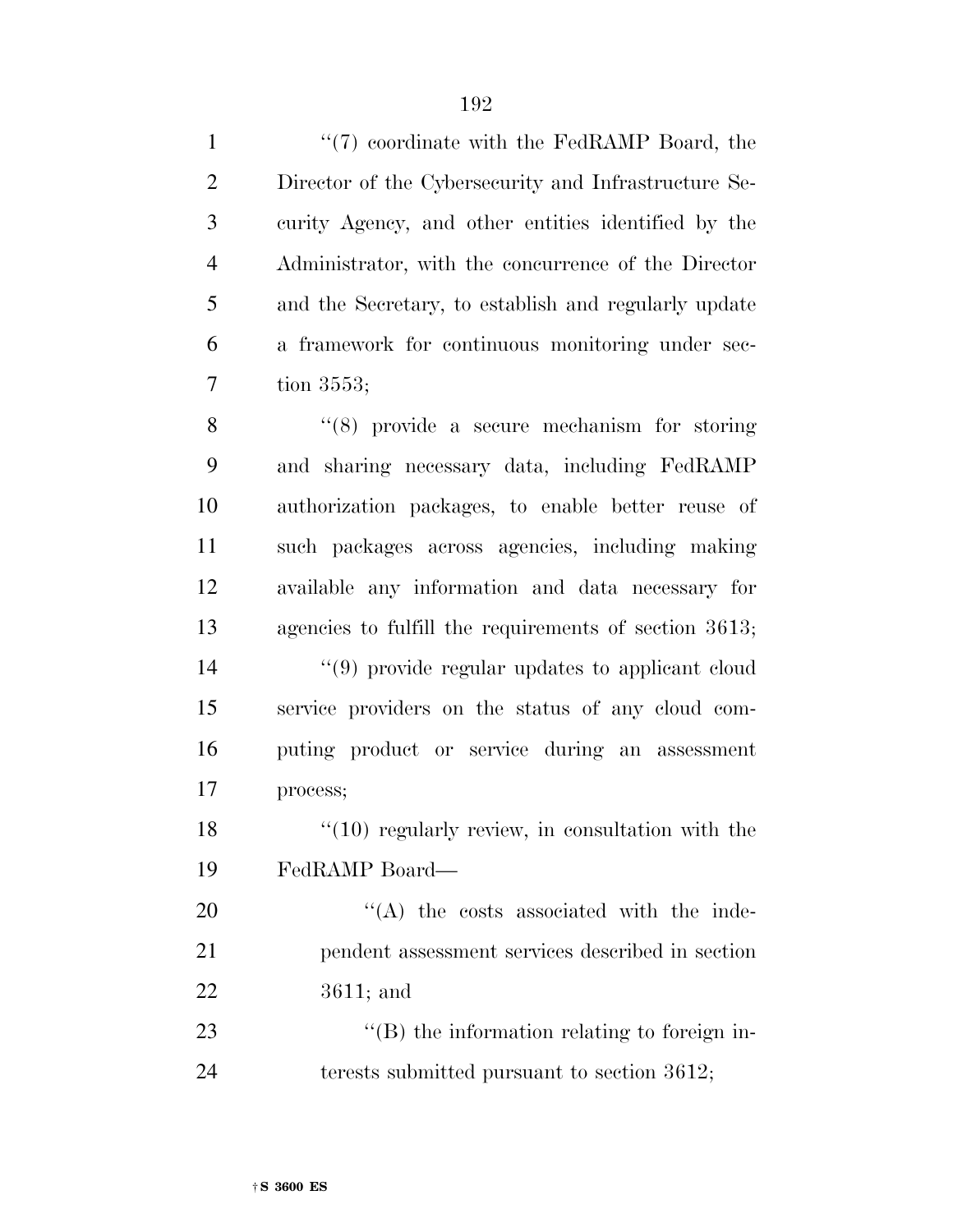''(7) coordinate with the FedRAMP Board, the Director of the Cybersecurity and Infrastructure Security Agency, and other entities identified by the Administrator, with the concurrence of the Director and the Secretary, to establish and regularly update a framework for continuous monitoring under section 3553;

''(8) provide a secure mechanism for storing and sharing necessary data, including FedRAMP authorization packages, to enable better reuse of such packages across agencies, including making available any information and data necessary for agencies to fulfill the requirements of section 3613;

''(9) provide regular updates to applicant cloud service providers on the status of any cloud computing product or service during an assessment process;

''(10) regularly review, in consultation with the FedRAMP Board—

''(A) the costs associated with the independent assessment services described in section 3611; and

''(B) the information relating to foreign interests submitted pursuant to section 3612;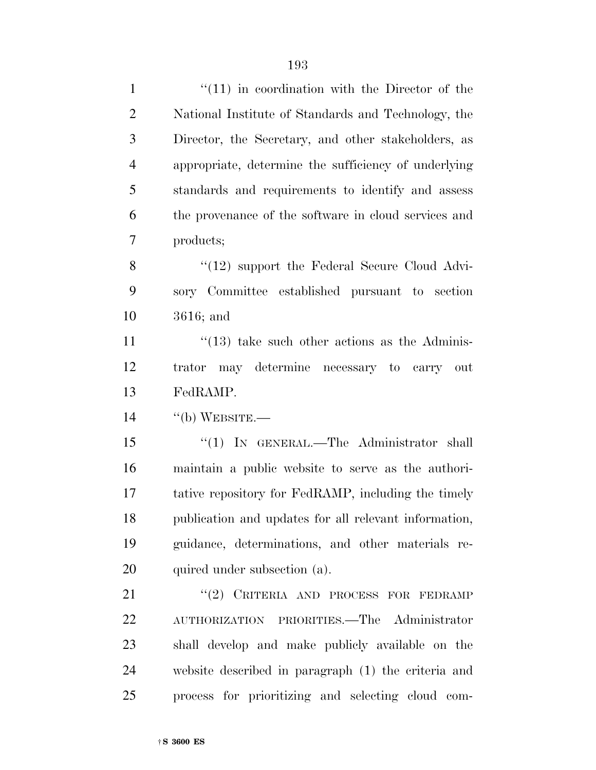''(11) in coordination with the Director of the National Institute of Standards and Technology, the Director, the Secretary, and other stakeholders, as appropriate, determine the sufficiency of underlying standards and requirements to identify and assess the provenance of the software in cloud services and products;

''(12) support the Federal Secure Cloud Advisory Committee established pursuant to section 3616; and

''(13) take such other actions as the Administrator may determine necessary to carry out FedRAMP.

''(b) WEBSITE.—

''(1) IN GENERAL.—The Administrator shall maintain a public website to serve as the authoritative repository for FedRAMP, including the timely publication and updates for all relevant information, guidance, determinations, and other materials required under subsection (a).

''(2) CRITERIA AND PROCESS FOR FEDRAMP AUTHORIZATION PRIORITIES.—The Administrator shall develop and make publicly available on the website described in paragraph (1) the criteria and process for prioritizing and selecting cloud com-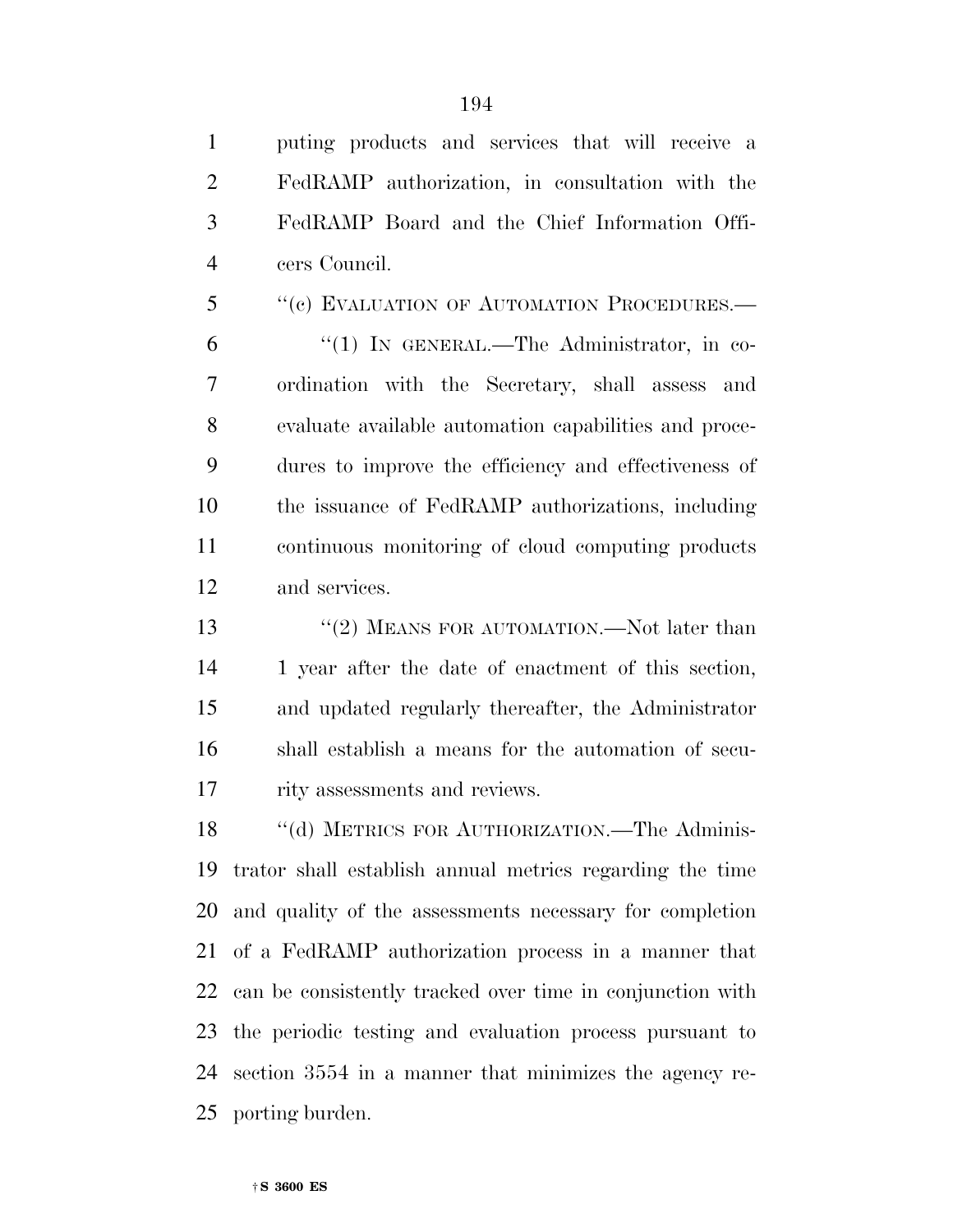puting products and services that will receive a FedRAMP authorization, in consultation with the FedRAMP Board and the Chief Information Officers Council.

''(c) EVALUATION OF AUTOMATION PROCEDURES.—

''(1) IN GENERAL.—The Administrator, in coordination with the Secretary, shall assess and evaluate available automation capabilities and procedures to improve the efficiency and effectiveness of the issuance of FedRAMP authorizations, including continuous monitoring of cloud computing products and services.

''(2) MEANS FOR AUTOMATION.—Not later than 1 year after the date of enactment of this section, and updated regularly thereafter, the Administrator shall establish a means for the automation of security assessments and reviews.

''(d) METRICS FOR AUTHORIZATION.—The Administrator shall establish annual metrics regarding the time and quality of the assessments necessary for completion of a FedRAMP authorization process in a manner that can be consistently tracked over time in conjunction with the periodic testing and evaluation process pursuant to section 3554 in a manner that minimizes the agency reporting burden.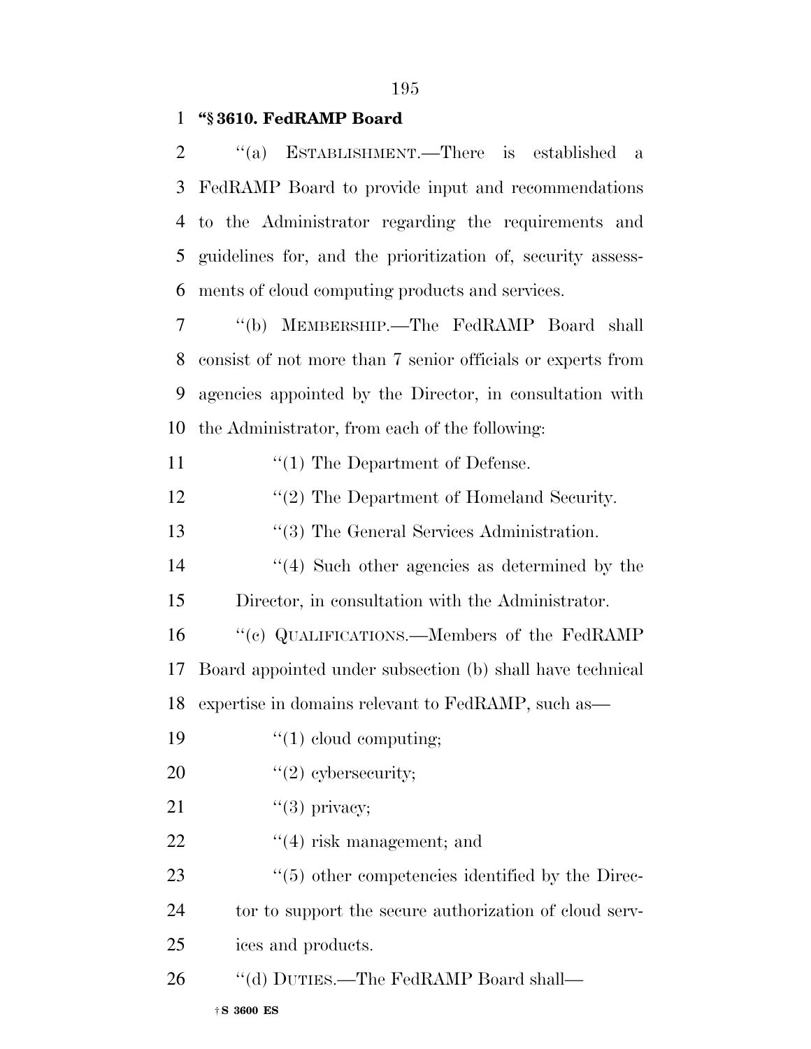**"§ 3610. FedRAMP Board**

"(a) ESTABLISHMENT.—There is established a FedRAMP Board to provide input and recommendations to the Administrator regarding the requirements and guidelines for, and the prioritization of, security assessments of cloud computing products and services.

"(b) MEMBERSHIP.—The FedRAMP Board shall consist of not more than 7 senior officials or experts from agencies appointed by the Director, in consultation with the Administrator, from each of the following:

"(1) The Department of Defense.

"(2) The Department of Homeland Security.

"(3) The General Services Administration.

"(4) Such other agencies as determined by the Director, in consultation with the Administrator.

"(c) QUALIFICATIONS.—Members of the FedRAMP Board appointed under subsection (b) shall have technical expertise in domains relevant to FedRAMP, such as—

"(1) cloud computing;

"(2) cybersecurity;

"(3) privacy;

"(4) risk management; and

"(5) other competencies identified by the Director to support the secure authorization of cloud services and products.

"(d) DUTIES.—The FedRAMP Board shall—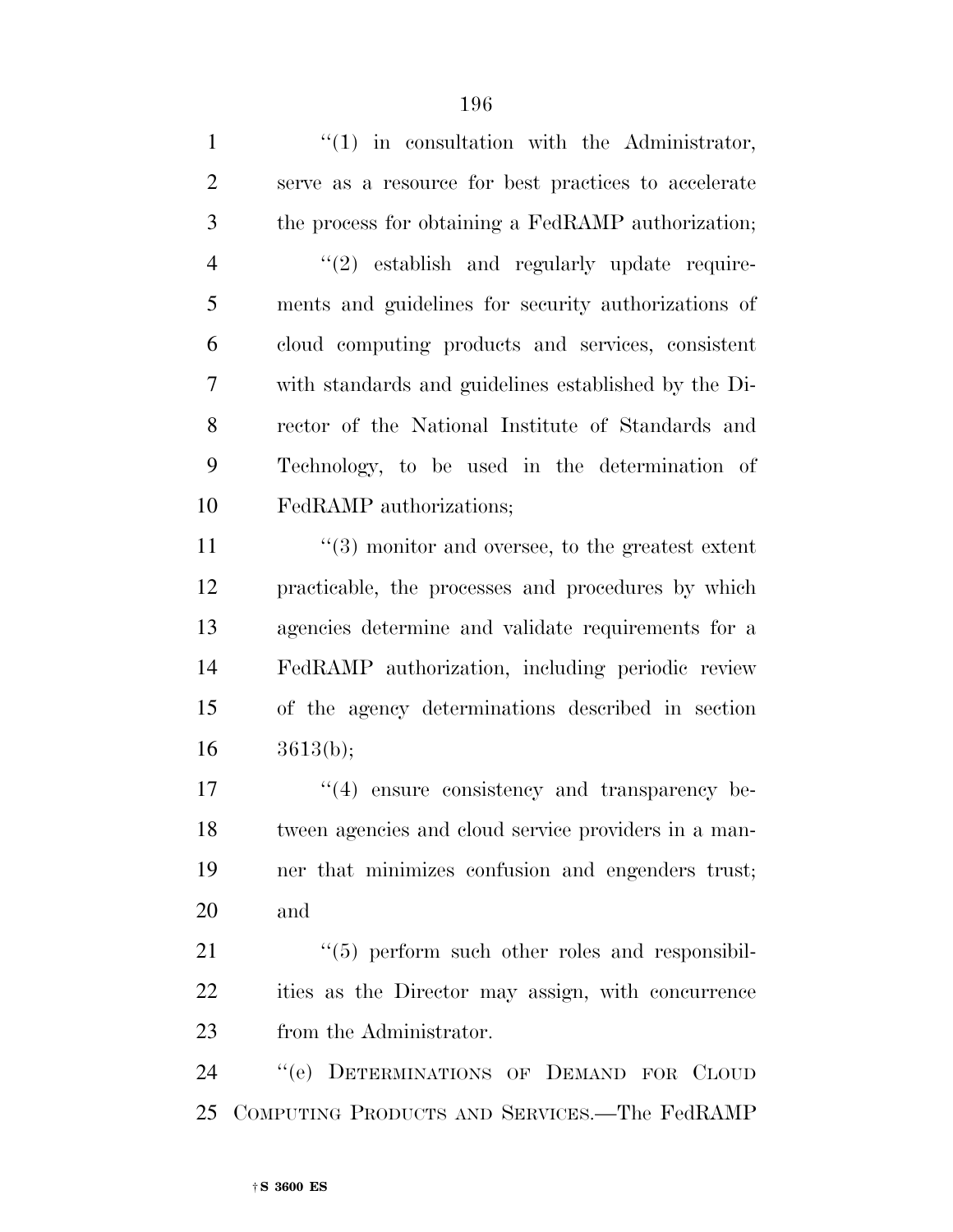''(1) in consultation with the Administrator, serve as a resource for best practices to accelerate the process for obtaining a FedRAMP authorization;

''(2) establish and regularly update requirements and guidelines for security authorizations of cloud computing products and services, consistent with standards and guidelines established by the Director of the National Institute of Standards and Technology, to be used in the determination of FedRAMP authorizations;

''(3) monitor and oversee, to the greatest extent practicable, the processes and procedures by which agencies determine and validate requirements for a FedRAMP authorization, including periodic review of the agency determinations described in section 3613(b);

''(4) ensure consistency and transparency between agencies and cloud service providers in a manner that minimizes confusion and engenders trust; and

''(5) perform such other roles and responsibilities as the Director may assign, with concurrence from the Administrator.

''(e) DETERMINATIONS OF DEMAND FOR CLOUD COMPUTING PRODUCTS AND SERVICES.—The FedRAMP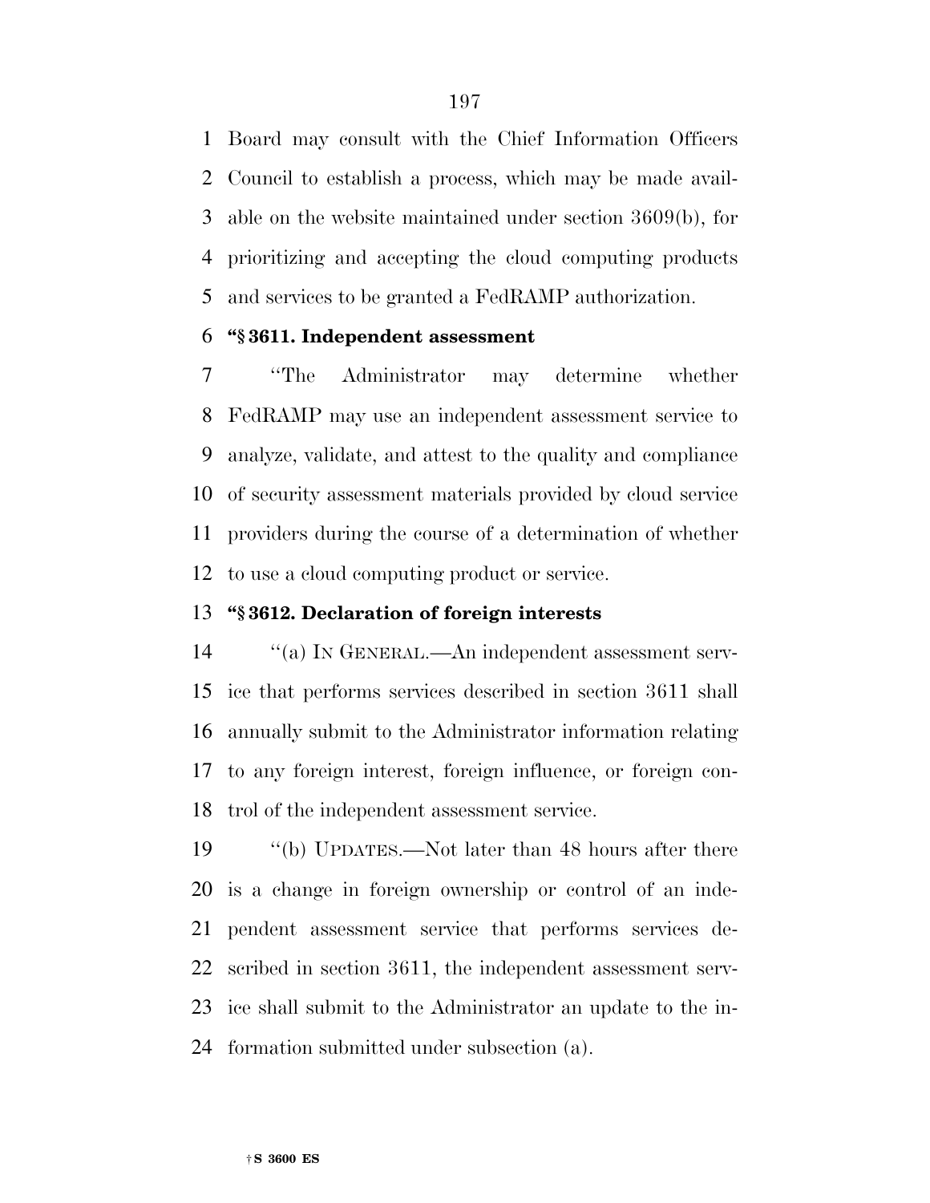Board may consult with the Chief Information Officers Council to establish a process, which may be made available on the website maintained under section 3609(b), for prioritizing and accepting the cloud computing products and services to be granted a FedRAMP authorization.

**"§ 3611. Independent assessment**

"The Administrator may determine whether FedRAMP may use an independent assessment service to analyze, validate, and attest to the quality and compliance of security assessment materials provided by cloud service providers during the course of a determination of whether to use a cloud computing product or service.

**"§ 3612. Declaration of foreign interests**

"(a) IN GENERAL.—An independent assessment service that performs services described in section 3611 shall annually submit to the Administrator information relating to any foreign interest, foreign influence, or foreign control of the independent assessment service.

"(b) UPDATES.—Not later than 48 hours after there is a change in foreign ownership or control of an independent assessment service that performs services described in section 3611, the independent assessment service shall submit to the Administrator an update to the information submitted under subsection (a).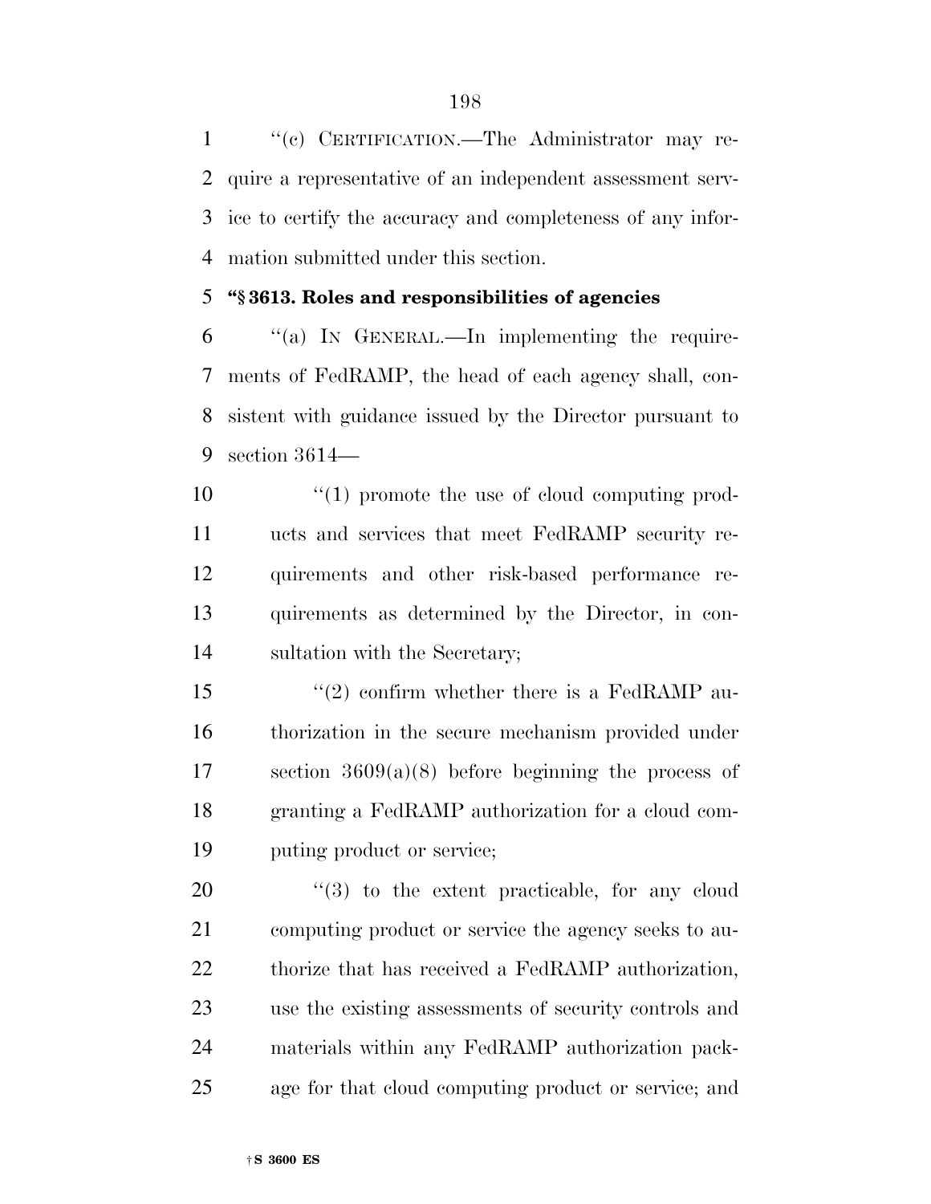''(c) CERTIFICATION.—The Administrator may require a representative of an independent assessment service to certify the accuracy and completeness of any information submitted under this section.

**''§ 3613. Roles and responsibilities of agencies**

''(a) IN GENERAL.—In implementing the requirements of FedRAMP, the head of each agency shall, consistent with guidance issued by the Director pursuant to section 3614—

''(1) promote the use of cloud computing products and services that meet FedRAMP security requirements and other risk-based performance requirements as determined by the Director, in consultation with the Secretary;

''(2) confirm whether there is a FedRAMP authorization in the secure mechanism provided under section 3609(a)(8) before beginning the process of granting a FedRAMP authorization for a cloud computing product or service;

''(3) to the extent practicable, for any cloud computing product or service the agency seeks to authorize that has received a FedRAMP authorization, use the existing assessments of security controls and materials within any FedRAMP authorization package for that cloud computing product or service; and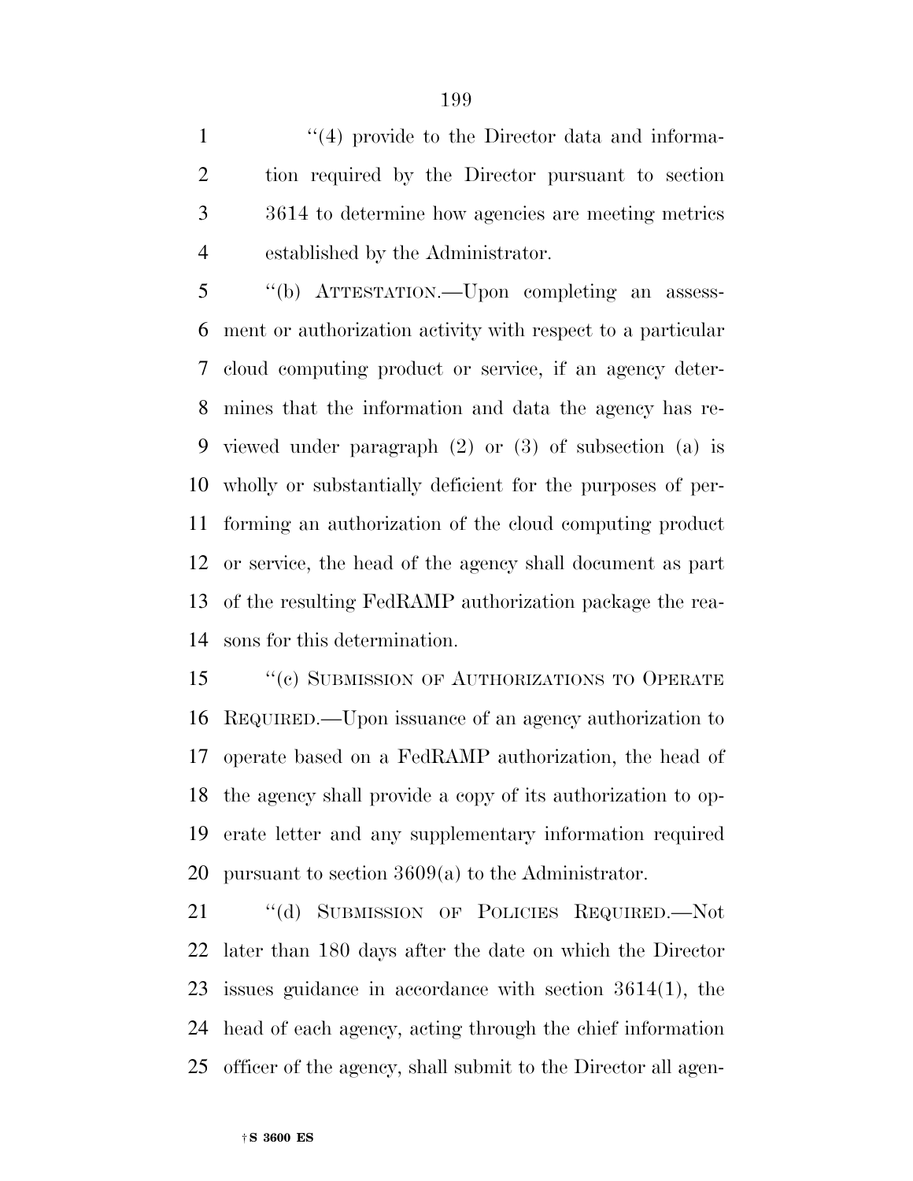''(4) provide to the Director data and information required by the Director pursuant to section 3614 to determine how agencies are meeting metrics established by the Administrator.

''(b) ATTESTATION.—Upon completing an assessment or authorization activity with respect to a particular cloud computing product or service, if an agency determines that the information and data the agency has reviewed under paragraph (2) or (3) of subsection (a) is wholly or substantially deficient for the purposes of performing an authorization of the cloud computing product or service, the head of the agency shall document as part of the resulting FedRAMP authorization package the reasons for this determination.

''(c) SUBMISSION OF AUTHORIZATIONS TO OPERATE REQUIRED.—Upon issuance of an agency authorization to operate based on a FedRAMP authorization, the head of the agency shall provide a copy of its authorization to operate letter and any supplementary information required pursuant to section 3609(a) to the Administrator.

''(d) SUBMISSION OF POLICIES REQUIRED.—Not later than 180 days after the date on which the Director issues guidance in accordance with section 3614(1), the head of each agency, acting through the chief information officer of the agency, shall submit to the Director all agen-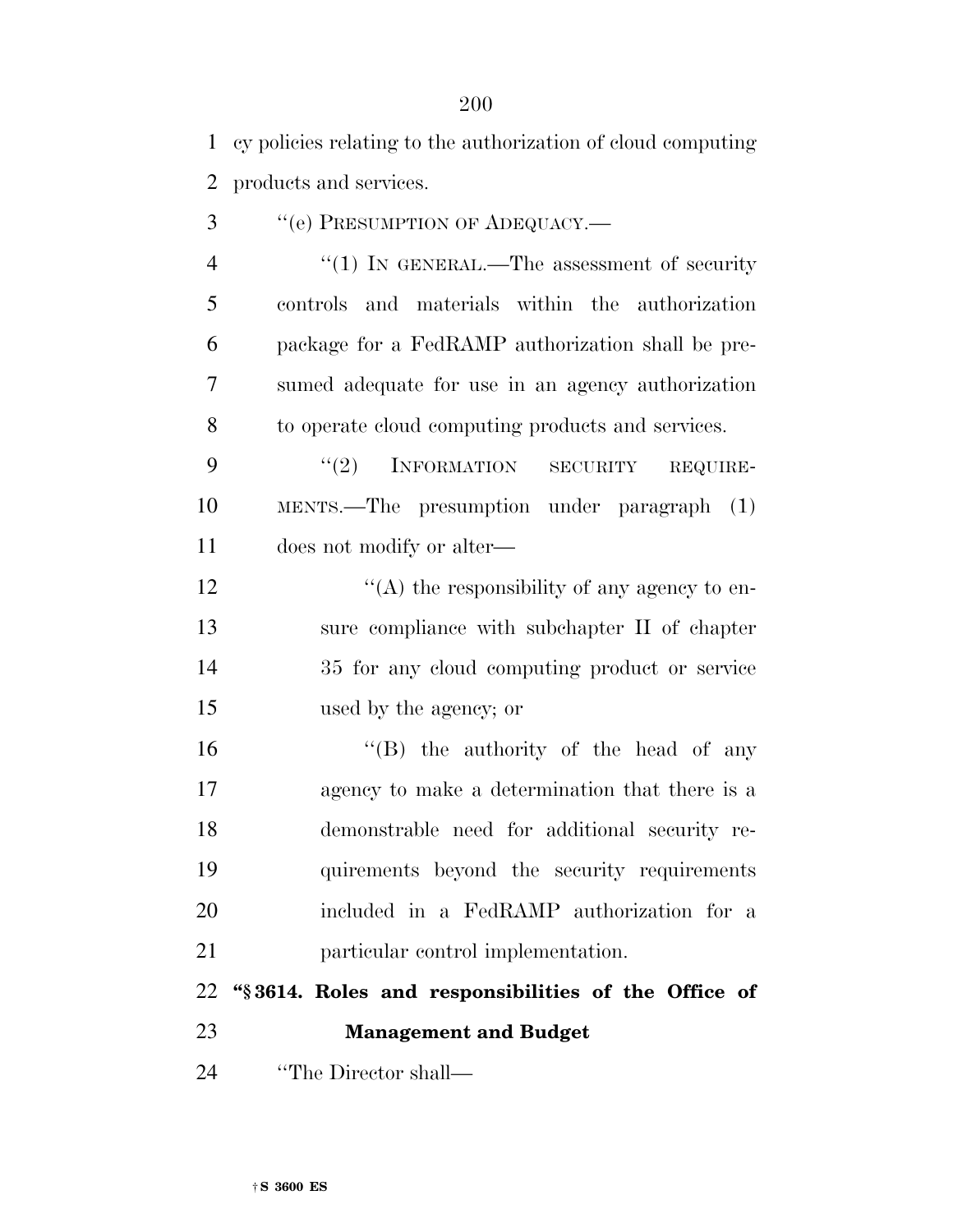cy policies relating to the authorization of cloud computing products and services.

"(e) PRESUMPTION OF ADEQUACY.—

"(1) IN GENERAL.—The assessment of security controls and materials within the authorization package for a FedRAMP authorization shall be presumed adequate for use in an agency authorization to operate cloud computing products and services.

"(2) INFORMATION SECURITY REQUIREMENTS.—The presumption under paragraph (1) does not modify or alter—

"(A) the responsibility of any agency to ensure compliance with subchapter II of chapter 35 for any cloud computing product or service used by the agency; or

"(B) the authority of the head of any agency to make a determination that there is a demonstrable need for additional security requirements beyond the security requirements included in a FedRAMP authorization for a particular control implementation.

**"§ 3614. Roles and responsibilities of the Office of Management and Budget**

"The Director shall—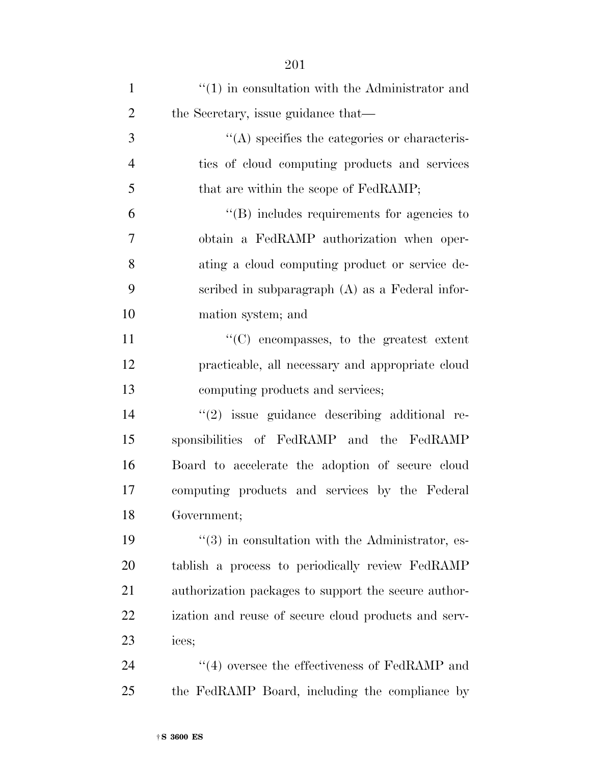''(1) in consultation with the Administrator and the Secretary, issue guidance that—

''(A) specifies the categories or characteristics of cloud computing products and services that are within the scope of FedRAMP;

''(B) includes requirements for agencies to obtain a FedRAMP authorization when operating a cloud computing product or service described in subparagraph (A) as a Federal information system; and

''(C) encompasses, to the greatest extent practicable, all necessary and appropriate cloud computing products and services;

''(2) issue guidance describing additional responsibilities of FedRAMP and the FedRAMP Board to accelerate the adoption of secure cloud computing products and services by the Federal Government;

''(3) in consultation with the Administrator, establish a process to periodically review FedRAMP authorization packages to support the secure authorization and reuse of secure cloud products and services;

''(4) oversee the effectiveness of FedRAMP and the FedRAMP Board, including the compliance by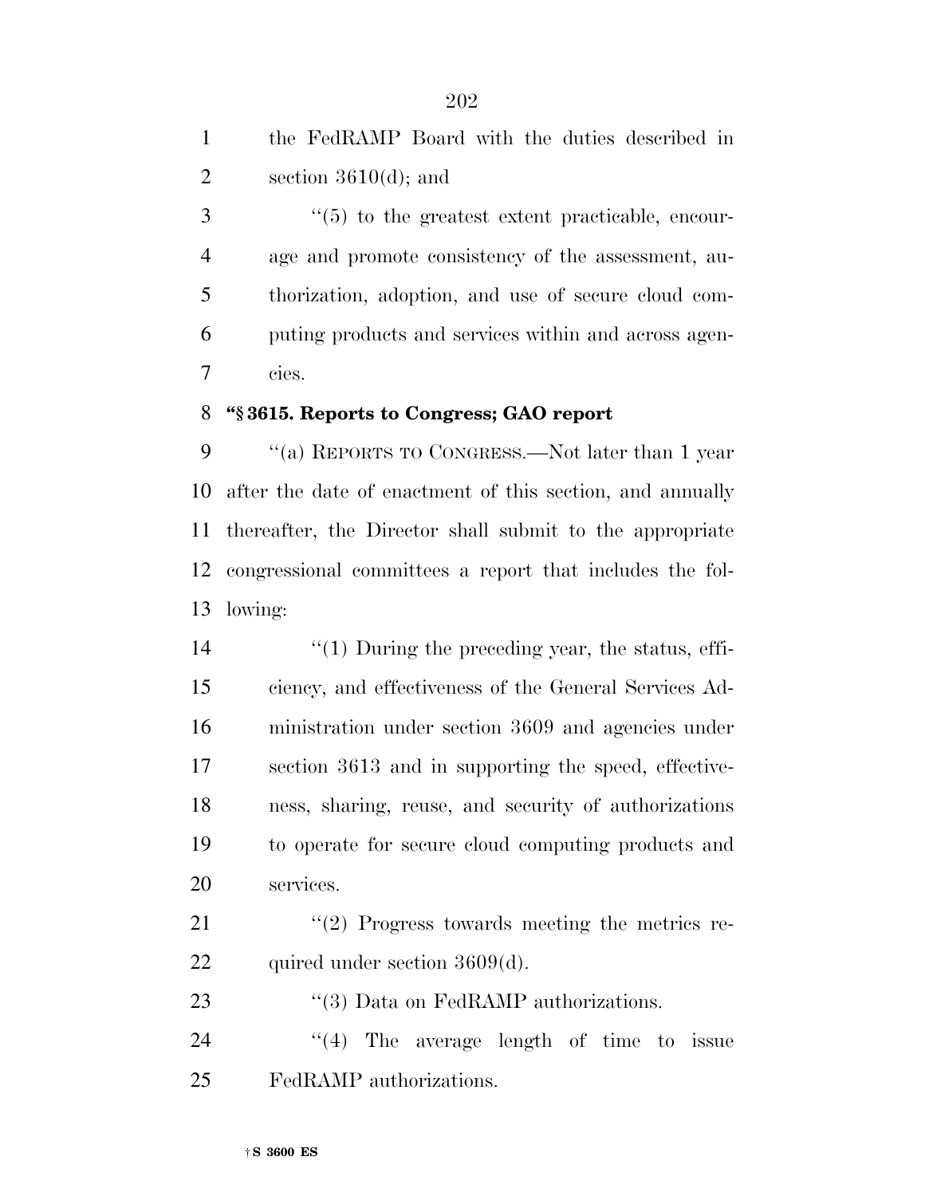the FedRAMP Board with the duties described in section 3610(d); and

''(5) to the greatest extent practicable, encourage and promote consistency of the assessment, authorization, adoption, and use of secure cloud computing products and services within and across agencies.

**''§ 3615. Reports to Congress; GAO report**

''(a) REPORTS TO CONGRESS.—Not later than 1 year after the date of enactment of this section, and annually thereafter, the Director shall submit to the appropriate congressional committees a report that includes the following:

''(1) During the preceding year, the status, efficiency, and effectiveness of the General Services Administration under section 3609 and agencies under section 3613 and in supporting the speed, effectiveness, sharing, reuse, and security of authorizations to operate for secure cloud computing products and services.

''(2) Progress towards meeting the metrics required under section 3609(d).

''(3) Data on FedRAMP authorizations.

''(4) The average length of time to issue FedRAMP authorizations.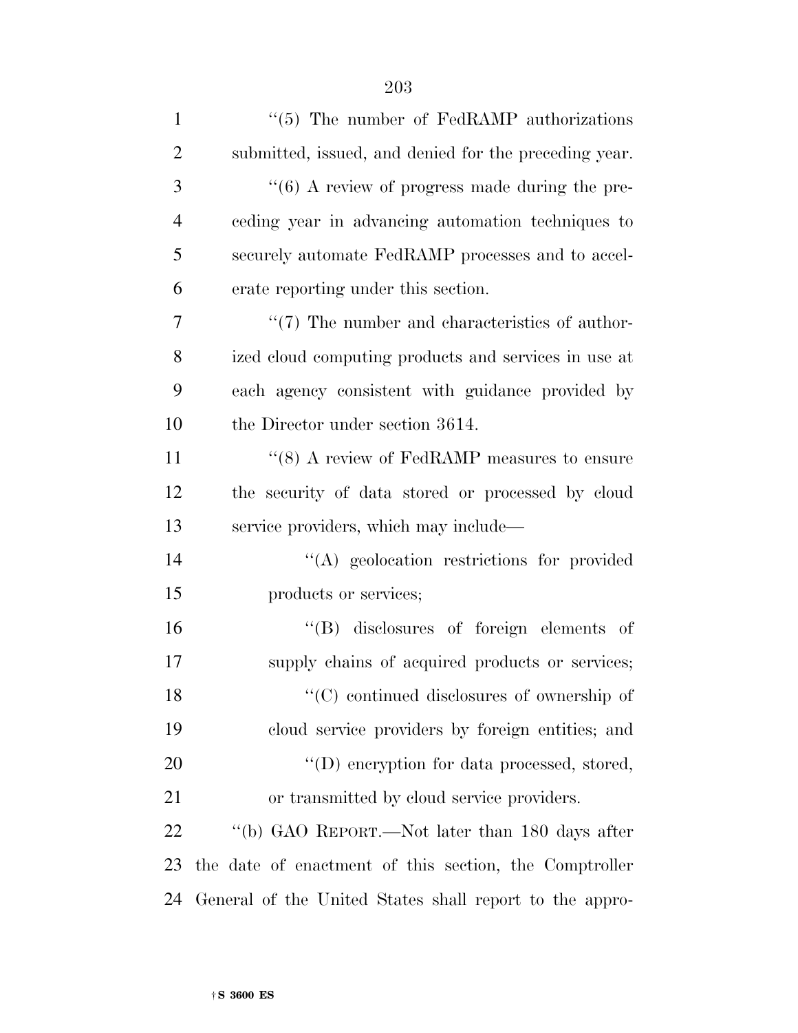''(5) The number of FedRAMP authorizations submitted, issued, and denied for the preceding year.

''(6) A review of progress made during the preceding year in advancing automation techniques to securely automate FedRAMP processes and to accelerate reporting under this section.

''(7) The number and characteristics of authorized cloud computing products and services in use at each agency consistent with guidance provided by the Director under section 3614.

''(8) A review of FedRAMP measures to ensure the security of data stored or processed by cloud service providers, which may include—

''(A) geolocation restrictions for provided products or services;

''(B) disclosures of foreign elements of supply chains of acquired products or services;

''(C) continued disclosures of ownership of cloud service providers by foreign entities; and

''(D) encryption for data processed, stored, or transmitted by cloud service providers.

''(b) GAO REPORT.—Not later than 180 days after the date of enactment of this section, the Comptroller General of the United States shall report to the appro-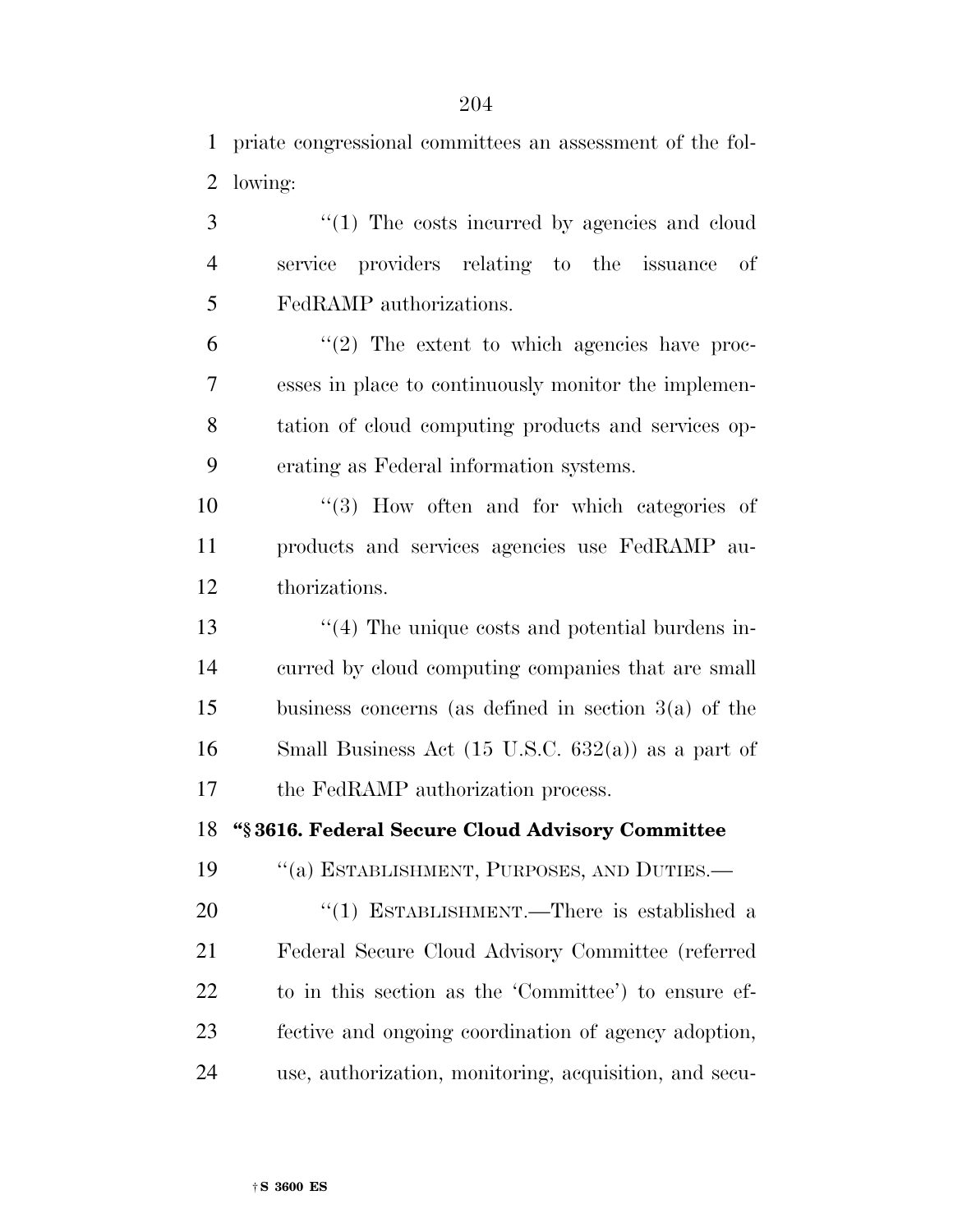priate congressional committees an assessment of the following:

''(1) The costs incurred by agencies and cloud service providers relating to the issuance of FedRAMP authorizations.

''(2) The extent to which agencies have processes in place to continuously monitor the implementation of cloud computing products and services operating as Federal information systems.

''(3) How often and for which categories of products and services agencies use FedRAMP authorizations.

''(4) The unique costs and potential burdens incurred by cloud computing companies that are small business concerns (as defined in section 3(a) of the Small Business Act (15 U.S.C. 632(a)) as a part of the FedRAMP authorization process.

**''§ 3616. Federal Secure Cloud Advisory Committee**

''(a) ESTABLISHMENT, PURPOSES, AND DUTIES.—

''(1) ESTABLISHMENT.—There is established a Federal Secure Cloud Advisory Committee (referred to in this section as the 'Committee') to ensure effective and ongoing coordination of agency adoption, use, authorization, monitoring, acquisition, and secu-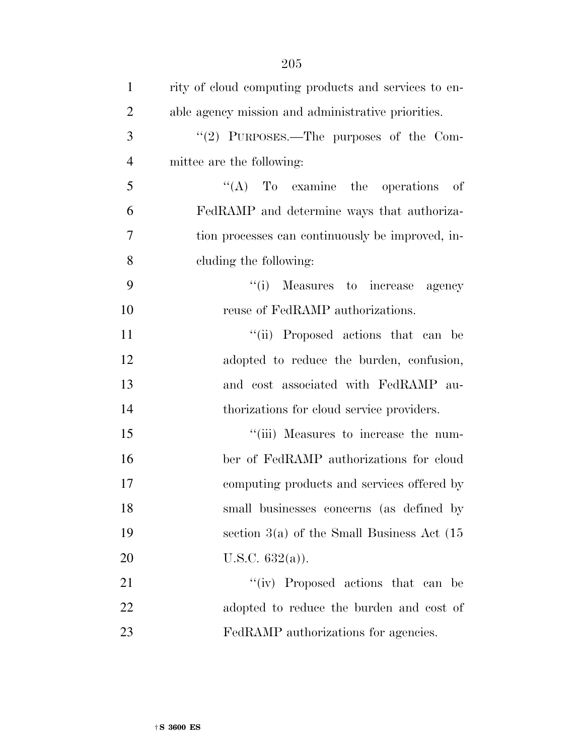rity of cloud computing products and services to enable agency mission and administrative priorities.

''(2) PURPOSES.—The purposes of the Committee are the following:

''(A) To examine the operations of FedRAMP and determine ways that authorization processes can continuously be improved, including the following:

''(i) Measures to increase agency reuse of FedRAMP authorizations.

''(ii) Proposed actions that can be adopted to reduce the burden, confusion, and cost associated with FedRAMP authorizations for cloud service providers.

''(iii) Measures to increase the number of FedRAMP authorizations for cloud computing products and services offered by small businesses concerns (as defined by section 3(a) of the Small Business Act (15 U.S.C. 632(a)).

''(iv) Proposed actions that can be adopted to reduce the burden and cost of FedRAMP authorizations for agencies.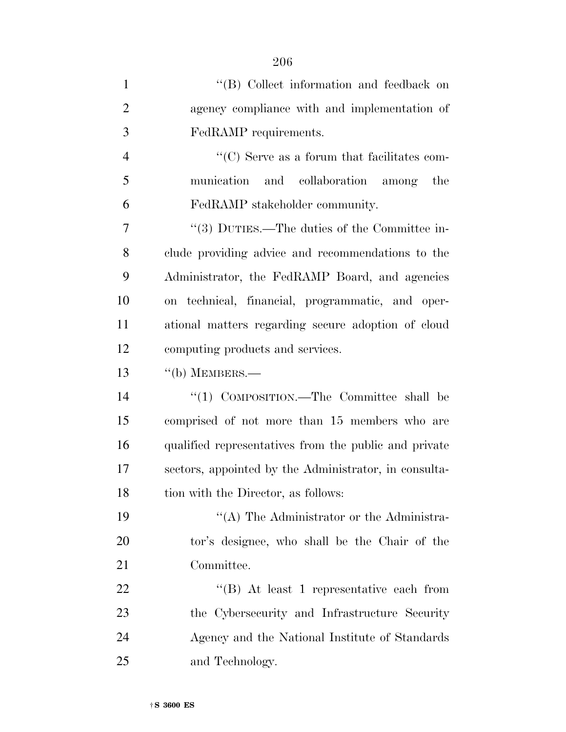''(B) Collect information and feedback on agency compliance with and implementation of FedRAMP requirements.

''(C) Serve as a forum that facilitates communication and collaboration among the FedRAMP stakeholder community.

''(3) DUTIES.—The duties of the Committee include providing advice and recommendations to the Administrator, the FedRAMP Board, and agencies on technical, financial, programmatic, and operational matters regarding secure adoption of cloud computing products and services.

''(b) MEMBERS.—

''(1) COMPOSITION.—The Committee shall be comprised of not more than 15 members who are qualified representatives from the public and private sectors, appointed by the Administrator, in consultation with the Director, as follows:

''(A) The Administrator or the Administrator's designee, who shall be the Chair of the Committee.

''(B) At least 1 representative each from the Cybersecurity and Infrastructure Security Agency and the National Institute of Standards and Technology.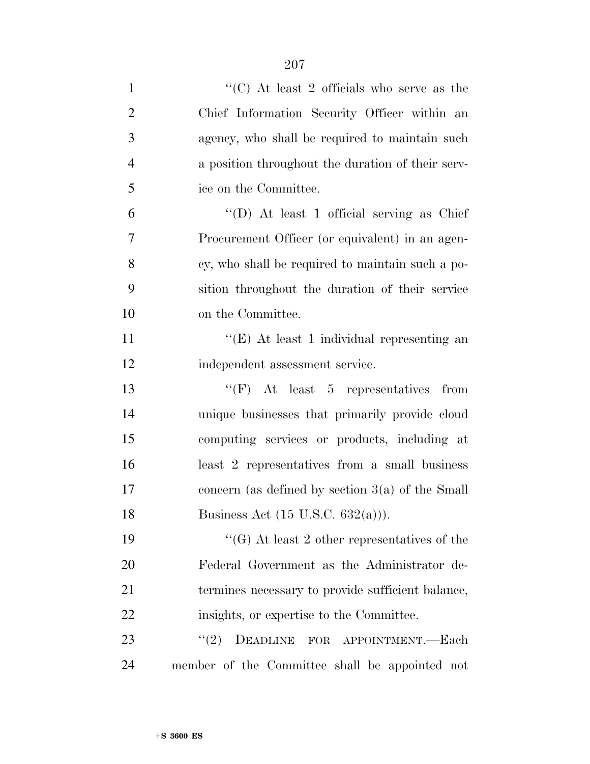''(C) At least 2 officials who serve as the Chief Information Security Officer within an agency, who shall be required to maintain such a position throughout the duration of their service on the Committee.

''(D) At least 1 official serving as Chief Procurement Officer (or equivalent) in an agency, who shall be required to maintain such a position throughout the duration of their service on the Committee.

''(E) At least 1 individual representing an independent assessment service.

''(F) At least 5 representatives from unique businesses that primarily provide cloud computing services or products, including at least 2 representatives from a small business concern (as defined by section 3(a) of the Small Business Act (15 U.S.C. 632(a))).

''(G) At least 2 other representatives of the Federal Government as the Administrator determines necessary to provide sufficient balance, insights, or expertise to the Committee.

''(2) DEADLINE FOR APPOINTMENT.—Each member of the Committee shall be appointed not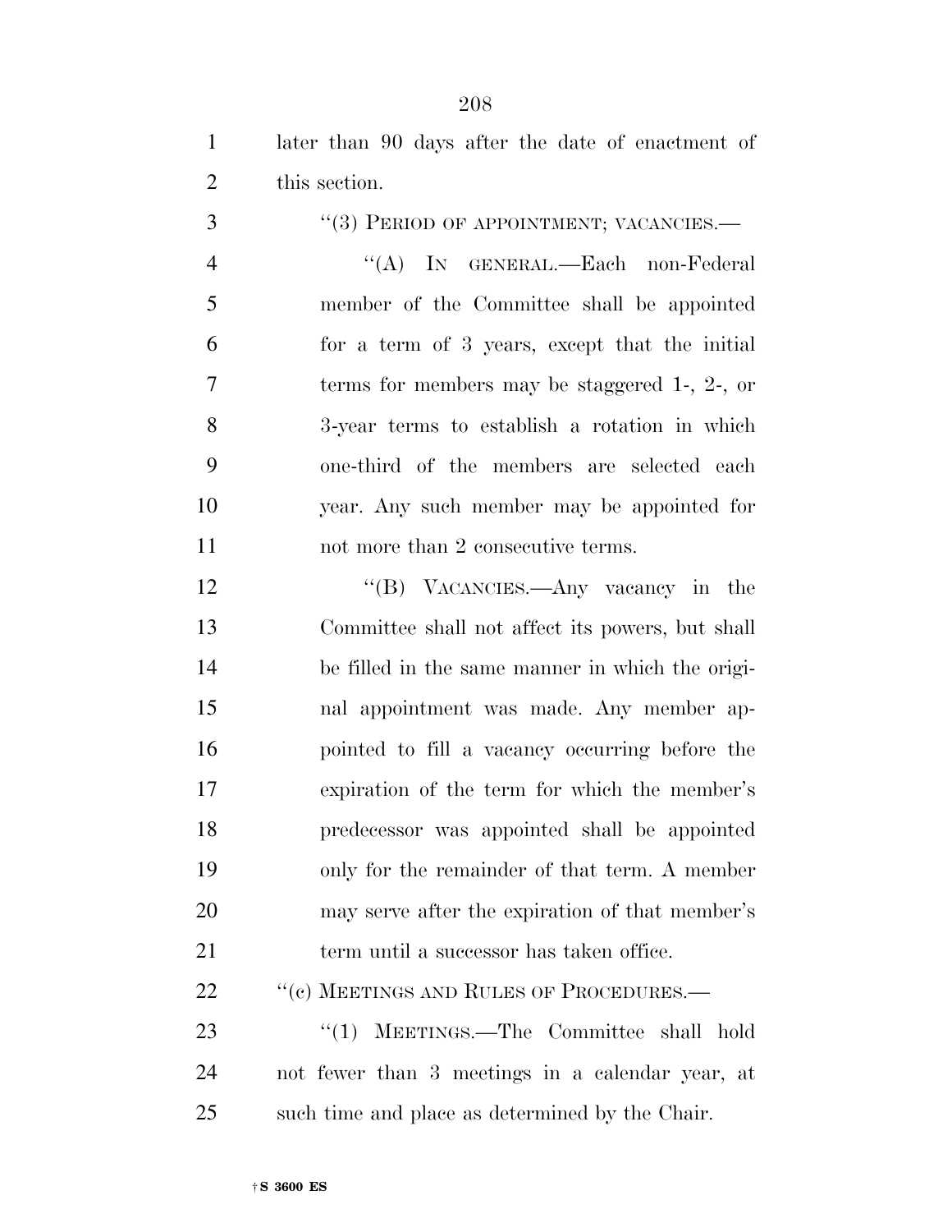later than 90 days after the date of enactment of this section.

''(3) PERIOD OF APPOINTMENT; VACANCIES.—

''(A) IN GENERAL.—Each non-Federal member of the Committee shall be appointed for a term of 3 years, except that the initial terms for members may be staggered 1-, 2-, or 3-year terms to establish a rotation in which one-third of the members are selected each year. Any such member may be appointed for not more than 2 consecutive terms.

''(B) VACANCIES.—Any vacancy in the Committee shall not affect its powers, but shall be filled in the same manner in which the original appointment was made. Any member appointed to fill a vacancy occurring before the expiration of the term for which the member's predecessor was appointed shall be appointed only for the remainder of that term. A member may serve after the expiration of that member's term until a successor has taken office.

''(c) MEETINGS AND RULES OF PROCEDURES.—

''(1) MEETINGS.—The Committee shall hold not fewer than 3 meetings in a calendar year, at such time and place as determined by the Chair.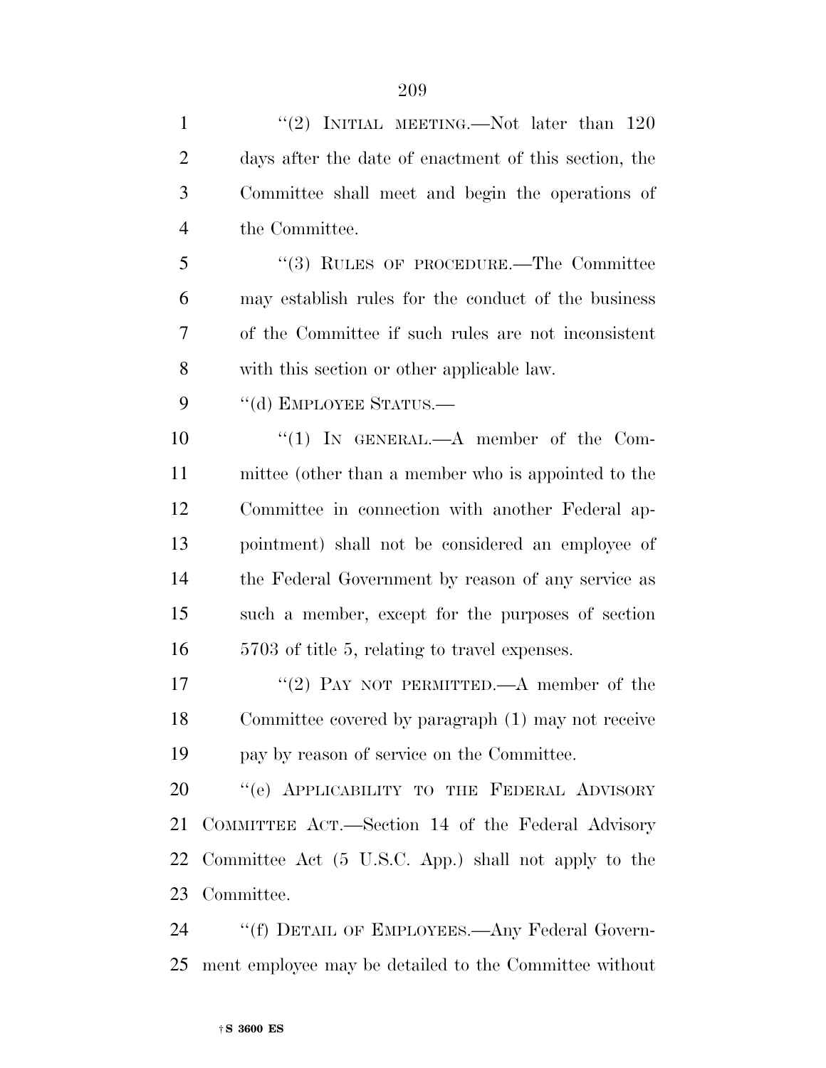"(2) INITIAL MEETING.—Not later than 120 days after the date of enactment of this section, the Committee shall meet and begin the operations of the Committee.

"(3) RULES OF PROCEDURE.—The Committee may establish rules for the conduct of the business of the Committee if such rules are not inconsistent with this section or other applicable law.

"(d) EMPLOYEE STATUS.—

"(1) IN GENERAL.—A member of the Committee (other than a member who is appointed to the Committee in connection with another Federal appointment) shall not be considered an employee of the Federal Government by reason of any service as such a member, except for the purposes of section 5703 of title 5, relating to travel expenses.

"(2) PAY NOT PERMITTED.—A member of the Committee covered by paragraph (1) may not receive pay by reason of service on the Committee.

"(e) APPLICABILITY TO THE FEDERAL ADVISORY COMMITTEE ACT.—Section 14 of the Federal Advisory Committee Act (5 U.S.C. App.) shall not apply to the Committee.

"(f) DETAIL OF EMPLOYEES.—Any Federal Government employee may be detailed to the Committee without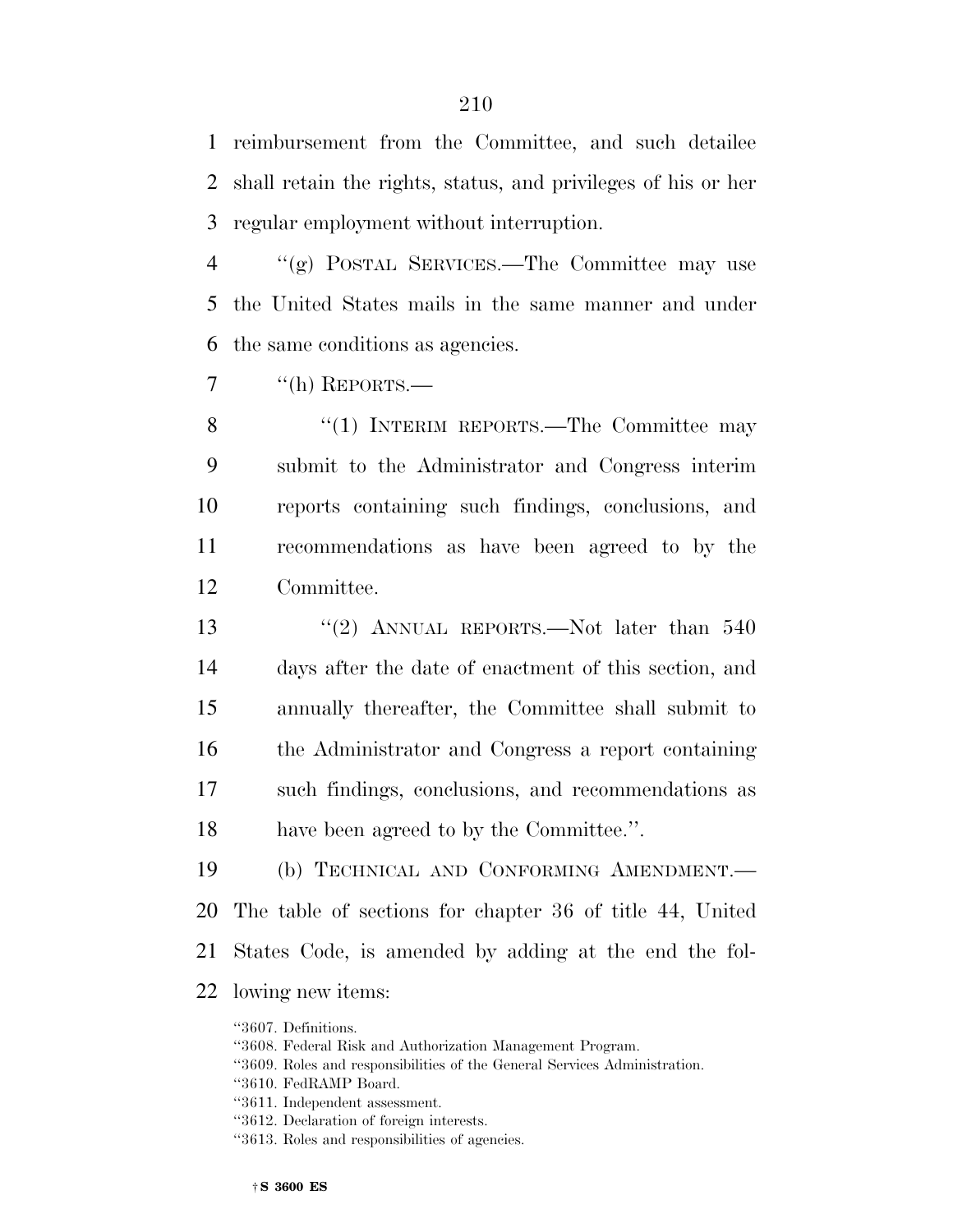reimbursement from the Committee, and such detailee shall retain the rights, status, and privileges of his or her regular employment without interruption.

''(g) POSTAL SERVICES.—The Committee may use the United States mails in the same manner and under the same conditions as agencies.

''(h) REPORTS.—

''(1) INTERIM REPORTS.—The Committee may submit to the Administrator and Congress interim reports containing such findings, conclusions, and recommendations as have been agreed to by the Committee.

''(2) ANNUAL REPORTS.—Not later than 540 days after the date of enactment of this section, and annually thereafter, the Committee shall submit to the Administrator and Congress a report containing such findings, conclusions, and recommendations as have been agreed to by the Committee.''.

(b) TECHNICAL AND CONFORMING AMENDMENT.—The table of sections for chapter 36 of title 44, United States Code, is amended by adding at the end the following new items:

''3607. Definitions.
''3608. Federal Risk and Authorization Management Program.
''3609. Roles and responsibilities of the General Services Administration.
''3610. FedRAMP Board.
''3611. Independent assessment.
''3612. Declaration of foreign interests.
''3613. Roles and responsibilities of agencies.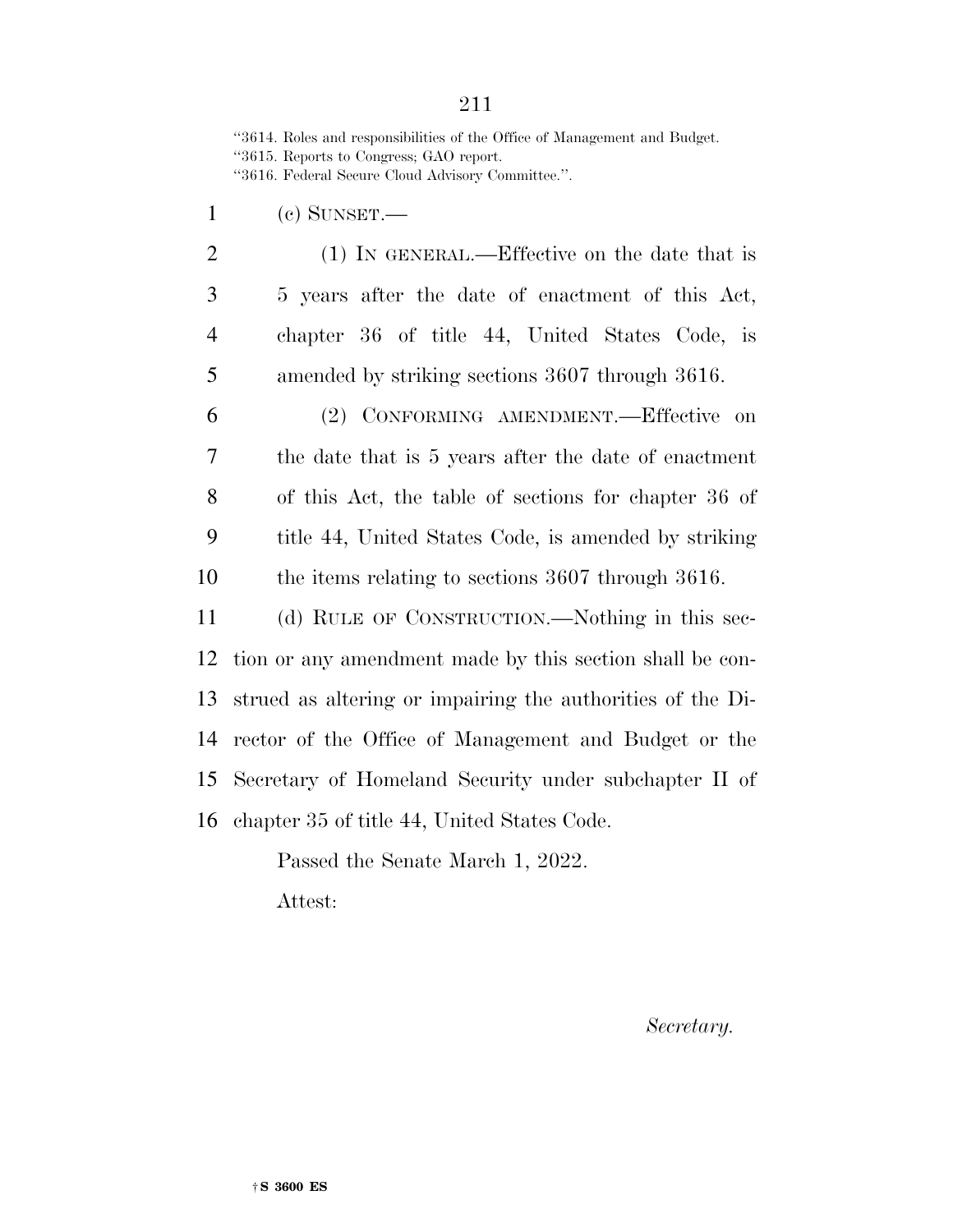"3614. Roles and responsibilities of the Office of Management and Budget.
"3615. Reports to Congress; GAO report.
"3616. Federal Secure Cloud Advisory Committee.".

(c) SUNSET.—

(1) IN GENERAL.—Effective on the date that is 5 years after the date of enactment of this Act, chapter 36 of title 44, United States Code, is amended by striking sections 3607 through 3616.

(2) CONFORMING AMENDMENT.—Effective on the date that is 5 years after the date of enactment of this Act, the table of sections for chapter 36 of title 44, United States Code, is amended by striking the items relating to sections 3607 through 3616.

(d) RULE OF CONSTRUCTION.—Nothing in this section or any amendment made by this section shall be construed as altering or impairing the authorities of the Director of the Office of Management and Budget or the Secretary of Homeland Security under subchapter II of chapter 35 of title 44, United States Code.

Passed the Senate March 1, 2022.

Attest:

*Secretary.*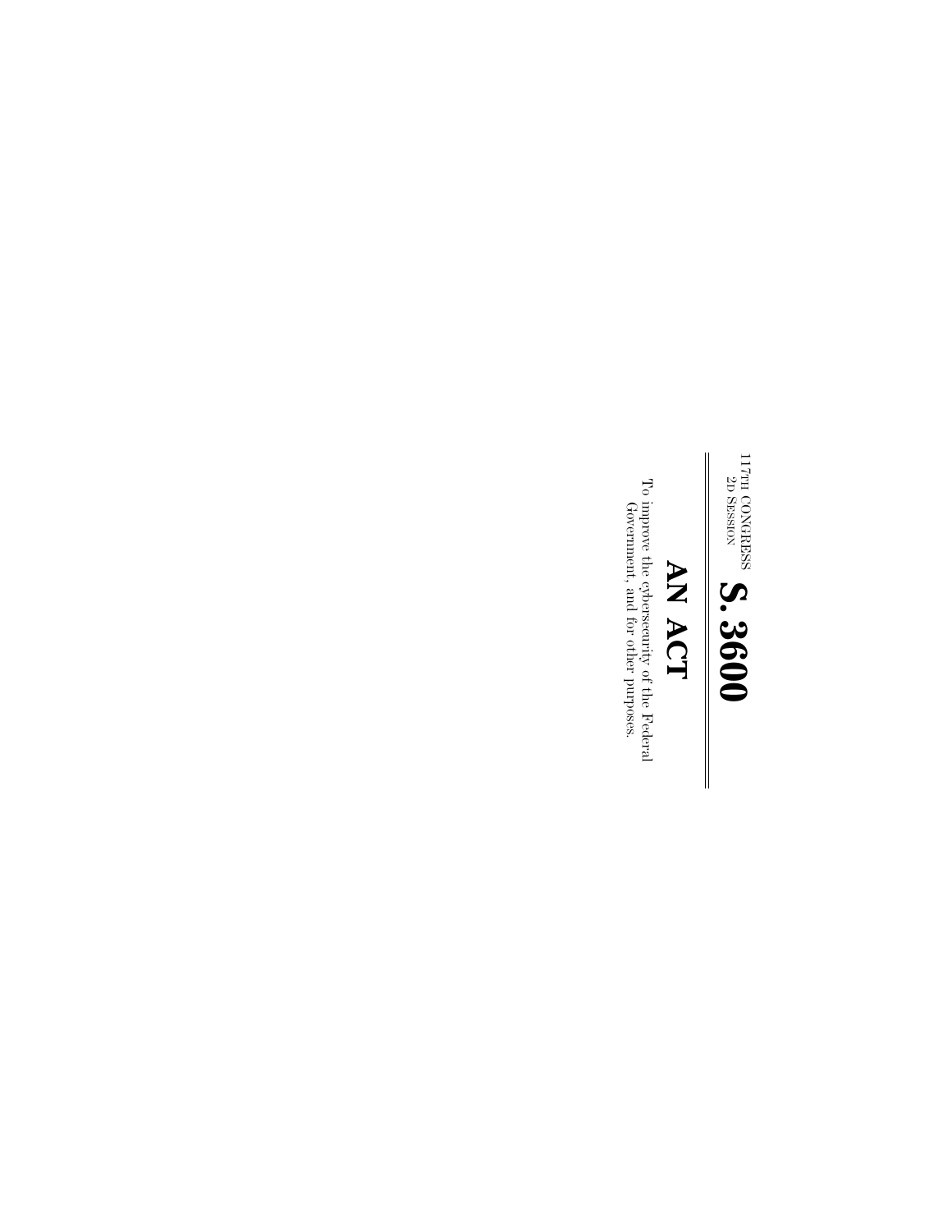117TH CONGRESS
2D SESSION

# S. 3600

---

# AN ACT

To improve the cybersecurity of the Federal Government, and for other purposes.